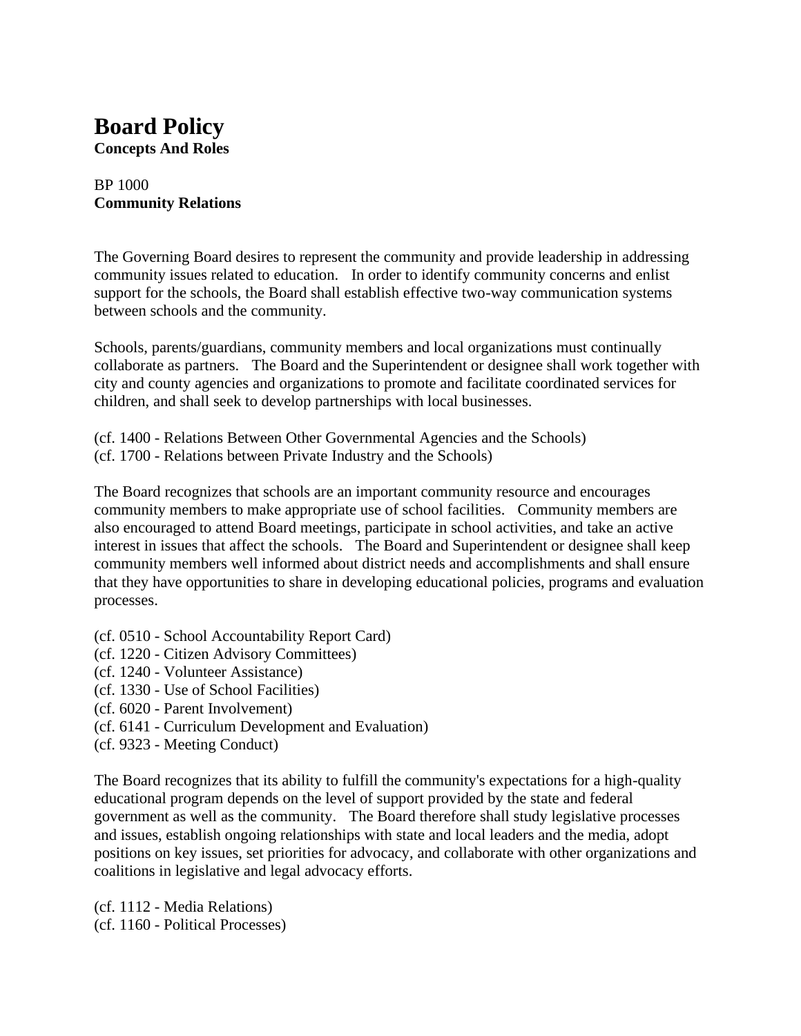# Board Policy
**Concepts And Roles**

BP 1000
**Community Relations**

The Governing Board desires to represent the community and provide leadership in addressing community issues related to education. In order to identify community concerns and enlist support for the schools, the Board shall establish effective two-way communication systems between schools and the community.

Schools, parents/guardians, community members and local organizations must continually collaborate as partners. The Board and the Superintendent or designee shall work together with city and county agencies and organizations to promote and facilitate coordinated services for children, and shall seek to develop partnerships with local businesses.

(cf. 1400 - Relations Between Other Governmental Agencies and the Schools)
(cf. 1700 - Relations between Private Industry and the Schools)

The Board recognizes that schools are an important community resource and encourages community members to make appropriate use of school facilities. Community members are also encouraged to attend Board meetings, participate in school activities, and take an active interest in issues that affect the schools. The Board and Superintendent or designee shall keep community members well informed about district needs and accomplishments and shall ensure that they have opportunities to share in developing educational policies, programs and evaluation processes.

(cf. 0510 - School Accountability Report Card)
(cf. 1220 - Citizen Advisory Committees)
(cf. 1240 - Volunteer Assistance)
(cf. 1330 - Use of School Facilities)
(cf. 6020 - Parent Involvement)
(cf. 6141 - Curriculum Development and Evaluation)
(cf. 9323 - Meeting Conduct)

The Board recognizes that its ability to fulfill the community's expectations for a high-quality educational program depends on the level of support provided by the state and federal government as well as the community. The Board therefore shall study legislative processes and issues, establish ongoing relationships with state and local leaders and the media, adopt positions on key issues, set priorities for advocacy, and collaborate with other organizations and coalitions in legislative and legal advocacy efforts.

(cf. 1112 - Media Relations)
(cf. 1160 - Political Processes)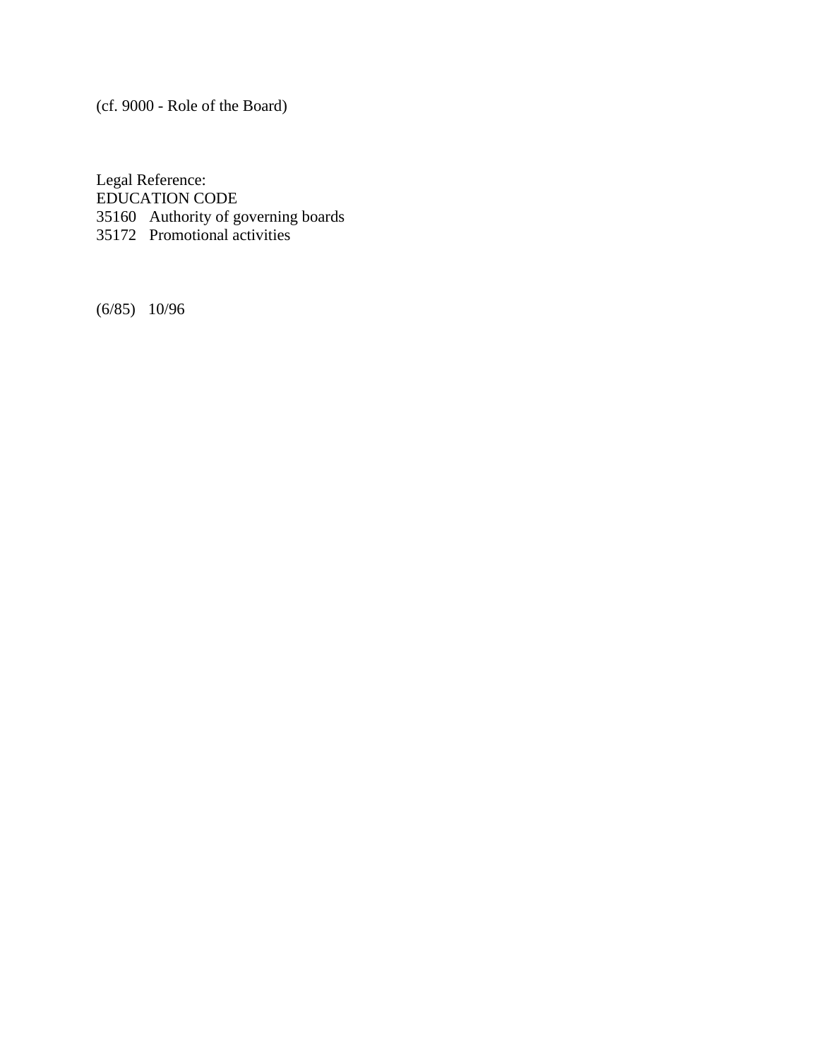(cf. 9000 - Role of the Board)

Legal Reference:
EDUCATION CODE
35160 Authority of governing boards
35172 Promotional activities

(6/85) 10/96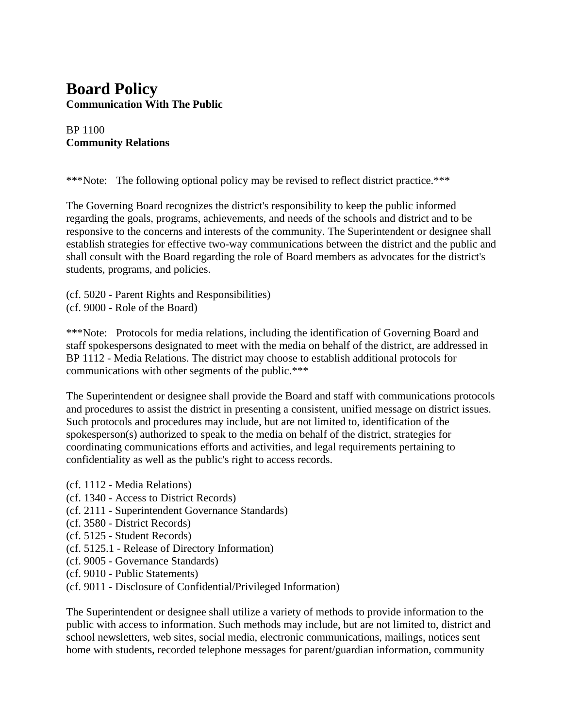# Board Policy

**Communication With The Public**

BP 1100
**Community Relations**

***Note: The following optional policy may be revised to reflect district practice.***

The Governing Board recognizes the district's responsibility to keep the public informed regarding the goals, programs, achievements, and needs of the schools and district and to be responsive to the concerns and interests of the community. The Superintendent or designee shall establish strategies for effective two-way communications between the district and the public and shall consult with the Board regarding the role of Board members as advocates for the district's students, programs, and policies.

(cf. 5020 - Parent Rights and Responsibilities)
(cf. 9000 - Role of the Board)

***Note: Protocols for media relations, including the identification of Governing Board and staff spokespersons designated to meet with the media on behalf of the district, are addressed in BP 1112 - Media Relations. The district may choose to establish additional protocols for communications with other segments of the public.***

The Superintendent or designee shall provide the Board and staff with communications protocols and procedures to assist the district in presenting a consistent, unified message on district issues. Such protocols and procedures may include, but are not limited to, identification of the spokesperson(s) authorized to speak to the media on behalf of the district, strategies for coordinating communications efforts and activities, and legal requirements pertaining to confidentiality as well as the public's right to access records.

(cf. 1112 - Media Relations)
(cf. 1340 - Access to District Records)
(cf. 2111 - Superintendent Governance Standards)
(cf. 3580 - District Records)
(cf. 5125 - Student Records)
(cf. 5125.1 - Release of Directory Information)
(cf. 9005 - Governance Standards)
(cf. 9010 - Public Statements)
(cf. 9011 - Disclosure of Confidential/Privileged Information)

The Superintendent or designee shall utilize a variety of methods to provide information to the public with access to information. Such methods may include, but are not limited to, district and school newsletters, web sites, social media, electronic communications, mailings, notices sent home with students, recorded telephone messages for parent/guardian information, community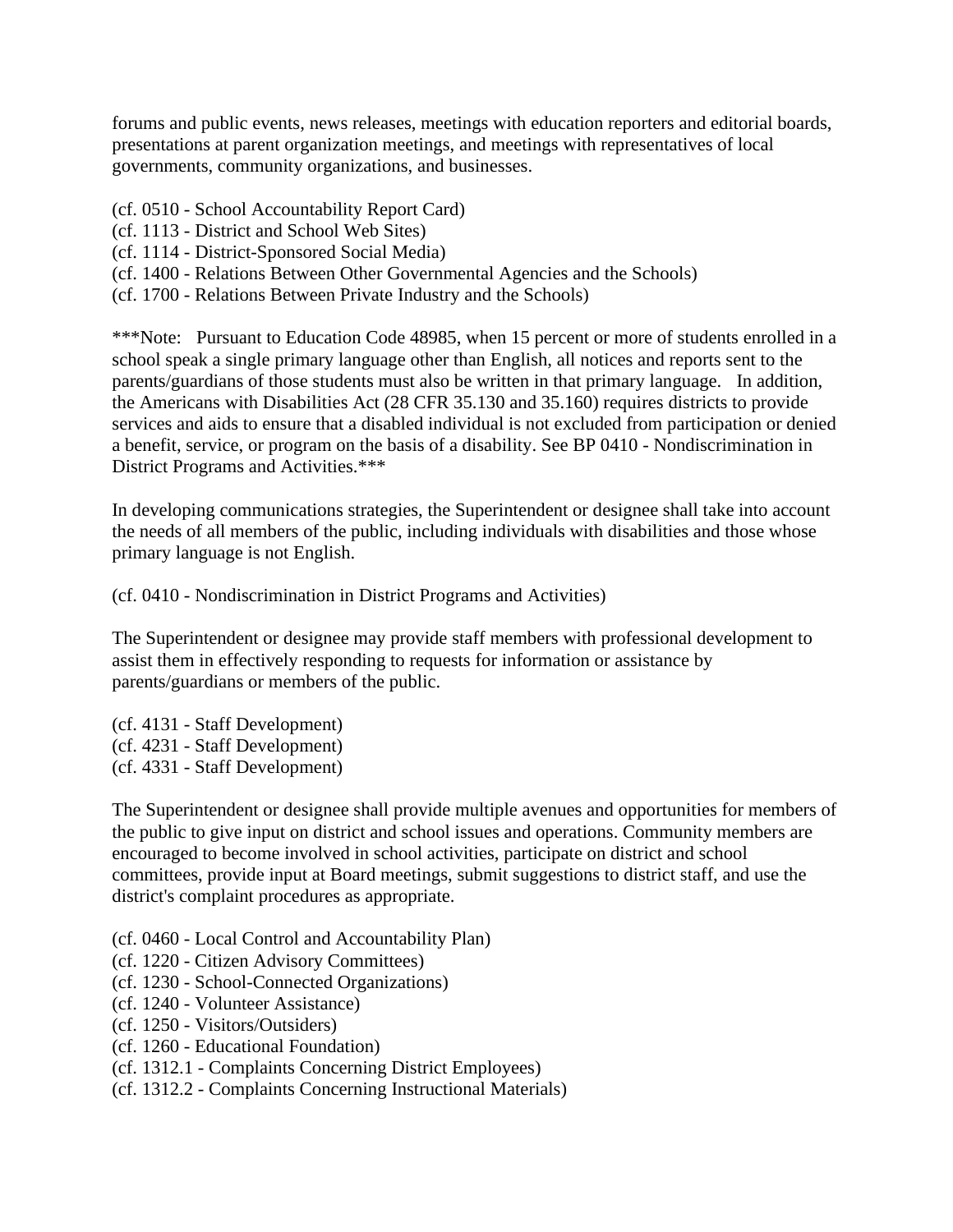forums and public events, news releases, meetings with education reporters and editorial boards, presentations at parent organization meetings, and meetings with representatives of local governments, community organizations, and businesses.

(cf. 0510 - School Accountability Report Card)
(cf. 1113 - District and School Web Sites)
(cf. 1114 - District-Sponsored Social Media)
(cf. 1400 - Relations Between Other Governmental Agencies and the Schools)
(cf. 1700 - Relations Between Private Industry and the Schools)

***Note: Pursuant to Education Code 48985, when 15 percent or more of students enrolled in a school speak a single primary language other than English, all notices and reports sent to the parents/guardians of those students must also be written in that primary language. In addition, the Americans with Disabilities Act (28 CFR 35.130 and 35.160) requires districts to provide services and aids to ensure that a disabled individual is not excluded from participation or denied a benefit, service, or program on the basis of a disability. See BP 0410 - Nondiscrimination in District Programs and Activities.***

In developing communications strategies, the Superintendent or designee shall take into account the needs of all members of the public, including individuals with disabilities and those whose primary language is not English.

(cf. 0410 - Nondiscrimination in District Programs and Activities)

The Superintendent or designee may provide staff members with professional development to assist them in effectively responding to requests for information or assistance by parents/guardians or members of the public.

(cf. 4131 - Staff Development)
(cf. 4231 - Staff Development)
(cf. 4331 - Staff Development)

The Superintendent or designee shall provide multiple avenues and opportunities for members of the public to give input on district and school issues and operations. Community members are encouraged to become involved in school activities, participate on district and school committees, provide input at Board meetings, submit suggestions to district staff, and use the district's complaint procedures as appropriate.

(cf. 0460 - Local Control and Accountability Plan)
(cf. 1220 - Citizen Advisory Committees)
(cf. 1230 - School-Connected Organizations)
(cf. 1240 - Volunteer Assistance)
(cf. 1250 - Visitors/Outsiders)
(cf. 1260 - Educational Foundation)
(cf. 1312.1 - Complaints Concerning District Employees)
(cf. 1312.2 - Complaints Concerning Instructional Materials)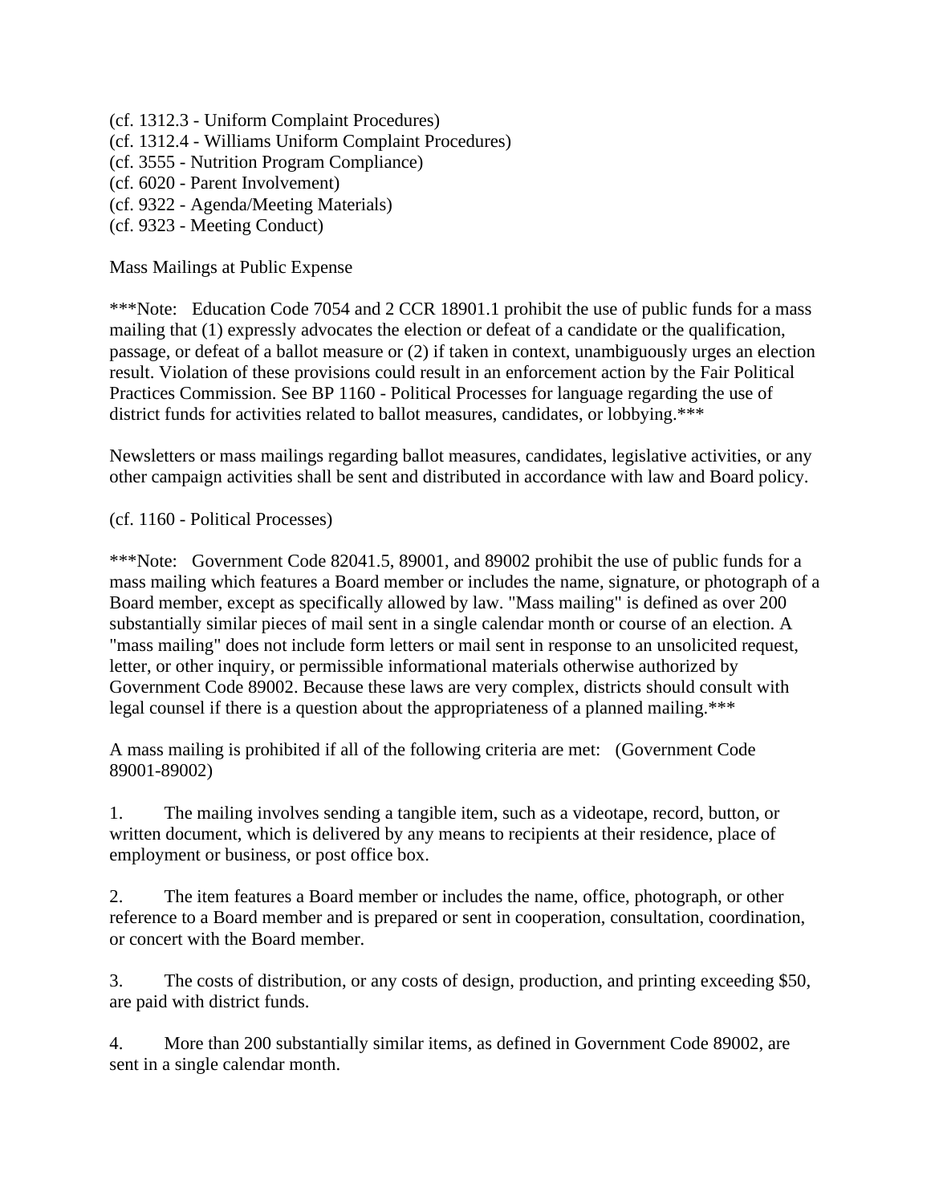(cf. 1312.3 - Uniform Complaint Procedures)
(cf. 1312.4 - Williams Uniform Complaint Procedures)
(cf. 3555 - Nutrition Program Compliance)
(cf. 6020 - Parent Involvement)
(cf. 9322 - Agenda/Meeting Materials)
(cf. 9323 - Meeting Conduct)

Mass Mailings at Public Expense

***Note: Education Code 7054 and 2 CCR 18901.1 prohibit the use of public funds for a mass mailing that (1) expressly advocates the election or defeat of a candidate or the qualification, passage, or defeat of a ballot measure or (2) if taken in context, unambiguously urges an election result. Violation of these provisions could result in an enforcement action by the Fair Political Practices Commission. See BP 1160 - Political Processes for language regarding the use of district funds for activities related to ballot measures, candidates, or lobbying.***

Newsletters or mass mailings regarding ballot measures, candidates, legislative activities, or any other campaign activities shall be sent and distributed in accordance with law and Board policy.

(cf. 1160 - Political Processes)

***Note: Government Code 82041.5, 89001, and 89002 prohibit the use of public funds for a mass mailing which features a Board member or includes the name, signature, or photograph of a Board member, except as specifically allowed by law. "Mass mailing" is defined as over 200 substantially similar pieces of mail sent in a single calendar month or course of an election. A "mass mailing" does not include form letters or mail sent in response to an unsolicited request, letter, or other inquiry, or permissible informational materials otherwise authorized by Government Code 89002. Because these laws are very complex, districts should consult with legal counsel if there is a question about the appropriateness of a planned mailing.***

A mass mailing is prohibited if all of the following criteria are met: (Government Code 89001-89002)

1. The mailing involves sending a tangible item, such as a videotape, record, button, or written document, which is delivered by any means to recipients at their residence, place of employment or business, or post office box.

2. The item features a Board member or includes the name, office, photograph, or other reference to a Board member and is prepared or sent in cooperation, consultation, coordination, or concert with the Board member.

3. The costs of distribution, or any costs of design, production, and printing exceeding $50, are paid with district funds.

4. More than 200 substantially similar items, as defined in Government Code 89002, are sent in a single calendar month.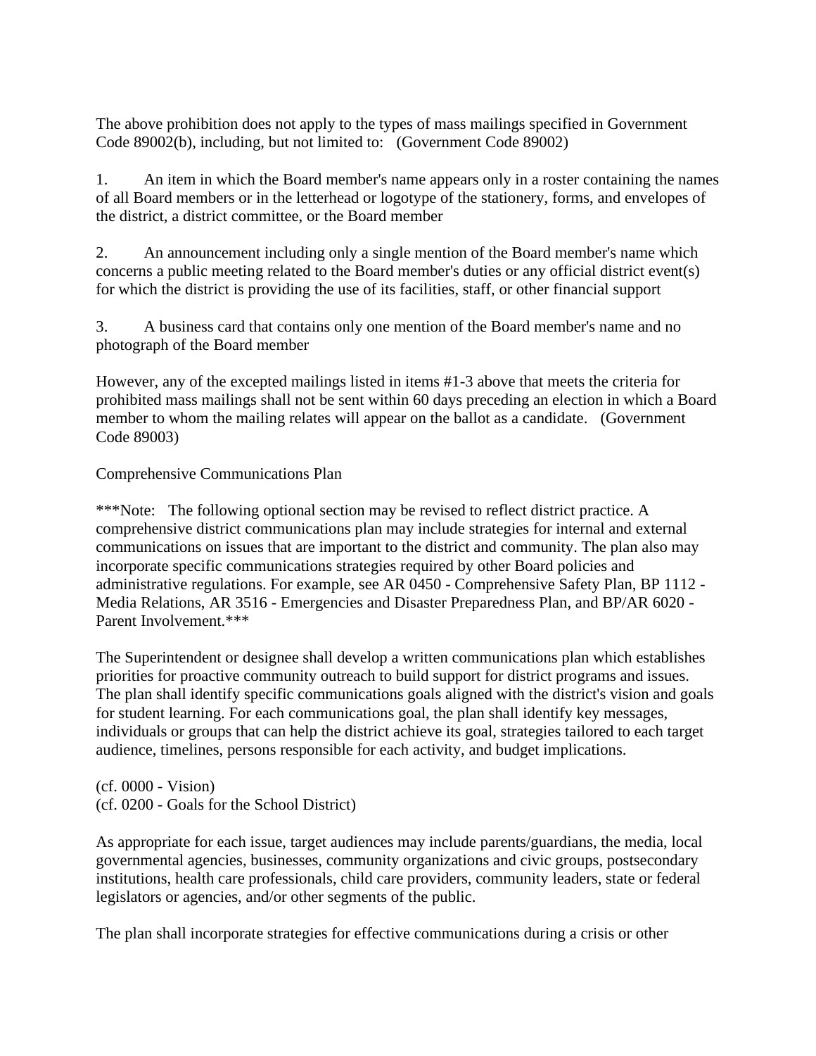The above prohibition does not apply to the types of mass mailings specified in Government Code 89002(b), including, but not limited to:   (Government Code 89002)

1. An item in which the Board member's name appears only in a roster containing the names of all Board members or in the letterhead or logotype of the stationery, forms, and envelopes of the district, a district committee, or the Board member

2. An announcement including only a single mention of the Board member's name which concerns a public meeting related to the Board member's duties or any official district event(s) for which the district is providing the use of its facilities, staff, or other financial support

3. A business card that contains only one mention of the Board member's name and no photograph of the Board member

However, any of the excepted mailings listed in items #1-3 above that meets the criteria for prohibited mass mailings shall not be sent within 60 days preceding an election in which a Board member to whom the mailing relates will appear on the ballot as a candidate.   (Government Code 89003)

Comprehensive Communications Plan

***Note:   The following optional section may be revised to reflect district practice. A comprehensive district communications plan may include strategies for internal and external communications on issues that are important to the district and community. The plan also may incorporate specific communications strategies required by other Board policies and administrative regulations. For example, see AR 0450 - Comprehensive Safety Plan, BP 1112 - Media Relations, AR 3516 - Emergencies and Disaster Preparedness Plan, and BP/AR 6020 - Parent Involvement.***

The Superintendent or designee shall develop a written communications plan which establishes priorities for proactive community outreach to build support for district programs and issues. The plan shall identify specific communications goals aligned with the district's vision and goals for student learning. For each communications goal, the plan shall identify key messages, individuals or groups that can help the district achieve its goal, strategies tailored to each target audience, timelines, persons responsible for each activity, and budget implications.

(cf. 0000 - Vision)
(cf. 0200 - Goals for the School District)

As appropriate for each issue, target audiences may include parents/guardians, the media, local governmental agencies, businesses, community organizations and civic groups, postsecondary institutions, health care professionals, child care providers, community leaders, state or federal legislators or agencies, and/or other segments of the public.

The plan shall incorporate strategies for effective communications during a crisis or other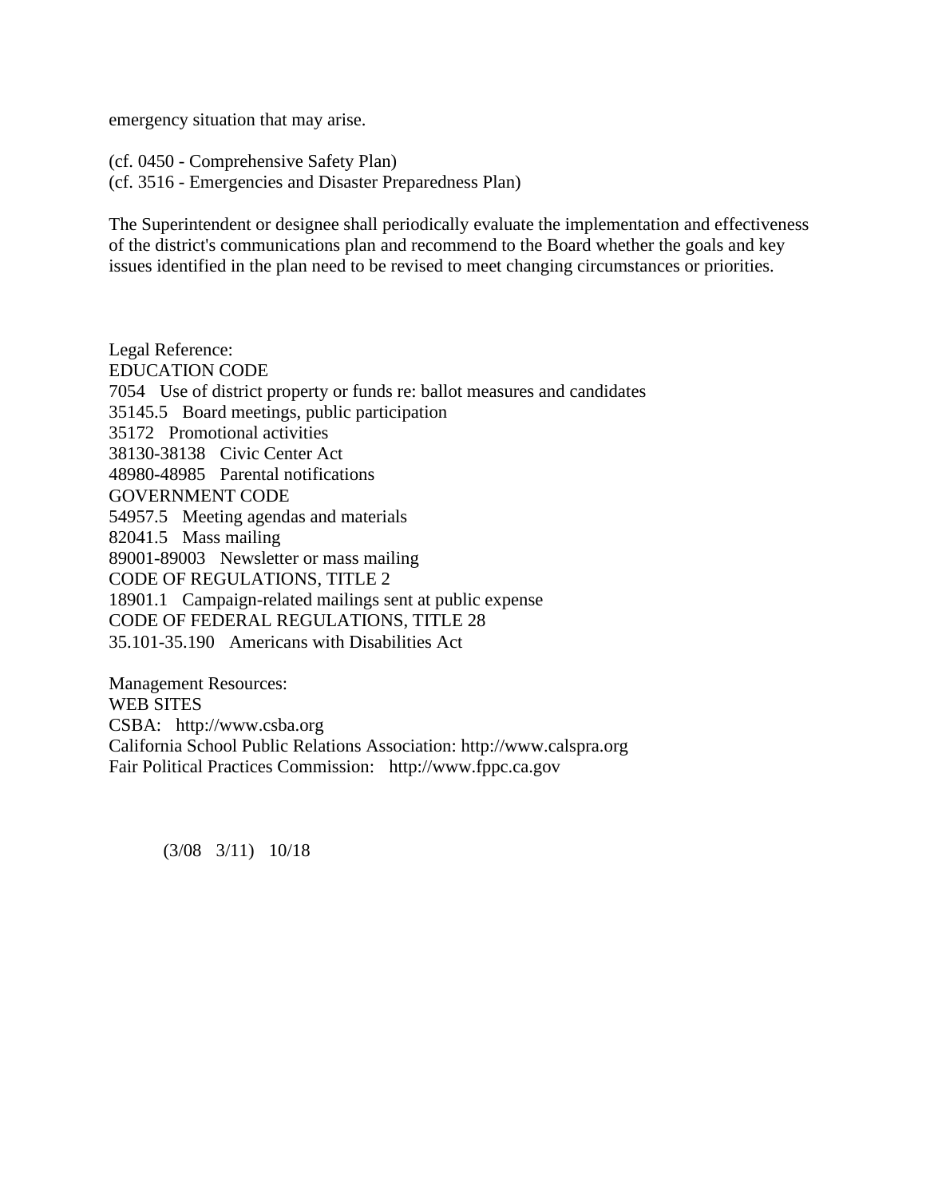emergency situation that may arise.

(cf. 0450 - Comprehensive Safety Plan)
(cf. 3516 - Emergencies and Disaster Preparedness Plan)

The Superintendent or designee shall periodically evaluate the implementation and effectiveness of the district's communications plan and recommend to the Board whether the goals and key issues identified in the plan need to be revised to meet changing circumstances or priorities.

Legal Reference:
EDUCATION CODE
7054 Use of district property or funds re: ballot measures and candidates
35145.5 Board meetings, public participation
35172 Promotional activities
38130-38138 Civic Center Act
48980-48985 Parental notifications
GOVERNMENT CODE
54957.5 Meeting agendas and materials
82041.5 Mass mailing
89001-89003 Newsletter or mass mailing
CODE OF REGULATIONS, TITLE 2
18901.1 Campaign-related mailings sent at public expense
CODE OF FEDERAL REGULATIONS, TITLE 28
35.101-35.190 Americans with Disabilities Act

Management Resources:
WEB SITES
CSBA: http://www.csba.org
California School Public Relations Association: http://www.calspra.org
Fair Political Practices Commission: http://www.fppc.ca.gov

(3/08 3/11) 10/18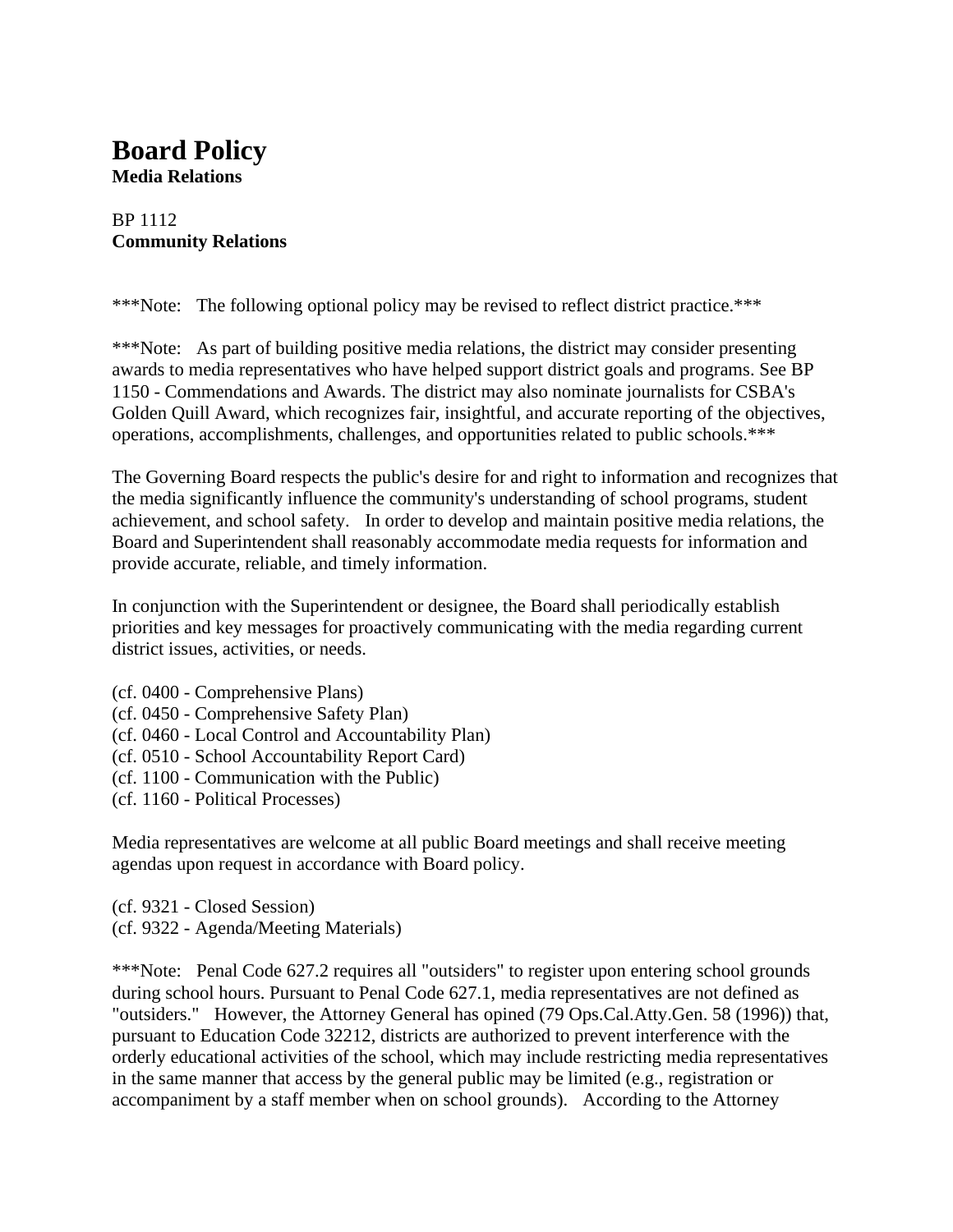# Board Policy

**Media Relations**

BP 1112
**Community Relations**

***Note: The following optional policy may be revised to reflect district practice.***

***Note: As part of building positive media relations, the district may consider presenting awards to media representatives who have helped support district goals and programs. See BP 1150 - Commendations and Awards. The district may also nominate journalists for CSBA's Golden Quill Award, which recognizes fair, insightful, and accurate reporting of the objectives, operations, accomplishments, challenges, and opportunities related to public schools.***

The Governing Board respects the public's desire for and right to information and recognizes that the media significantly influence the community's understanding of school programs, student achievement, and school safety. In order to develop and maintain positive media relations, the Board and Superintendent shall reasonably accommodate media requests for information and provide accurate, reliable, and timely information.

In conjunction with the Superintendent or designee, the Board shall periodically establish priorities and key messages for proactively communicating with the media regarding current district issues, activities, or needs.

(cf. 0400 - Comprehensive Plans)
(cf. 0450 - Comprehensive Safety Plan)
(cf. 0460 - Local Control and Accountability Plan)
(cf. 0510 - School Accountability Report Card)
(cf. 1100 - Communication with the Public)
(cf. 1160 - Political Processes)

Media representatives are welcome at all public Board meetings and shall receive meeting agendas upon request in accordance with Board policy.

(cf. 9321 - Closed Session)
(cf. 9322 - Agenda/Meeting Materials)

***Note: Penal Code 627.2 requires all "outsiders" to register upon entering school grounds during school hours. Pursuant to Penal Code 627.1, media representatives are not defined as "outsiders." However, the Attorney General has opined (79 Ops.Cal.Atty.Gen. 58 (1996)) that, pursuant to Education Code 32212, districts are authorized to prevent interference with the orderly educational activities of the school, which may include restricting media representatives in the same manner that access by the general public may be limited (e.g., registration or accompaniment by a staff member when on school grounds). According to the Attorney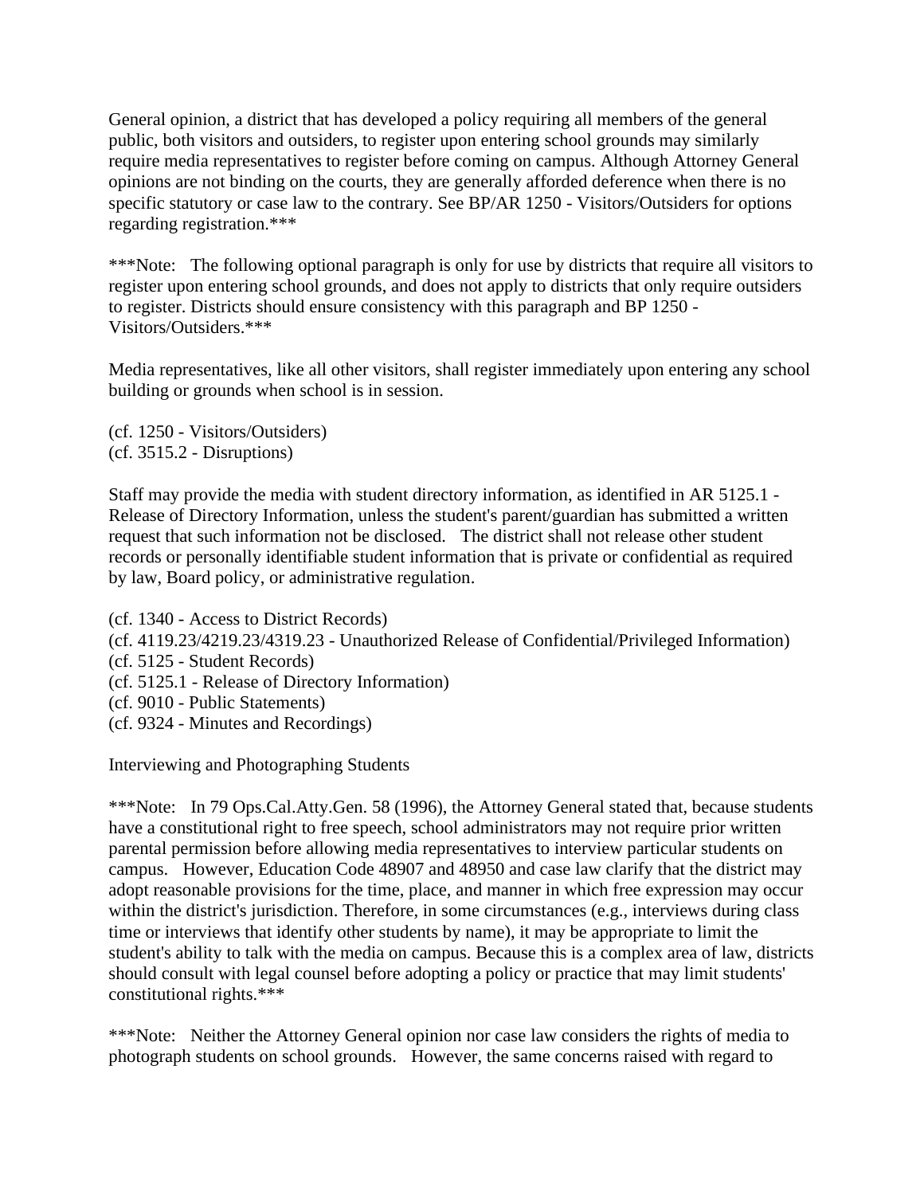General opinion, a district that has developed a policy requiring all members of the general public, both visitors and outsiders, to register upon entering school grounds may similarly require media representatives to register before coming on campus. Although Attorney General opinions are not binding on the courts, they are generally afforded deference when there is no specific statutory or case law to the contrary. See BP/AR 1250 - Visitors/Outsiders for options regarding registration.***

***Note: The following optional paragraph is only for use by districts that require all visitors to register upon entering school grounds, and does not apply to districts that only require outsiders to register. Districts should ensure consistency with this paragraph and BP 1250 - Visitors/Outsiders.***

Media representatives, like all other visitors, shall register immediately upon entering any school building or grounds when school is in session.

(cf. 1250 - Visitors/Outsiders)
(cf. 3515.2 - Disruptions)

Staff may provide the media with student directory information, as identified in AR 5125.1 - Release of Directory Information, unless the student's parent/guardian has submitted a written request that such information not be disclosed. The district shall not release other student records or personally identifiable student information that is private or confidential as required by law, Board policy, or administrative regulation.

(cf. 1340 - Access to District Records)
(cf. 4119.23/4219.23/4319.23 - Unauthorized Release of Confidential/Privileged Information)
(cf. 5125 - Student Records)
(cf. 5125.1 - Release of Directory Information)
(cf. 9010 - Public Statements)
(cf. 9324 - Minutes and Recordings)

Interviewing and Photographing Students

***Note: In 79 Ops.Cal.Atty.Gen. 58 (1996), the Attorney General stated that, because students have a constitutional right to free speech, school administrators may not require prior written parental permission before allowing media representatives to interview particular students on campus. However, Education Code 48907 and 48950 and case law clarify that the district may adopt reasonable provisions for the time, place, and manner in which free expression may occur within the district's jurisdiction. Therefore, in some circumstances (e.g., interviews during class time or interviews that identify other students by name), it may be appropriate to limit the student's ability to talk with the media on campus. Because this is a complex area of law, districts should consult with legal counsel before adopting a policy or practice that may limit students' constitutional rights.***

***Note: Neither the Attorney General opinion nor case law considers the rights of media to photograph students on school grounds. However, the same concerns raised with regard to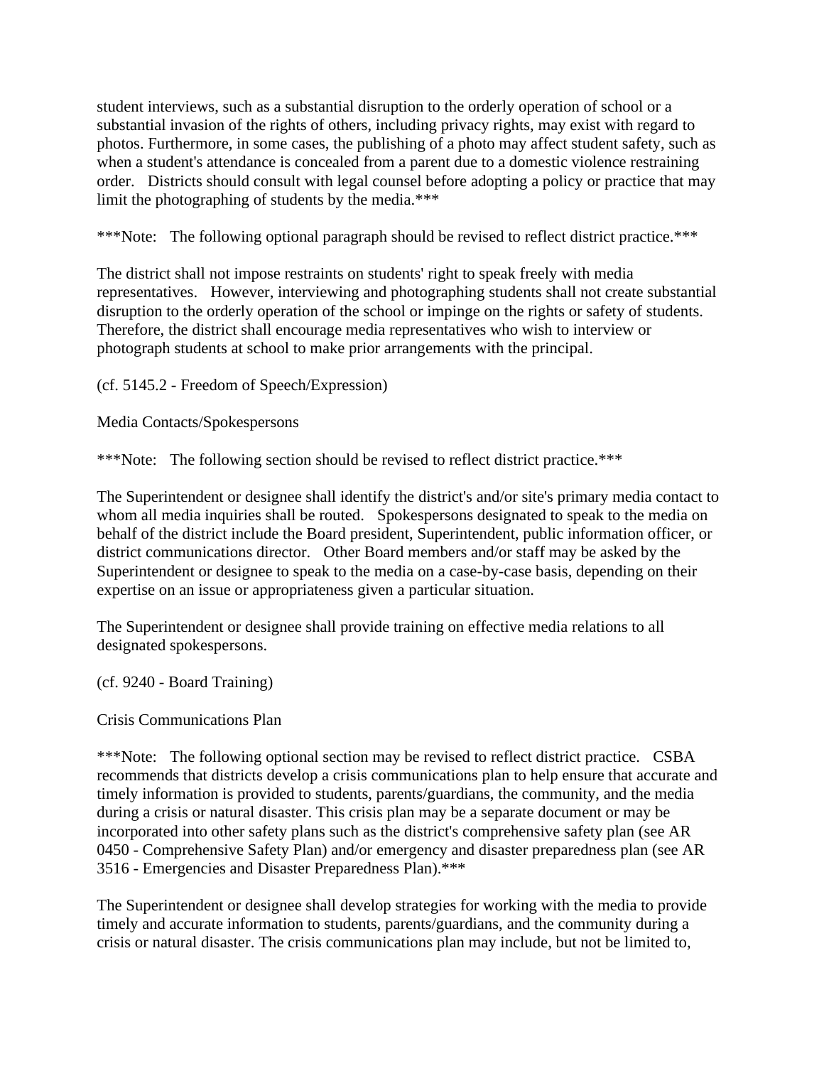student interviews, such as a substantial disruption to the orderly operation of school or a substantial invasion of the rights of others, including privacy rights, may exist with regard to photos. Furthermore, in some cases, the publishing of a photo may affect student safety, such as when a student's attendance is concealed from a parent due to a domestic violence restraining order.   Districts should consult with legal counsel before adopting a policy or practice that may limit the photographing of students by the media.***

***Note:   The following optional paragraph should be revised to reflect district practice.***

The district shall not impose restraints on students' right to speak freely with media representatives.   However, interviewing and photographing students shall not create substantial disruption to the orderly operation of the school or impinge on the rights or safety of students. Therefore, the district shall encourage media representatives who wish to interview or photograph students at school to make prior arrangements with the principal.

(cf. 5145.2 - Freedom of Speech/Expression)

Media Contacts/Spokespersons

***Note:   The following section should be revised to reflect district practice.***

The Superintendent or designee shall identify the district's and/or site's primary media contact to whom all media inquiries shall be routed.   Spokespersons designated to speak to the media on behalf of the district include the Board president, Superintendent, public information officer, or district communications director.   Other Board members and/or staff may be asked by the Superintendent or designee to speak to the media on a case-by-case basis, depending on their expertise on an issue or appropriateness given a particular situation.

The Superintendent or designee shall provide training on effective media relations to all designated spokespersons.

(cf. 9240 - Board Training)

Crisis Communications Plan

***Note:   The following optional section may be revised to reflect district practice.   CSBA recommends that districts develop a crisis communications plan to help ensure that accurate and timely information is provided to students, parents/guardians, the community, and the media during a crisis or natural disaster. This crisis plan may be a separate document or may be incorporated into other safety plans such as the district's comprehensive safety plan (see AR 0450 - Comprehensive Safety Plan) and/or emergency and disaster preparedness plan (see AR 3516 - Emergencies and Disaster Preparedness Plan).***

The Superintendent or designee shall develop strategies for working with the media to provide timely and accurate information to students, parents/guardians, and the community during a crisis or natural disaster. The crisis communications plan may include, but not be limited to,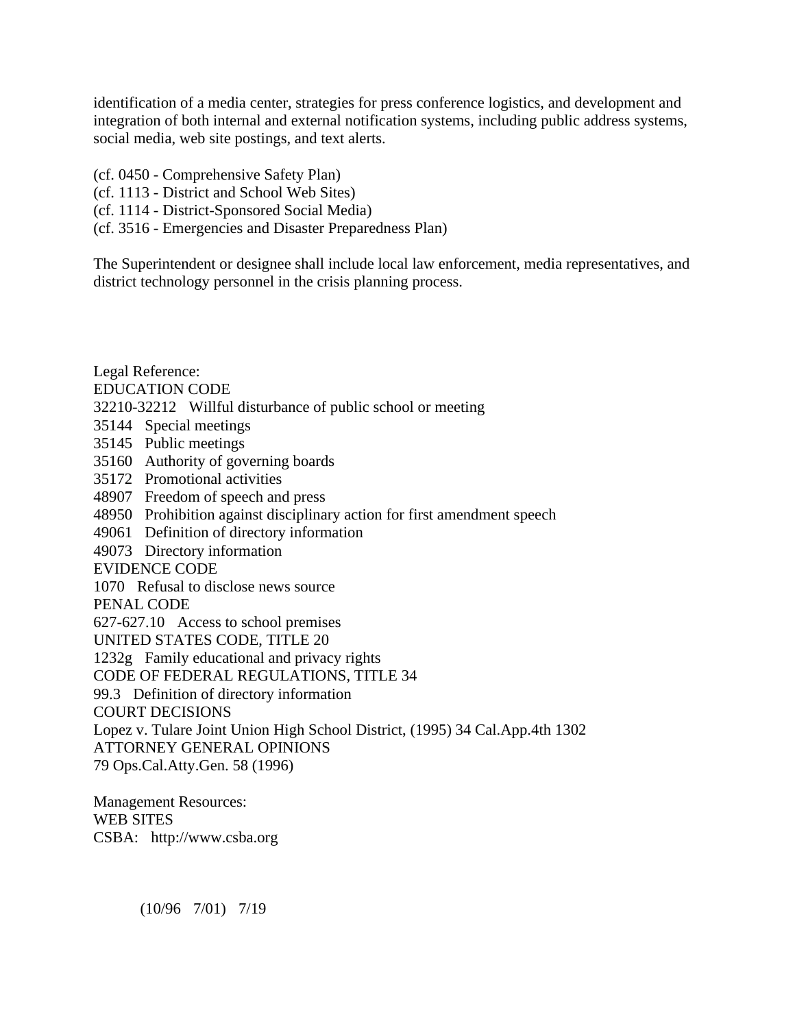identification of a media center, strategies for press conference logistics, and development and integration of both internal and external notification systems, including public address systems, social media, web site postings, and text alerts.

(cf. 0450 - Comprehensive Safety Plan)
(cf. 1113 - District and School Web Sites)
(cf. 1114 - District-Sponsored Social Media)
(cf. 3516 - Emergencies and Disaster Preparedness Plan)

The Superintendent or designee shall include local law enforcement, media representatives, and district technology personnel in the crisis planning process.

Legal Reference:
EDUCATION CODE
32210-32212 Willful disturbance of public school or meeting
35144 Special meetings
35145 Public meetings
35160 Authority of governing boards
35172 Promotional activities
48907 Freedom of speech and press
48950 Prohibition against disciplinary action for first amendment speech
49061 Definition of directory information
49073 Directory information
EVIDENCE CODE
1070 Refusal to disclose news source
PENAL CODE
627-627.10 Access to school premises
UNITED STATES CODE, TITLE 20
1232g Family educational and privacy rights
CODE OF FEDERAL REGULATIONS, TITLE 34
99.3 Definition of directory information
COURT DECISIONS
Lopez v. Tulare Joint Union High School District, (1995) 34 Cal.App.4th 1302
ATTORNEY GENERAL OPINIONS
79 Ops.Cal.Atty.Gen. 58 (1996)

Management Resources:
WEB SITES
CSBA: http://www.csba.org

(10/96 7/01) 7/19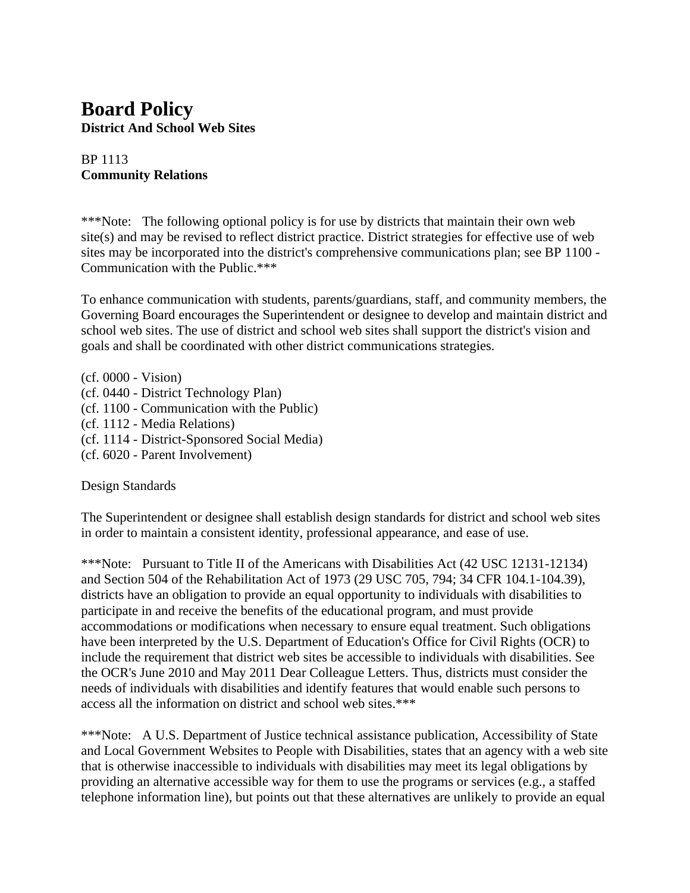# Board Policy

**District And School Web Sites**

BP 1113
**Community Relations**

***Note: The following optional policy is for use by districts that maintain their own web site(s) and may be revised to reflect district practice. District strategies for effective use of web sites may be incorporated into the district's comprehensive communications plan; see BP 1100 - Communication with the Public.***

To enhance communication with students, parents/guardians, staff, and community members, the Governing Board encourages the Superintendent or designee to develop and maintain district and school web sites. The use of district and school web sites shall support the district's vision and goals and shall be coordinated with other district communications strategies.

(cf. 0000 - Vision)
(cf. 0440 - District Technology Plan)
(cf. 1100 - Communication with the Public)
(cf. 1112 - Media Relations)
(cf. 1114 - District-Sponsored Social Media)
(cf. 6020 - Parent Involvement)

Design Standards

The Superintendent or designee shall establish design standards for district and school web sites in order to maintain a consistent identity, professional appearance, and ease of use.

***Note: Pursuant to Title II of the Americans with Disabilities Act (42 USC 12131-12134) and Section 504 of the Rehabilitation Act of 1973 (29 USC 705, 794; 34 CFR 104.1-104.39), districts have an obligation to provide an equal opportunity to individuals with disabilities to participate in and receive the benefits of the educational program, and must provide accommodations or modifications when necessary to ensure equal treatment. Such obligations have been interpreted by the U.S. Department of Education's Office for Civil Rights (OCR) to include the requirement that district web sites be accessible to individuals with disabilities. See the OCR's June 2010 and May 2011 Dear Colleague Letters. Thus, districts must consider the needs of individuals with disabilities and identify features that would enable such persons to access all the information on district and school web sites.***

***Note: A U.S. Department of Justice technical assistance publication, Accessibility of State and Local Government Websites to People with Disabilities, states that an agency with a web site that is otherwise inaccessible to individuals with disabilities may meet its legal obligations by providing an alternative accessible way for them to use the programs or services (e.g., a staffed telephone information line), but points out that these alternatives are unlikely to provide an equal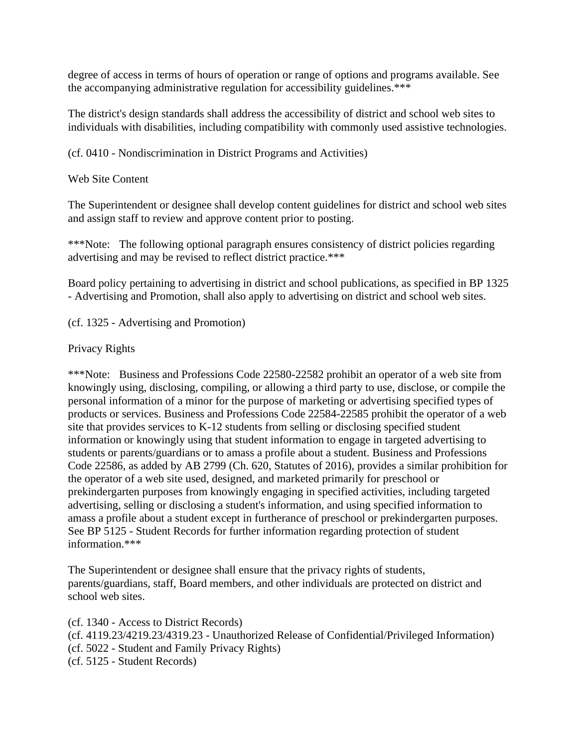degree of access in terms of hours of operation or range of options and programs available. See the accompanying administrative regulation for accessibility guidelines.***

The district's design standards shall address the accessibility of district and school web sites to individuals with disabilities, including compatibility with commonly used assistive technologies.

(cf. 0410 - Nondiscrimination in District Programs and Activities)

Web Site Content

The Superintendent or designee shall develop content guidelines for district and school web sites and assign staff to review and approve content prior to posting.

***Note: The following optional paragraph ensures consistency of district policies regarding advertising and may be revised to reflect district practice.***

Board policy pertaining to advertising in district and school publications, as specified in BP 1325 - Advertising and Promotion, shall also apply to advertising on district and school web sites.

(cf. 1325 - Advertising and Promotion)

Privacy Rights

***Note: Business and Professions Code 22580-22582 prohibit an operator of a web site from knowingly using, disclosing, compiling, or allowing a third party to use, disclose, or compile the personal information of a minor for the purpose of marketing or advertising specified types of products or services. Business and Professions Code 22584-22585 prohibit the operator of a web site that provides services to K-12 students from selling or disclosing specified student information or knowingly using that student information to engage in targeted advertising to students or parents/guardians or to amass a profile about a student. Business and Professions Code 22586, as added by AB 2799 (Ch. 620, Statutes of 2016), provides a similar prohibition for the operator of a web site used, designed, and marketed primarily for preschool or prekindergarten purposes from knowingly engaging in specified activities, including targeted advertising, selling or disclosing a student's information, and using specified information to amass a profile about a student except in furtherance of preschool or prekindergarten purposes. See BP 5125 - Student Records for further information regarding protection of student information.***

The Superintendent or designee shall ensure that the privacy rights of students, parents/guardians, staff, Board members, and other individuals are protected on district and school web sites.

(cf. 1340 - Access to District Records)
(cf. 4119.23/4219.23/4319.23 - Unauthorized Release of Confidential/Privileged Information)
(cf. 5022 - Student and Family Privacy Rights)
(cf. 5125 - Student Records)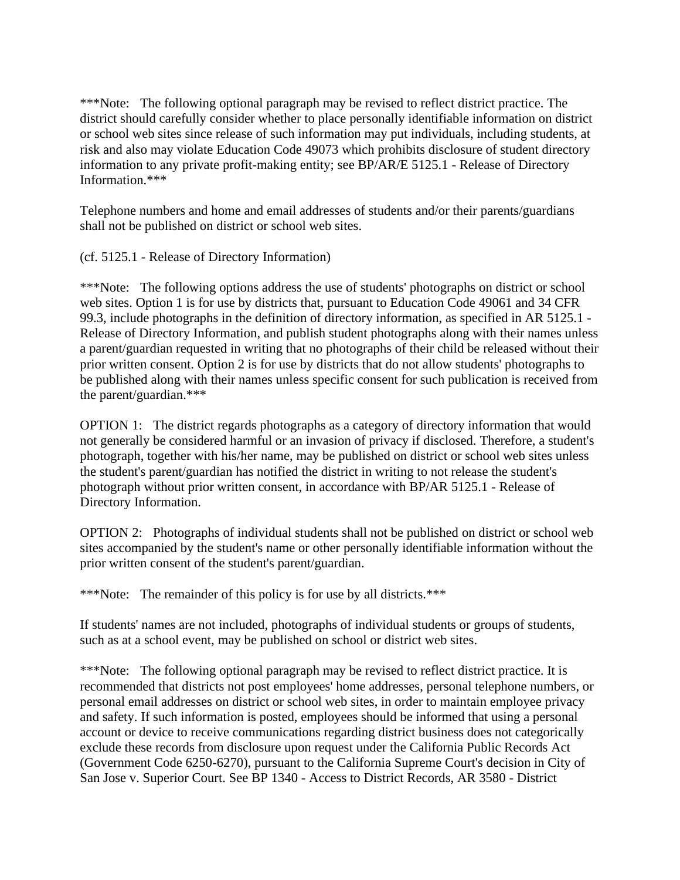***Note: The following optional paragraph may be revised to reflect district practice. The district should carefully consider whether to place personally identifiable information on district or school web sites since release of such information may put individuals, including students, at risk and also may violate Education Code 49073 which prohibits disclosure of student directory information to any private profit-making entity; see BP/AR/E 5125.1 - Release of Directory Information.***

Telephone numbers and home and email addresses of students and/or their parents/guardians shall not be published on district or school web sites.

(cf. 5125.1 - Release of Directory Information)

***Note: The following options address the use of students' photographs on district or school web sites. Option 1 is for use by districts that, pursuant to Education Code 49061 and 34 CFR 99.3, include photographs in the definition of directory information, as specified in AR 5125.1 - Release of Directory Information, and publish student photographs along with their names unless a parent/guardian requested in writing that no photographs of their child be released without their prior written consent. Option 2 is for use by districts that do not allow students' photographs to be published along with their names unless specific consent for such publication is received from the parent/guardian.***

OPTION 1: The district regards photographs as a category of directory information that would not generally be considered harmful or an invasion of privacy if disclosed. Therefore, a student's photograph, together with his/her name, may be published on district or school web sites unless the student's parent/guardian has notified the district in writing to not release the student's photograph without prior written consent, in accordance with BP/AR 5125.1 - Release of Directory Information.

OPTION 2: Photographs of individual students shall not be published on district or school web sites accompanied by the student's name or other personally identifiable information without the prior written consent of the student's parent/guardian.

***Note: The remainder of this policy is for use by all districts.***

If students' names are not included, photographs of individual students or groups of students, such as at a school event, may be published on school or district web sites.

***Note: The following optional paragraph may be revised to reflect district practice. It is recommended that districts not post employees' home addresses, personal telephone numbers, or personal email addresses on district or school web sites, in order to maintain employee privacy and safety. If such information is posted, employees should be informed that using a personal account or device to receive communications regarding district business does not categorically exclude these records from disclosure upon request under the California Public Records Act (Government Code 6250-6270), pursuant to the California Supreme Court's decision in City of San Jose v. Superior Court. See BP 1340 - Access to District Records, AR 3580 - District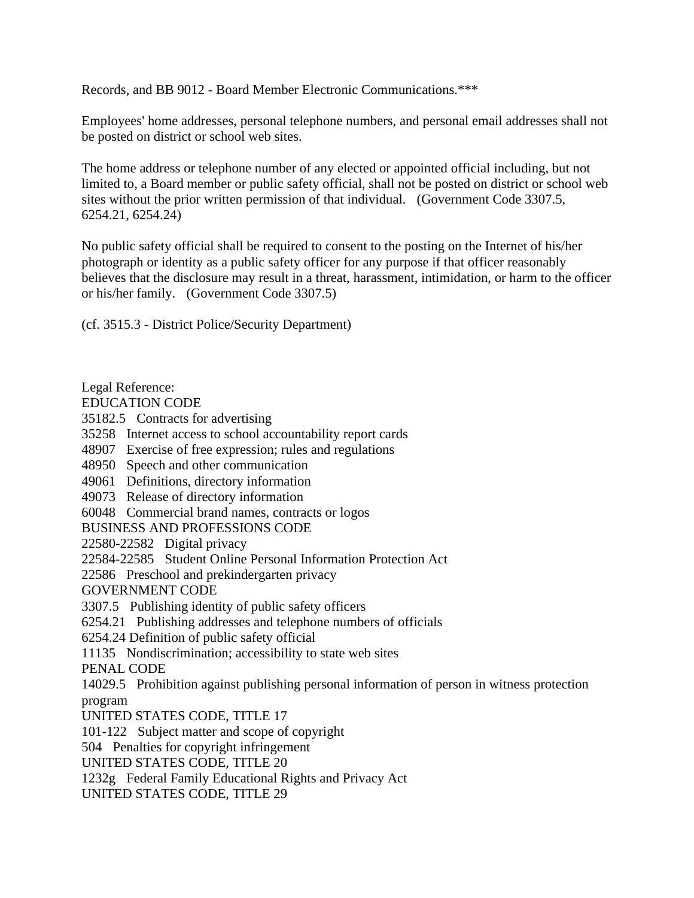Records, and BB 9012 - Board Member Electronic Communications.***

Employees' home addresses, personal telephone numbers, and personal email addresses shall not be posted on district or school web sites.

The home address or telephone number of any elected or appointed official including, but not limited to, a Board member or public safety official, shall not be posted on district or school web sites without the prior written permission of that individual. (Government Code 3307.5, 6254.21, 6254.24)

No public safety official shall be required to consent to the posting on the Internet of his/her photograph or identity as a public safety officer for any purpose if that officer reasonably believes that the disclosure may result in a threat, harassment, intimidation, or harm to the officer or his/her family. (Government Code 3307.5)

(cf. 3515.3 - District Police/Security Department)

Legal Reference:
EDUCATION CODE
35182.5 Contracts for advertising
35258 Internet access to school accountability report cards
48907 Exercise of free expression; rules and regulations
48950 Speech and other communication
49061 Definitions, directory information
49073 Release of directory information
60048 Commercial brand names, contracts or logos
BUSINESS AND PROFESSIONS CODE
22580-22582 Digital privacy
22584-22585 Student Online Personal Information Protection Act
22586 Preschool and prekindergarten privacy
GOVERNMENT CODE
3307.5 Publishing identity of public safety officers
6254.21 Publishing addresses and telephone numbers of officials
6254.24 Definition of public safety official
11135 Nondiscrimination; accessibility to state web sites
PENAL CODE
14029.5 Prohibition against publishing personal information of person in witness protection program
UNITED STATES CODE, TITLE 17
101-122 Subject matter and scope of copyright
504 Penalties for copyright infringement
UNITED STATES CODE, TITLE 20
1232g Federal Family Educational Rights and Privacy Act
UNITED STATES CODE, TITLE 29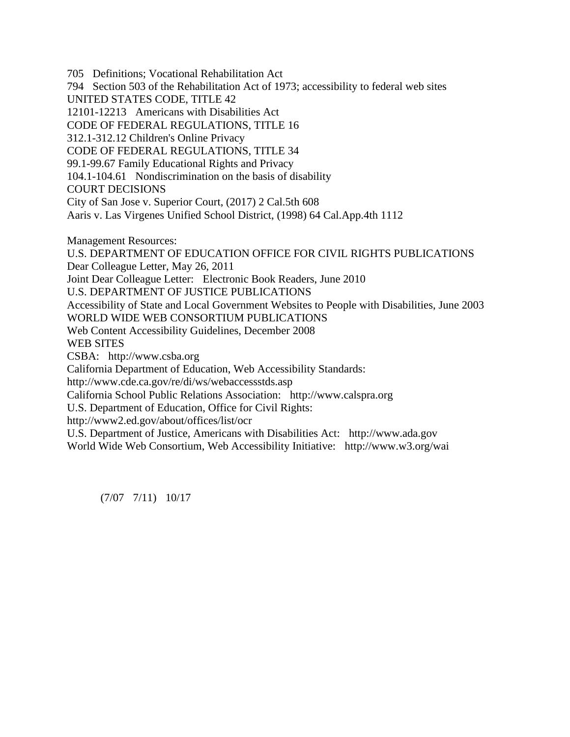705 Definitions; Vocational Rehabilitation Act
794 Section 503 of the Rehabilitation Act of 1973; accessibility to federal web sites
UNITED STATES CODE, TITLE 42
12101-12213 Americans with Disabilities Act
CODE OF FEDERAL REGULATIONS, TITLE 16
312.1-312.12 Children's Online Privacy
CODE OF FEDERAL REGULATIONS, TITLE 34
99.1-99.67 Family Educational Rights and Privacy
104.1-104.61 Nondiscrimination on the basis of disability
COURT DECISIONS
City of San Jose v. Superior Court, (2017) 2 Cal.5th 608
Aaris v. Las Virgenes Unified School District, (1998) 64 Cal.App.4th 1112

Management Resources:
U.S. DEPARTMENT OF EDUCATION OFFICE FOR CIVIL RIGHTS PUBLICATIONS
Dear Colleague Letter, May 26, 2011
Joint Dear Colleague Letter: Electronic Book Readers, June 2010
U.S. DEPARTMENT OF JUSTICE PUBLICATIONS
Accessibility of State and Local Government Websites to People with Disabilities, June 2003
WORLD WIDE WEB CONSORTIUM PUBLICATIONS
Web Content Accessibility Guidelines, December 2008
WEB SITES
CSBA: http://www.csba.org
California Department of Education, Web Accessibility Standards:
http://www.cde.ca.gov/re/di/ws/webaccessstds.asp
California School Public Relations Association: http://www.calspra.org
U.S. Department of Education, Office for Civil Rights:
http://www2.ed.gov/about/offices/list/ocr
U.S. Department of Justice, Americans with Disabilities Act: http://www.ada.gov
World Wide Web Consortium, Web Accessibility Initiative: http://www.w3.org/wai

(7/07 7/11) 10/17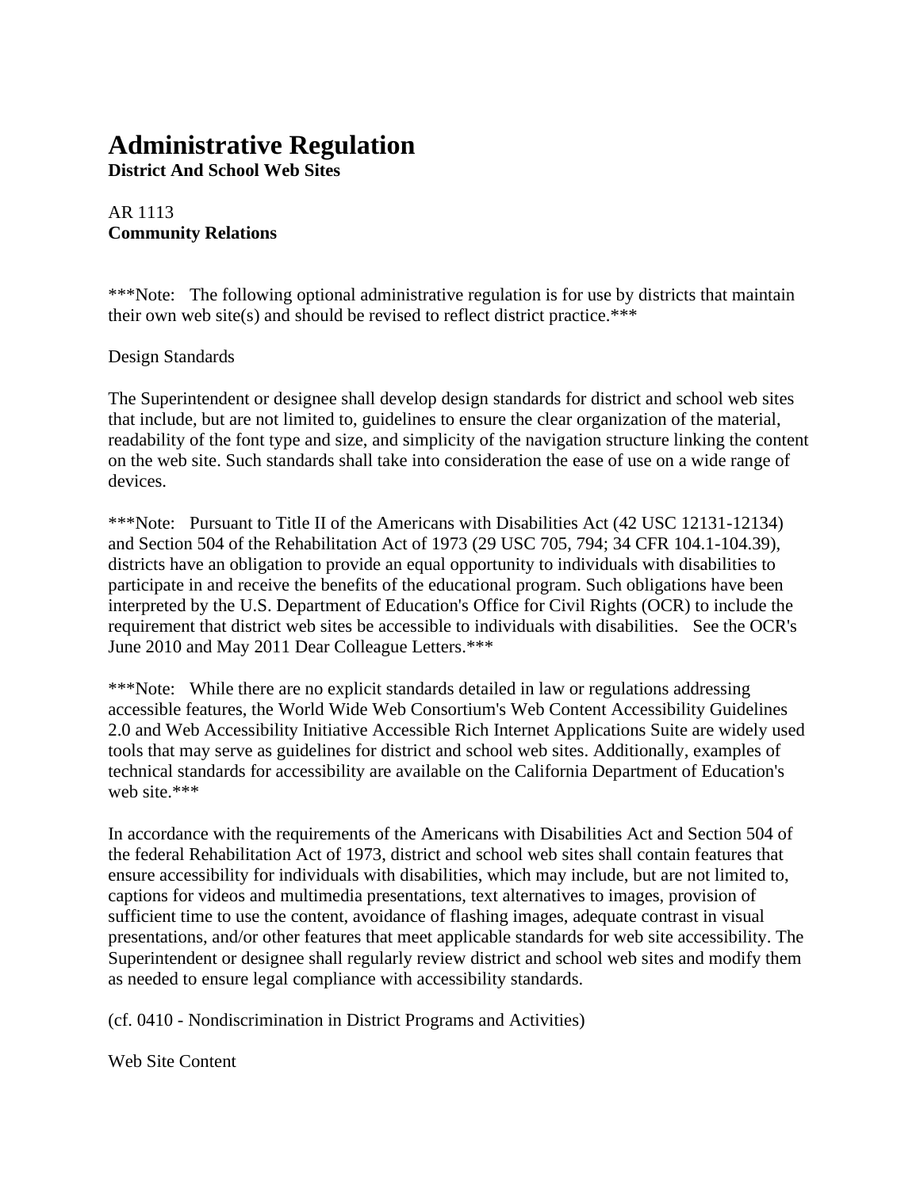# Administrative Regulation

**District And School Web Sites**

AR 1113
**Community Relations**

***Note: The following optional administrative regulation is for use by districts that maintain their own web site(s) and should be revised to reflect district practice.***

Design Standards

The Superintendent or designee shall develop design standards for district and school web sites that include, but are not limited to, guidelines to ensure the clear organization of the material, readability of the font type and size, and simplicity of the navigation structure linking the content on the web site. Such standards shall take into consideration the ease of use on a wide range of devices.

***Note: Pursuant to Title II of the Americans with Disabilities Act (42 USC 12131-12134) and Section 504 of the Rehabilitation Act of 1973 (29 USC 705, 794; 34 CFR 104.1-104.39), districts have an obligation to provide an equal opportunity to individuals with disabilities to participate in and receive the benefits of the educational program. Such obligations have been interpreted by the U.S. Department of Education's Office for Civil Rights (OCR) to include the requirement that district web sites be accessible to individuals with disabilities. See the OCR's June 2010 and May 2011 Dear Colleague Letters.***

***Note: While there are no explicit standards detailed in law or regulations addressing accessible features, the World Wide Web Consortium's Web Content Accessibility Guidelines 2.0 and Web Accessibility Initiative Accessible Rich Internet Applications Suite are widely used tools that may serve as guidelines for district and school web sites. Additionally, examples of technical standards for accessibility are available on the California Department of Education's web site.***

In accordance with the requirements of the Americans with Disabilities Act and Section 504 of the federal Rehabilitation Act of 1973, district and school web sites shall contain features that ensure accessibility for individuals with disabilities, which may include, but are not limited to, captions for videos and multimedia presentations, text alternatives to images, provision of sufficient time to use the content, avoidance of flashing images, adequate contrast in visual presentations, and/or other features that meet applicable standards for web site accessibility. The Superintendent or designee shall regularly review district and school web sites and modify them as needed to ensure legal compliance with accessibility standards.

(cf. 0410 - Nondiscrimination in District Programs and Activities)

Web Site Content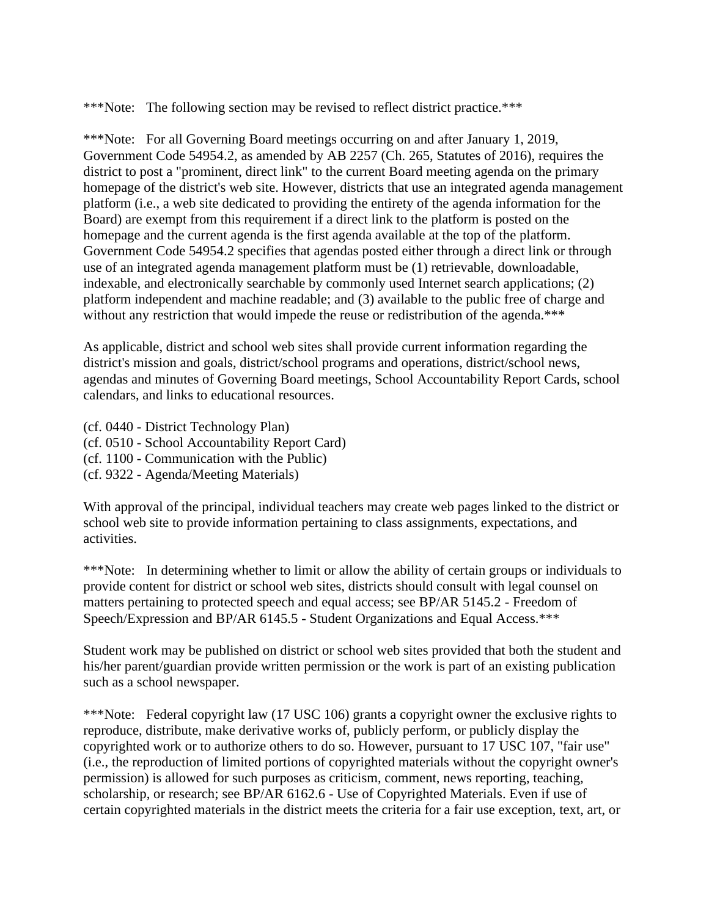***Note:   The following section may be revised to reflect district practice.***

***Note:   For all Governing Board meetings occurring on and after January 1, 2019, Government Code 54954.2, as amended by AB 2257 (Ch. 265, Statutes of 2016), requires the district to post a "prominent, direct link" to the current Board meeting agenda on the primary homepage of the district's web site. However, districts that use an integrated agenda management platform (i.e., a web site dedicated to providing the entirety of the agenda information for the Board) are exempt from this requirement if a direct link to the platform is posted on the homepage and the current agenda is the first agenda available at the top of the platform. Government Code 54954.2 specifies that agendas posted either through a direct link or through use of an integrated agenda management platform must be (1) retrievable, downloadable, indexable, and electronically searchable by commonly used Internet search applications; (2) platform independent and machine readable; and (3) available to the public free of charge and without any restriction that would impede the reuse or redistribution of the agenda.***

As applicable, district and school web sites shall provide current information regarding the district's mission and goals, district/school programs and operations, district/school news, agendas and minutes of Governing Board meetings, School Accountability Report Cards, school calendars, and links to educational resources.

(cf. 0440 - District Technology Plan)
(cf. 0510 - School Accountability Report Card)
(cf. 1100 - Communication with the Public)
(cf. 9322 - Agenda/Meeting Materials)

With approval of the principal, individual teachers may create web pages linked to the district or school web site to provide information pertaining to class assignments, expectations, and activities.

***Note:   In determining whether to limit or allow the ability of certain groups or individuals to provide content for district or school web sites, districts should consult with legal counsel on matters pertaining to protected speech and equal access; see BP/AR 5145.2 - Freedom of Speech/Expression and BP/AR 6145.5 - Student Organizations and Equal Access.***

Student work may be published on district or school web sites provided that both the student and his/her parent/guardian provide written permission or the work is part of an existing publication such as a school newspaper.

***Note:   Federal copyright law (17 USC 106) grants a copyright owner the exclusive rights to reproduce, distribute, make derivative works of, publicly perform, or publicly display the copyrighted work or to authorize others to do so. However, pursuant to 17 USC 107, "fair use" (i.e., the reproduction of limited portions of copyrighted materials without the copyright owner's permission) is allowed for such purposes as criticism, comment, news reporting, teaching, scholarship, or research; see BP/AR 6162.6 - Use of Copyrighted Materials. Even if use of certain copyrighted materials in the district meets the criteria for a fair use exception, text, art, or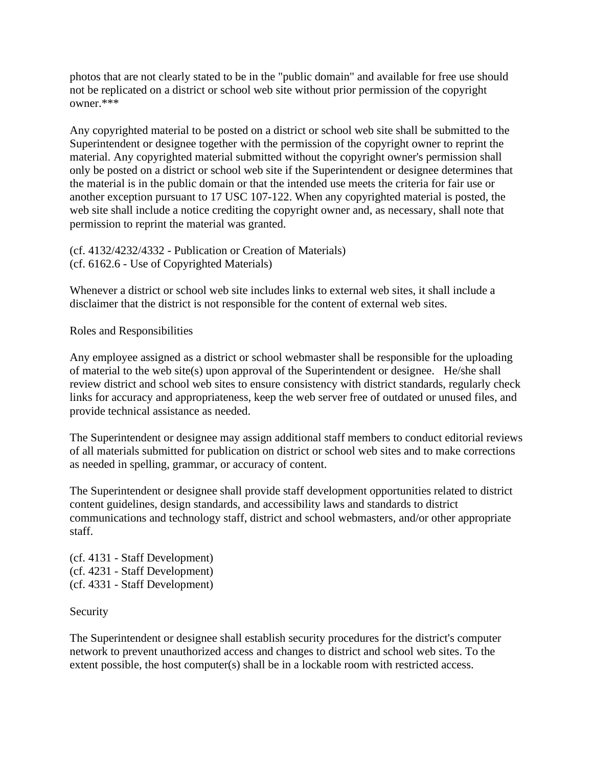photos that are not clearly stated to be in the "public domain" and available for free use should not be replicated on a district or school web site without prior permission of the copyright owner.***

Any copyrighted material to be posted on a district or school web site shall be submitted to the Superintendent or designee together with the permission of the copyright owner to reprint the material. Any copyrighted material submitted without the copyright owner's permission shall only be posted on a district or school web site if the Superintendent or designee determines that the material is in the public domain or that the intended use meets the criteria for fair use or another exception pursuant to 17 USC 107-122. When any copyrighted material is posted, the web site shall include a notice crediting the copyright owner and, as necessary, shall note that permission to reprint the material was granted.

(cf. 4132/4232/4332 - Publication or Creation of Materials)
(cf. 6162.6 - Use of Copyrighted Materials)

Whenever a district or school web site includes links to external web sites, it shall include a disclaimer that the district is not responsible for the content of external web sites.

Roles and Responsibilities

Any employee assigned as a district or school webmaster shall be responsible for the uploading of material to the web site(s) upon approval of the Superintendent or designee. He/she shall review district and school web sites to ensure consistency with district standards, regularly check links for accuracy and appropriateness, keep the web server free of outdated or unused files, and provide technical assistance as needed.

The Superintendent or designee may assign additional staff members to conduct editorial reviews of all materials submitted for publication on district or school web sites and to make corrections as needed in spelling, grammar, or accuracy of content.

The Superintendent or designee shall provide staff development opportunities related to district content guidelines, design standards, and accessibility laws and standards to district communications and technology staff, district and school webmasters, and/or other appropriate staff.

(cf. 4131 - Staff Development)
(cf. 4231 - Staff Development)
(cf. 4331 - Staff Development)

Security

The Superintendent or designee shall establish security procedures for the district's computer network to prevent unauthorized access and changes to district and school web sites. To the extent possible, the host computer(s) shall be in a lockable room with restricted access.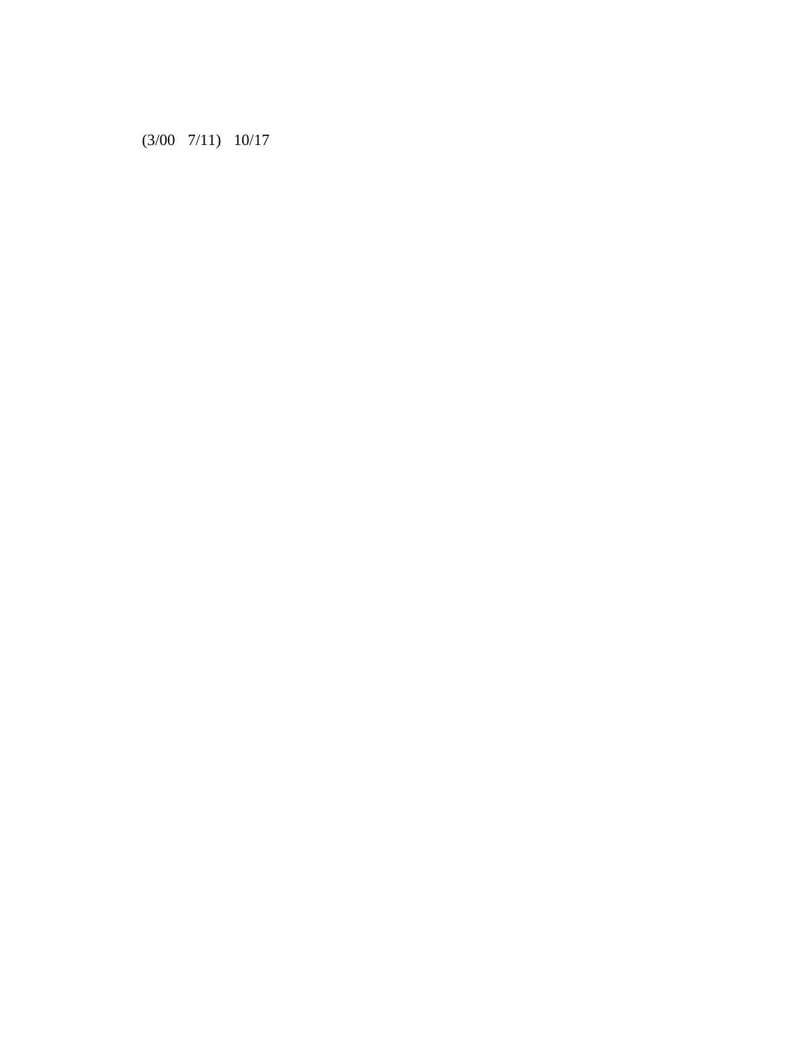(3/00 7/11) 10/17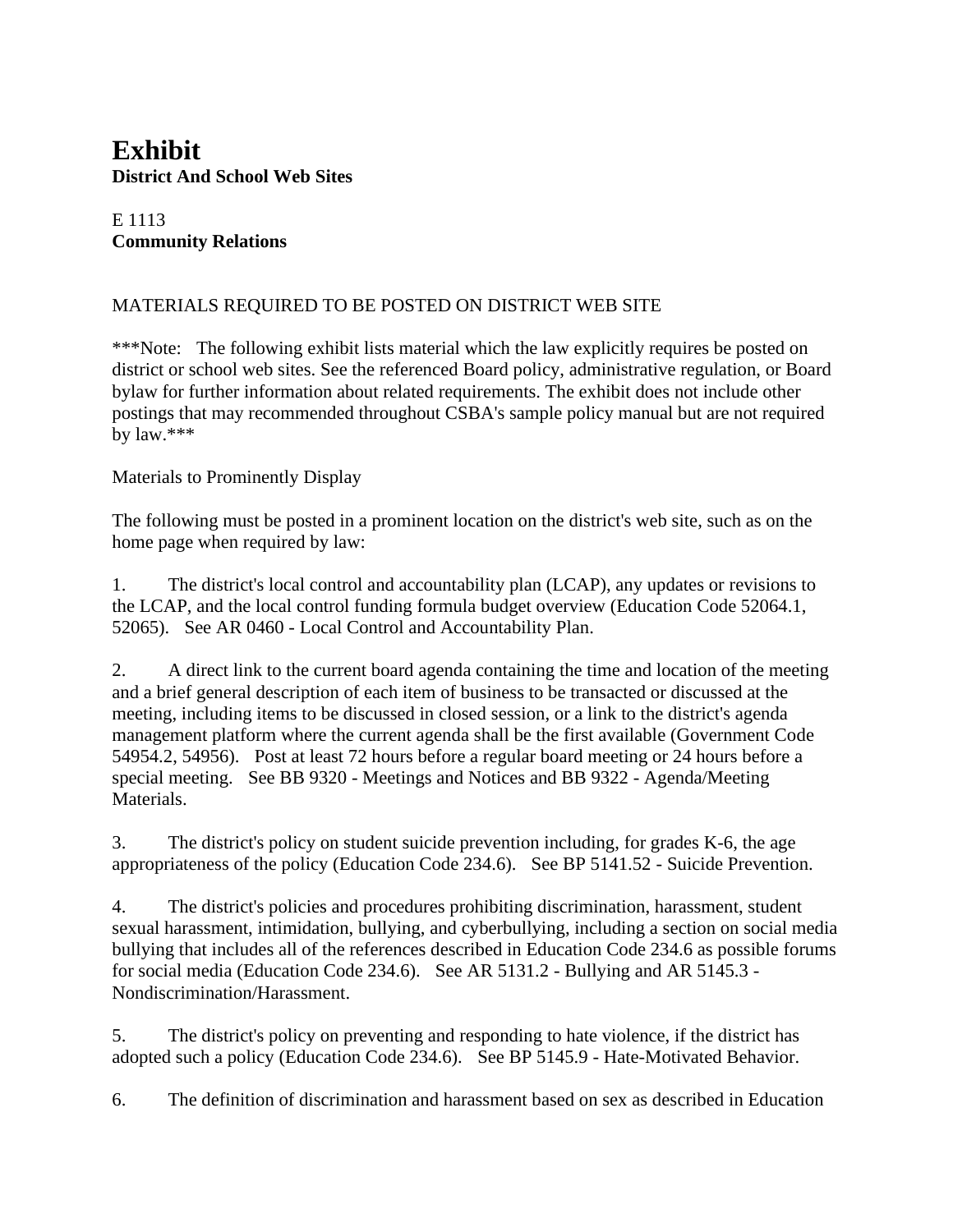# Exhibit

**District And School Web Sites**

E 1113
**Community Relations**

MATERIALS REQUIRED TO BE POSTED ON DISTRICT WEB SITE

***Note: The following exhibit lists material which the law explicitly requires be posted on district or school web sites. See the referenced Board policy, administrative regulation, or Board bylaw for further information about related requirements. The exhibit does not include other postings that may recommended throughout CSBA's sample policy manual but are not required by law.***

Materials to Prominently Display

The following must be posted in a prominent location on the district's web site, such as on the home page when required by law:

1. The district's local control and accountability plan (LCAP), any updates or revisions to the LCAP, and the local control funding formula budget overview (Education Code 52064.1, 52065). See AR 0460 - Local Control and Accountability Plan.

2. A direct link to the current board agenda containing the time and location of the meeting and a brief general description of each item of business to be transacted or discussed at the meeting, including items to be discussed in closed session, or a link to the district's agenda management platform where the current agenda shall be the first available (Government Code 54954.2, 54956). Post at least 72 hours before a regular board meeting or 24 hours before a special meeting. See BB 9320 - Meetings and Notices and BB 9322 - Agenda/Meeting Materials.

3. The district's policy on student suicide prevention including, for grades K-6, the age appropriateness of the policy (Education Code 234.6). See BP 5141.52 - Suicide Prevention.

4. The district's policies and procedures prohibiting discrimination, harassment, student sexual harassment, intimidation, bullying, and cyberbullying, including a section on social media bullying that includes all of the references described in Education Code 234.6 as possible forums for social media (Education Code 234.6). See AR 5131.2 - Bullying and AR 5145.3 - Nondiscrimination/Harassment.

5. The district's policy on preventing and responding to hate violence, if the district has adopted such a policy (Education Code 234.6). See BP 5145.9 - Hate-Motivated Behavior.

6. The definition of discrimination and harassment based on sex as described in Education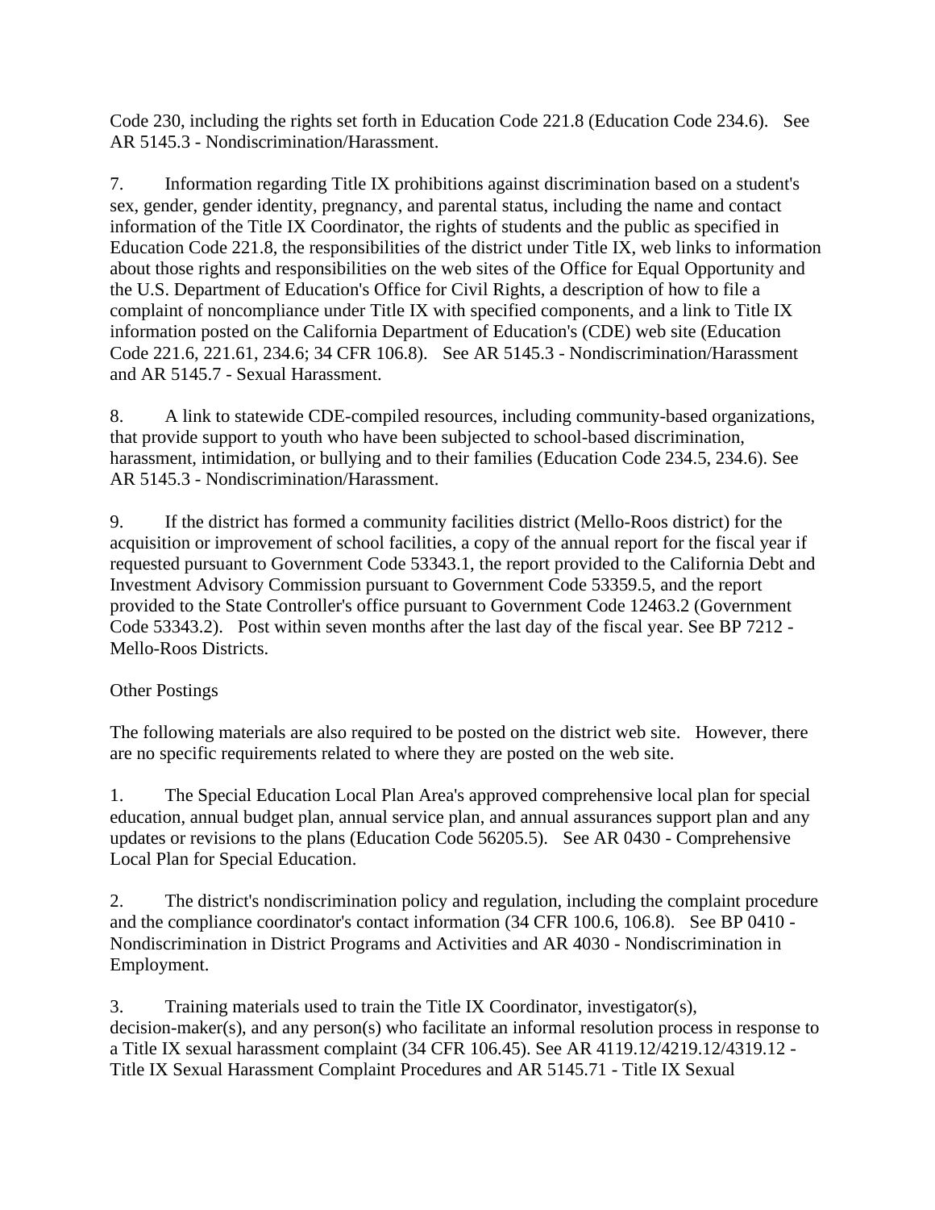Code 230, including the rights set forth in Education Code 221.8 (Education Code 234.6). See AR 5145.3 - Nondiscrimination/Harassment.

7. Information regarding Title IX prohibitions against discrimination based on a student's sex, gender, gender identity, pregnancy, and parental status, including the name and contact information of the Title IX Coordinator, the rights of students and the public as specified in Education Code 221.8, the responsibilities of the district under Title IX, web links to information about those rights and responsibilities on the web sites of the Office for Equal Opportunity and the U.S. Department of Education's Office for Civil Rights, a description of how to file a complaint of noncompliance under Title IX with specified components, and a link to Title IX information posted on the California Department of Education's (CDE) web site (Education Code 221.6, 221.61, 234.6; 34 CFR 106.8). See AR 5145.3 - Nondiscrimination/Harassment and AR 5145.7 - Sexual Harassment.

8. A link to statewide CDE-compiled resources, including community-based organizations, that provide support to youth who have been subjected to school-based discrimination, harassment, intimidation, or bullying and to their families (Education Code 234.5, 234.6). See AR 5145.3 - Nondiscrimination/Harassment.

9. If the district has formed a community facilities district (Mello-Roos district) for the acquisition or improvement of school facilities, a copy of the annual report for the fiscal year if requested pursuant to Government Code 53343.1, the report provided to the California Debt and Investment Advisory Commission pursuant to Government Code 53359.5, and the report provided to the State Controller's office pursuant to Government Code 12463.2 (Government Code 53343.2). Post within seven months after the last day of the fiscal year. See BP 7212 - Mello-Roos Districts.

Other Postings

The following materials are also required to be posted on the district web site. However, there are no specific requirements related to where they are posted on the web site.

1. The Special Education Local Plan Area's approved comprehensive local plan for special education, annual budget plan, annual service plan, and annual assurances support plan and any updates or revisions to the plans (Education Code 56205.5). See AR 0430 - Comprehensive Local Plan for Special Education.

2. The district's nondiscrimination policy and regulation, including the complaint procedure and the compliance coordinator's contact information (34 CFR 100.6, 106.8). See BP 0410 - Nondiscrimination in District Programs and Activities and AR 4030 - Nondiscrimination in Employment.

3. Training materials used to train the Title IX Coordinator, investigator(s), decision-maker(s), and any person(s) who facilitate an informal resolution process in response to a Title IX sexual harassment complaint (34 CFR 106.45). See AR 4119.12/4219.12/4319.12 - Title IX Sexual Harassment Complaint Procedures and AR 5145.71 - Title IX Sexual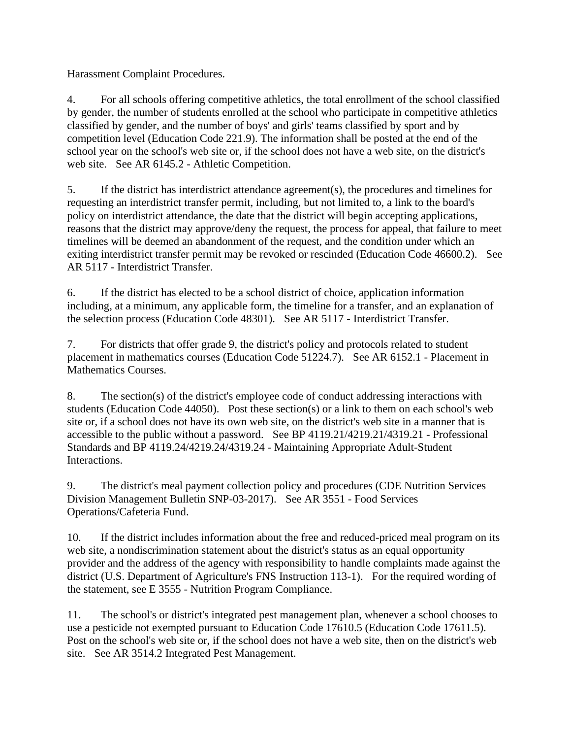Harassment Complaint Procedures.

4. For all schools offering competitive athletics, the total enrollment of the school classified by gender, the number of students enrolled at the school who participate in competitive athletics classified by gender, and the number of boys' and girls' teams classified by sport and by competition level (Education Code 221.9). The information shall be posted at the end of the school year on the school's web site or, if the school does not have a web site, on the district's web site. See AR 6145.2 - Athletic Competition.

5. If the district has interdistrict attendance agreement(s), the procedures and timelines for requesting an interdistrict transfer permit, including, but not limited to, a link to the board's policy on interdistrict attendance, the date that the district will begin accepting applications, reasons that the district may approve/deny the request, the process for appeal, that failure to meet timelines will be deemed an abandonment of the request, and the condition under which an exiting interdistrict transfer permit may be revoked or rescinded (Education Code 46600.2). See AR 5117 - Interdistrict Transfer.

6. If the district has elected to be a school district of choice, application information including, at a minimum, any applicable form, the timeline for a transfer, and an explanation of the selection process (Education Code 48301). See AR 5117 - Interdistrict Transfer.

7. For districts that offer grade 9, the district's policy and protocols related to student placement in mathematics courses (Education Code 51224.7). See AR 6152.1 - Placement in Mathematics Courses.

8. The section(s) of the district's employee code of conduct addressing interactions with students (Education Code 44050). Post these section(s) or a link to them on each school's web site or, if a school does not have its own web site, on the district's web site in a manner that is accessible to the public without a password. See BP 4119.21/4219.21/4319.21 - Professional Standards and BP 4119.24/4219.24/4319.24 - Maintaining Appropriate Adult-Student Interactions.

9. The district's meal payment collection policy and procedures (CDE Nutrition Services Division Management Bulletin SNP-03-2017). See AR 3551 - Food Services Operations/Cafeteria Fund.

10. If the district includes information about the free and reduced-priced meal program on its web site, a nondiscrimination statement about the district's status as an equal opportunity provider and the address of the agency with responsibility to handle complaints made against the district (U.S. Department of Agriculture's FNS Instruction 113-1). For the required wording of the statement, see E 3555 - Nutrition Program Compliance.

11. The school's or district's integrated pest management plan, whenever a school chooses to use a pesticide not exempted pursuant to Education Code 17610.5 (Education Code 17611.5). Post on the school's web site or, if the school does not have a web site, then on the district's web site. See AR 3514.2 Integrated Pest Management.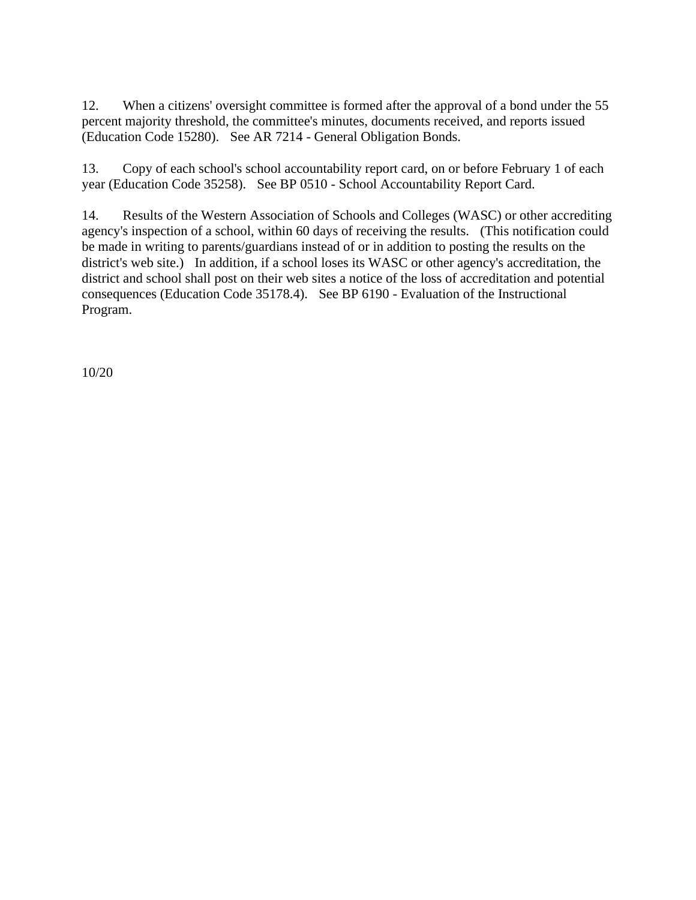12. When a citizens' oversight committee is formed after the approval of a bond under the 55 percent majority threshold, the committee's minutes, documents received, and reports issued (Education Code 15280). See AR 7214 - General Obligation Bonds.

13. Copy of each school's school accountability report card, on or before February 1 of each year (Education Code 35258). See BP 0510 - School Accountability Report Card.

14. Results of the Western Association of Schools and Colleges (WASC) or other accrediting agency's inspection of a school, within 60 days of receiving the results. (This notification could be made in writing to parents/guardians instead of or in addition to posting the results on the district's web site.) In addition, if a school loses its WASC or other agency's accreditation, the district and school shall post on their web sites a notice of the loss of accreditation and potential consequences (Education Code 35178.4). See BP 6190 - Evaluation of the Instructional Program.

10/20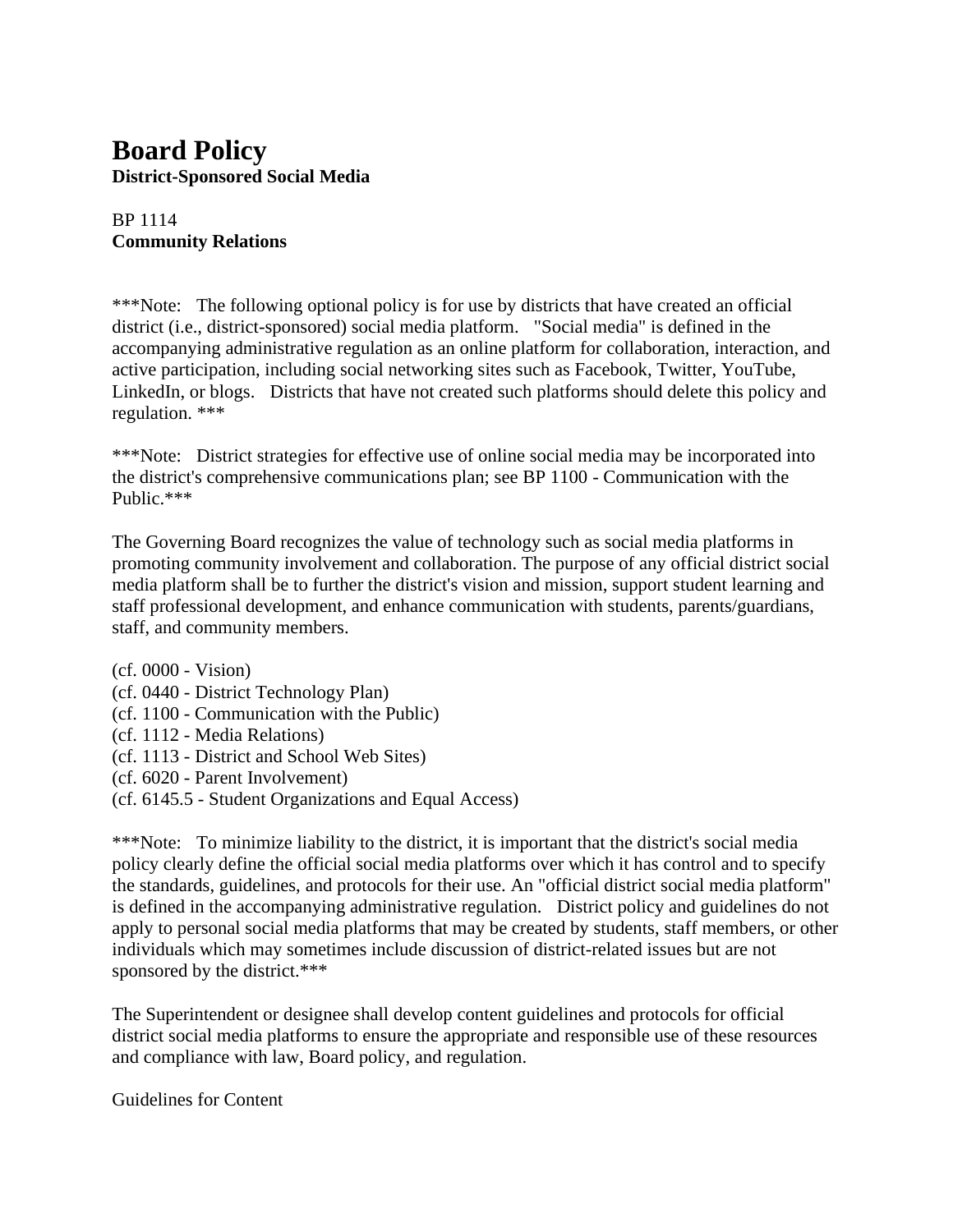# Board Policy

**District-Sponsored Social Media**

BP 1114
**Community Relations**

***Note: The following optional policy is for use by districts that have created an official district (i.e., district-sponsored) social media platform. "Social media" is defined in the accompanying administrative regulation as an online platform for collaboration, interaction, and active participation, including social networking sites such as Facebook, Twitter, YouTube, LinkedIn, or blogs. Districts that have not created such platforms should delete this policy and regulation. ***

***Note: District strategies for effective use of online social media may be incorporated into the district's comprehensive communications plan; see BP 1100 - Communication with the Public.***

The Governing Board recognizes the value of technology such as social media platforms in promoting community involvement and collaboration. The purpose of any official district social media platform shall be to further the district's vision and mission, support student learning and staff professional development, and enhance communication with students, parents/guardians, staff, and community members.

(cf. 0000 - Vision)
(cf. 0440 - District Technology Plan)
(cf. 1100 - Communication with the Public)
(cf. 1112 - Media Relations)
(cf. 1113 - District and School Web Sites)
(cf. 6020 - Parent Involvement)
(cf. 6145.5 - Student Organizations and Equal Access)

***Note: To minimize liability to the district, it is important that the district's social media policy clearly define the official social media platforms over which it has control and to specify the standards, guidelines, and protocols for their use. An "official district social media platform" is defined in the accompanying administrative regulation. District policy and guidelines do not apply to personal social media platforms that may be created by students, staff members, or other individuals which may sometimes include discussion of district-related issues but are not sponsored by the district.***

The Superintendent or designee shall develop content guidelines and protocols for official district social media platforms to ensure the appropriate and responsible use of these resources and compliance with law, Board policy, and regulation.

Guidelines for Content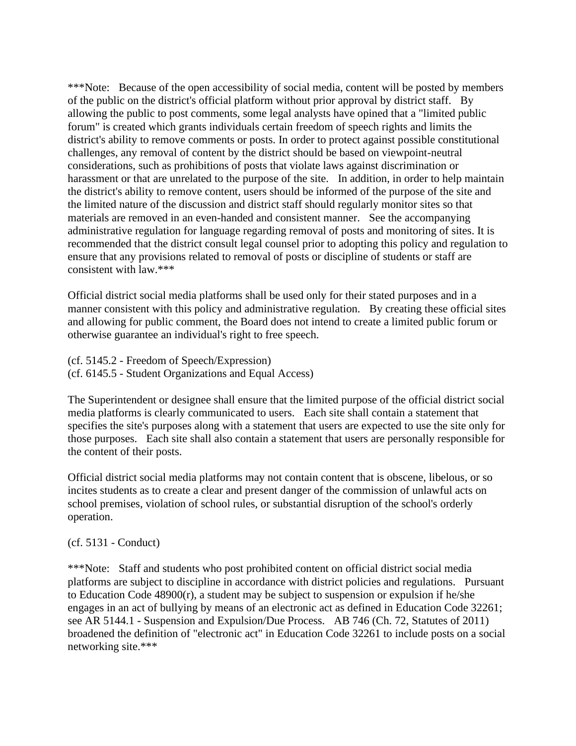***Note: Because of the open accessibility of social media, content will be posted by members of the public on the district's official platform without prior approval by district staff. By allowing the public to post comments, some legal analysts have opined that a "limited public forum" is created which grants individuals certain freedom of speech rights and limits the district's ability to remove comments or posts. In order to protect against possible constitutional challenges, any removal of content by the district should be based on viewpoint-neutral considerations, such as prohibitions of posts that violate laws against discrimination or harassment or that are unrelated to the purpose of the site. In addition, in order to help maintain the district's ability to remove content, users should be informed of the purpose of the site and the limited nature of the discussion and district staff should regularly monitor sites so that materials are removed in an even-handed and consistent manner. See the accompanying administrative regulation for language regarding removal of posts and monitoring of sites. It is recommended that the district consult legal counsel prior to adopting this policy and regulation to ensure that any provisions related to removal of posts or discipline of students or staff are consistent with law.***

Official district social media platforms shall be used only for their stated purposes and in a manner consistent with this policy and administrative regulation. By creating these official sites and allowing for public comment, the Board does not intend to create a limited public forum or otherwise guarantee an individual's right to free speech.

(cf. 5145.2 - Freedom of Speech/Expression)
(cf. 6145.5 - Student Organizations and Equal Access)

The Superintendent or designee shall ensure that the limited purpose of the official district social media platforms is clearly communicated to users. Each site shall contain a statement that specifies the site's purposes along with a statement that users are expected to use the site only for those purposes. Each site shall also contain a statement that users are personally responsible for the content of their posts.

Official district social media platforms may not contain content that is obscene, libelous, or so incites students as to create a clear and present danger of the commission of unlawful acts on school premises, violation of school rules, or substantial disruption of the school's orderly operation.

(cf. 5131 - Conduct)

***Note: Staff and students who post prohibited content on official district social media platforms are subject to discipline in accordance with district policies and regulations. Pursuant to Education Code 48900(r), a student may be subject to suspension or expulsion if he/she engages in an act of bullying by means of an electronic act as defined in Education Code 32261; see AR 5144.1 - Suspension and Expulsion/Due Process. AB 746 (Ch. 72, Statutes of 2011) broadened the definition of "electronic act" in Education Code 32261 to include posts on a social networking site.***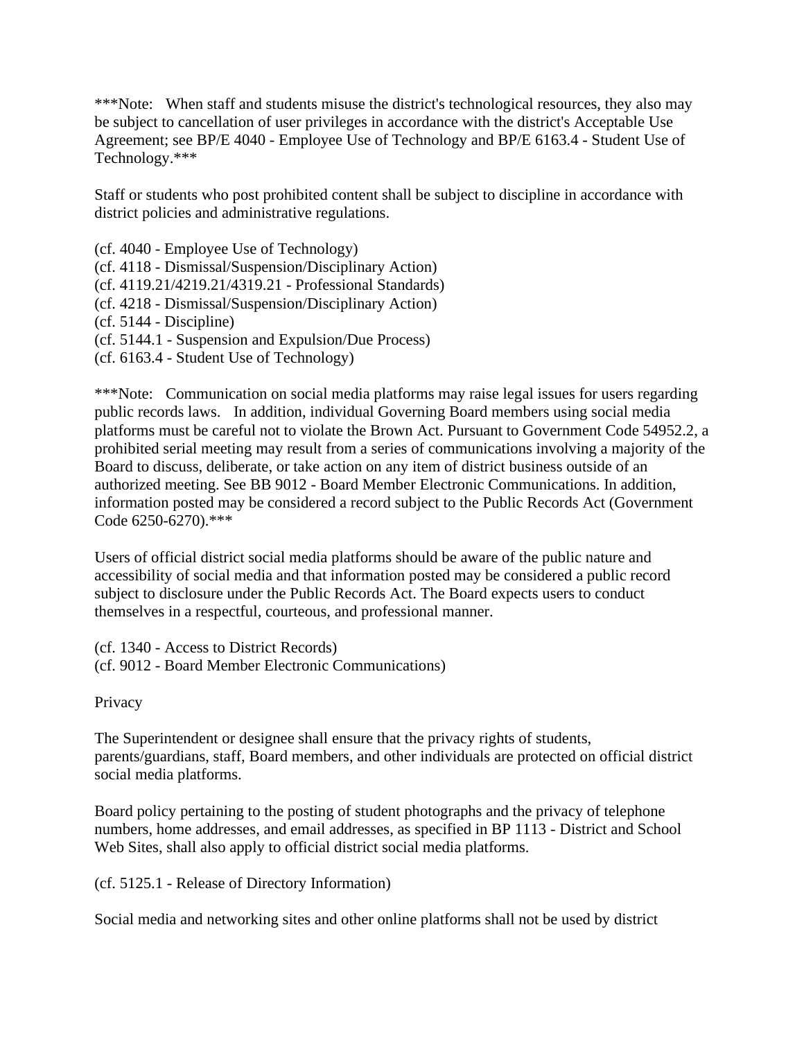***Note: When staff and students misuse the district's technological resources, they also may be subject to cancellation of user privileges in accordance with the district's Acceptable Use Agreement; see BP/E 4040 - Employee Use of Technology and BP/E 6163.4 - Student Use of Technology.***

Staff or students who post prohibited content shall be subject to discipline in accordance with district policies and administrative regulations.

(cf. 4040 - Employee Use of Technology)
(cf. 4118 - Dismissal/Suspension/Disciplinary Action)
(cf. 4119.21/4219.21/4319.21 - Professional Standards)
(cf. 4218 - Dismissal/Suspension/Disciplinary Action)
(cf. 5144 - Discipline)
(cf. 5144.1 - Suspension and Expulsion/Due Process)
(cf. 6163.4 - Student Use of Technology)

***Note: Communication on social media platforms may raise legal issues for users regarding public records laws. In addition, individual Governing Board members using social media platforms must be careful not to violate the Brown Act. Pursuant to Government Code 54952.2, a prohibited serial meeting may result from a series of communications involving a majority of the Board to discuss, deliberate, or take action on any item of district business outside of an authorized meeting. See BB 9012 - Board Member Electronic Communications. In addition, information posted may be considered a record subject to the Public Records Act (Government Code 6250-6270).***

Users of official district social media platforms should be aware of the public nature and accessibility of social media and that information posted may be considered a public record subject to disclosure under the Public Records Act. The Board expects users to conduct themselves in a respectful, courteous, and professional manner.

(cf. 1340 - Access to District Records)
(cf. 9012 - Board Member Electronic Communications)

Privacy

The Superintendent or designee shall ensure that the privacy rights of students, parents/guardians, staff, Board members, and other individuals are protected on official district social media platforms.

Board policy pertaining to the posting of student photographs and the privacy of telephone numbers, home addresses, and email addresses, as specified in BP 1113 - District and School Web Sites, shall also apply to official district social media platforms.

(cf. 5125.1 - Release of Directory Information)

Social media and networking sites and other online platforms shall not be used by district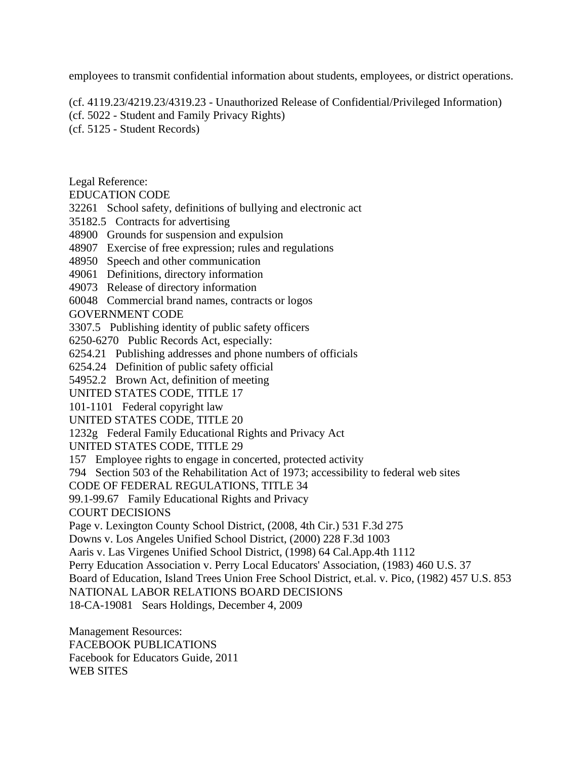employees to transmit confidential information about students, employees, or district operations.

(cf. 4119.23/4219.23/4319.23 - Unauthorized Release of Confidential/Privileged Information)
(cf. 5022 - Student and Family Privacy Rights)
(cf. 5125 - Student Records)

Legal Reference:
EDUCATION CODE
32261 School safety, definitions of bullying and electronic act
35182.5 Contracts for advertising
48900 Grounds for suspension and expulsion
48907 Exercise of free expression; rules and regulations
48950 Speech and other communication
49061 Definitions, directory information
49073 Release of directory information
60048 Commercial brand names, contracts or logos
GOVERNMENT CODE
3307.5 Publishing identity of public safety officers
6250-6270 Public Records Act, especially:
6254.21 Publishing addresses and phone numbers of officials
6254.24 Definition of public safety official
54952.2 Brown Act, definition of meeting
UNITED STATES CODE, TITLE 17
101-1101 Federal copyright law
UNITED STATES CODE, TITLE 20
1232g Federal Family Educational Rights and Privacy Act
UNITED STATES CODE, TITLE 29
157 Employee rights to engage in concerted, protected activity
794 Section 503 of the Rehabilitation Act of 1973; accessibility to federal web sites
CODE OF FEDERAL REGULATIONS, TITLE 34
99.1-99.67 Family Educational Rights and Privacy
COURT DECISIONS
Page v. Lexington County School District, (2008, 4th Cir.) 531 F.3d 275
Downs v. Los Angeles Unified School District, (2000) 228 F.3d 1003
Aaris v. Las Virgenes Unified School District, (1998) 64 Cal.App.4th 1112
Perry Education Association v. Perry Local Educators' Association, (1983) 460 U.S. 37
Board of Education, Island Trees Union Free School District, et.al. v. Pico, (1982) 457 U.S. 853
NATIONAL LABOR RELATIONS BOARD DECISIONS
18-CA-19081 Sears Holdings, December 4, 2009

Management Resources:
FACEBOOK PUBLICATIONS
Facebook for Educators Guide, 2011
WEB SITES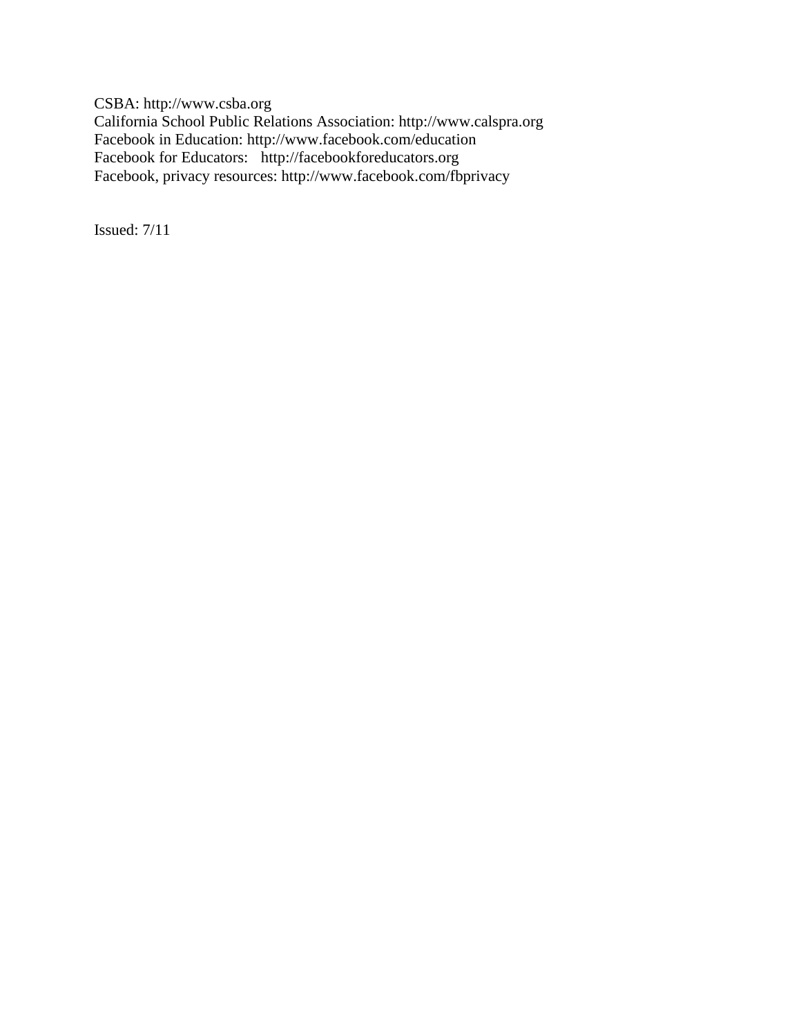CSBA: http://www.csba.org
California School Public Relations Association: http://www.calspra.org
Facebook in Education: http://www.facebook.com/education
Facebook for Educators: http://facebookforeducators.org
Facebook, privacy resources: http://www.facebook.com/fbprivacy

Issued: 7/11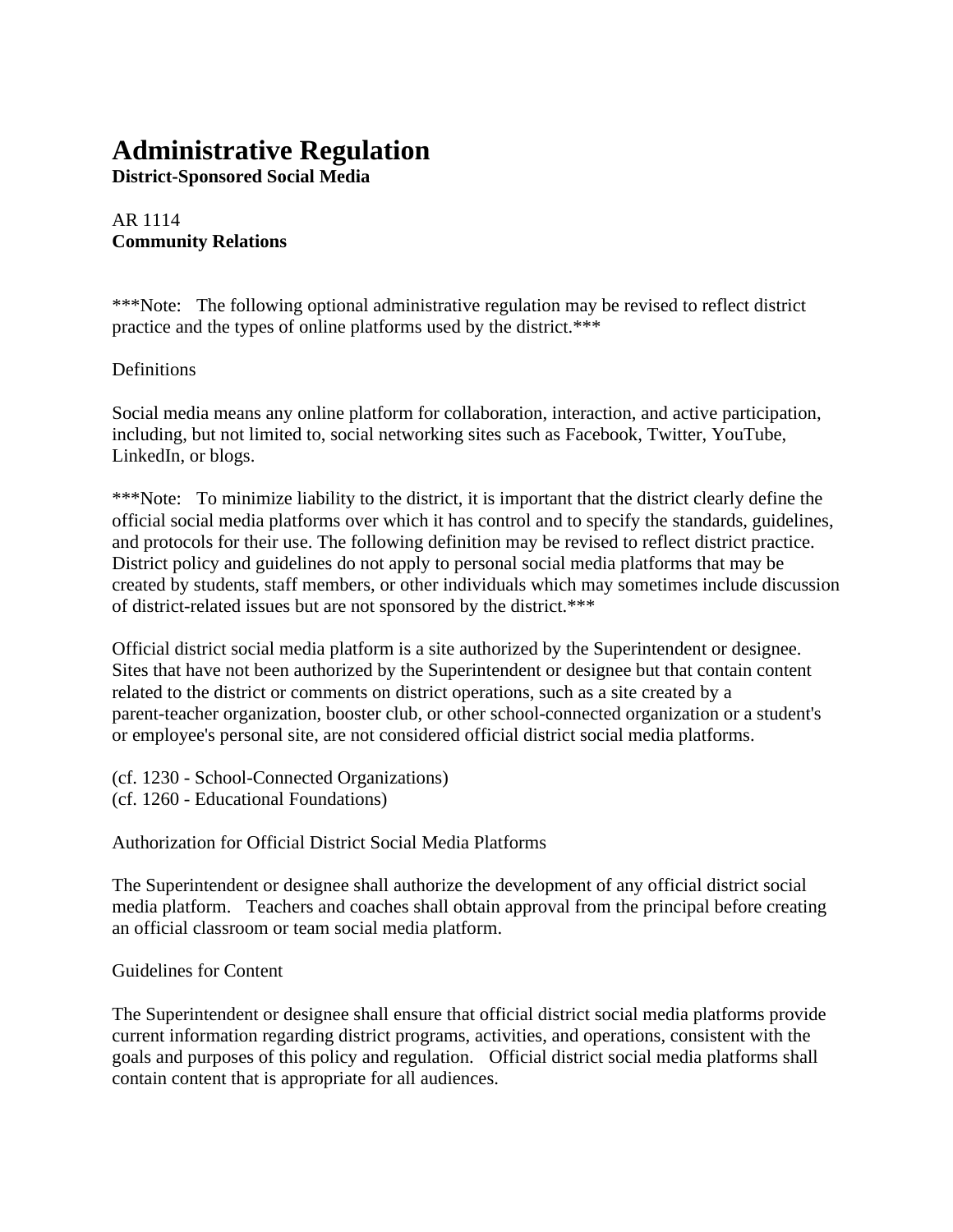# Administrative Regulation

**District-Sponsored Social Media**

AR 1114
**Community Relations**

***Note: The following optional administrative regulation may be revised to reflect district practice and the types of online platforms used by the district.***

Definitions

Social media means any online platform for collaboration, interaction, and active participation, including, but not limited to, social networking sites such as Facebook, Twitter, YouTube, LinkedIn, or blogs.

***Note: To minimize liability to the district, it is important that the district clearly define the official social media platforms over which it has control and to specify the standards, guidelines, and protocols for their use. The following definition may be revised to reflect district practice. District policy and guidelines do not apply to personal social media platforms that may be created by students, staff members, or other individuals which may sometimes include discussion of district-related issues but are not sponsored by the district.***

Official district social media platform is a site authorized by the Superintendent or designee. Sites that have not been authorized by the Superintendent or designee but that contain content related to the district or comments on district operations, such as a site created by a parent-teacher organization, booster club, or other school-connected organization or a student's or employee's personal site, are not considered official district social media platforms.

(cf. 1230 - School-Connected Organizations)
(cf. 1260 - Educational Foundations)

Authorization for Official District Social Media Platforms

The Superintendent or designee shall authorize the development of any official district social media platform. Teachers and coaches shall obtain approval from the principal before creating an official classroom or team social media platform.

Guidelines for Content

The Superintendent or designee shall ensure that official district social media platforms provide current information regarding district programs, activities, and operations, consistent with the goals and purposes of this policy and regulation. Official district social media platforms shall contain content that is appropriate for all audiences.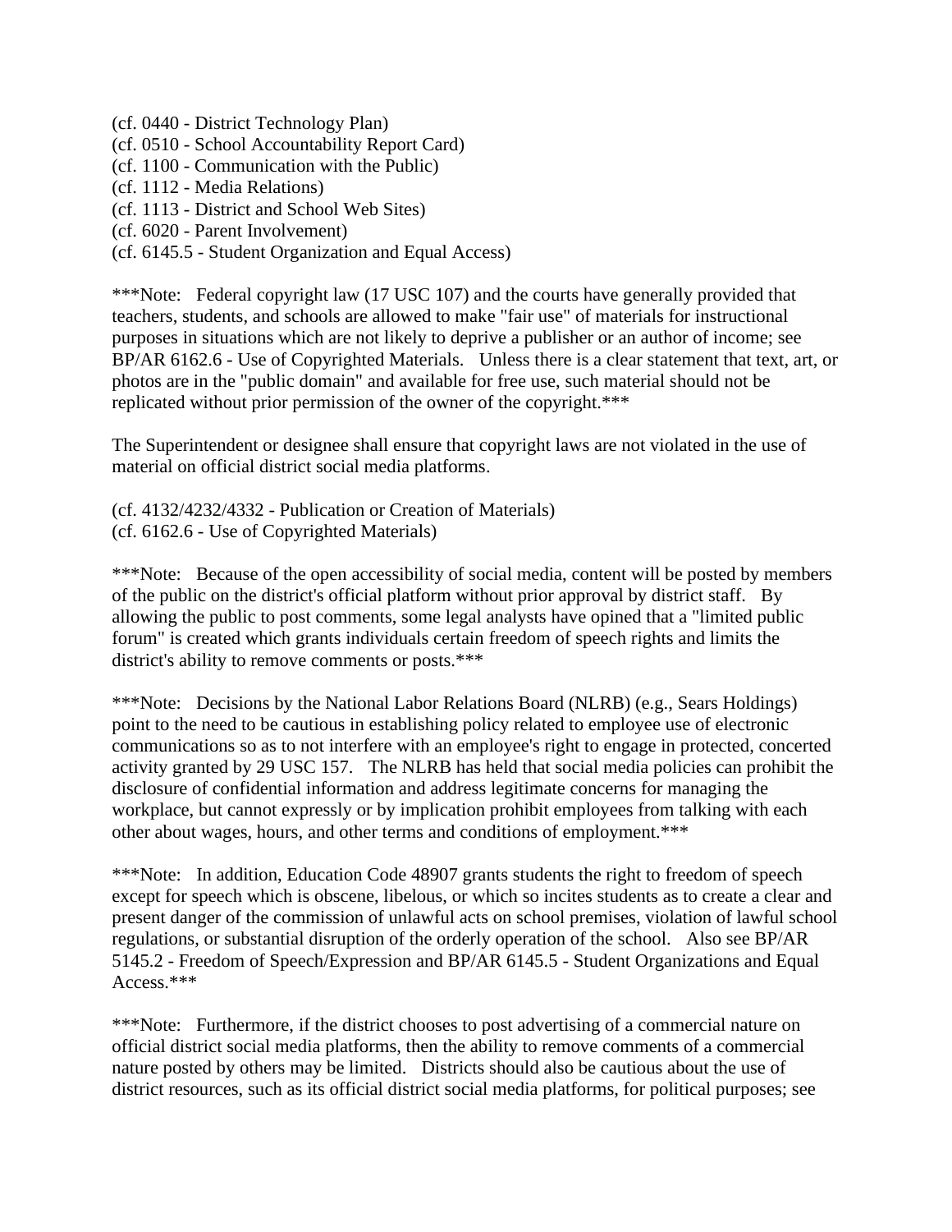(cf. 0440 - District Technology Plan)
(cf. 0510 - School Accountability Report Card)
(cf. 1100 - Communication with the Public)
(cf. 1112 - Media Relations)
(cf. 1113 - District and School Web Sites)
(cf. 6020 - Parent Involvement)
(cf. 6145.5 - Student Organization and Equal Access)

***Note: Federal copyright law (17 USC 107) and the courts have generally provided that teachers, students, and schools are allowed to make "fair use" of materials for instructional purposes in situations which are not likely to deprive a publisher or an author of income; see BP/AR 6162.6 - Use of Copyrighted Materials. Unless there is a clear statement that text, art, or photos are in the "public domain" and available for free use, such material should not be replicated without prior permission of the owner of the copyright.***

The Superintendent or designee shall ensure that copyright laws are not violated in the use of material on official district social media platforms.

(cf. 4132/4232/4332 - Publication or Creation of Materials)
(cf. 6162.6 - Use of Copyrighted Materials)

***Note: Because of the open accessibility of social media, content will be posted by members of the public on the district's official platform without prior approval by district staff. By allowing the public to post comments, some legal analysts have opined that a "limited public forum" is created which grants individuals certain freedom of speech rights and limits the district's ability to remove comments or posts.***

***Note: Decisions by the National Labor Relations Board (NLRB) (e.g., Sears Holdings) point to the need to be cautious in establishing policy related to employee use of electronic communications so as to not interfere with an employee's right to engage in protected, concerted activity granted by 29 USC 157. The NLRB has held that social media policies can prohibit the disclosure of confidential information and address legitimate concerns for managing the workplace, but cannot expressly or by implication prohibit employees from talking with each other about wages, hours, and other terms and conditions of employment.***

***Note: In addition, Education Code 48907 grants students the right to freedom of speech except for speech which is obscene, libelous, or which so incites students as to create a clear and present danger of the commission of unlawful acts on school premises, violation of lawful school regulations, or substantial disruption of the orderly operation of the school. Also see BP/AR 5145.2 - Freedom of Speech/Expression and BP/AR 6145.5 - Student Organizations and Equal Access.***

***Note: Furthermore, if the district chooses to post advertising of a commercial nature on official district social media platforms, then the ability to remove comments of a commercial nature posted by others may be limited. Districts should also be cautious about the use of district resources, such as its official district social media platforms, for political purposes; see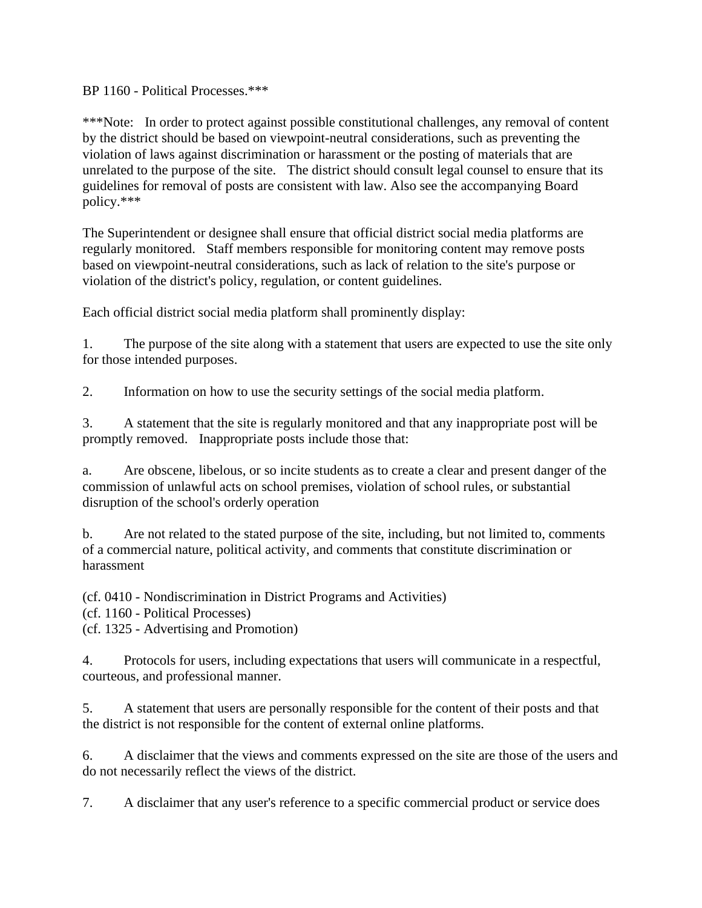BP 1160 - Political Processes.***

***Note: In order to protect against possible constitutional challenges, any removal of content by the district should be based on viewpoint-neutral considerations, such as preventing the violation of laws against discrimination or harassment or the posting of materials that are unrelated to the purpose of the site. The district should consult legal counsel to ensure that its guidelines for removal of posts are consistent with law. Also see the accompanying Board policy.***

The Superintendent or designee shall ensure that official district social media platforms are regularly monitored. Staff members responsible for monitoring content may remove posts based on viewpoint-neutral considerations, such as lack of relation to the site's purpose or violation of the district's policy, regulation, or content guidelines.

Each official district social media platform shall prominently display:

1. The purpose of the site along with a statement that users are expected to use the site only for those intended purposes.

2. Information on how to use the security settings of the social media platform.

3. A statement that the site is regularly monitored and that any inappropriate post will be promptly removed. Inappropriate posts include those that:

a. Are obscene, libelous, or so incite students as to create a clear and present danger of the commission of unlawful acts on school premises, violation of school rules, or substantial disruption of the school's orderly operation

b. Are not related to the stated purpose of the site, including, but not limited to, comments of a commercial nature, political activity, and comments that constitute discrimination or harassment

(cf. 0410 - Nondiscrimination in District Programs and Activities)
(cf. 1160 - Political Processes)
(cf. 1325 - Advertising and Promotion)

4. Protocols for users, including expectations that users will communicate in a respectful, courteous, and professional manner.

5. A statement that users are personally responsible for the content of their posts and that the district is not responsible for the content of external online platforms.

6. A disclaimer that the views and comments expressed on the site are those of the users and do not necessarily reflect the views of the district.

7. A disclaimer that any user's reference to a specific commercial product or service does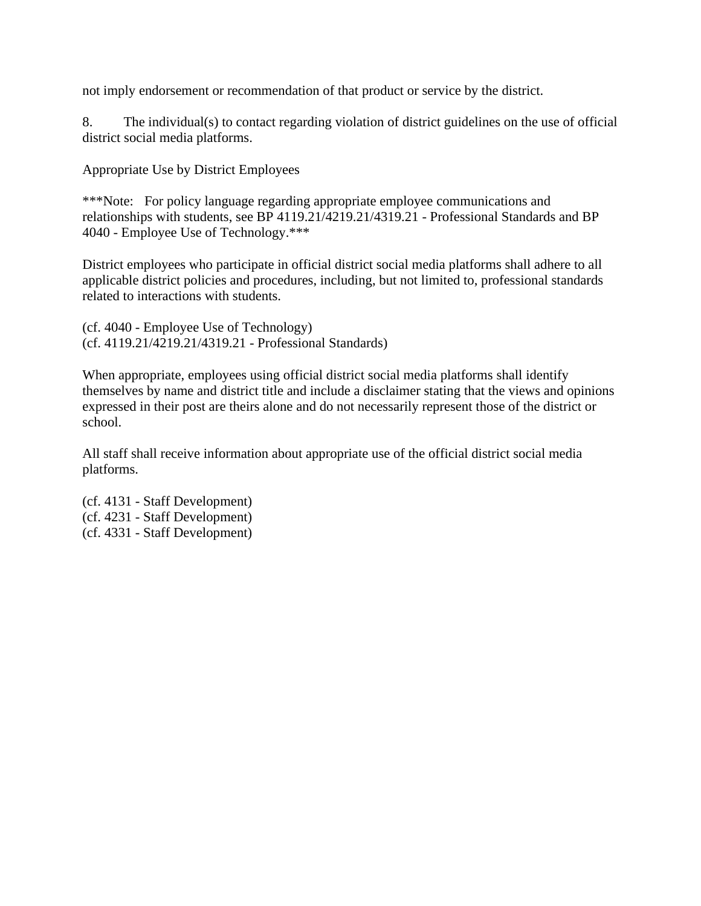not imply endorsement or recommendation of that product or service by the district.

8. The individual(s) to contact regarding violation of district guidelines on the use of official district social media platforms.

Appropriate Use by District Employees

***Note: For policy language regarding appropriate employee communications and relationships with students, see BP 4119.21/4219.21/4319.21 - Professional Standards and BP 4040 - Employee Use of Technology.***

District employees who participate in official district social media platforms shall adhere to all applicable district policies and procedures, including, but not limited to, professional standards related to interactions with students.

(cf. 4040 - Employee Use of Technology)
(cf. 4119.21/4219.21/4319.21 - Professional Standards)

When appropriate, employees using official district social media platforms shall identify themselves by name and district title and include a disclaimer stating that the views and opinions expressed in their post are theirs alone and do not necessarily represent those of the district or school.

All staff shall receive information about appropriate use of the official district social media platforms.

(cf. 4131 - Staff Development)
(cf. 4231 - Staff Development)
(cf. 4331 - Staff Development)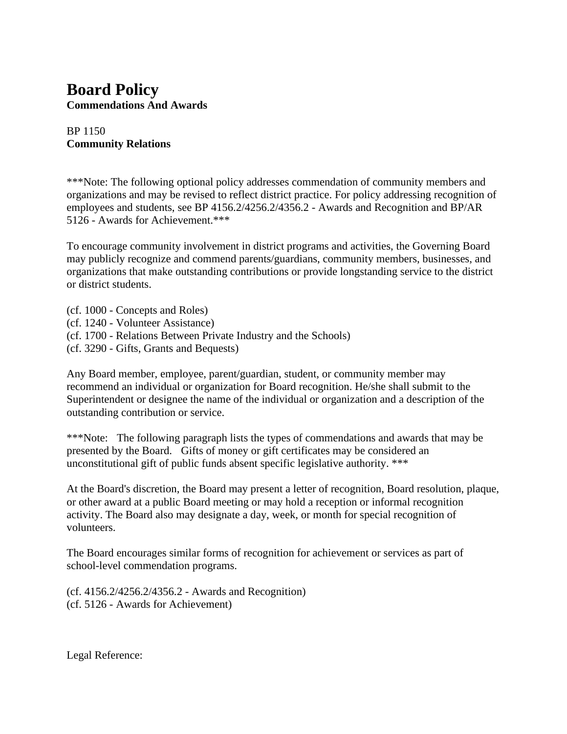# Board Policy

**Commendations And Awards**

BP 1150
**Community Relations**

***Note: The following optional policy addresses commendation of community members and organizations and may be revised to reflect district practice. For policy addressing recognition of employees and students, see BP 4156.2/4256.2/4356.2 - Awards and Recognition and BP/AR 5126 - Awards for Achievement.***

To encourage community involvement in district programs and activities, the Governing Board may publicly recognize and commend parents/guardians, community members, businesses, and organizations that make outstanding contributions or provide longstanding service to the district or district students.

(cf. 1000 - Concepts and Roles)
(cf. 1240 - Volunteer Assistance)
(cf. 1700 - Relations Between Private Industry and the Schools)
(cf. 3290 - Gifts, Grants and Bequests)

Any Board member, employee, parent/guardian, student, or community member may recommend an individual or organization for Board recognition. He/she shall submit to the Superintendent or designee the name of the individual or organization and a description of the outstanding contribution or service.

***Note: The following paragraph lists the types of commendations and awards that may be presented by the Board. Gifts of money or gift certificates may be considered an unconstitutional gift of public funds absent specific legislative authority. ***

At the Board's discretion, the Board may present a letter of recognition, Board resolution, plaque, or other award at a public Board meeting or may hold a reception or informal recognition activity. The Board also may designate a day, week, or month for special recognition of volunteers.

The Board encourages similar forms of recognition for achievement or services as part of school-level commendation programs.

(cf. 4156.2/4256.2/4356.2 - Awards and Recognition)
(cf. 5126 - Awards for Achievement)

Legal Reference: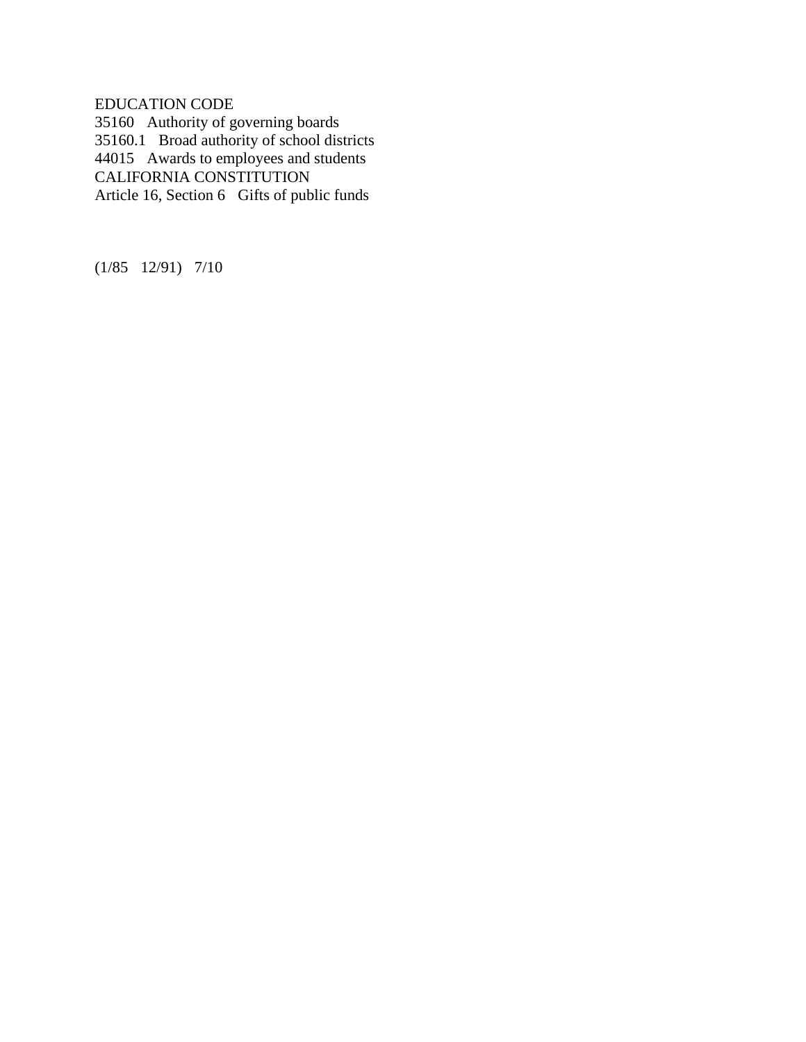EDUCATION CODE

35160 Authority of governing boards

35160.1 Broad authority of school districts

44015 Awards to employees and students

CALIFORNIA CONSTITUTION

Article 16, Section 6 Gifts of public funds

(1/85 12/91) 7/10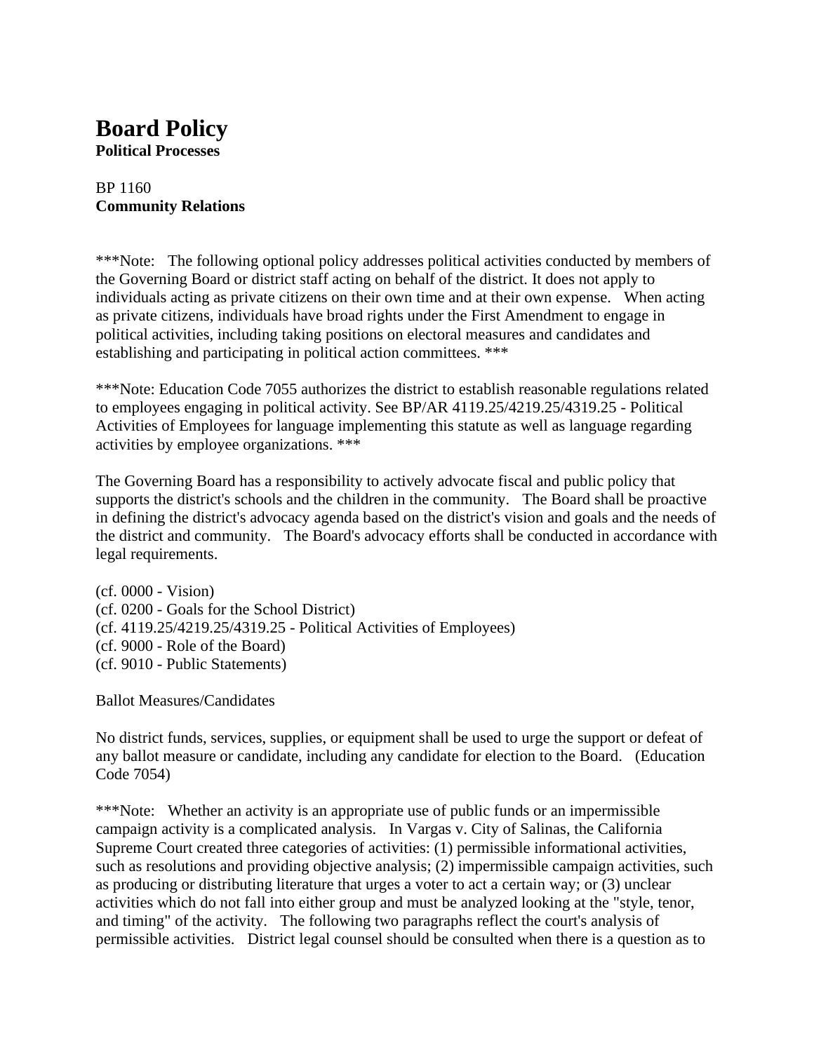# Board Policy

**Political Processes**

BP 1160
**Community Relations**

***Note: The following optional policy addresses political activities conducted by members of the Governing Board or district staff acting on behalf of the district. It does not apply to individuals acting as private citizens on their own time and at their own expense. When acting as private citizens, individuals have broad rights under the First Amendment to engage in political activities, including taking positions on electoral measures and candidates and establishing and participating in political action committees. ***

***Note: Education Code 7055 authorizes the district to establish reasonable regulations related to employees engaging in political activity. See BP/AR 4119.25/4219.25/4319.25 - Political Activities of Employees for language implementing this statute as well as language regarding activities by employee organizations. ***

The Governing Board has a responsibility to actively advocate fiscal and public policy that supports the district's schools and the children in the community. The Board shall be proactive in defining the district's advocacy agenda based on the district's vision and goals and the needs of the district and community. The Board's advocacy efforts shall be conducted in accordance with legal requirements.

(cf. 0000 - Vision)
(cf. 0200 - Goals for the School District)
(cf. 4119.25/4219.25/4319.25 - Political Activities of Employees)
(cf. 9000 - Role of the Board)
(cf. 9010 - Public Statements)

Ballot Measures/Candidates

No district funds, services, supplies, or equipment shall be used to urge the support or defeat of any ballot measure or candidate, including any candidate for election to the Board. (Education Code 7054)

***Note: Whether an activity is an appropriate use of public funds or an impermissible campaign activity is a complicated analysis. In Vargas v. City of Salinas, the California Supreme Court created three categories of activities: (1) permissible informational activities, such as resolutions and providing objective analysis; (2) impermissible campaign activities, such as producing or distributing literature that urges a voter to act a certain way; or (3) unclear activities which do not fall into either group and must be analyzed looking at the "style, tenor, and timing" of the activity. The following two paragraphs reflect the court's analysis of permissible activities. District legal counsel should be consulted when there is a question as to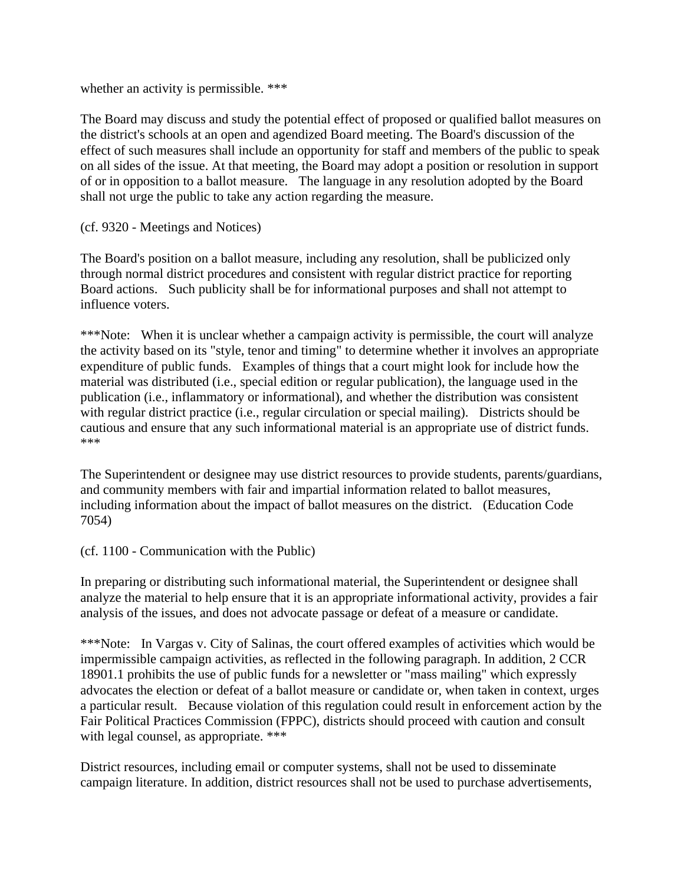whether an activity is permissible. ***

The Board may discuss and study the potential effect of proposed or qualified ballot measures on the district's schools at an open and agendized Board meeting. The Board's discussion of the effect of such measures shall include an opportunity for staff and members of the public to speak on all sides of the issue. At that meeting, the Board may adopt a position or resolution in support of or in opposition to a ballot measure. The language in any resolution adopted by the Board shall not urge the public to take any action regarding the measure.

(cf. 9320 - Meetings and Notices)

The Board's position on a ballot measure, including any resolution, shall be publicized only through normal district procedures and consistent with regular district practice for reporting Board actions. Such publicity shall be for informational purposes and shall not attempt to influence voters.

***Note: When it is unclear whether a campaign activity is permissible, the court will analyze the activity based on its "style, tenor and timing" to determine whether it involves an appropriate expenditure of public funds. Examples of things that a court might look for include how the material was distributed (i.e., special edition or regular publication), the language used in the publication (i.e., inflammatory or informational), and whether the distribution was consistent with regular district practice (i.e., regular circulation or special mailing). Districts should be cautious and ensure that any such informational material is an appropriate use of district funds. ***

The Superintendent or designee may use district resources to provide students, parents/guardians, and community members with fair and impartial information related to ballot measures, including information about the impact of ballot measures on the district. (Education Code 7054)

(cf. 1100 - Communication with the Public)

In preparing or distributing such informational material, the Superintendent or designee shall analyze the material to help ensure that it is an appropriate informational activity, provides a fair analysis of the issues, and does not advocate passage or defeat of a measure or candidate.

***Note: In Vargas v. City of Salinas, the court offered examples of activities which would be impermissible campaign activities, as reflected in the following paragraph. In addition, 2 CCR 18901.1 prohibits the use of public funds for a newsletter or "mass mailing" which expressly advocates the election or defeat of a ballot measure or candidate or, when taken in context, urges a particular result. Because violation of this regulation could result in enforcement action by the Fair Political Practices Commission (FPPC), districts should proceed with caution and consult with legal counsel, as appropriate. ***

District resources, including email or computer systems, shall not be used to disseminate campaign literature. In addition, district resources shall not be used to purchase advertisements,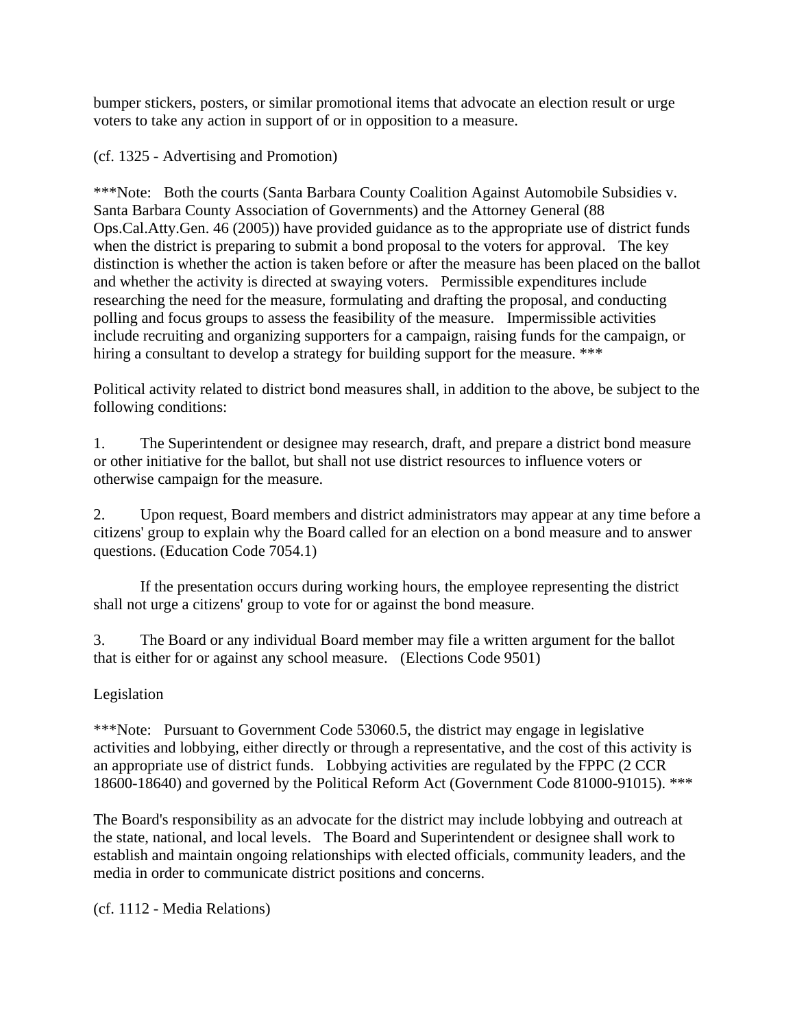bumper stickers, posters, or similar promotional items that advocate an election result or urge voters to take any action in support of or in opposition to a measure.

(cf. 1325 - Advertising and Promotion)

***Note: Both the courts (Santa Barbara County Coalition Against Automobile Subsidies v. Santa Barbara County Association of Governments) and the Attorney General (88 Ops.Cal.Atty.Gen. 46 (2005)) have provided guidance as to the appropriate use of district funds when the district is preparing to submit a bond proposal to the voters for approval. The key distinction is whether the action is taken before or after the measure has been placed on the ballot and whether the activity is directed at swaying voters. Permissible expenditures include researching the need for the measure, formulating and drafting the proposal, and conducting polling and focus groups to assess the feasibility of the measure. Impermissible activities include recruiting and organizing supporters for a campaign, raising funds for the campaign, or hiring a consultant to develop a strategy for building support for the measure. ***

Political activity related to district bond measures shall, in addition to the above, be subject to the following conditions:

1. The Superintendent or designee may research, draft, and prepare a district bond measure or other initiative for the ballot, but shall not use district resources to influence voters or otherwise campaign for the measure.

2. Upon request, Board members and district administrators may appear at any time before a citizens' group to explain why the Board called for an election on a bond measure and to answer questions. (Education Code 7054.1)

   If the presentation occurs during working hours, the employee representing the district shall not urge a citizens' group to vote for or against the bond measure.

3. The Board or any individual Board member may file a written argument for the ballot that is either for or against any school measure. (Elections Code 9501)

Legislation

***Note: Pursuant to Government Code 53060.5, the district may engage in legislative activities and lobbying, either directly or through a representative, and the cost of this activity is an appropriate use of district funds. Lobbying activities are regulated by the FPPC (2 CCR 18600-18640) and governed by the Political Reform Act (Government Code 81000-91015). ***

The Board's responsibility as an advocate for the district may include lobbying and outreach at the state, national, and local levels. The Board and Superintendent or designee shall work to establish and maintain ongoing relationships with elected officials, community leaders, and the media in order to communicate district positions and concerns.

(cf. 1112 - Media Relations)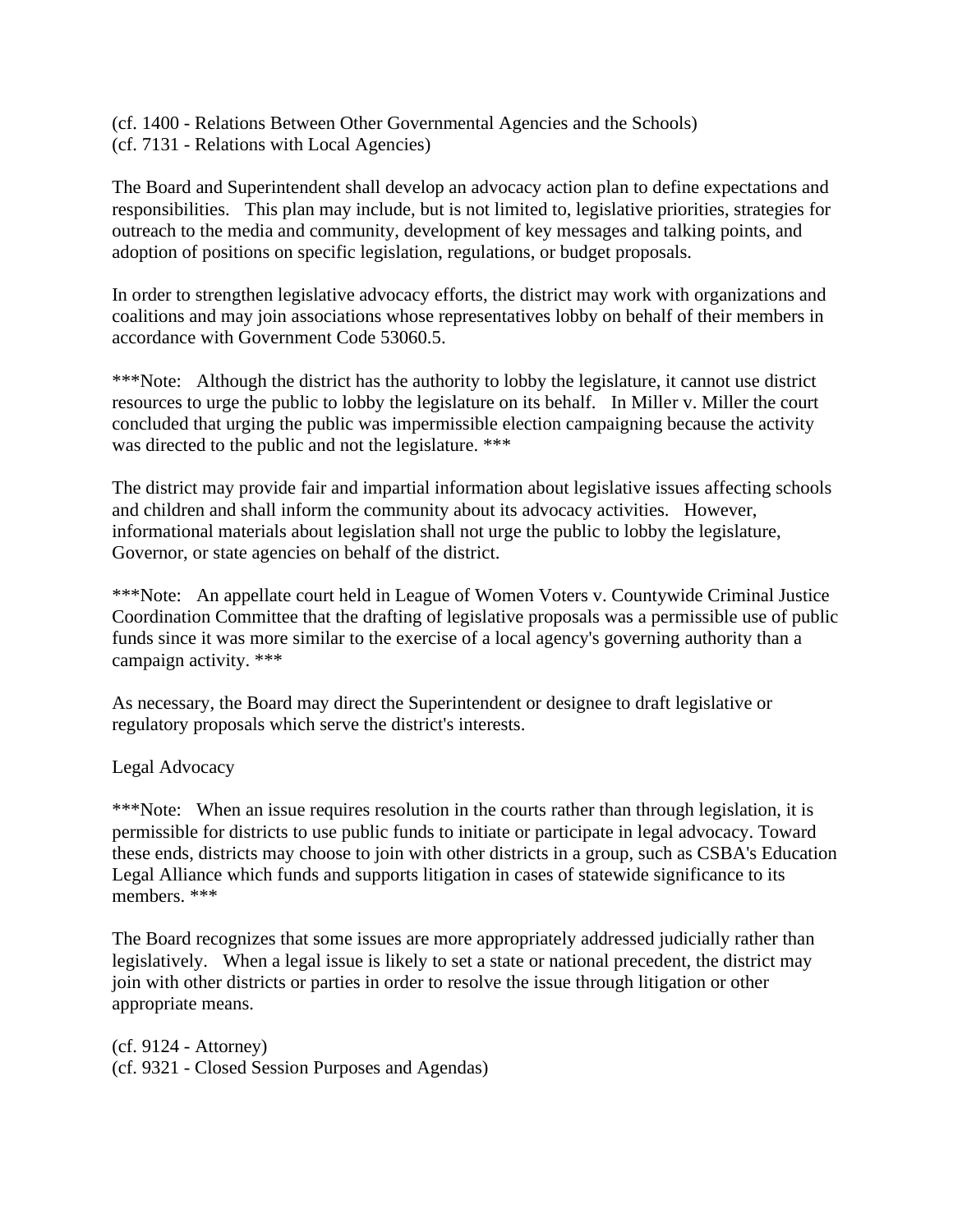(cf. 1400 - Relations Between Other Governmental Agencies and the Schools)
(cf. 7131 - Relations with Local Agencies)

The Board and Superintendent shall develop an advocacy action plan to define expectations and responsibilities. This plan may include, but is not limited to, legislative priorities, strategies for outreach to the media and community, development of key messages and talking points, and adoption of positions on specific legislation, regulations, or budget proposals.

In order to strengthen legislative advocacy efforts, the district may work with organizations and coalitions and may join associations whose representatives lobby on behalf of their members in accordance with Government Code 53060.5.

***Note: Although the district has the authority to lobby the legislature, it cannot use district resources to urge the public to lobby the legislature on its behalf. In Miller v. Miller the court concluded that urging the public was impermissible election campaigning because the activity was directed to the public and not the legislature. ***

The district may provide fair and impartial information about legislative issues affecting schools and children and shall inform the community about its advocacy activities. However, informational materials about legislation shall not urge the public to lobby the legislature, Governor, or state agencies on behalf of the district.

***Note: An appellate court held in League of Women Voters v. Countywide Criminal Justice Coordination Committee that the drafting of legislative proposals was a permissible use of public funds since it was more similar to the exercise of a local agency's governing authority than a campaign activity. ***

As necessary, the Board may direct the Superintendent or designee to draft legislative or regulatory proposals which serve the district's interests.

Legal Advocacy

***Note: When an issue requires resolution in the courts rather than through legislation, it is permissible for districts to use public funds to initiate or participate in legal advocacy. Toward these ends, districts may choose to join with other districts in a group, such as CSBA's Education Legal Alliance which funds and supports litigation in cases of statewide significance to its members. ***

The Board recognizes that some issues are more appropriately addressed judicially rather than legislatively. When a legal issue is likely to set a state or national precedent, the district may join with other districts or parties in order to resolve the issue through litigation or other appropriate means.

(cf. 9124 - Attorney)
(cf. 9321 - Closed Session Purposes and Agendas)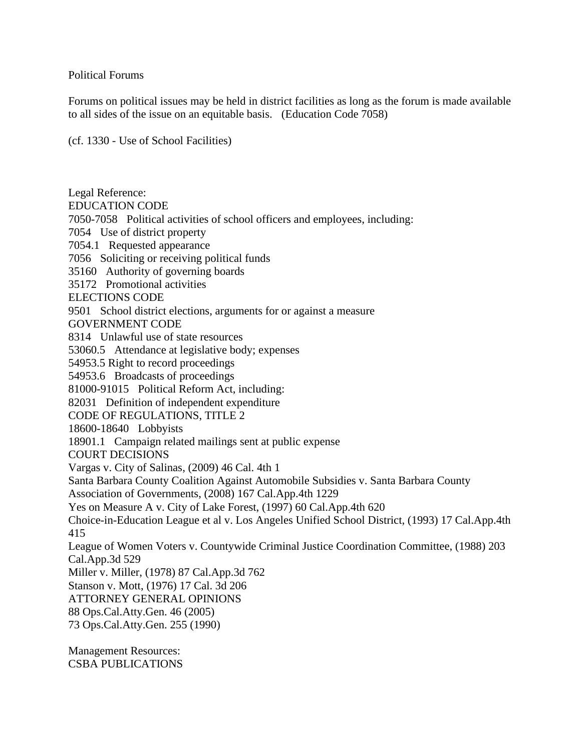Political Forums

Forums on political issues may be held in district facilities as long as the forum is made available to all sides of the issue on an equitable basis.   (Education Code 7058)

(cf. 1330 - Use of School Facilities)

Legal Reference:
EDUCATION CODE
7050-7058   Political activities of school officers and employees, including:
7054   Use of district property
7054.1   Requested appearance
7056   Soliciting or receiving political funds
35160   Authority of governing boards
35172   Promotional activities
ELECTIONS CODE
9501   School district elections, arguments for or against a measure
GOVERNMENT CODE
8314   Unlawful use of state resources
53060.5   Attendance at legislative body; expenses
54953.5 Right to record proceedings
54953.6   Broadcasts of proceedings
81000-91015   Political Reform Act, including:
82031   Definition of independent expenditure
CODE OF REGULATIONS, TITLE 2
18600-18640   Lobbyists
18901.1   Campaign related mailings sent at public expense
COURT DECISIONS
Vargas v. City of Salinas, (2009) 46 Cal. 4th 1
Santa Barbara County Coalition Against Automobile Subsidies v. Santa Barbara County Association of Governments, (2008) 167 Cal.App.4th 1229
Yes on Measure A v. City of Lake Forest, (1997) 60 Cal.App.4th 620
Choice-in-Education League et al v. Los Angeles Unified School District, (1993) 17 Cal.App.4th 415
League of Women Voters v. Countywide Criminal Justice Coordination Committee, (1988) 203 Cal.App.3d 529
Miller v. Miller, (1978) 87 Cal.App.3d 762
Stanson v. Mott, (1976) 17 Cal. 3d 206
ATTORNEY GENERAL OPINIONS
88 Ops.Cal.Atty.Gen. 46 (2005)
73 Ops.Cal.Atty.Gen. 255 (1990)

Management Resources:
CSBA PUBLICATIONS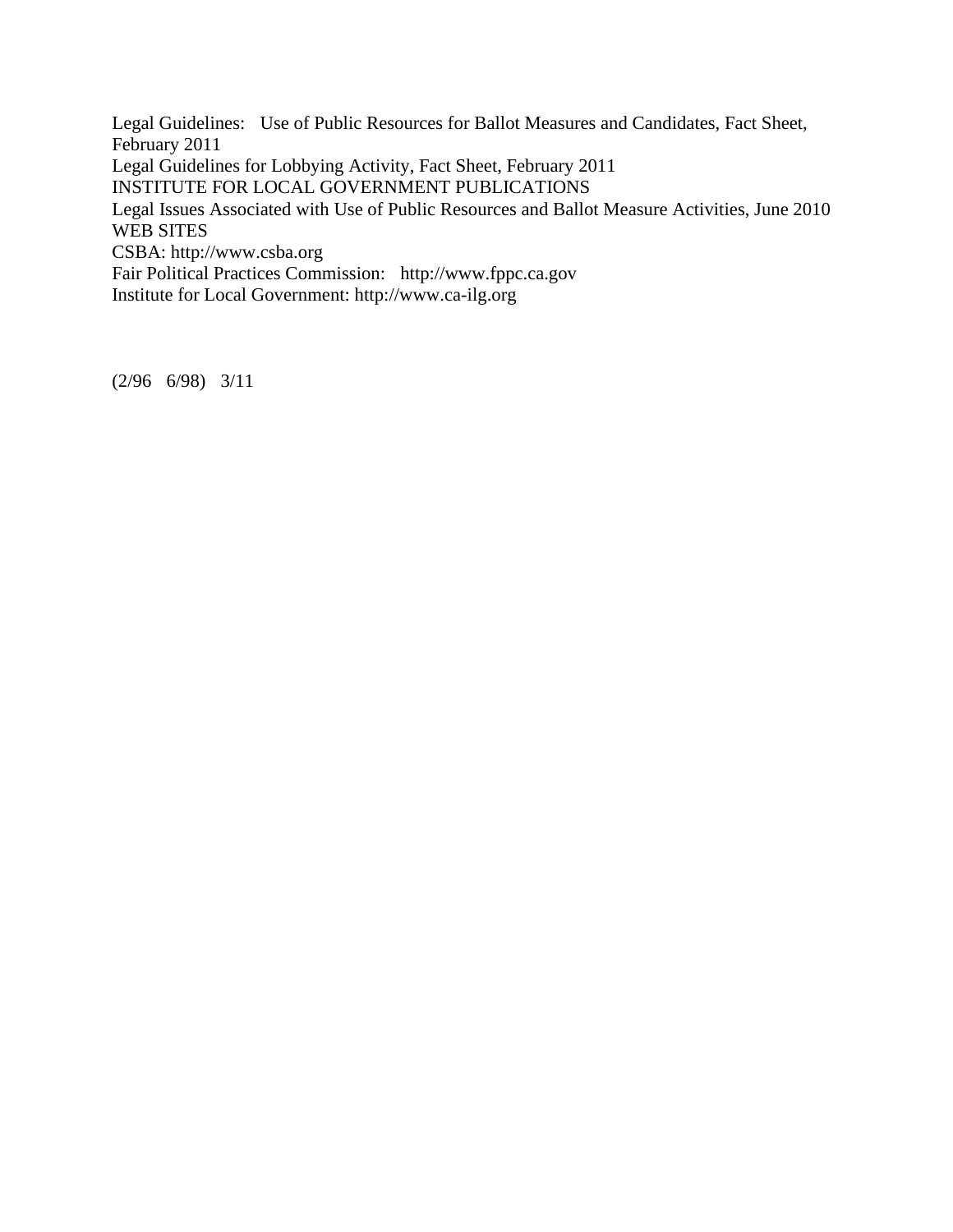Legal Guidelines: Use of Public Resources for Ballot Measures and Candidates, Fact Sheet, February 2011

Legal Guidelines for Lobbying Activity, Fact Sheet, February 2011

INSTITUTE FOR LOCAL GOVERNMENT PUBLICATIONS

Legal Issues Associated with Use of Public Resources and Ballot Measure Activities, June 2010

WEB SITES

CSBA: http://www.csba.org

Fair Political Practices Commission: http://www.fppc.ca.gov

Institute for Local Government: http://www.ca-ilg.org

(2/96 6/98) 3/11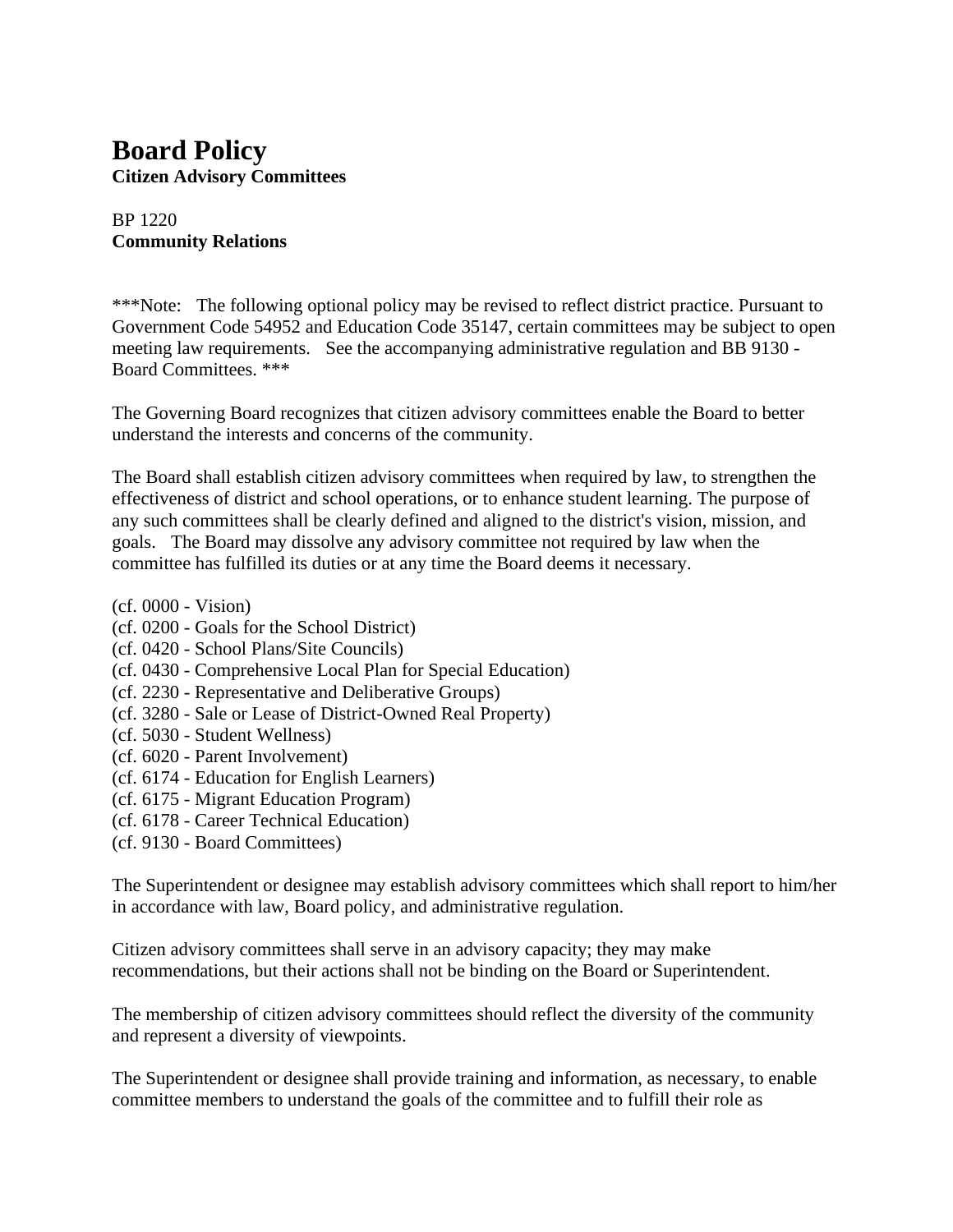# Board Policy

**Citizen Advisory Committees**

BP 1220

**Community Relations**

***Note: The following optional policy may be revised to reflect district practice. Pursuant to Government Code 54952 and Education Code 35147, certain committees may be subject to open meeting law requirements. See the accompanying administrative regulation and BB 9130 - Board Committees. ***

The Governing Board recognizes that citizen advisory committees enable the Board to better understand the interests and concerns of the community.

The Board shall establish citizen advisory committees when required by law, to strengthen the effectiveness of district and school operations, or to enhance student learning. The purpose of any such committees shall be clearly defined and aligned to the district's vision, mission, and goals. The Board may dissolve any advisory committee not required by law when the committee has fulfilled its duties or at any time the Board deems it necessary.

(cf. 0000 - Vision)
(cf. 0200 - Goals for the School District)
(cf. 0420 - School Plans/Site Councils)
(cf. 0430 - Comprehensive Local Plan for Special Education)
(cf. 2230 - Representative and Deliberative Groups)
(cf. 3280 - Sale or Lease of District-Owned Real Property)
(cf. 5030 - Student Wellness)
(cf. 6020 - Parent Involvement)
(cf. 6174 - Education for English Learners)
(cf. 6175 - Migrant Education Program)
(cf. 6178 - Career Technical Education)
(cf. 9130 - Board Committees)

The Superintendent or designee may establish advisory committees which shall report to him/her in accordance with law, Board policy, and administrative regulation.

Citizen advisory committees shall serve in an advisory capacity; they may make recommendations, but their actions shall not be binding on the Board or Superintendent.

The membership of citizen advisory committees should reflect the diversity of the community and represent a diversity of viewpoints.

The Superintendent or designee shall provide training and information, as necessary, to enable committee members to understand the goals of the committee and to fulfill their role as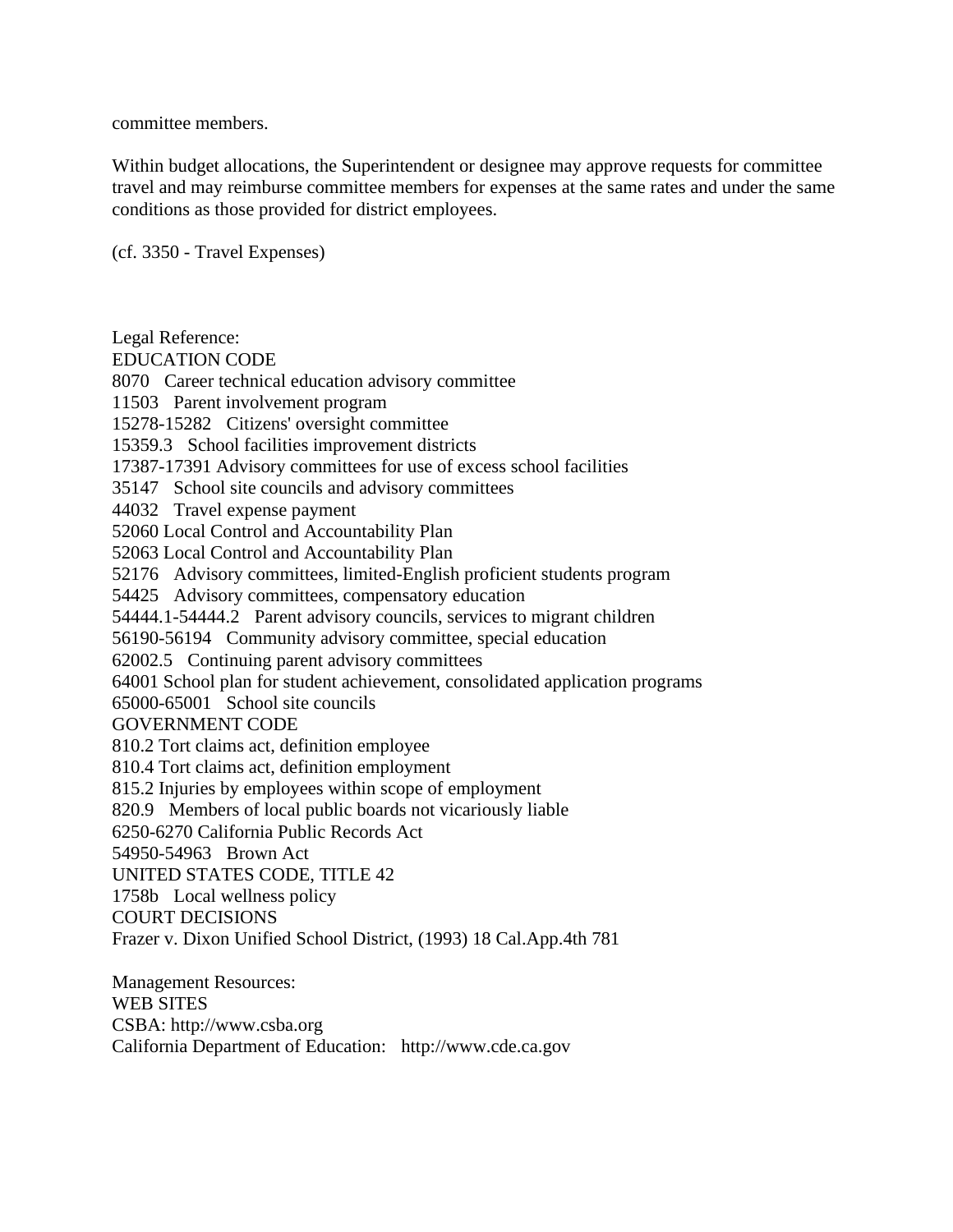committee members.

Within budget allocations, the Superintendent or designee may approve requests for committee travel and may reimburse committee members for expenses at the same rates and under the same conditions as those provided for district employees.

(cf. 3350 - Travel Expenses)

Legal Reference:
EDUCATION CODE
8070 Career technical education advisory committee
11503 Parent involvement program
15278-15282 Citizens' oversight committee
15359.3 School facilities improvement districts
17387-17391 Advisory committees for use of excess school facilities
35147 School site councils and advisory committees
44032 Travel expense payment
52060 Local Control and Accountability Plan
52063 Local Control and Accountability Plan
52176 Advisory committees, limited-English proficient students program
54425 Advisory committees, compensatory education
54444.1-54444.2 Parent advisory councils, services to migrant children
56190-56194 Community advisory committee, special education
62002.5 Continuing parent advisory committees
64001 School plan for student achievement, consolidated application programs
65000-65001 School site councils
GOVERNMENT CODE
810.2 Tort claims act, definition employee
810.4 Tort claims act, definition employment
815.2 Injuries by employees within scope of employment
820.9 Members of local public boards not vicariously liable
6250-6270 California Public Records Act
54950-54963 Brown Act
UNITED STATES CODE, TITLE 42
1758b Local wellness policy
COURT DECISIONS
Frazer v. Dixon Unified School District, (1993) 18 Cal.App.4th 781

Management Resources:
WEB SITES
CSBA: http://www.csba.org
California Department of Education: http://www.cde.ca.gov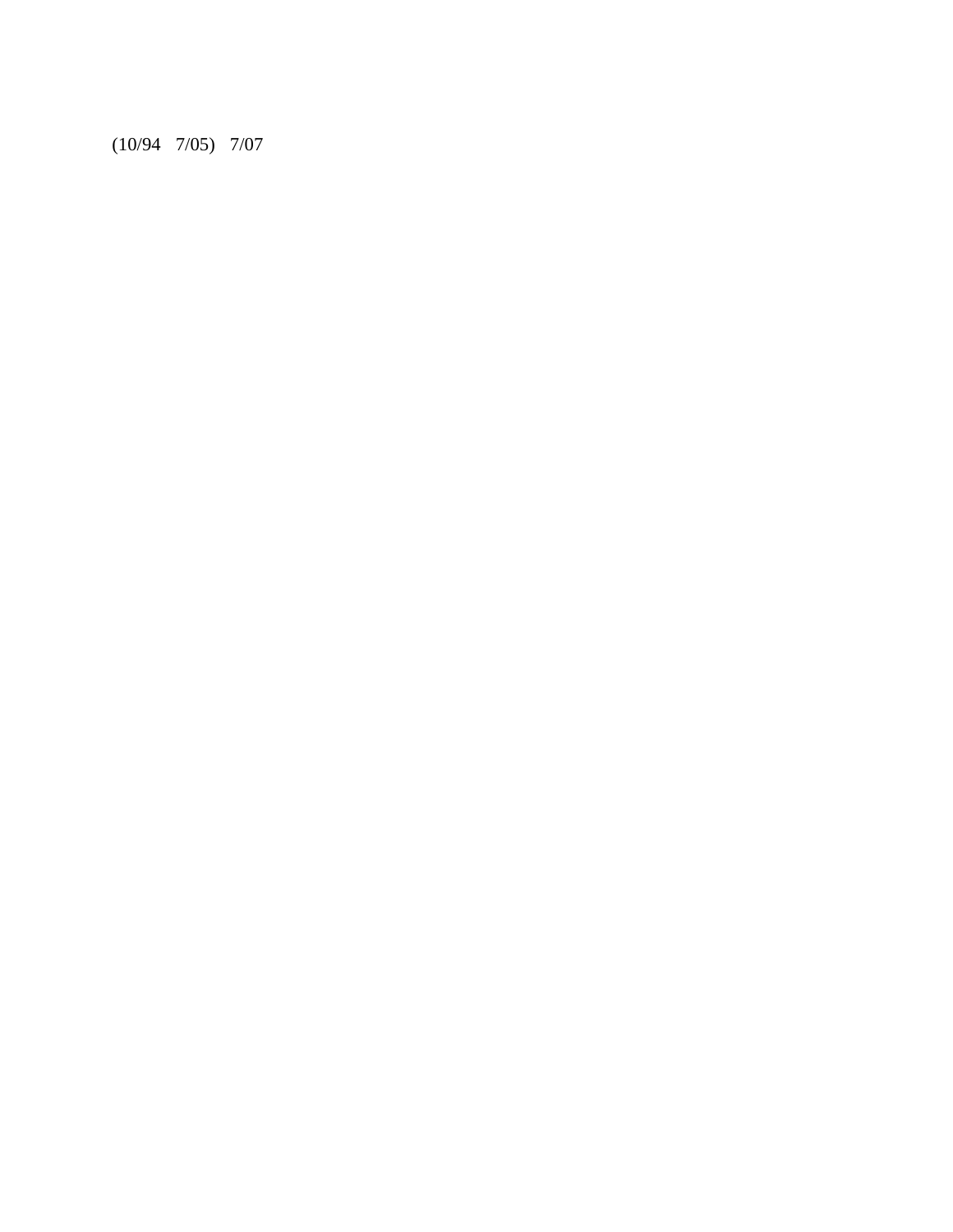(10/94 7/05) 7/07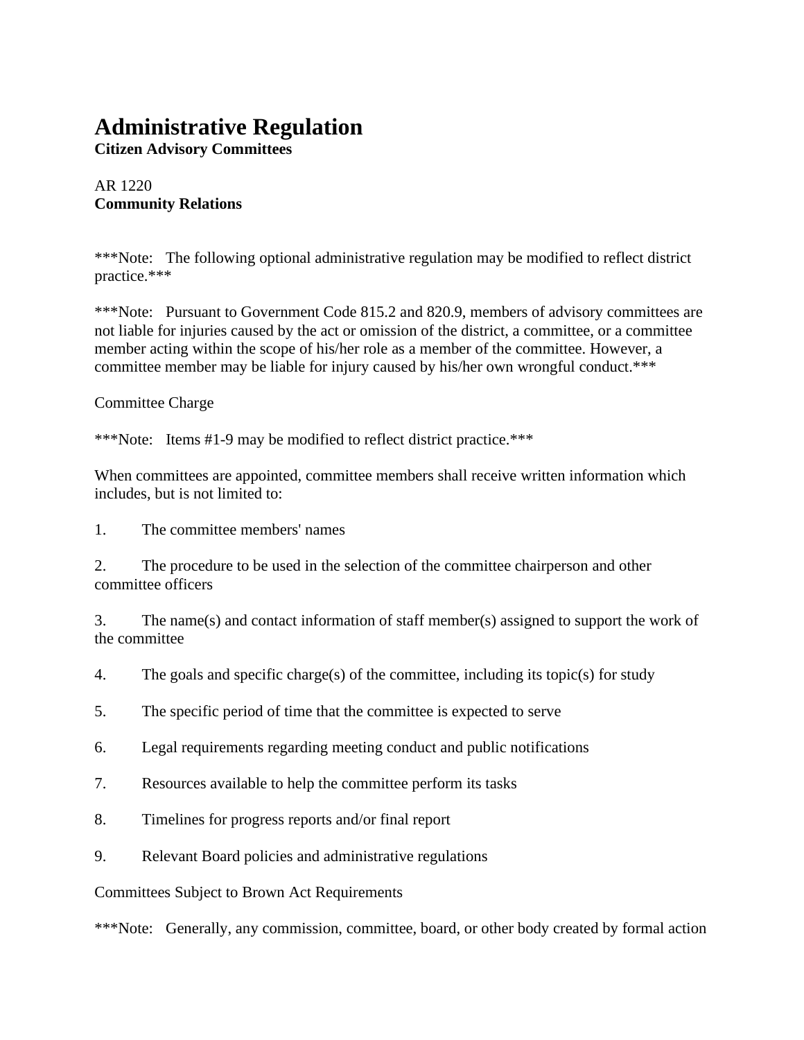# Administrative Regulation

**Citizen Advisory Committees**

AR 1220
**Community Relations**

***Note: The following optional administrative regulation may be modified to reflect district practice.***

***Note: Pursuant to Government Code 815.2 and 820.9, members of advisory committees are not liable for injuries caused by the act or omission of the district, a committee, or a committee member acting within the scope of his/her role as a member of the committee. However, a committee member may be liable for injury caused by his/her own wrongful conduct.***

Committee Charge

***Note: Items #1-9 may be modified to reflect district practice.***

When committees are appointed, committee members shall receive written information which includes, but is not limited to:

1. The committee members' names

2. The procedure to be used in the selection of the committee chairperson and other committee officers

3. The name(s) and contact information of staff member(s) assigned to support the work of the committee

4. The goals and specific charge(s) of the committee, including its topic(s) for study

5. The specific period of time that the committee is expected to serve

6. Legal requirements regarding meeting conduct and public notifications

7. Resources available to help the committee perform its tasks

8. Timelines for progress reports and/or final report

9. Relevant Board policies and administrative regulations

Committees Subject to Brown Act Requirements

***Note: Generally, any commission, committee, board, or other body created by formal action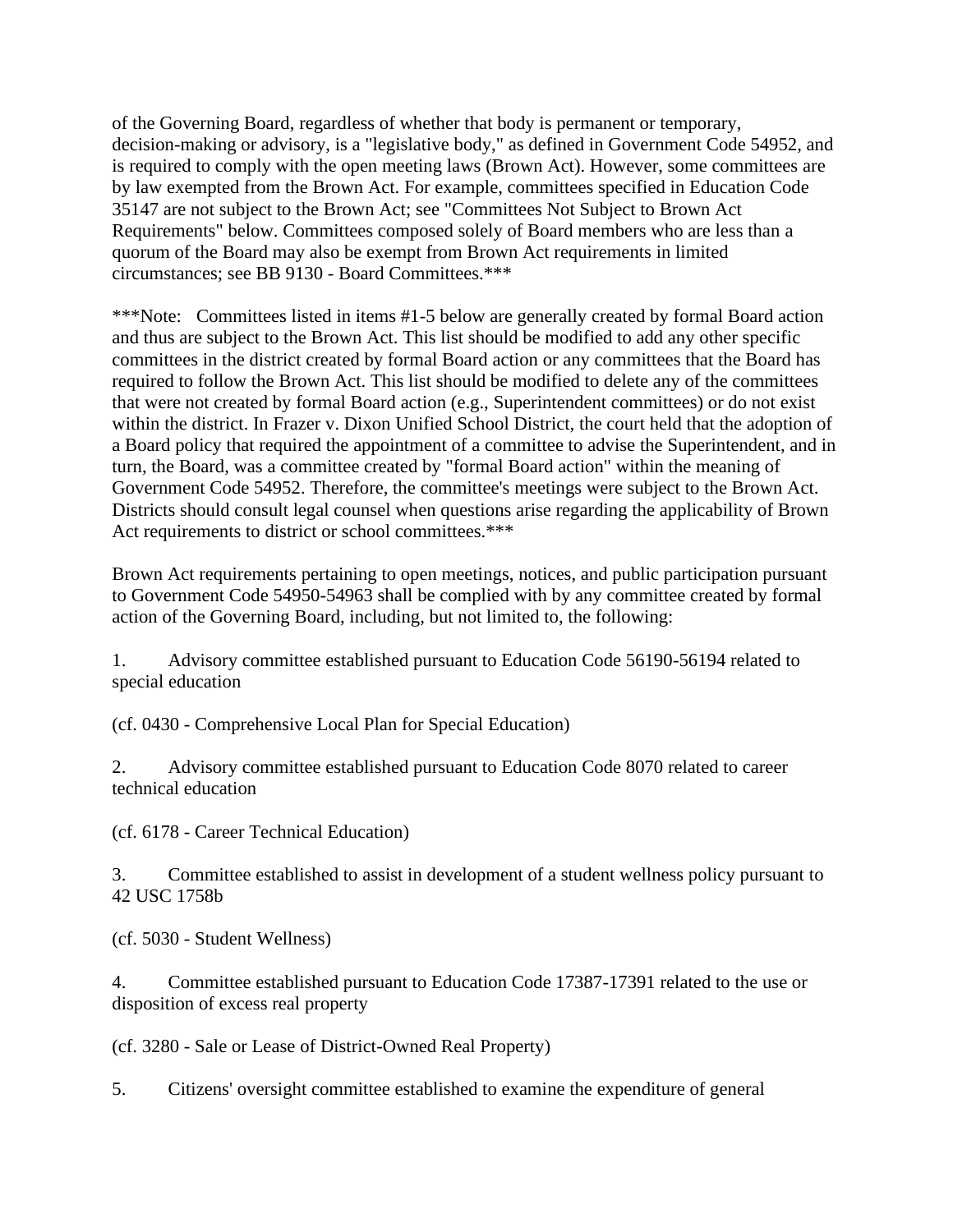of the Governing Board, regardless of whether that body is permanent or temporary, decision-making or advisory, is a "legislative body," as defined in Government Code 54952, and is required to comply with the open meeting laws (Brown Act). However, some committees are by law exempted from the Brown Act. For example, committees specified in Education Code 35147 are not subject to the Brown Act; see "Committees Not Subject to Brown Act Requirements" below. Committees composed solely of Board members who are less than a quorum of the Board may also be exempt from Brown Act requirements in limited circumstances; see BB 9130 - Board Committees.***

***Note: Committees listed in items #1-5 below are generally created by formal Board action and thus are subject to the Brown Act. This list should be modified to add any other specific committees in the district created by formal Board action or any committees that the Board has required to follow the Brown Act. This list should be modified to delete any of the committees that were not created by formal Board action (e.g., Superintendent committees) or do not exist within the district. In Frazer v. Dixon Unified School District, the court held that the adoption of a Board policy that required the appointment of a committee to advise the Superintendent, and in turn, the Board, was a committee created by "formal Board action" within the meaning of Government Code 54952. Therefore, the committee's meetings were subject to the Brown Act. Districts should consult legal counsel when questions arise regarding the applicability of Brown Act requirements to district or school committees.***

Brown Act requirements pertaining to open meetings, notices, and public participation pursuant to Government Code 54950-54963 shall be complied with by any committee created by formal action of the Governing Board, including, but not limited to, the following:

1. Advisory committee established pursuant to Education Code 56190-56194 related to special education

(cf. 0430 - Comprehensive Local Plan for Special Education)

2. Advisory committee established pursuant to Education Code 8070 related to career technical education

(cf. 6178 - Career Technical Education)

3. Committee established to assist in development of a student wellness policy pursuant to 42 USC 1758b

(cf. 5030 - Student Wellness)

4. Committee established pursuant to Education Code 17387-17391 related to the use or disposition of excess real property

(cf. 3280 - Sale or Lease of District-Owned Real Property)

5. Citizens' oversight committee established to examine the expenditure of general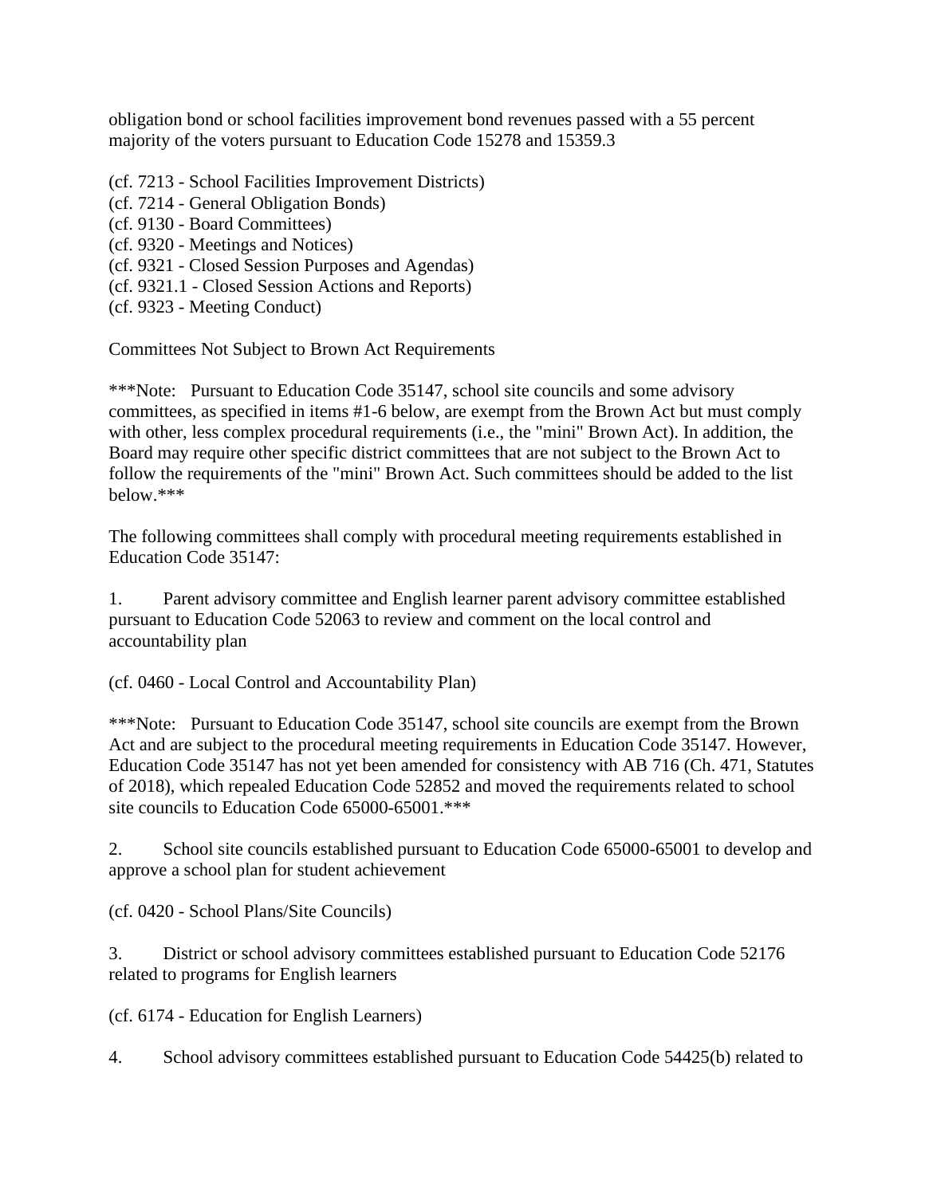obligation bond or school facilities improvement bond revenues passed with a 55 percent majority of the voters pursuant to Education Code 15278 and 15359.3

(cf. 7213 - School Facilities Improvement Districts)
(cf. 7214 - General Obligation Bonds)
(cf. 9130 - Board Committees)
(cf. 9320 - Meetings and Notices)
(cf. 9321 - Closed Session Purposes and Agendas)
(cf. 9321.1 - Closed Session Actions and Reports)
(cf. 9323 - Meeting Conduct)

Committees Not Subject to Brown Act Requirements

***Note: Pursuant to Education Code 35147, school site councils and some advisory committees, as specified in items #1-6 below, are exempt from the Brown Act but must comply with other, less complex procedural requirements (i.e., the "mini" Brown Act). In addition, the Board may require other specific district committees that are not subject to the Brown Act to follow the requirements of the "mini" Brown Act. Such committees should be added to the list below.***

The following committees shall comply with procedural meeting requirements established in Education Code 35147:

1. Parent advisory committee and English learner parent advisory committee established pursuant to Education Code 52063 to review and comment on the local control and accountability plan

(cf. 0460 - Local Control and Accountability Plan)

***Note: Pursuant to Education Code 35147, school site councils are exempt from the Brown Act and are subject to the procedural meeting requirements in Education Code 35147. However, Education Code 35147 has not yet been amended for consistency with AB 716 (Ch. 471, Statutes of 2018), which repealed Education Code 52852 and moved the requirements related to school site councils to Education Code 65000-65001.***

2. School site councils established pursuant to Education Code 65000-65001 to develop and approve a school plan for student achievement

(cf. 0420 - School Plans/Site Councils)

3. District or school advisory committees established pursuant to Education Code 52176 related to programs for English learners

(cf. 6174 - Education for English Learners)

4. School advisory committees established pursuant to Education Code 54425(b) related to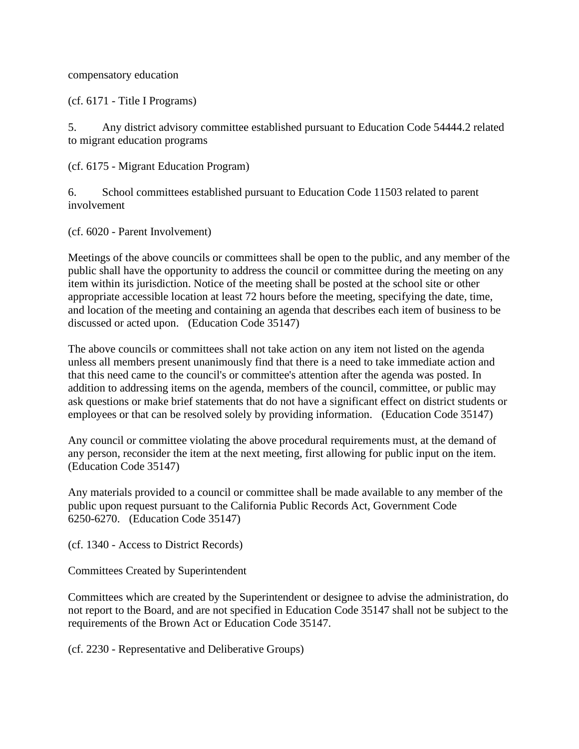compensatory education

(cf. 6171 - Title I Programs)

5. Any district advisory committee established pursuant to Education Code 54444.2 related to migrant education programs

(cf. 6175 - Migrant Education Program)

6. School committees established pursuant to Education Code 11503 related to parent involvement

(cf. 6020 - Parent Involvement)

Meetings of the above councils or committees shall be open to the public, and any member of the public shall have the opportunity to address the council or committee during the meeting on any item within its jurisdiction. Notice of the meeting shall be posted at the school site or other appropriate accessible location at least 72 hours before the meeting, specifying the date, time, and location of the meeting and containing an agenda that describes each item of business to be discussed or acted upon. (Education Code 35147)

The above councils or committees shall not take action on any item not listed on the agenda unless all members present unanimously find that there is a need to take immediate action and that this need came to the council's or committee's attention after the agenda was posted. In addition to addressing items on the agenda, members of the council, committee, or public may ask questions or make brief statements that do not have a significant effect on district students or employees or that can be resolved solely by providing information. (Education Code 35147)

Any council or committee violating the above procedural requirements must, at the demand of any person, reconsider the item at the next meeting, first allowing for public input on the item. (Education Code 35147)

Any materials provided to a council or committee shall be made available to any member of the public upon request pursuant to the California Public Records Act, Government Code 6250-6270. (Education Code 35147)

(cf. 1340 - Access to District Records)

Committees Created by Superintendent

Committees which are created by the Superintendent or designee to advise the administration, do not report to the Board, and are not specified in Education Code 35147 shall not be subject to the requirements of the Brown Act or Education Code 35147.

(cf. 2230 - Representative and Deliberative Groups)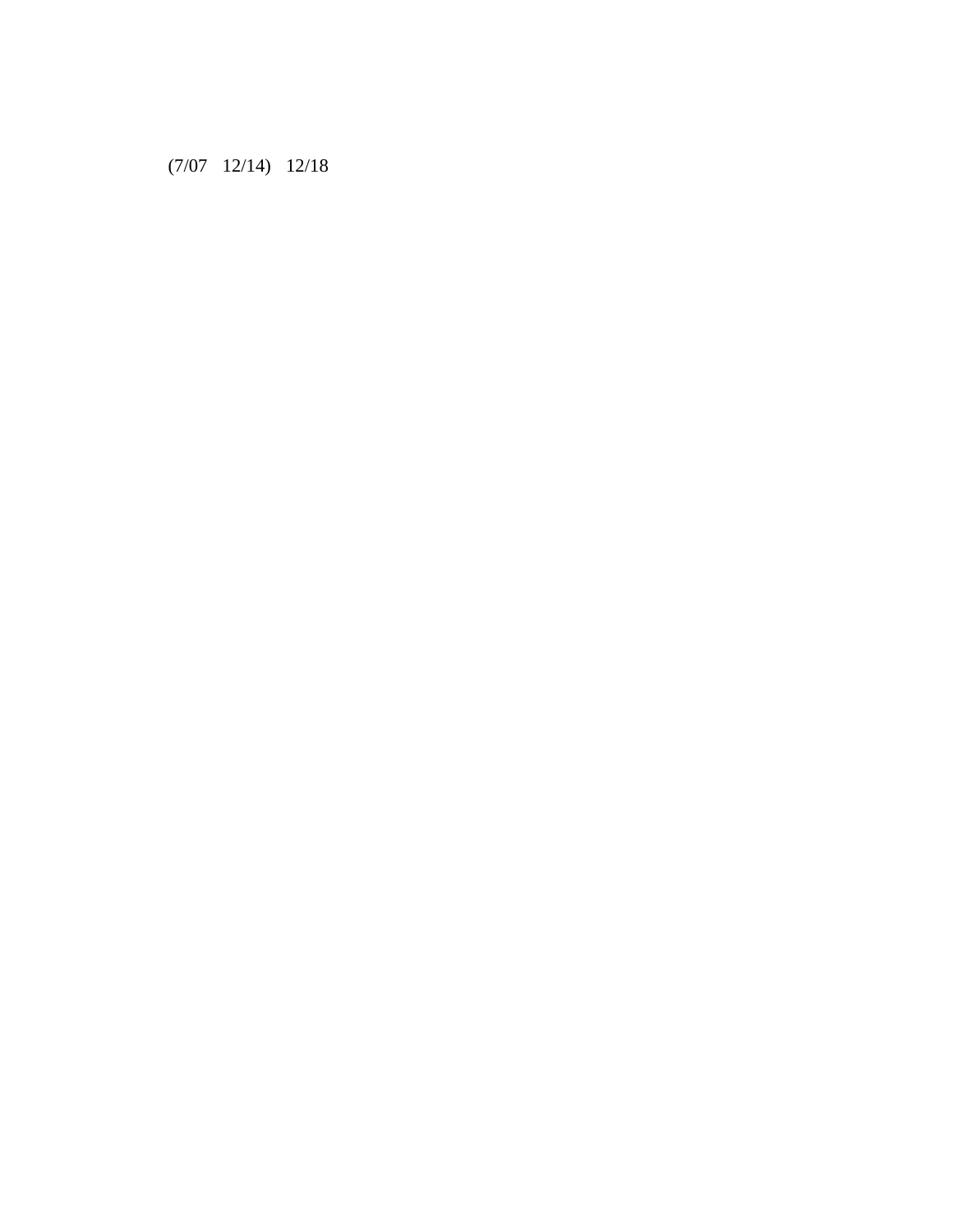(7/07 12/14) 12/18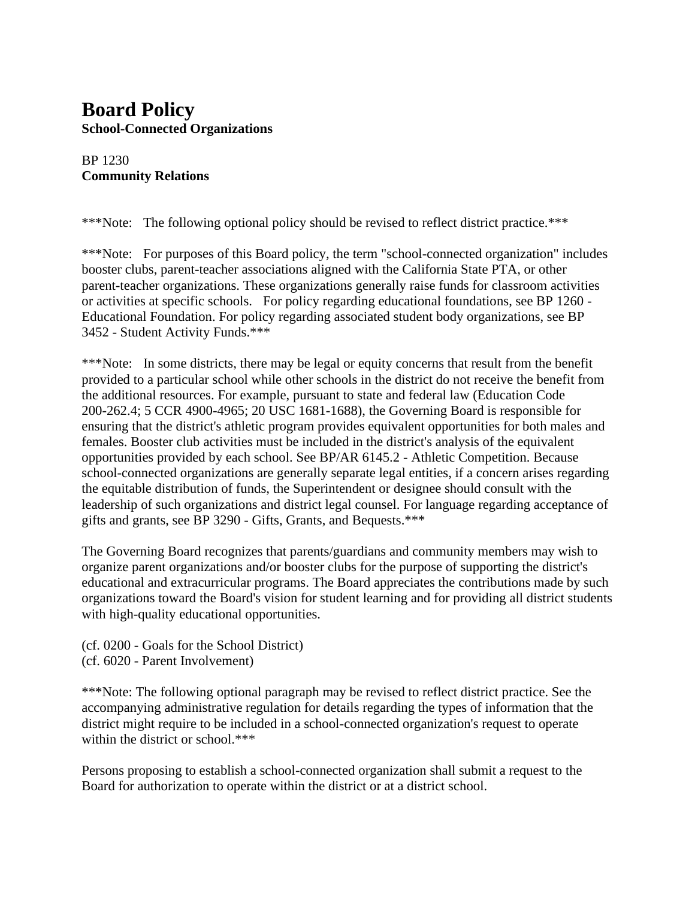# Board Policy

**School-Connected Organizations**

BP 1230

**Community Relations**

***Note: The following optional policy should be revised to reflect district practice.***

***Note: For purposes of this Board policy, the term "school-connected organization" includes booster clubs, parent-teacher associations aligned with the California State PTA, or other parent-teacher organizations. These organizations generally raise funds for classroom activities or activities at specific schools. For policy regarding educational foundations, see BP 1260 - Educational Foundation. For policy regarding associated student body organizations, see BP 3452 - Student Activity Funds.***

***Note: In some districts, there may be legal or equity concerns that result from the benefit provided to a particular school while other schools in the district do not receive the benefit from the additional resources. For example, pursuant to state and federal law (Education Code 200-262.4; 5 CCR 4900-4965; 20 USC 1681-1688), the Governing Board is responsible for ensuring that the district's athletic program provides equivalent opportunities for both males and females. Booster club activities must be included in the district's analysis of the equivalent opportunities provided by each school. See BP/AR 6145.2 - Athletic Competition. Because school-connected organizations are generally separate legal entities, if a concern arises regarding the equitable distribution of funds, the Superintendent or designee should consult with the leadership of such organizations and district legal counsel. For language regarding acceptance of gifts and grants, see BP 3290 - Gifts, Grants, and Bequests.***

The Governing Board recognizes that parents/guardians and community members may wish to organize parent organizations and/or booster clubs for the purpose of supporting the district's educational and extracurricular programs. The Board appreciates the contributions made by such organizations toward the Board's vision for student learning and for providing all district students with high-quality educational opportunities.

(cf. 0200 - Goals for the School District)
(cf. 6020 - Parent Involvement)

***Note: The following optional paragraph may be revised to reflect district practice. See the accompanying administrative regulation for details regarding the types of information that the district might require to be included in a school-connected organization's request to operate within the district or school.***

Persons proposing to establish a school-connected organization shall submit a request to the Board for authorization to operate within the district or at a district school.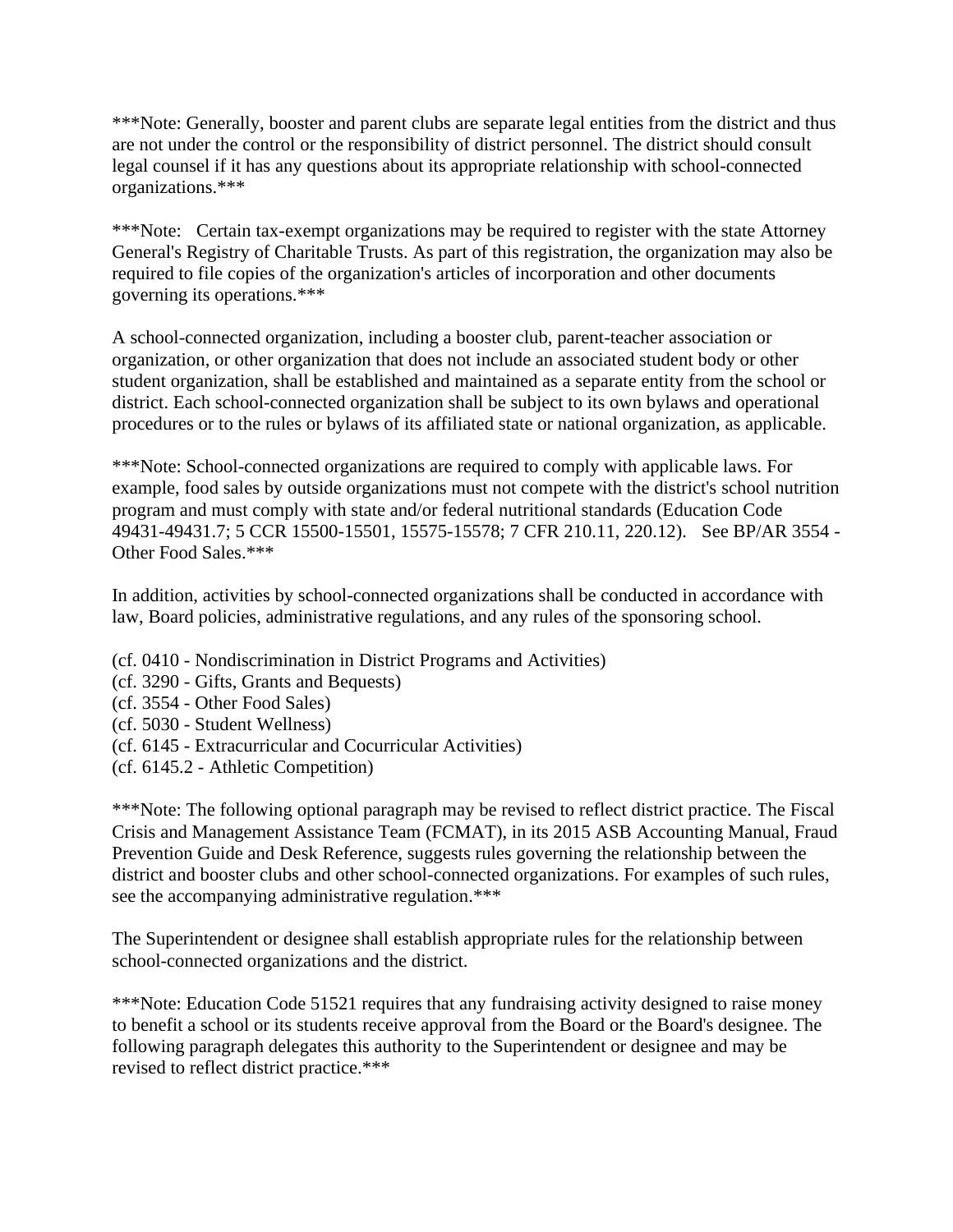***Note: Generally, booster and parent clubs are separate legal entities from the district and thus are not under the control or the responsibility of district personnel. The district should consult legal counsel if it has any questions about its appropriate relationship with school-connected organizations.***

***Note: Certain tax-exempt organizations may be required to register with the state Attorney General's Registry of Charitable Trusts. As part of this registration, the organization may also be required to file copies of the organization's articles of incorporation and other documents governing its operations.***

A school-connected organization, including a booster club, parent-teacher association or organization, or other organization that does not include an associated student body or other student organization, shall be established and maintained as a separate entity from the school or district. Each school-connected organization shall be subject to its own bylaws and operational procedures or to the rules or bylaws of its affiliated state or national organization, as applicable.

***Note: School-connected organizations are required to comply with applicable laws. For example, food sales by outside organizations must not compete with the district's school nutrition program and must comply with state and/or federal nutritional standards (Education Code 49431-49431.7; 5 CCR 15500-15501, 15575-15578; 7 CFR 210.11, 220.12). See BP/AR 3554 - Other Food Sales.***

In addition, activities by school-connected organizations shall be conducted in accordance with law, Board policies, administrative regulations, and any rules of the sponsoring school.

(cf. 0410 - Nondiscrimination in District Programs and Activities)
(cf. 3290 - Gifts, Grants and Bequests)
(cf. 3554 - Other Food Sales)
(cf. 5030 - Student Wellness)
(cf. 6145 - Extracurricular and Cocurricular Activities)
(cf. 6145.2 - Athletic Competition)

***Note: The following optional paragraph may be revised to reflect district practice. The Fiscal Crisis and Management Assistance Team (FCMAT), in its 2015 ASB Accounting Manual, Fraud Prevention Guide and Desk Reference, suggests rules governing the relationship between the district and booster clubs and other school-connected organizations. For examples of such rules, see the accompanying administrative regulation.***

The Superintendent or designee shall establish appropriate rules for the relationship between school-connected organizations and the district.

***Note: Education Code 51521 requires that any fundraising activity designed to raise money to benefit a school or its students receive approval from the Board or the Board's designee. The following paragraph delegates this authority to the Superintendent or designee and may be revised to reflect district practice.***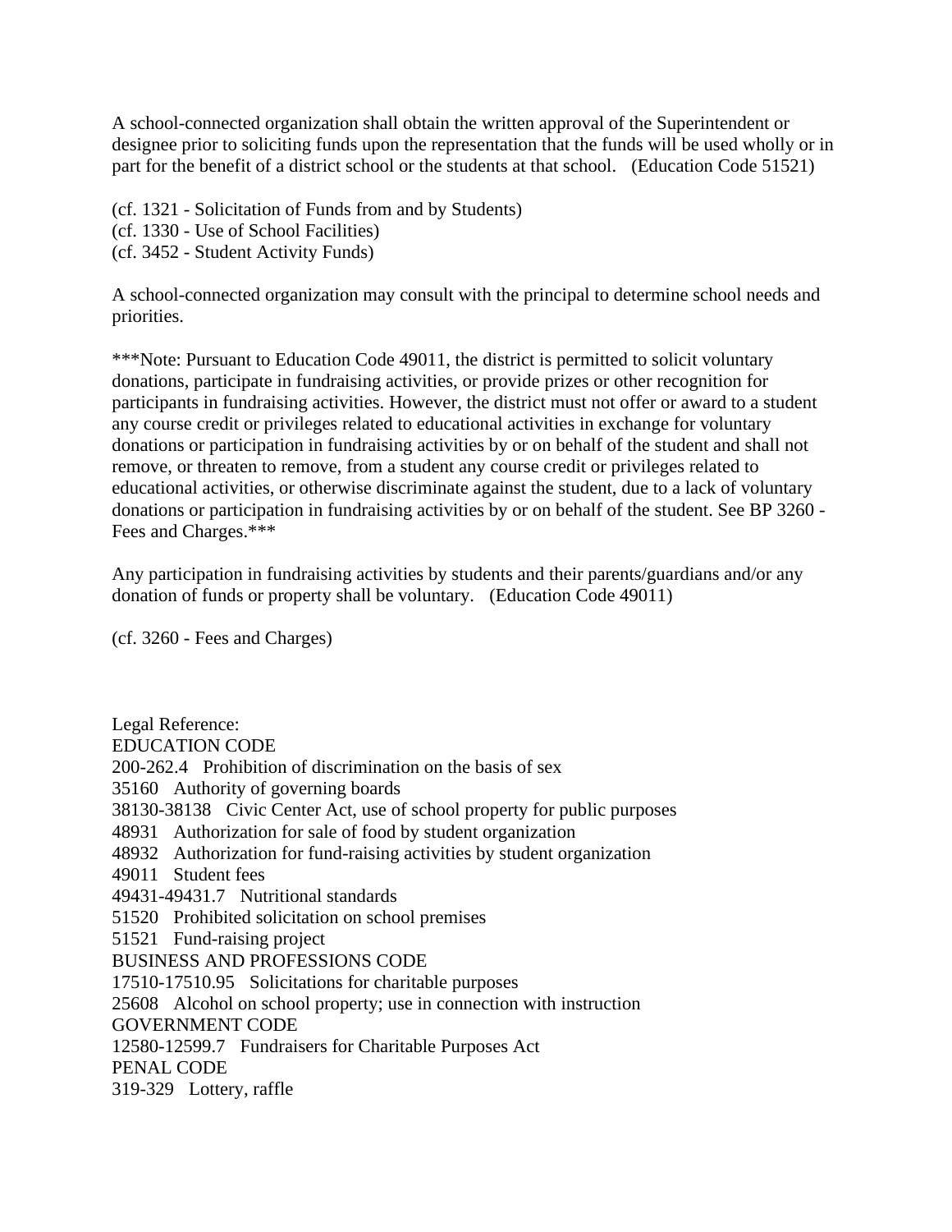A school-connected organization shall obtain the written approval of the Superintendent or designee prior to soliciting funds upon the representation that the funds will be used wholly or in part for the benefit of a district school or the students at that school. (Education Code 51521)

(cf. 1321 - Solicitation of Funds from and by Students)
(cf. 1330 - Use of School Facilities)
(cf. 3452 - Student Activity Funds)

A school-connected organization may consult with the principal to determine school needs and priorities.

***Note: Pursuant to Education Code 49011, the district is permitted to solicit voluntary donations, participate in fundraising activities, or provide prizes or other recognition for participants in fundraising activities. However, the district must not offer or award to a student any course credit or privileges related to educational activities in exchange for voluntary donations or participation in fundraising activities by or on behalf of the student and shall not remove, or threaten to remove, from a student any course credit or privileges related to educational activities, or otherwise discriminate against the student, due to a lack of voluntary donations or participation in fundraising activities by or on behalf of the student. See BP 3260 - Fees and Charges.***

Any participation in fundraising activities by students and their parents/guardians and/or any donation of funds or property shall be voluntary. (Education Code 49011)

(cf. 3260 - Fees and Charges)

Legal Reference:
EDUCATION CODE
200-262.4 Prohibition of discrimination on the basis of sex
35160 Authority of governing boards
38130-38138 Civic Center Act, use of school property for public purposes
48931 Authorization for sale of food by student organization
48932 Authorization for fund-raising activities by student organization
49011 Student fees
49431-49431.7 Nutritional standards
51520 Prohibited solicitation on school premises
51521 Fund-raising project
BUSINESS AND PROFESSIONS CODE
17510-17510.95 Solicitations for charitable purposes
25608 Alcohol on school property; use in connection with instruction
GOVERNMENT CODE
12580-12599.7 Fundraisers for Charitable Purposes Act
PENAL CODE
319-329 Lottery, raffle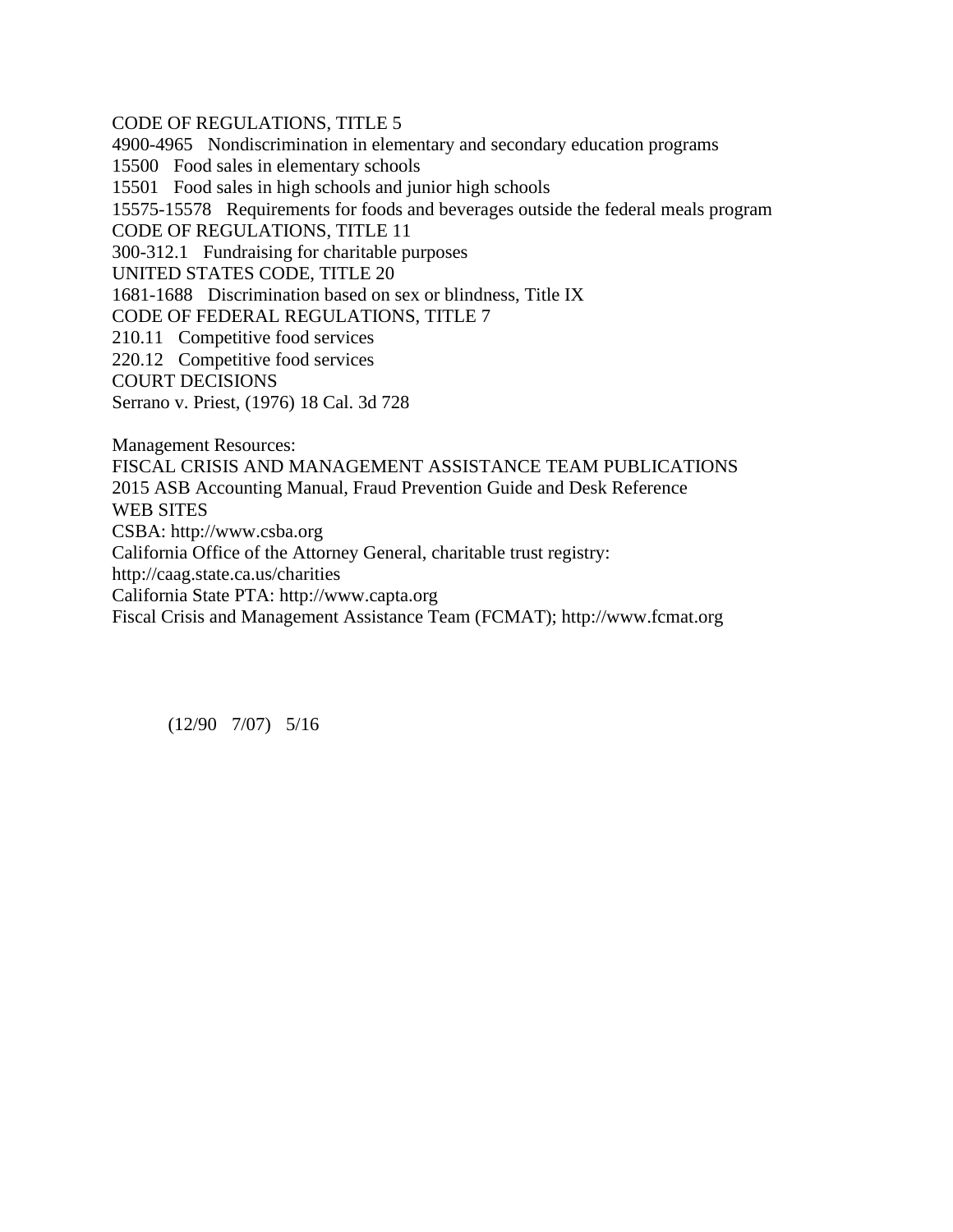CODE OF REGULATIONS, TITLE 5

4900-4965 Nondiscrimination in elementary and secondary education programs

15500 Food sales in elementary schools

15501 Food sales in high schools and junior high schools

15575-15578 Requirements for foods and beverages outside the federal meals program

CODE OF REGULATIONS, TITLE 11

300-312.1 Fundraising for charitable purposes

UNITED STATES CODE, TITLE 20

1681-1688 Discrimination based on sex or blindness, Title IX

CODE OF FEDERAL REGULATIONS, TITLE 7

210.11 Competitive food services

220.12 Competitive food services

COURT DECISIONS

Serrano v. Priest, (1976) 18 Cal. 3d 728

Management Resources:

FISCAL CRISIS AND MANAGEMENT ASSISTANCE TEAM PUBLICATIONS

2015 ASB Accounting Manual, Fraud Prevention Guide and Desk Reference

WEB SITES

CSBA: http://www.csba.org

California Office of the Attorney General, charitable trust registry:
http://caag.state.ca.us/charities

California State PTA: http://www.capta.org

Fiscal Crisis and Management Assistance Team (FCMAT); http://www.fcmat.org

(12/90 7/07) 5/16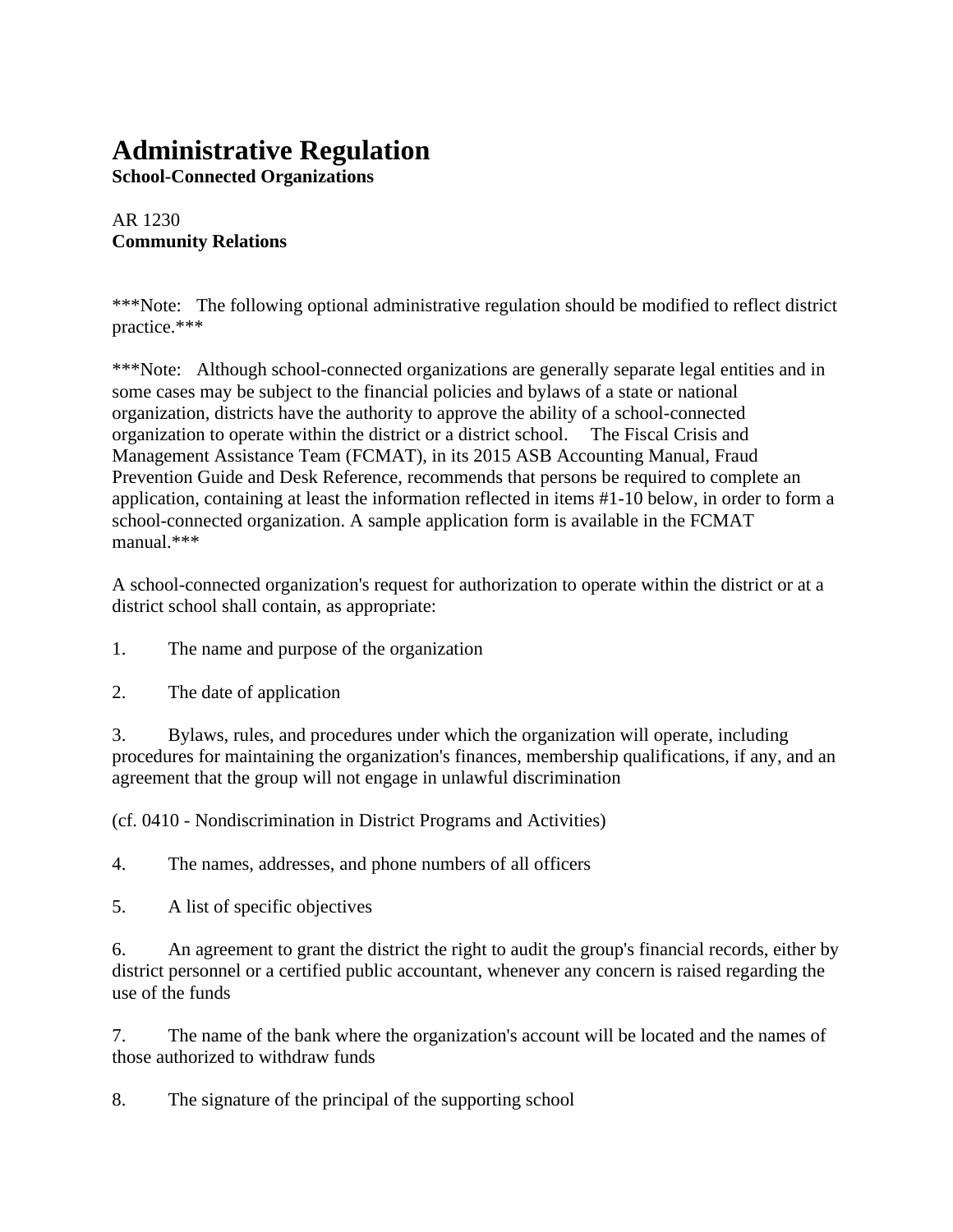# Administrative Regulation

**School-Connected Organizations**

AR 1230
**Community Relations**

***Note: The following optional administrative regulation should be modified to reflect district practice.***

***Note: Although school-connected organizations are generally separate legal entities and in some cases may be subject to the financial policies and bylaws of a state or national organization, districts have the authority to approve the ability of a school-connected organization to operate within the district or a district school. The Fiscal Crisis and Management Assistance Team (FCMAT), in its 2015 ASB Accounting Manual, Fraud Prevention Guide and Desk Reference, recommends that persons be required to complete an application, containing at least the information reflected in items #1-10 below, in order to form a school-connected organization. A sample application form is available in the FCMAT manual.***

A school-connected organization's request for authorization to operate within the district or at a district school shall contain, as appropriate:

1. The name and purpose of the organization

2. The date of application

3. Bylaws, rules, and procedures under which the organization will operate, including procedures for maintaining the organization's finances, membership qualifications, if any, and an agreement that the group will not engage in unlawful discrimination

(cf. 0410 - Nondiscrimination in District Programs and Activities)

4. The names, addresses, and phone numbers of all officers

5. A list of specific objectives

6. An agreement to grant the district the right to audit the group's financial records, either by district personnel or a certified public accountant, whenever any concern is raised regarding the use of the funds

7. The name of the bank where the organization's account will be located and the names of those authorized to withdraw funds

8. The signature of the principal of the supporting school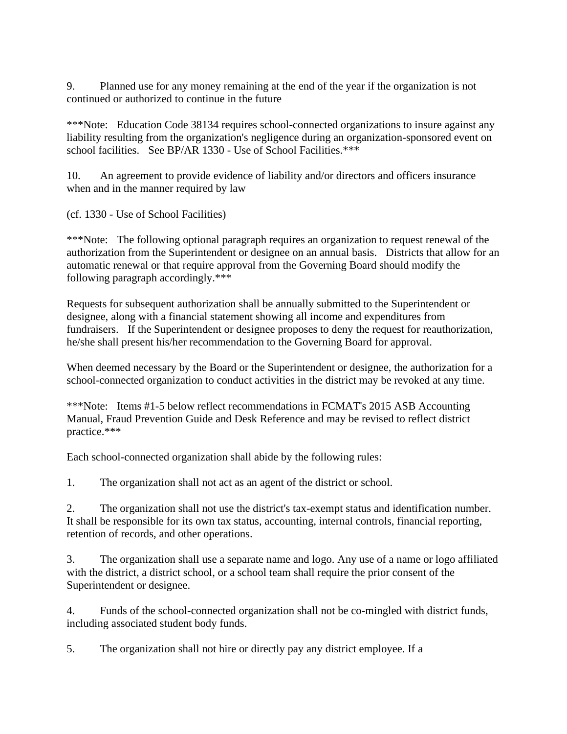9. Planned use for any money remaining at the end of the year if the organization is not continued or authorized to continue in the future

***Note: Education Code 38134 requires school-connected organizations to insure against any liability resulting from the organization's negligence during an organization-sponsored event on school facilities. See BP/AR 1330 - Use of School Facilities.***

10. An agreement to provide evidence of liability and/or directors and officers insurance when and in the manner required by law

(cf. 1330 - Use of School Facilities)

***Note: The following optional paragraph requires an organization to request renewal of the authorization from the Superintendent or designee on an annual basis. Districts that allow for an automatic renewal or that require approval from the Governing Board should modify the following paragraph accordingly.***

Requests for subsequent authorization shall be annually submitted to the Superintendent or designee, along with a financial statement showing all income and expenditures from fundraisers. If the Superintendent or designee proposes to deny the request for reauthorization, he/she shall present his/her recommendation to the Governing Board for approval.

When deemed necessary by the Board or the Superintendent or designee, the authorization for a school-connected organization to conduct activities in the district may be revoked at any time.

***Note: Items #1-5 below reflect recommendations in FCMAT's 2015 ASB Accounting Manual, Fraud Prevention Guide and Desk Reference and may be revised to reflect district practice.***

Each school-connected organization shall abide by the following rules:

1. The organization shall not act as an agent of the district or school.

2. The organization shall not use the district's tax-exempt status and identification number. It shall be responsible for its own tax status, accounting, internal controls, financial reporting, retention of records, and other operations.

3. The organization shall use a separate name and logo. Any use of a name or logo affiliated with the district, a district school, or a school team shall require the prior consent of the Superintendent or designee.

4. Funds of the school-connected organization shall not be co-mingled with district funds, including associated student body funds.

5. The organization shall not hire or directly pay any district employee. If a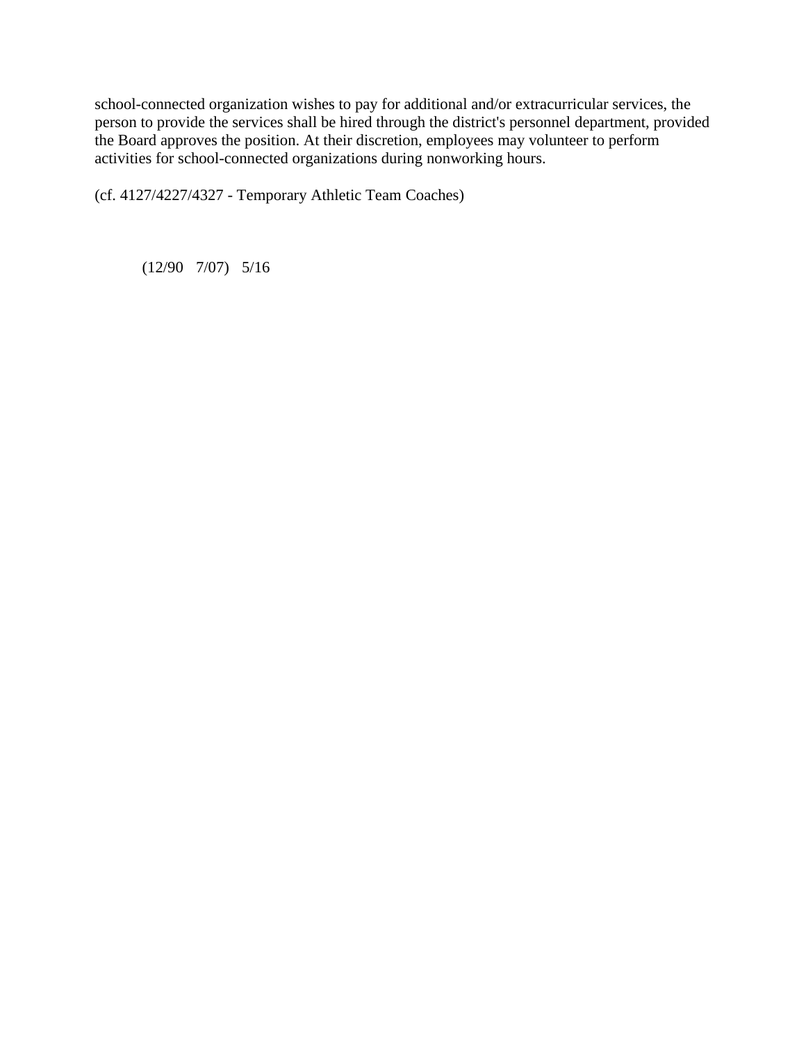school-connected organization wishes to pay for additional and/or extracurricular services, the person to provide the services shall be hired through the district's personnel department, provided the Board approves the position. At their discretion, employees may volunteer to perform activities for school-connected organizations during nonworking hours.

(cf. 4127/4227/4327 - Temporary Athletic Team Coaches)

(12/90 7/07) 5/16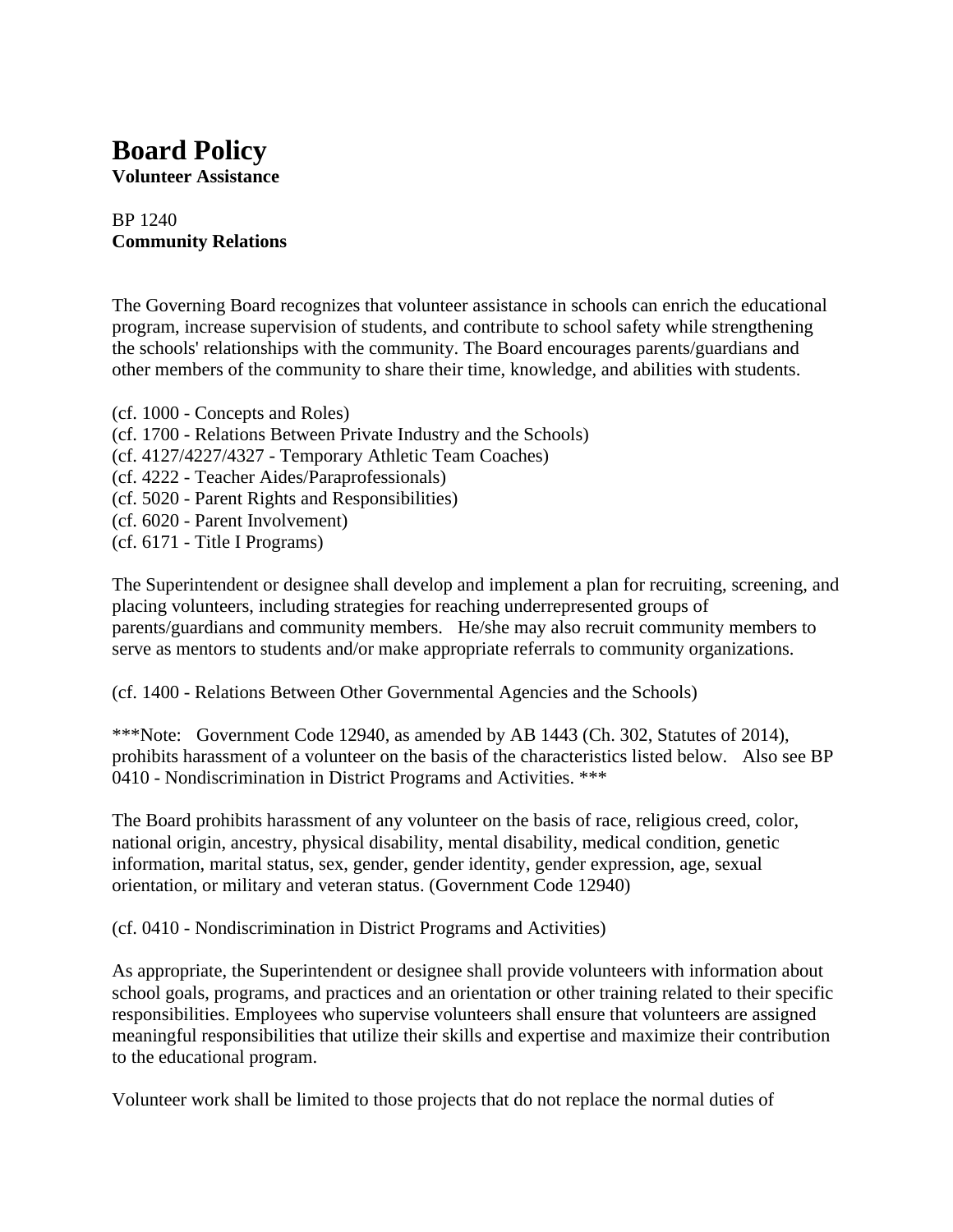# Board Policy

**Volunteer Assistance**

BP 1240
**Community Relations**

The Governing Board recognizes that volunteer assistance in schools can enrich the educational program, increase supervision of students, and contribute to school safety while strengthening the schools' relationships with the community. The Board encourages parents/guardians and other members of the community to share their time, knowledge, and abilities with students.

(cf. 1000 - Concepts and Roles)
(cf. 1700 - Relations Between Private Industry and the Schools)
(cf. 4127/4227/4327 - Temporary Athletic Team Coaches)
(cf. 4222 - Teacher Aides/Paraprofessionals)
(cf. 5020 - Parent Rights and Responsibilities)
(cf. 6020 - Parent Involvement)
(cf. 6171 - Title I Programs)

The Superintendent or designee shall develop and implement a plan for recruiting, screening, and placing volunteers, including strategies for reaching underrepresented groups of parents/guardians and community members. He/she may also recruit community members to serve as mentors to students and/or make appropriate referrals to community organizations.

(cf. 1400 - Relations Between Other Governmental Agencies and the Schools)

***Note: Government Code 12940, as amended by AB 1443 (Ch. 302, Statutes of 2014), prohibits harassment of a volunteer on the basis of the characteristics listed below. Also see BP 0410 - Nondiscrimination in District Programs and Activities. ***

The Board prohibits harassment of any volunteer on the basis of race, religious creed, color, national origin, ancestry, physical disability, mental disability, medical condition, genetic information, marital status, sex, gender, gender identity, gender expression, age, sexual orientation, or military and veteran status. (Government Code 12940)

(cf. 0410 - Nondiscrimination in District Programs and Activities)

As appropriate, the Superintendent or designee shall provide volunteers with information about school goals, programs, and practices and an orientation or other training related to their specific responsibilities. Employees who supervise volunteers shall ensure that volunteers are assigned meaningful responsibilities that utilize their skills and expertise and maximize their contribution to the educational program.

Volunteer work shall be limited to those projects that do not replace the normal duties of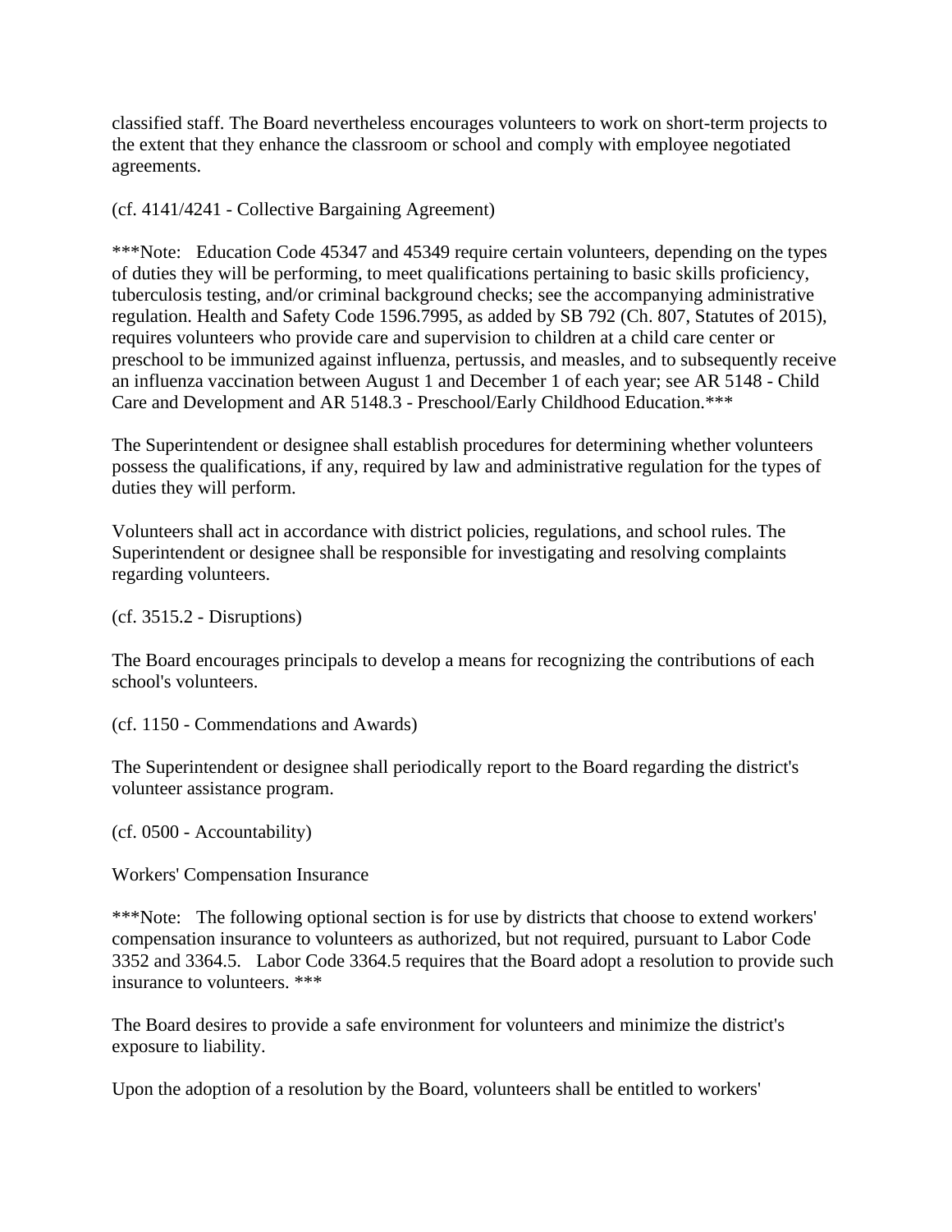classified staff. The Board nevertheless encourages volunteers to work on short-term projects to the extent that they enhance the classroom or school and comply with employee negotiated agreements.

(cf. 4141/4241 - Collective Bargaining Agreement)

***Note: Education Code 45347 and 45349 require certain volunteers, depending on the types of duties they will be performing, to meet qualifications pertaining to basic skills proficiency, tuberculosis testing, and/or criminal background checks; see the accompanying administrative regulation. Health and Safety Code 1596.7995, as added by SB 792 (Ch. 807, Statutes of 2015), requires volunteers who provide care and supervision to children at a child care center or preschool to be immunized against influenza, pertussis, and measles, and to subsequently receive an influenza vaccination between August 1 and December 1 of each year; see AR 5148 - Child Care and Development and AR 5148.3 - Preschool/Early Childhood Education.***

The Superintendent or designee shall establish procedures for determining whether volunteers possess the qualifications, if any, required by law and administrative regulation for the types of duties they will perform.

Volunteers shall act in accordance with district policies, regulations, and school rules. The Superintendent or designee shall be responsible for investigating and resolving complaints regarding volunteers.

(cf. 3515.2 - Disruptions)

The Board encourages principals to develop a means for recognizing the contributions of each school's volunteers.

(cf. 1150 - Commendations and Awards)

The Superintendent or designee shall periodically report to the Board regarding the district's volunteer assistance program.

(cf. 0500 - Accountability)

Workers' Compensation Insurance

***Note: The following optional section is for use by districts that choose to extend workers' compensation insurance to volunteers as authorized, but not required, pursuant to Labor Code 3352 and 3364.5. Labor Code 3364.5 requires that the Board adopt a resolution to provide such insurance to volunteers. ***

The Board desires to provide a safe environment for volunteers and minimize the district's exposure to liability.

Upon the adoption of a resolution by the Board, volunteers shall be entitled to workers'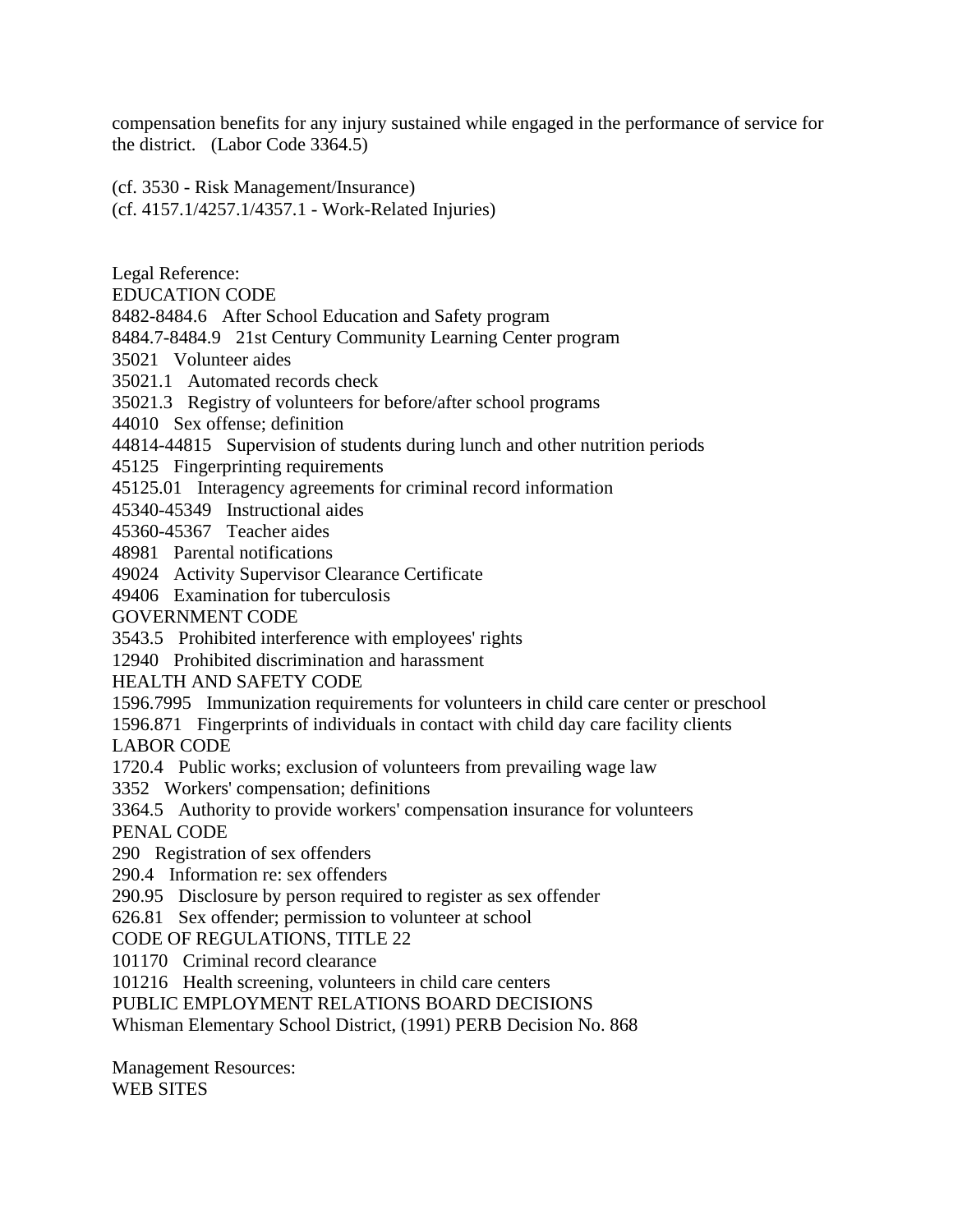compensation benefits for any injury sustained while engaged in the performance of service for the district. (Labor Code 3364.5)

(cf. 3530 - Risk Management/Insurance)
(cf. 4157.1/4257.1/4357.1 - Work-Related Injuries)

Legal Reference:
EDUCATION CODE
8482-8484.6 After School Education and Safety program
8484.7-8484.9 21st Century Community Learning Center program
35021 Volunteer aides
35021.1 Automated records check
35021.3 Registry of volunteers for before/after school programs
44010 Sex offense; definition
44814-44815 Supervision of students during lunch and other nutrition periods
45125 Fingerprinting requirements
45125.01 Interagency agreements for criminal record information
45340-45349 Instructional aides
45360-45367 Teacher aides
48981 Parental notifications
49024 Activity Supervisor Clearance Certificate
49406 Examination for tuberculosis
GOVERNMENT CODE
3543.5 Prohibited interference with employees' rights
12940 Prohibited discrimination and harassment
HEALTH AND SAFETY CODE
1596.7995 Immunization requirements for volunteers in child care center or preschool
1596.871 Fingerprints of individuals in contact with child day care facility clients
LABOR CODE
1720.4 Public works; exclusion of volunteers from prevailing wage law
3352 Workers' compensation; definitions
3364.5 Authority to provide workers' compensation insurance for volunteers
PENAL CODE
290 Registration of sex offenders
290.4 Information re: sex offenders
290.95 Disclosure by person required to register as sex offender
626.81 Sex offender; permission to volunteer at school
CODE OF REGULATIONS, TITLE 22
101170 Criminal record clearance
101216 Health screening, volunteers in child care centers
PUBLIC EMPLOYMENT RELATIONS BOARD DECISIONS
Whisman Elementary School District, (1991) PERB Decision No. 868

Management Resources:
WEB SITES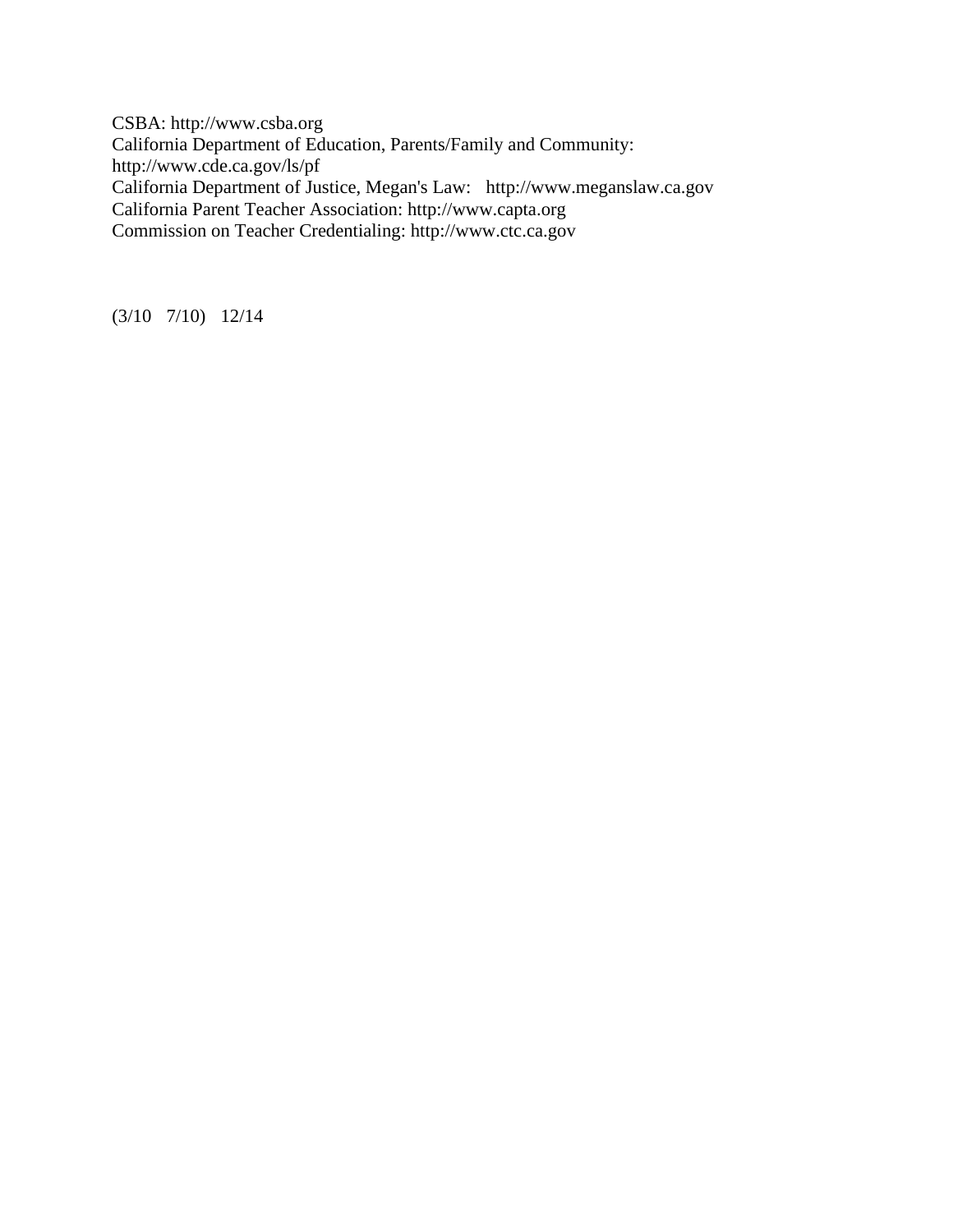CSBA: http://www.csba.org
California Department of Education, Parents/Family and Community:
http://www.cde.ca.gov/ls/pf
California Department of Justice, Megan's Law: http://www.meganslaw.ca.gov
California Parent Teacher Association: http://www.capta.org
Commission on Teacher Credentialing: http://www.ctc.ca.gov

(3/10 7/10) 12/14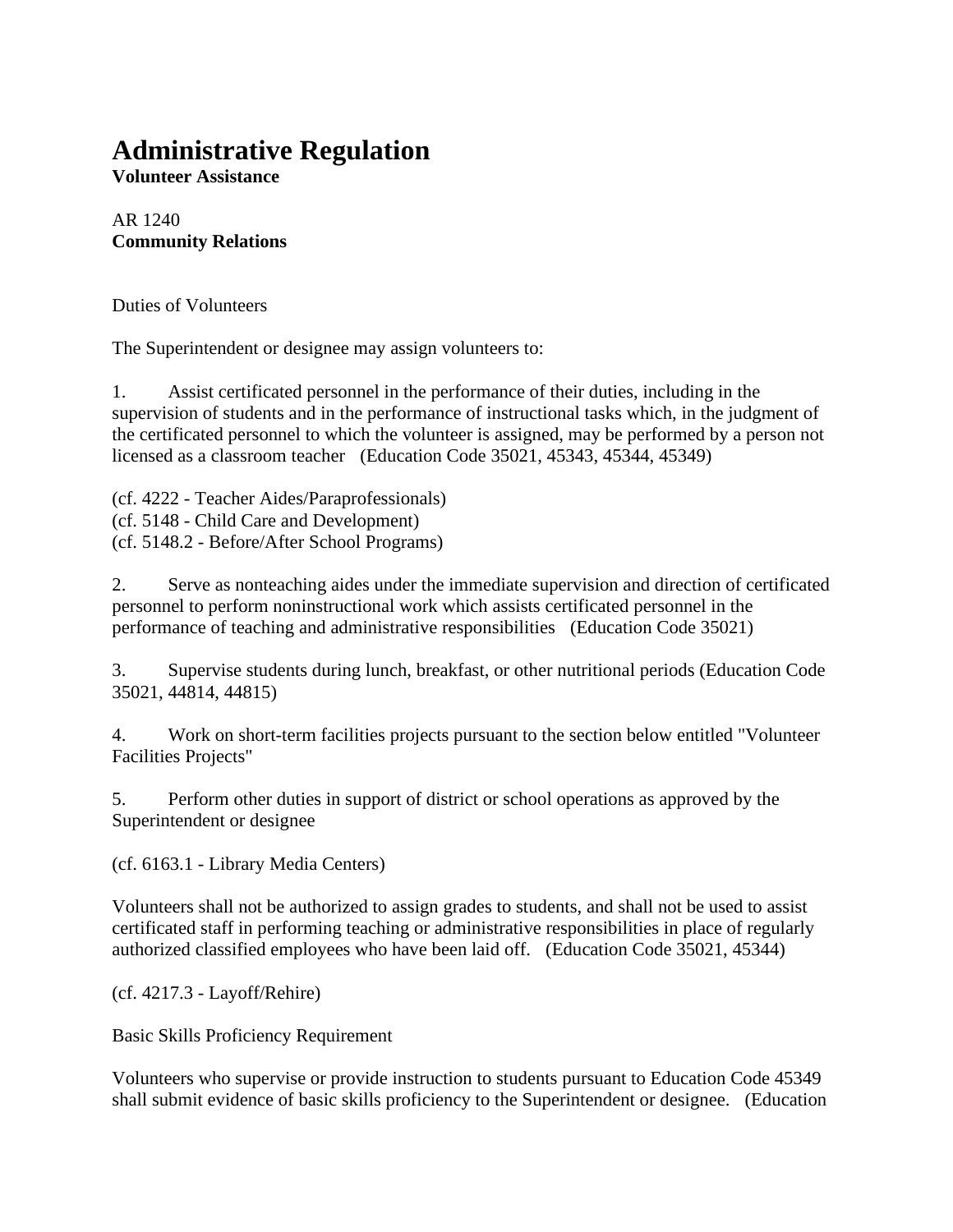# Administrative Regulation

**Volunteer Assistance**

AR 1240
**Community Relations**

Duties of Volunteers

The Superintendent or designee may assign volunteers to:

1. Assist certificated personnel in the performance of their duties, including in the supervision of students and in the performance of instructional tasks which, in the judgment of the certificated personnel to which the volunteer is assigned, may be performed by a person not licensed as a classroom teacher (Education Code 35021, 45343, 45344, 45349)

(cf. 4222 - Teacher Aides/Paraprofessionals)
(cf. 5148 - Child Care and Development)
(cf. 5148.2 - Before/After School Programs)

2. Serve as nonteaching aides under the immediate supervision and direction of certificated personnel to perform noninstructional work which assists certificated personnel in the performance of teaching and administrative responsibilities (Education Code 35021)

3. Supervise students during lunch, breakfast, or other nutritional periods (Education Code 35021, 44814, 44815)

4. Work on short-term facilities projects pursuant to the section below entitled "Volunteer Facilities Projects"

5. Perform other duties in support of district or school operations as approved by the Superintendent or designee

(cf. 6163.1 - Library Media Centers)

Volunteers shall not be authorized to assign grades to students, and shall not be used to assist certificated staff in performing teaching or administrative responsibilities in place of regularly authorized classified employees who have been laid off. (Education Code 35021, 45344)

(cf. 4217.3 - Layoff/Rehire)

Basic Skills Proficiency Requirement

Volunteers who supervise or provide instruction to students pursuant to Education Code 45349 shall submit evidence of basic skills proficiency to the Superintendent or designee. (Education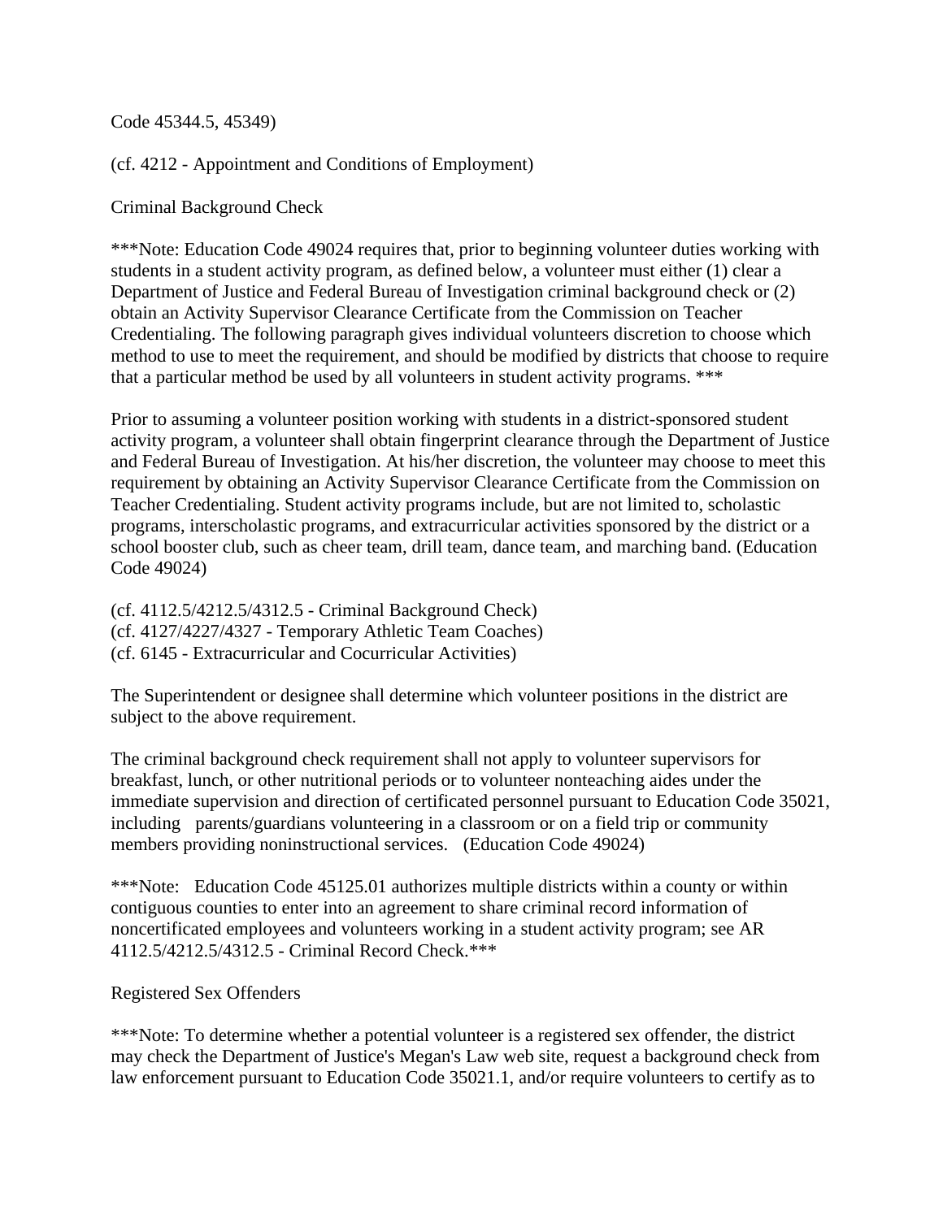Code 45344.5, 45349)

(cf. 4212 - Appointment and Conditions of Employment)

Criminal Background Check

***Note: Education Code 49024 requires that, prior to beginning volunteer duties working with students in a student activity program, as defined below, a volunteer must either (1) clear a Department of Justice and Federal Bureau of Investigation criminal background check or (2) obtain an Activity Supervisor Clearance Certificate from the Commission on Teacher Credentialing. The following paragraph gives individual volunteers discretion to choose which method to use to meet the requirement, and should be modified by districts that choose to require that a particular method be used by all volunteers in student activity programs. ***

Prior to assuming a volunteer position working with students in a district-sponsored student activity program, a volunteer shall obtain fingerprint clearance through the Department of Justice and Federal Bureau of Investigation. At his/her discretion, the volunteer may choose to meet this requirement by obtaining an Activity Supervisor Clearance Certificate from the Commission on Teacher Credentialing. Student activity programs include, but are not limited to, scholastic programs, interscholastic programs, and extracurricular activities sponsored by the district or a school booster club, such as cheer team, drill team, dance team, and marching band. (Education Code 49024)

(cf. 4112.5/4212.5/4312.5 - Criminal Background Check)
(cf. 4127/4227/4327 - Temporary Athletic Team Coaches)
(cf. 6145 - Extracurricular and Cocurricular Activities)

The Superintendent or designee shall determine which volunteer positions in the district are subject to the above requirement.

The criminal background check requirement shall not apply to volunteer supervisors for breakfast, lunch, or other nutritional periods or to volunteer nonteaching aides under the immediate supervision and direction of certificated personnel pursuant to Education Code 35021, including parents/guardians volunteering in a classroom or on a field trip or community members providing noninstructional services. (Education Code 49024)

***Note: Education Code 45125.01 authorizes multiple districts within a county or within contiguous counties to enter into an agreement to share criminal record information of noncertificated employees and volunteers working in a student activity program; see AR 4112.5/4212.5/4312.5 - Criminal Record Check.***

Registered Sex Offenders

***Note: To determine whether a potential volunteer is a registered sex offender, the district may check the Department of Justice's Megan's Law web site, request a background check from law enforcement pursuant to Education Code 35021.1, and/or require volunteers to certify as to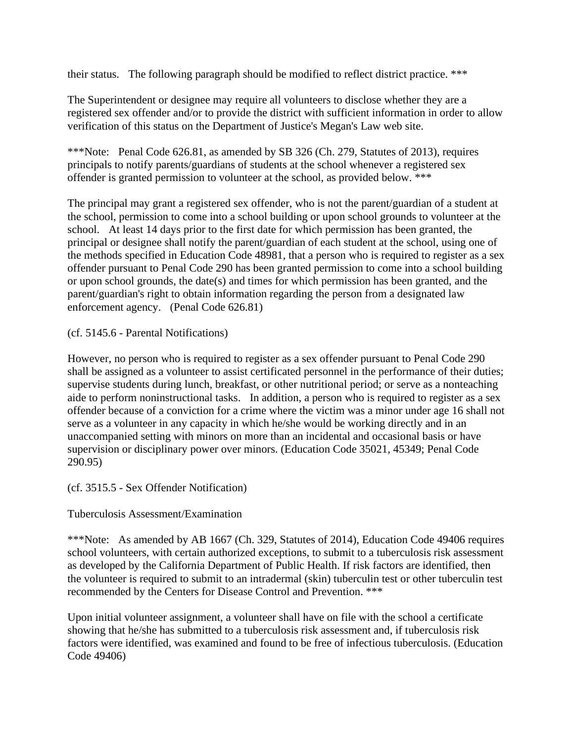their status.   The following paragraph should be modified to reflect district practice. ***

The Superintendent or designee may require all volunteers to disclose whether they are a registered sex offender and/or to provide the district with sufficient information in order to allow verification of this status on the Department of Justice's Megan's Law web site.

***Note:   Penal Code 626.81, as amended by SB 326 (Ch. 279, Statutes of 2013), requires principals to notify parents/guardians of students at the school whenever a registered sex offender is granted permission to volunteer at the school, as provided below. ***

The principal may grant a registered sex offender, who is not the parent/guardian of a student at the school, permission to come into a school building or upon school grounds to volunteer at the school.   At least 14 days prior to the first date for which permission has been granted, the principal or designee shall notify the parent/guardian of each student at the school, using one of the methods specified in Education Code 48981, that a person who is required to register as a sex offender pursuant to Penal Code 290 has been granted permission to come into a school building or upon school grounds, the date(s) and times for which permission has been granted, and the parent/guardian's right to obtain information regarding the person from a designated law enforcement agency.   (Penal Code 626.81)

(cf. 5145.6 - Parental Notifications)

However, no person who is required to register as a sex offender pursuant to Penal Code 290 shall be assigned as a volunteer to assist certificated personnel in the performance of their duties; supervise students during lunch, breakfast, or other nutritional period; or serve as a nonteaching aide to perform noninstructional tasks.   In addition, a person who is required to register as a sex offender because of a conviction for a crime where the victim was a minor under age 16 shall not serve as a volunteer in any capacity in which he/she would be working directly and in an unaccompanied setting with minors on more than an incidental and occasional basis or have supervision or disciplinary power over minors. (Education Code 35021, 45349; Penal Code 290.95)

(cf. 3515.5 - Sex Offender Notification)

Tuberculosis Assessment/Examination

***Note:   As amended by AB 1667 (Ch. 329, Statutes of 2014), Education Code 49406 requires school volunteers, with certain authorized exceptions, to submit to a tuberculosis risk assessment as developed by the California Department of Public Health. If risk factors are identified, then the volunteer is required to submit to an intradermal (skin) tuberculin test or other tuberculin test recommended by the Centers for Disease Control and Prevention. ***

Upon initial volunteer assignment, a volunteer shall have on file with the school a certificate showing that he/she has submitted to a tuberculosis risk assessment and, if tuberculosis risk factors were identified, was examined and found to be free of infectious tuberculosis. (Education Code 49406)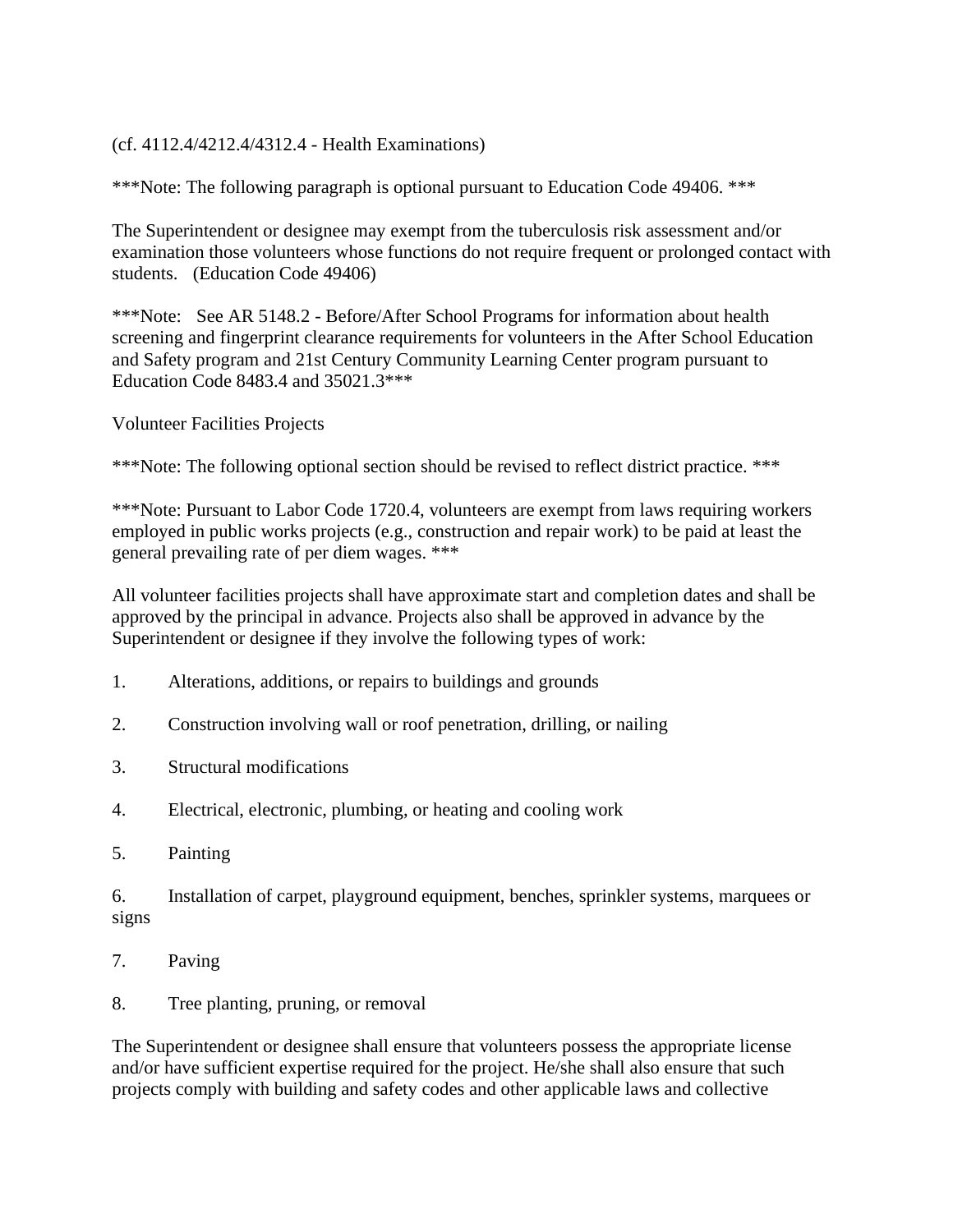(cf. 4112.4/4212.4/4312.4 - Health Examinations)

***Note: The following paragraph is optional pursuant to Education Code 49406. ***

The Superintendent or designee may exempt from the tuberculosis risk assessment and/or examination those volunteers whose functions do not require frequent or prolonged contact with students. (Education Code 49406)

***Note: See AR 5148.2 - Before/After School Programs for information about health screening and fingerprint clearance requirements for volunteers in the After School Education and Safety program and 21st Century Community Learning Center program pursuant to Education Code 8483.4 and 35021.3***

Volunteer Facilities Projects

***Note: The following optional section should be revised to reflect district practice. ***

***Note: Pursuant to Labor Code 1720.4, volunteers are exempt from laws requiring workers employed in public works projects (e.g., construction and repair work) to be paid at least the general prevailing rate of per diem wages. ***

All volunteer facilities projects shall have approximate start and completion dates and shall be approved by the principal in advance. Projects also shall be approved in advance by the Superintendent or designee if they involve the following types of work:

1. Alterations, additions, or repairs to buildings and grounds
2. Construction involving wall or roof penetration, drilling, or nailing
3. Structural modifications
4. Electrical, electronic, plumbing, or heating and cooling work
5. Painting
6. Installation of carpet, playground equipment, benches, sprinkler systems, marquees or signs
7. Paving
8. Tree planting, pruning, or removal

The Superintendent or designee shall ensure that volunteers possess the appropriate license and/or have sufficient expertise required for the project. He/she shall also ensure that such projects comply with building and safety codes and other applicable laws and collective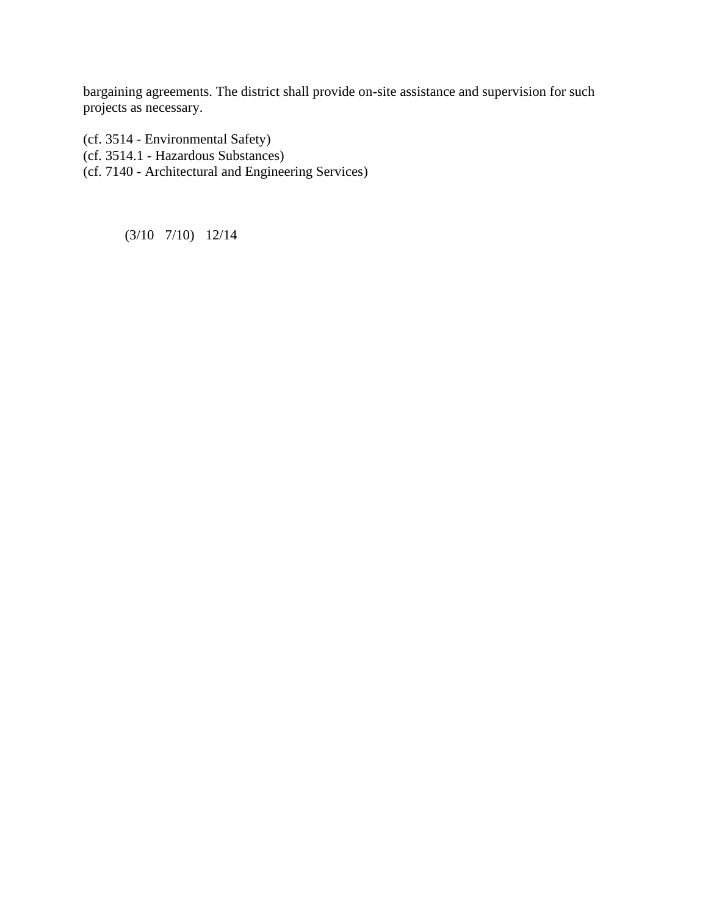bargaining agreements. The district shall provide on-site assistance and supervision for such projects as necessary.

(cf. 3514 - Environmental Safety)
(cf. 3514.1 - Hazardous Substances)
(cf. 7140 - Architectural and Engineering Services)

(3/10 7/10) 12/14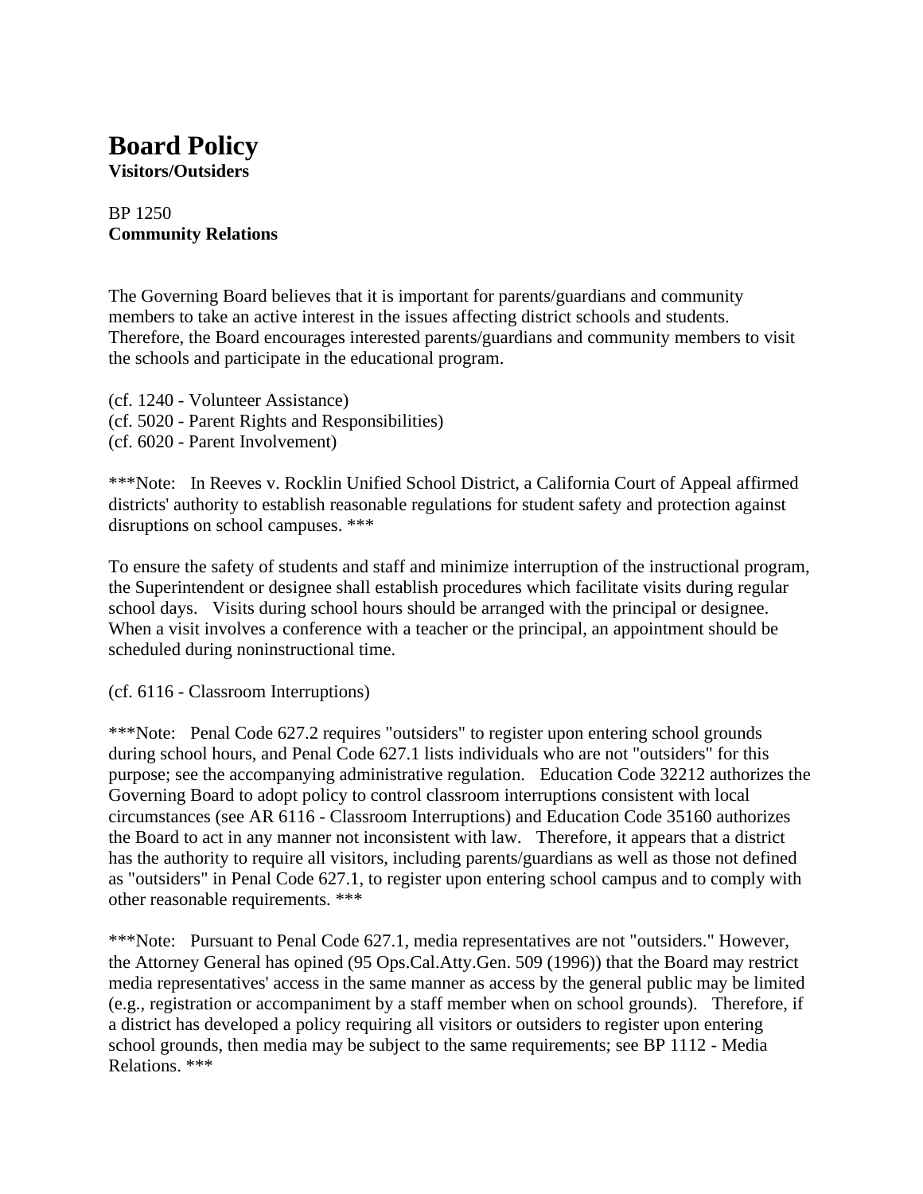# Board Policy

**Visitors/Outsiders**

BP 1250
**Community Relations**

The Governing Board believes that it is important for parents/guardians and community members to take an active interest in the issues affecting district schools and students. Therefore, the Board encourages interested parents/guardians and community members to visit the schools and participate in the educational program.

(cf. 1240 - Volunteer Assistance)
(cf. 5020 - Parent Rights and Responsibilities)
(cf. 6020 - Parent Involvement)

***Note: In Reeves v. Rocklin Unified School District, a California Court of Appeal affirmed districts' authority to establish reasonable regulations for student safety and protection against disruptions on school campuses. ***

To ensure the safety of students and staff and minimize interruption of the instructional program, the Superintendent or designee shall establish procedures which facilitate visits during regular school days. Visits during school hours should be arranged with the principal or designee. When a visit involves a conference with a teacher or the principal, an appointment should be scheduled during noninstructional time.

(cf. 6116 - Classroom Interruptions)

***Note: Penal Code 627.2 requires "outsiders" to register upon entering school grounds during school hours, and Penal Code 627.1 lists individuals who are not "outsiders" for this purpose; see the accompanying administrative regulation. Education Code 32212 authorizes the Governing Board to adopt policy to control classroom interruptions consistent with local circumstances (see AR 6116 - Classroom Interruptions) and Education Code 35160 authorizes the Board to act in any manner not inconsistent with law. Therefore, it appears that a district has the authority to require all visitors, including parents/guardians as well as those not defined as "outsiders" in Penal Code 627.1, to register upon entering school campus and to comply with other reasonable requirements. ***

***Note: Pursuant to Penal Code 627.1, media representatives are not "outsiders." However, the Attorney General has opined (95 Ops.Cal.Atty.Gen. 509 (1996)) that the Board may restrict media representatives' access in the same manner as access by the general public may be limited (e.g., registration or accompaniment by a staff member when on school grounds). Therefore, if a district has developed a policy requiring all visitors or outsiders to register upon entering school grounds, then media may be subject to the same requirements; see BP 1112 - Media Relations. ***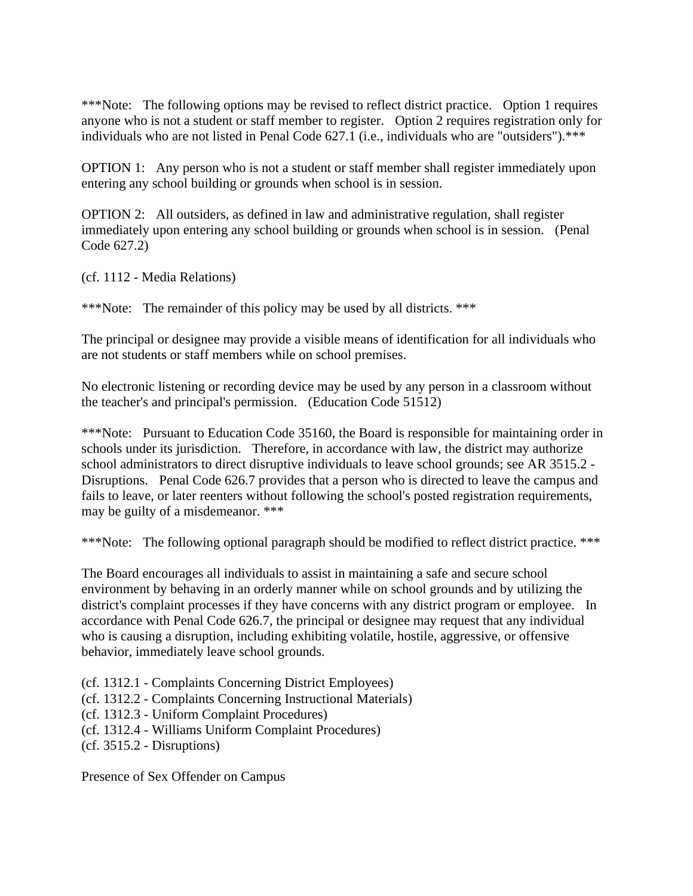***Note: The following options may be revised to reflect district practice. Option 1 requires anyone who is not a student or staff member to register. Option 2 requires registration only for individuals who are not listed in Penal Code 627.1 (i.e., individuals who are "outsiders").***

OPTION 1: Any person who is not a student or staff member shall register immediately upon entering any school building or grounds when school is in session.

OPTION 2: All outsiders, as defined in law and administrative regulation, shall register immediately upon entering any school building or grounds when school is in session. (Penal Code 627.2)

(cf. 1112 - Media Relations)

***Note: The remainder of this policy may be used by all districts. ***

The principal or designee may provide a visible means of identification for all individuals who are not students or staff members while on school premises.

No electronic listening or recording device may be used by any person in a classroom without the teacher's and principal's permission. (Education Code 51512)

***Note: Pursuant to Education Code 35160, the Board is responsible for maintaining order in schools under its jurisdiction. Therefore, in accordance with law, the district may authorize school administrators to direct disruptive individuals to leave school grounds; see AR 3515.2 - Disruptions. Penal Code 626.7 provides that a person who is directed to leave the campus and fails to leave, or later reenters without following the school's posted registration requirements, may be guilty of a misdemeanor. ***

***Note: The following optional paragraph should be modified to reflect district practice. ***

The Board encourages all individuals to assist in maintaining a safe and secure school environment by behaving in an orderly manner while on school grounds and by utilizing the district's complaint processes if they have concerns with any district program or employee. In accordance with Penal Code 626.7, the principal or designee may request that any individual who is causing a disruption, including exhibiting volatile, hostile, aggressive, or offensive behavior, immediately leave school grounds.

(cf. 1312.1 - Complaints Concerning District Employees)
(cf. 1312.2 - Complaints Concerning Instructional Materials)
(cf. 1312.3 - Uniform Complaint Procedures)
(cf. 1312.4 - Williams Uniform Complaint Procedures)
(cf. 3515.2 - Disruptions)

Presence of Sex Offender on Campus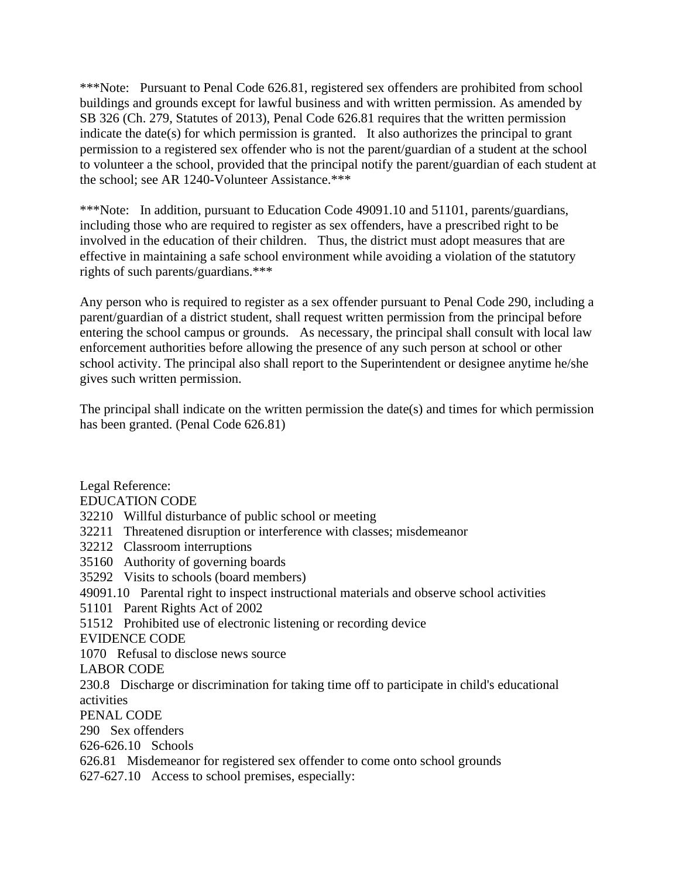***Note: Pursuant to Penal Code 626.81, registered sex offenders are prohibited from school buildings and grounds except for lawful business and with written permission. As amended by SB 326 (Ch. 279, Statutes of 2013), Penal Code 626.81 requires that the written permission indicate the date(s) for which permission is granted. It also authorizes the principal to grant permission to a registered sex offender who is not the parent/guardian of a student at the school to volunteer a the school, provided that the principal notify the parent/guardian of each student at the school; see AR 1240-Volunteer Assistance.***

***Note: In addition, pursuant to Education Code 49091.10 and 51101, parents/guardians, including those who are required to register as sex offenders, have a prescribed right to be involved in the education of their children. Thus, the district must adopt measures that are effective in maintaining a safe school environment while avoiding a violation of the statutory rights of such parents/guardians.***

Any person who is required to register as a sex offender pursuant to Penal Code 290, including a parent/guardian of a district student, shall request written permission from the principal before entering the school campus or grounds. As necessary, the principal shall consult with local law enforcement authorities before allowing the presence of any such person at school or other school activity. The principal also shall report to the Superintendent or designee anytime he/she gives such written permission.

The principal shall indicate on the written permission the date(s) and times for which permission has been granted. (Penal Code 626.81)

Legal Reference:
EDUCATION CODE
32210 Willful disturbance of public school or meeting
32211 Threatened disruption or interference with classes; misdemeanor
32212 Classroom interruptions
35160 Authority of governing boards
35292 Visits to schools (board members)
49091.10 Parental right to inspect instructional materials and observe school activities
51101 Parent Rights Act of 2002
51512 Prohibited use of electronic listening or recording device
EVIDENCE CODE
1070 Refusal to disclose news source
LABOR CODE
230.8 Discharge or discrimination for taking time off to participate in child's educational activities
PENAL CODE
290 Sex offenders
626-626.10 Schools
626.81 Misdemeanor for registered sex offender to come onto school grounds
627-627.10 Access to school premises, especially: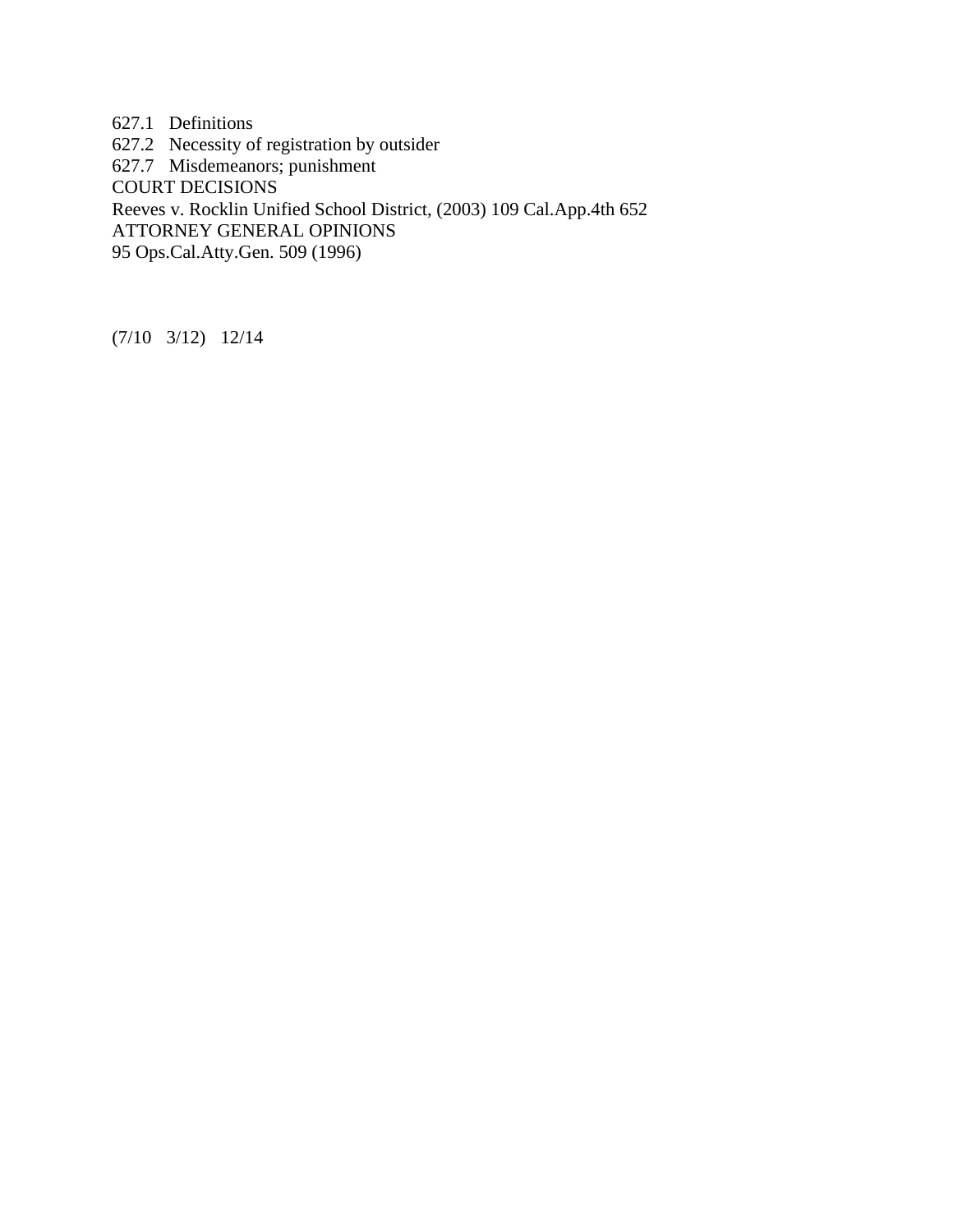627.1 Definitions
627.2 Necessity of registration by outsider
627.7 Misdemeanors; punishment

COURT DECISIONS

Reeves v. Rocklin Unified School District, (2003) 109 Cal.App.4th 652

ATTORNEY GENERAL OPINIONS

95 Ops.Cal.Atty.Gen. 509 (1996)

(7/10 3/12) 12/14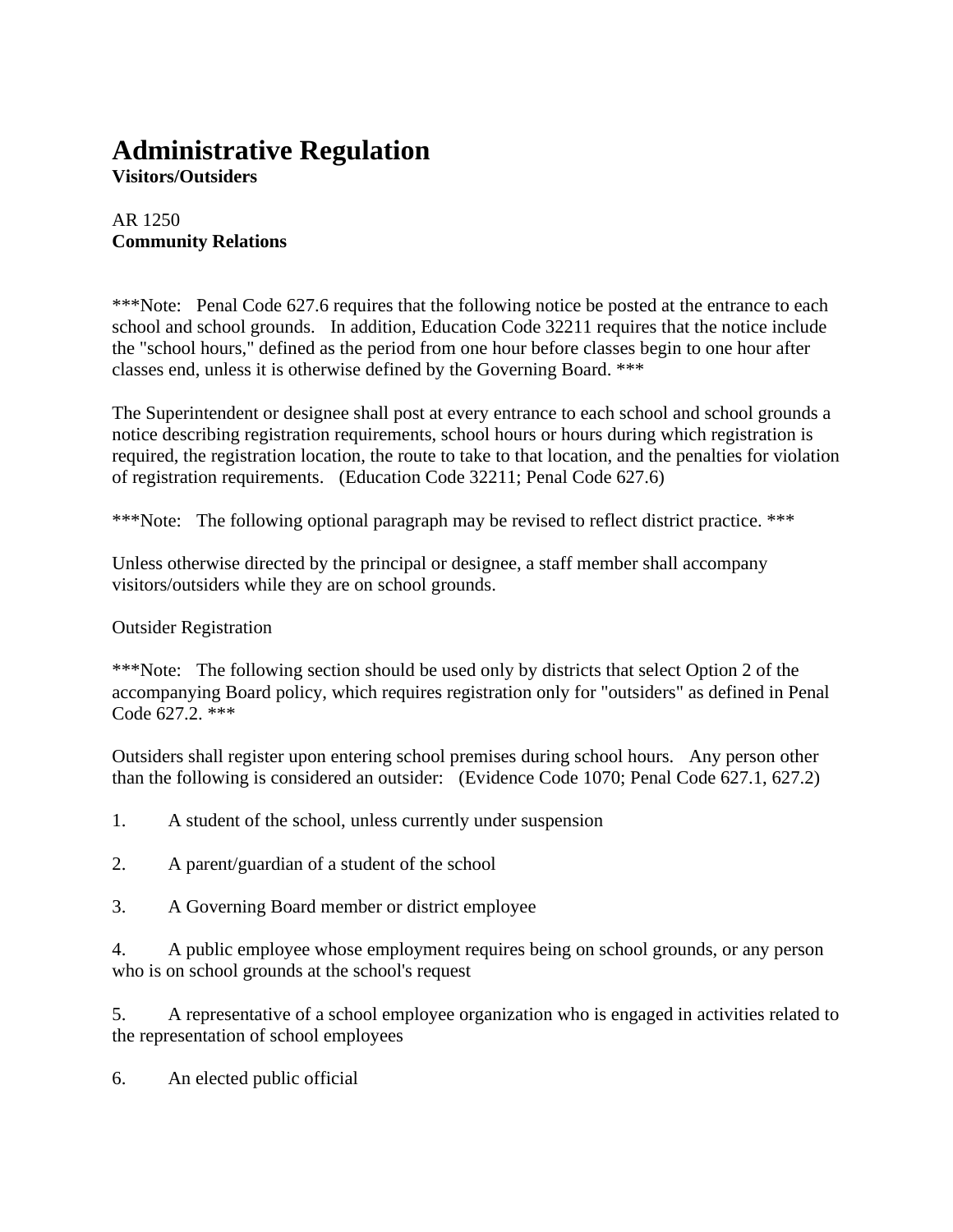# Administrative Regulation

**Visitors/Outsiders**

AR 1250
**Community Relations**

***Note: Penal Code 627.6 requires that the following notice be posted at the entrance to each school and school grounds. In addition, Education Code 32211 requires that the notice include the "school hours," defined as the period from one hour before classes begin to one hour after classes end, unless it is otherwise defined by the Governing Board. ***

The Superintendent or designee shall post at every entrance to each school and school grounds a notice describing registration requirements, school hours or hours during which registration is required, the registration location, the route to take to that location, and the penalties for violation of registration requirements. (Education Code 32211; Penal Code 627.6)

***Note: The following optional paragraph may be revised to reflect district practice. ***

Unless otherwise directed by the principal or designee, a staff member shall accompany visitors/outsiders while they are on school grounds.

Outsider Registration

***Note: The following section should be used only by districts that select Option 2 of the accompanying Board policy, which requires registration only for "outsiders" as defined in Penal Code 627.2. ***

Outsiders shall register upon entering school premises during school hours. Any person other than the following is considered an outsider: (Evidence Code 1070; Penal Code 627.1, 627.2)

1. A student of the school, unless currently under suspension

2. A parent/guardian of a student of the school

3. A Governing Board member or district employee

4. A public employee whose employment requires being on school grounds, or any person who is on school grounds at the school's request

5. A representative of a school employee organization who is engaged in activities related to the representation of school employees

6. An elected public official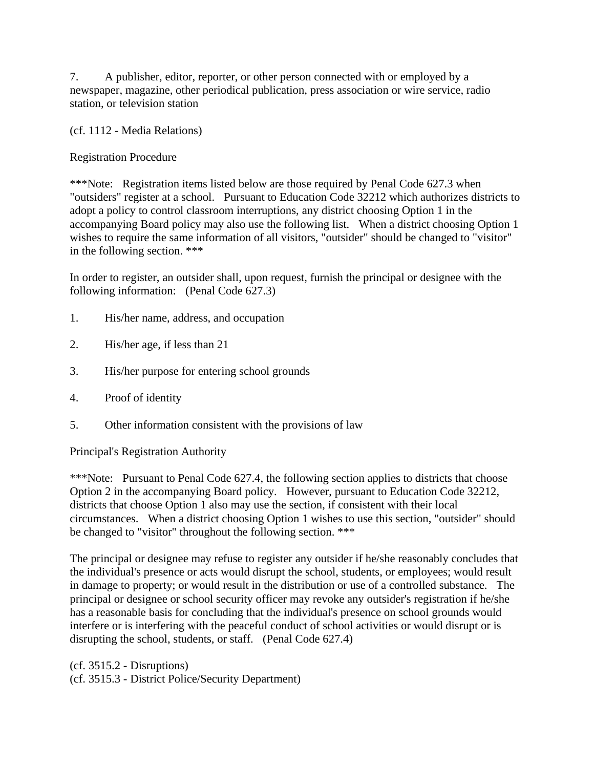7. A publisher, editor, reporter, or other person connected with or employed by a newspaper, magazine, other periodical publication, press association or wire service, radio station, or television station

(cf. 1112 - Media Relations)

Registration Procedure

***Note: Registration items listed below are those required by Penal Code 627.3 when "outsiders" register at a school. Pursuant to Education Code 32212 which authorizes districts to adopt a policy to control classroom interruptions, any district choosing Option 1 in the accompanying Board policy may also use the following list. When a district choosing Option 1 wishes to require the same information of all visitors, "outsider" should be changed to "visitor" in the following section. ***

In order to register, an outsider shall, upon request, furnish the principal or designee with the following information: (Penal Code 627.3)

1. His/her name, address, and occupation

2. His/her age, if less than 21

3. His/her purpose for entering school grounds

4. Proof of identity

5. Other information consistent with the provisions of law

Principal's Registration Authority

***Note: Pursuant to Penal Code 627.4, the following section applies to districts that choose Option 2 in the accompanying Board policy. However, pursuant to Education Code 32212, districts that choose Option 1 also may use the section, if consistent with their local circumstances. When a district choosing Option 1 wishes to use this section, "outsider" should be changed to "visitor" throughout the following section. ***

The principal or designee may refuse to register any outsider if he/she reasonably concludes that the individual's presence or acts would disrupt the school, students, or employees; would result in damage to property; or would result in the distribution or use of a controlled substance. The principal or designee or school security officer may revoke any outsider's registration if he/she has a reasonable basis for concluding that the individual's presence on school grounds would interfere or is interfering with the peaceful conduct of school activities or would disrupt or is disrupting the school, students, or staff. (Penal Code 627.4)

(cf. 3515.2 - Disruptions)
(cf. 3515.3 - District Police/Security Department)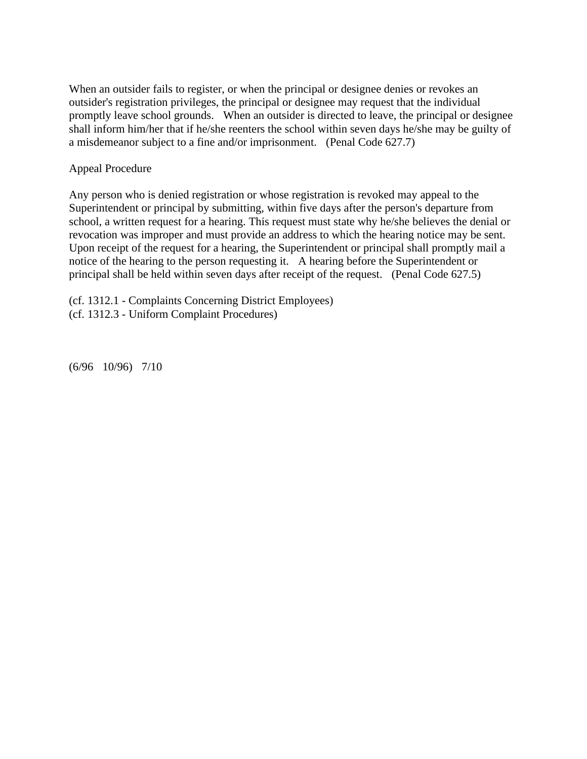When an outsider fails to register, or when the principal or designee denies or revokes an outsider's registration privileges, the principal or designee may request that the individual promptly leave school grounds.   When an outsider is directed to leave, the principal or designee shall inform him/her that if he/she reenters the school within seven days he/she may be guilty of a misdemeanor subject to a fine and/or imprisonment.   (Penal Code 627.7)

Appeal Procedure

Any person who is denied registration or whose registration is revoked may appeal to the Superintendent or principal by submitting, within five days after the person's departure from school, a written request for a hearing. This request must state why he/she believes the denial or revocation was improper and must provide an address to which the hearing notice may be sent. Upon receipt of the request for a hearing, the Superintendent or principal shall promptly mail a notice of the hearing to the person requesting it.   A hearing before the Superintendent or principal shall be held within seven days after receipt of the request.   (Penal Code 627.5)

(cf. 1312.1 - Complaints Concerning District Employees)
(cf. 1312.3 - Uniform Complaint Procedures)

(6/96   10/96)   7/10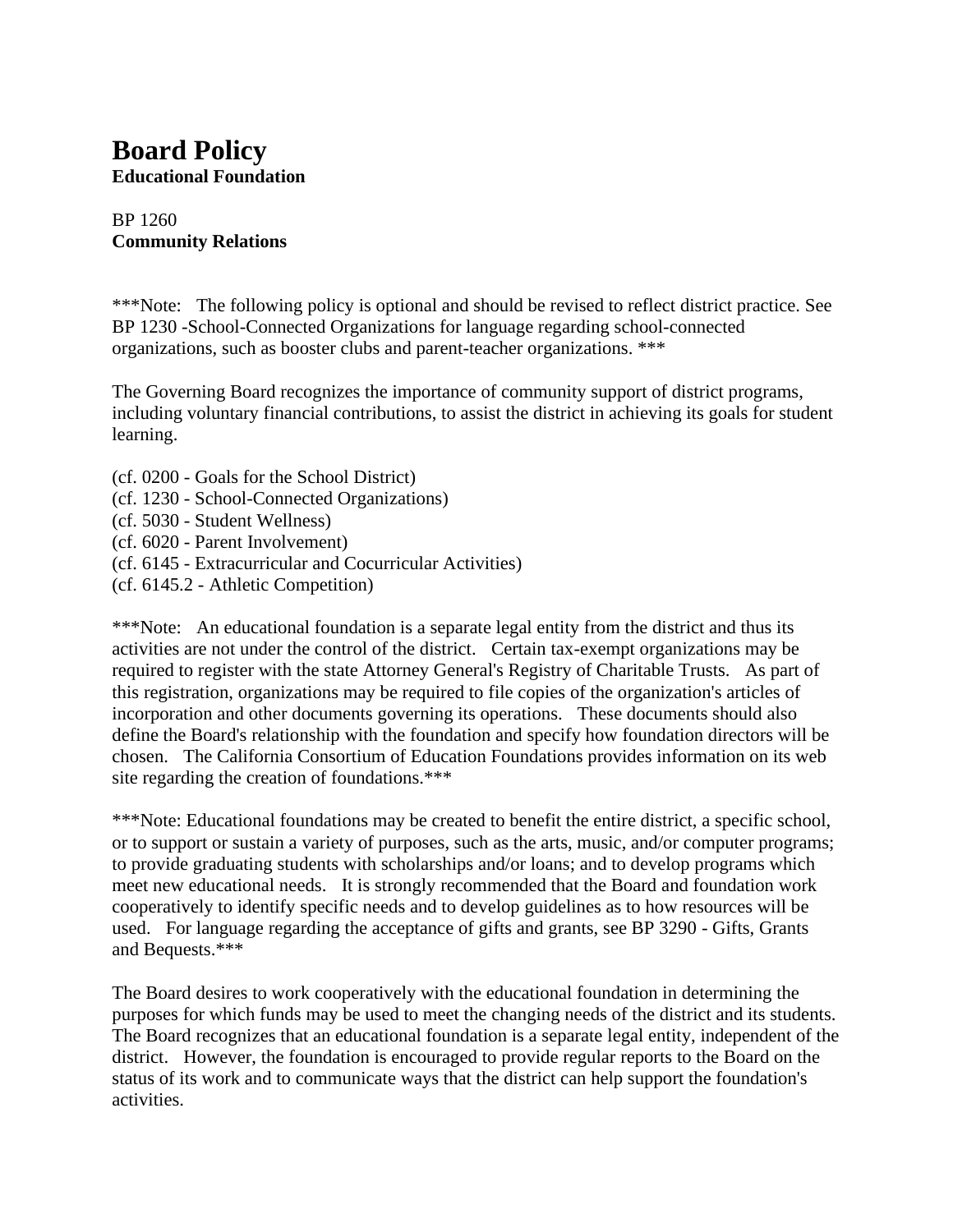# Board Policy

**Educational Foundation**

BP 1260

**Community Relations**

***Note: The following policy is optional and should be revised to reflect district practice. See BP 1230 -School-Connected Organizations for language regarding school-connected organizations, such as booster clubs and parent-teacher organizations. ***

The Governing Board recognizes the importance of community support of district programs, including voluntary financial contributions, to assist the district in achieving its goals for student learning.

(cf. 0200 - Goals for the School District)
(cf. 1230 - School-Connected Organizations)
(cf. 5030 - Student Wellness)
(cf. 6020 - Parent Involvement)
(cf. 6145 - Extracurricular and Cocurricular Activities)
(cf. 6145.2 - Athletic Competition)

***Note: An educational foundation is a separate legal entity from the district and thus its activities are not under the control of the district. Certain tax-exempt organizations may be required to register with the state Attorney General's Registry of Charitable Trusts. As part of this registration, organizations may be required to file copies of the organization's articles of incorporation and other documents governing its operations. These documents should also define the Board's relationship with the foundation and specify how foundation directors will be chosen. The California Consortium of Education Foundations provides information on its web site regarding the creation of foundations.***

***Note: Educational foundations may be created to benefit the entire district, a specific school, or to support or sustain a variety of purposes, such as the arts, music, and/or computer programs; to provide graduating students with scholarships and/or loans; and to develop programs which meet new educational needs. It is strongly recommended that the Board and foundation work cooperatively to identify specific needs and to develop guidelines as to how resources will be used. For language regarding the acceptance of gifts and grants, see BP 3290 - Gifts, Grants and Bequests.***

The Board desires to work cooperatively with the educational foundation in determining the purposes for which funds may be used to meet the changing needs of the district and its students. The Board recognizes that an educational foundation is a separate legal entity, independent of the district. However, the foundation is encouraged to provide regular reports to the Board on the status of its work and to communicate ways that the district can help support the foundation's activities.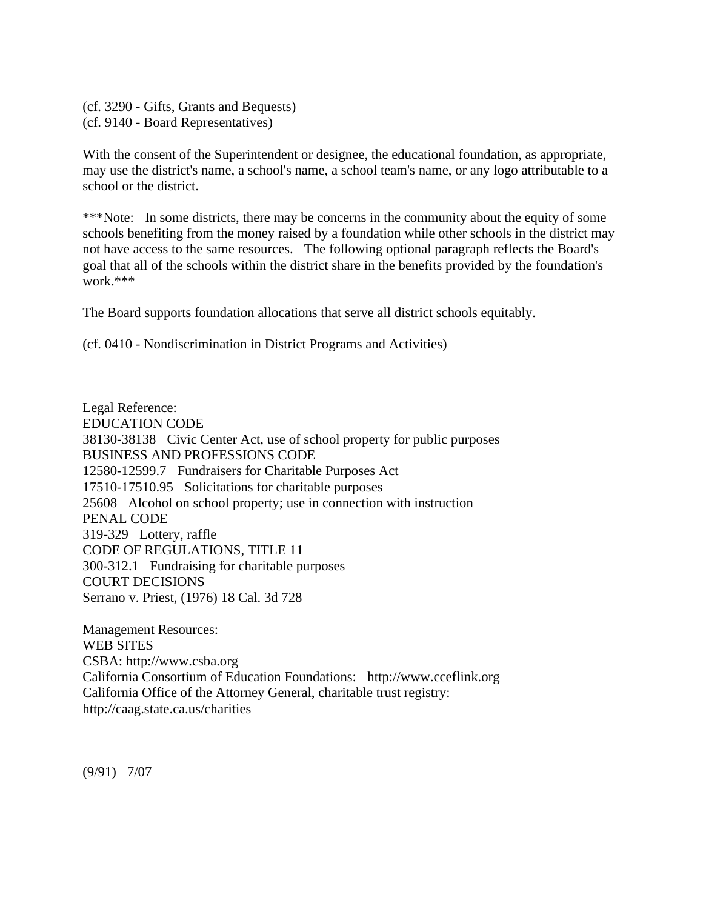(cf. 3290 - Gifts, Grants and Bequests)
(cf. 9140 - Board Representatives)

With the consent of the Superintendent or designee, the educational foundation, as appropriate, may use the district's name, a school's name, a school team's name, or any logo attributable to a school or the district.

***Note: In some districts, there may be concerns in the community about the equity of some schools benefiting from the money raised by a foundation while other schools in the district may not have access to the same resources. The following optional paragraph reflects the Board's goal that all of the schools within the district share in the benefits provided by the foundation's work.***

The Board supports foundation allocations that serve all district schools equitably.

(cf. 0410 - Nondiscrimination in District Programs and Activities)

Legal Reference:
EDUCATION CODE
38130-38138 Civic Center Act, use of school property for public purposes
BUSINESS AND PROFESSIONS CODE
12580-12599.7 Fundraisers for Charitable Purposes Act
17510-17510.95 Solicitations for charitable purposes
25608 Alcohol on school property; use in connection with instruction
PENAL CODE
319-329 Lottery, raffle
CODE OF REGULATIONS, TITLE 11
300-312.1 Fundraising for charitable purposes
COURT DECISIONS
Serrano v. Priest, (1976) 18 Cal. 3d 728

Management Resources:
WEB SITES
CSBA: http://www.csba.org
California Consortium of Education Foundations: http://www.cceflink.org
California Office of the Attorney General, charitable trust registry:
http://caag.state.ca.us/charities

(9/91) 7/07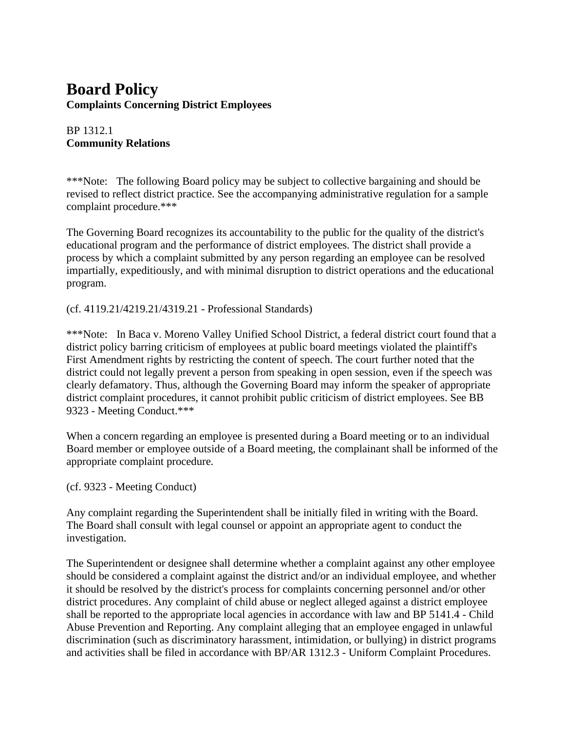# Board Policy
**Complaints Concerning District Employees**

BP 1312.1
**Community Relations**

***Note: The following Board policy may be subject to collective bargaining and should be revised to reflect district practice. See the accompanying administrative regulation for a sample complaint procedure.***

The Governing Board recognizes its accountability to the public for the quality of the district's educational program and the performance of district employees. The district shall provide a process by which a complaint submitted by any person regarding an employee can be resolved impartially, expeditiously, and with minimal disruption to district operations and the educational program.

(cf. 4119.21/4219.21/4319.21 - Professional Standards)

***Note: In Baca v. Moreno Valley Unified School District, a federal district court found that a district policy barring criticism of employees at public board meetings violated the plaintiff's First Amendment rights by restricting the content of speech. The court further noted that the district could not legally prevent a person from speaking in open session, even if the speech was clearly defamatory. Thus, although the Governing Board may inform the speaker of appropriate district complaint procedures, it cannot prohibit public criticism of district employees. See BB 9323 - Meeting Conduct.***

When a concern regarding an employee is presented during a Board meeting or to an individual Board member or employee outside of a Board meeting, the complainant shall be informed of the appropriate complaint procedure.

(cf. 9323 - Meeting Conduct)

Any complaint regarding the Superintendent shall be initially filed in writing with the Board. The Board shall consult with legal counsel or appoint an appropriate agent to conduct the investigation.

The Superintendent or designee shall determine whether a complaint against any other employee should be considered a complaint against the district and/or an individual employee, and whether it should be resolved by the district's process for complaints concerning personnel and/or other district procedures. Any complaint of child abuse or neglect alleged against a district employee shall be reported to the appropriate local agencies in accordance with law and BP 5141.4 - Child Abuse Prevention and Reporting. Any complaint alleging that an employee engaged in unlawful discrimination (such as discriminatory harassment, intimidation, or bullying) in district programs and activities shall be filed in accordance with BP/AR 1312.3 - Uniform Complaint Procedures.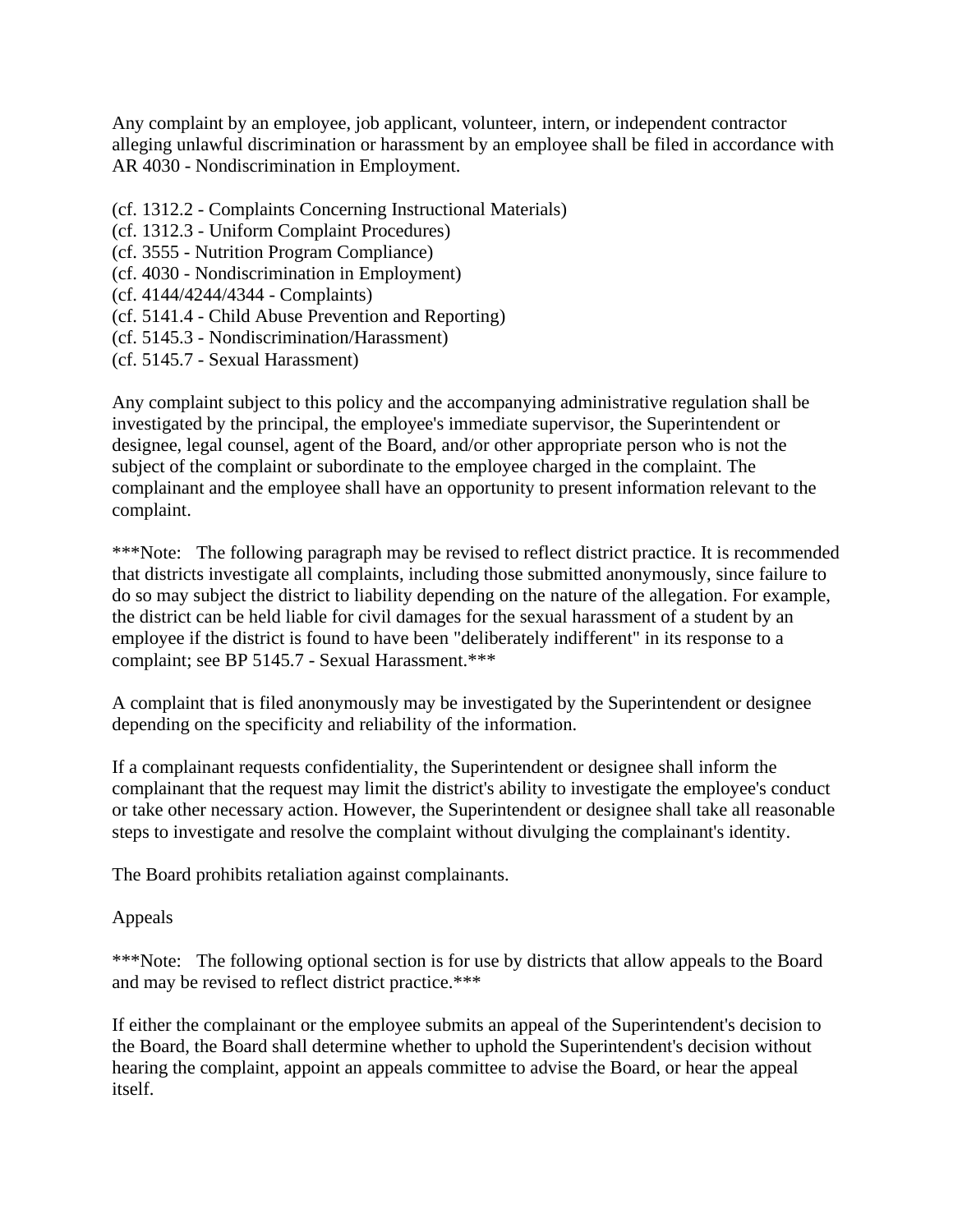Any complaint by an employee, job applicant, volunteer, intern, or independent contractor alleging unlawful discrimination or harassment by an employee shall be filed in accordance with AR 4030 - Nondiscrimination in Employment.

(cf. 1312.2 - Complaints Concerning Instructional Materials)
(cf. 1312.3 - Uniform Complaint Procedures)
(cf. 3555 - Nutrition Program Compliance)
(cf. 4030 - Nondiscrimination in Employment)
(cf. 4144/4244/4344 - Complaints)
(cf. 5141.4 - Child Abuse Prevention and Reporting)
(cf. 5145.3 - Nondiscrimination/Harassment)
(cf. 5145.7 - Sexual Harassment)

Any complaint subject to this policy and the accompanying administrative regulation shall be investigated by the principal, the employee's immediate supervisor, the Superintendent or designee, legal counsel, agent of the Board, and/or other appropriate person who is not the subject of the complaint or subordinate to the employee charged in the complaint. The complainant and the employee shall have an opportunity to present information relevant to the complaint.

***Note: The following paragraph may be revised to reflect district practice. It is recommended that districts investigate all complaints, including those submitted anonymously, since failure to do so may subject the district to liability depending on the nature of the allegation. For example, the district can be held liable for civil damages for the sexual harassment of a student by an employee if the district is found to have been "deliberately indifferent" in its response to a complaint; see BP 5145.7 - Sexual Harassment.***

A complaint that is filed anonymously may be investigated by the Superintendent or designee depending on the specificity and reliability of the information.

If a complainant requests confidentiality, the Superintendent or designee shall inform the complainant that the request may limit the district's ability to investigate the employee's conduct or take other necessary action. However, the Superintendent or designee shall take all reasonable steps to investigate and resolve the complaint without divulging the complainant's identity.

The Board prohibits retaliation against complainants.

Appeals

***Note: The following optional section is for use by districts that allow appeals to the Board and may be revised to reflect district practice.***

If either the complainant or the employee submits an appeal of the Superintendent's decision to the Board, the Board shall determine whether to uphold the Superintendent's decision without hearing the complaint, appoint an appeals committee to advise the Board, or hear the appeal itself.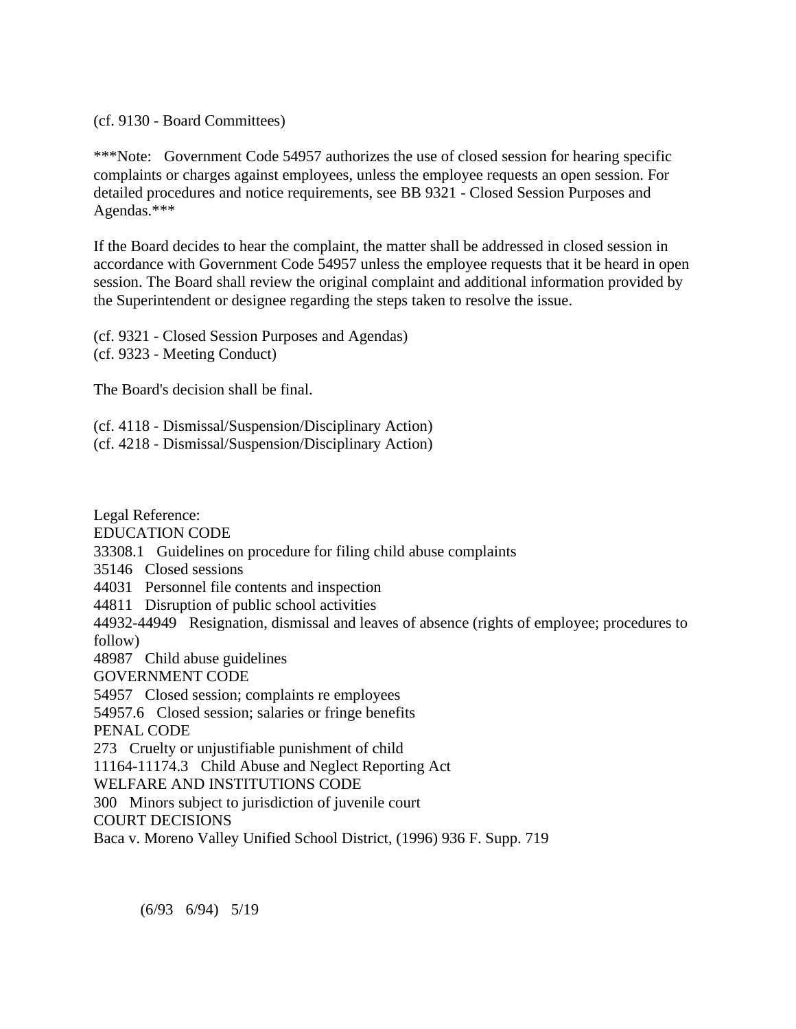(cf. 9130 - Board Committees)

***Note: Government Code 54957 authorizes the use of closed session for hearing specific complaints or charges against employees, unless the employee requests an open session. For detailed procedures and notice requirements, see BB 9321 - Closed Session Purposes and Agendas.***

If the Board decides to hear the complaint, the matter shall be addressed in closed session in accordance with Government Code 54957 unless the employee requests that it be heard in open session. The Board shall review the original complaint and additional information provided by the Superintendent or designee regarding the steps taken to resolve the issue.

(cf. 9321 - Closed Session Purposes and Agendas)
(cf. 9323 - Meeting Conduct)

The Board's decision shall be final.

(cf. 4118 - Dismissal/Suspension/Disciplinary Action)
(cf. 4218 - Dismissal/Suspension/Disciplinary Action)

Legal Reference:
EDUCATION CODE
33308.1 Guidelines on procedure for filing child abuse complaints
35146 Closed sessions
44031 Personnel file contents and inspection
44811 Disruption of public school activities
44932-44949 Resignation, dismissal and leaves of absence (rights of employee; procedures to follow)
48987 Child abuse guidelines
GOVERNMENT CODE
54957 Closed session; complaints re employees
54957.6 Closed session; salaries or fringe benefits
PENAL CODE
273 Cruelty or unjustifiable punishment of child
11164-11174.3 Child Abuse and Neglect Reporting Act
WELFARE AND INSTITUTIONS CODE
300 Minors subject to jurisdiction of juvenile court
COURT DECISIONS
Baca v. Moreno Valley Unified School District, (1996) 936 F. Supp. 719

(6/93 6/94) 5/19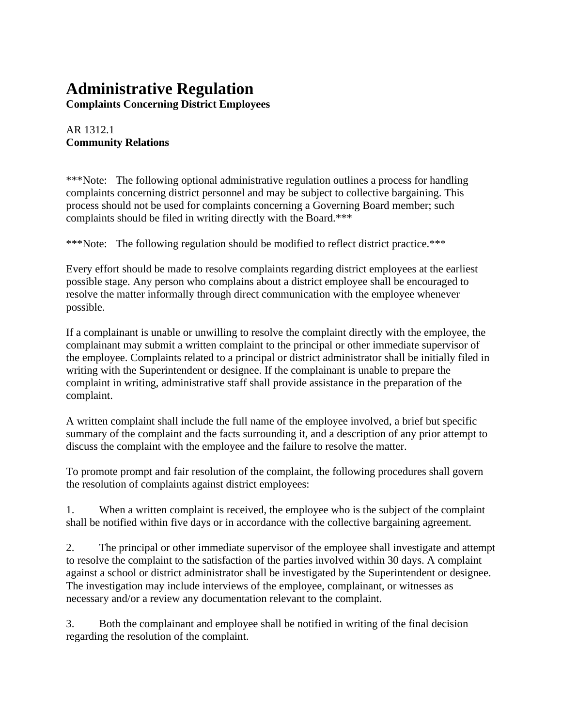# Administrative Regulation

**Complaints Concerning District Employees**

AR 1312.1
**Community Relations**

***Note: The following optional administrative regulation outlines a process for handling complaints concerning district personnel and may be subject to collective bargaining. This process should not be used for complaints concerning a Governing Board member; such complaints should be filed in writing directly with the Board.***

***Note: The following regulation should be modified to reflect district practice.***

Every effort should be made to resolve complaints regarding district employees at the earliest possible stage. Any person who complains about a district employee shall be encouraged to resolve the matter informally through direct communication with the employee whenever possible.

If a complainant is unable or unwilling to resolve the complaint directly with the employee, the complainant may submit a written complaint to the principal or other immediate supervisor of the employee. Complaints related to a principal or district administrator shall be initially filed in writing with the Superintendent or designee. If the complainant is unable to prepare the complaint in writing, administrative staff shall provide assistance in the preparation of the complaint.

A written complaint shall include the full name of the employee involved, a brief but specific summary of the complaint and the facts surrounding it, and a description of any prior attempt to discuss the complaint with the employee and the failure to resolve the matter.

To promote prompt and fair resolution of the complaint, the following procedures shall govern the resolution of complaints against district employees:

1. When a written complaint is received, the employee who is the subject of the complaint shall be notified within five days or in accordance with the collective bargaining agreement.

2. The principal or other immediate supervisor of the employee shall investigate and attempt to resolve the complaint to the satisfaction of the parties involved within 30 days. A complaint against a school or district administrator shall be investigated by the Superintendent or designee. The investigation may include interviews of the employee, complainant, or witnesses as necessary and/or a review any documentation relevant to the complaint.

3. Both the complainant and employee shall be notified in writing of the final decision regarding the resolution of the complaint.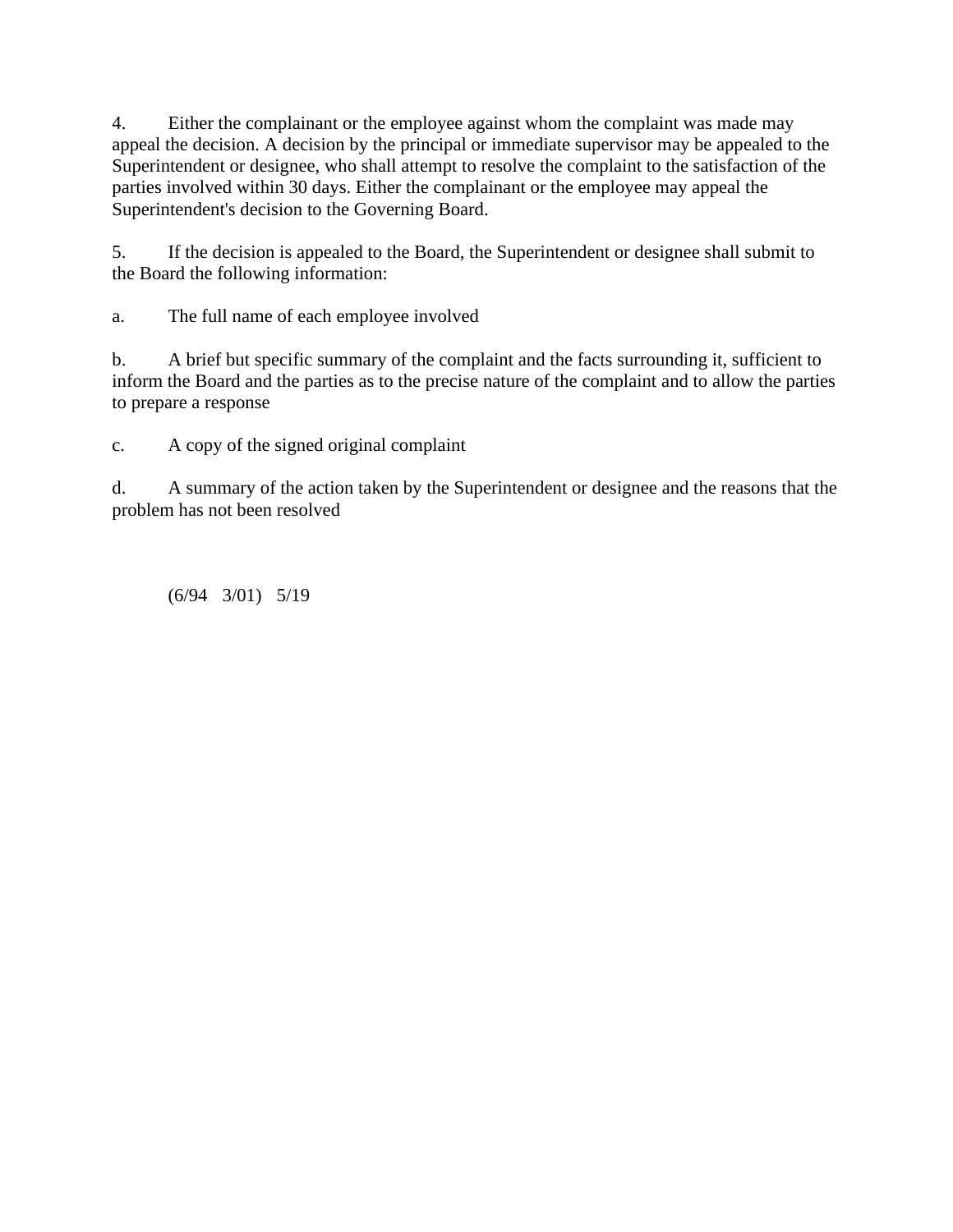4. Either the complainant or the employee against whom the complaint was made may appeal the decision. A decision by the principal or immediate supervisor may be appealed to the Superintendent or designee, who shall attempt to resolve the complaint to the satisfaction of the parties involved within 30 days. Either the complainant or the employee may appeal the Superintendent's decision to the Governing Board.

5. If the decision is appealed to the Board, the Superintendent or designee shall submit to the Board the following information:

a. The full name of each employee involved

b. A brief but specific summary of the complaint and the facts surrounding it, sufficient to inform the Board and the parties as to the precise nature of the complaint and to allow the parties to prepare a response

c. A copy of the signed original complaint

d. A summary of the action taken by the Superintendent or designee and the reasons that the problem has not been resolved

(6/94 3/01) 5/19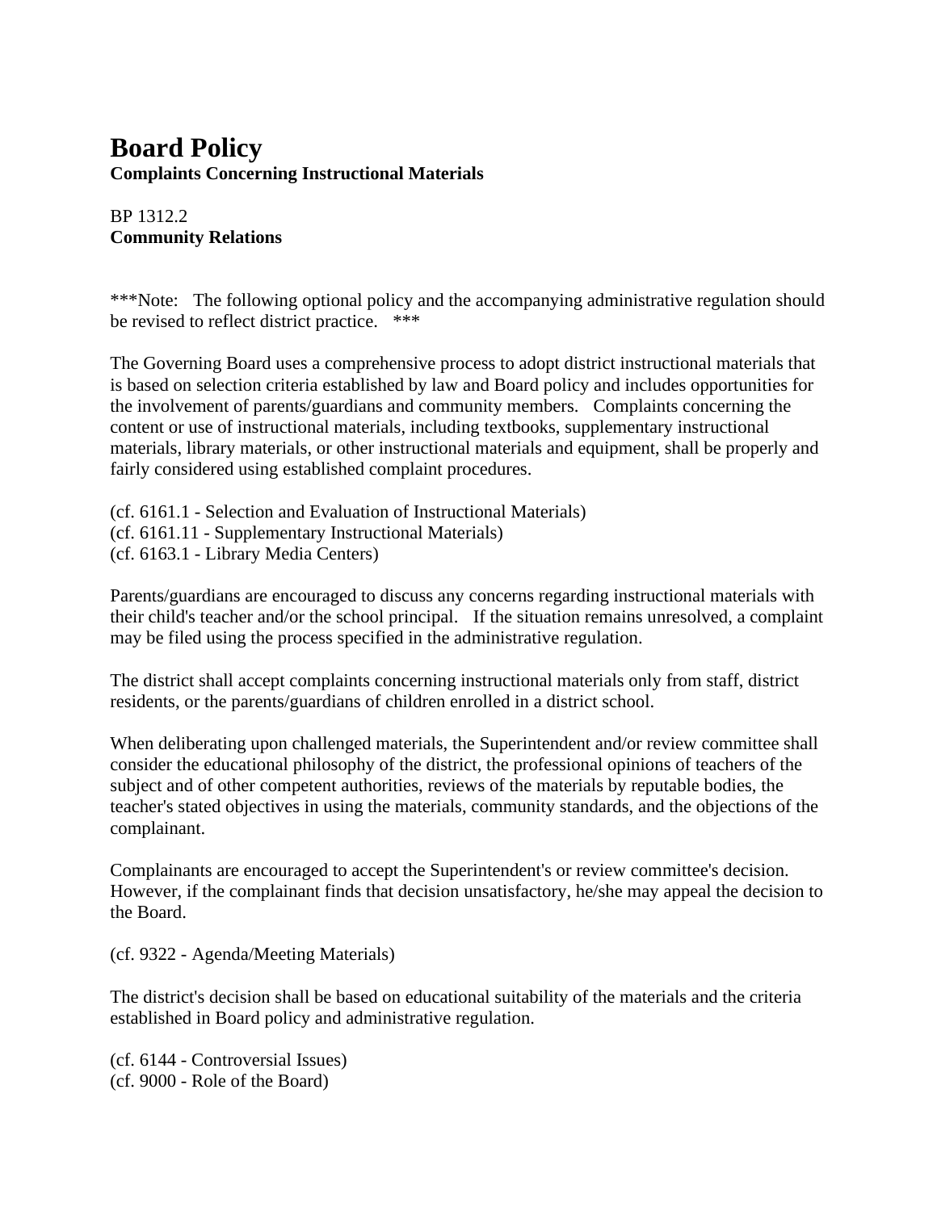# Board Policy

**Complaints Concerning Instructional Materials**

BP 1312.2
**Community Relations**

***Note: The following optional policy and the accompanying administrative regulation should be revised to reflect district practice. ***

The Governing Board uses a comprehensive process to adopt district instructional materials that is based on selection criteria established by law and Board policy and includes opportunities for the involvement of parents/guardians and community members. Complaints concerning the content or use of instructional materials, including textbooks, supplementary instructional materials, library materials, or other instructional materials and equipment, shall be properly and fairly considered using established complaint procedures.

(cf. 6161.1 - Selection and Evaluation of Instructional Materials)
(cf. 6161.11 - Supplementary Instructional Materials)
(cf. 6163.1 - Library Media Centers)

Parents/guardians are encouraged to discuss any concerns regarding instructional materials with their child's teacher and/or the school principal. If the situation remains unresolved, a complaint may be filed using the process specified in the administrative regulation.

The district shall accept complaints concerning instructional materials only from staff, district residents, or the parents/guardians of children enrolled in a district school.

When deliberating upon challenged materials, the Superintendent and/or review committee shall consider the educational philosophy of the district, the professional opinions of teachers of the subject and of other competent authorities, reviews of the materials by reputable bodies, the teacher's stated objectives in using the materials, community standards, and the objections of the complainant.

Complainants are encouraged to accept the Superintendent's or review committee's decision. However, if the complainant finds that decision unsatisfactory, he/she may appeal the decision to the Board.

(cf. 9322 - Agenda/Meeting Materials)

The district's decision shall be based on educational suitability of the materials and the criteria established in Board policy and administrative regulation.

(cf. 6144 - Controversial Issues)
(cf. 9000 - Role of the Board)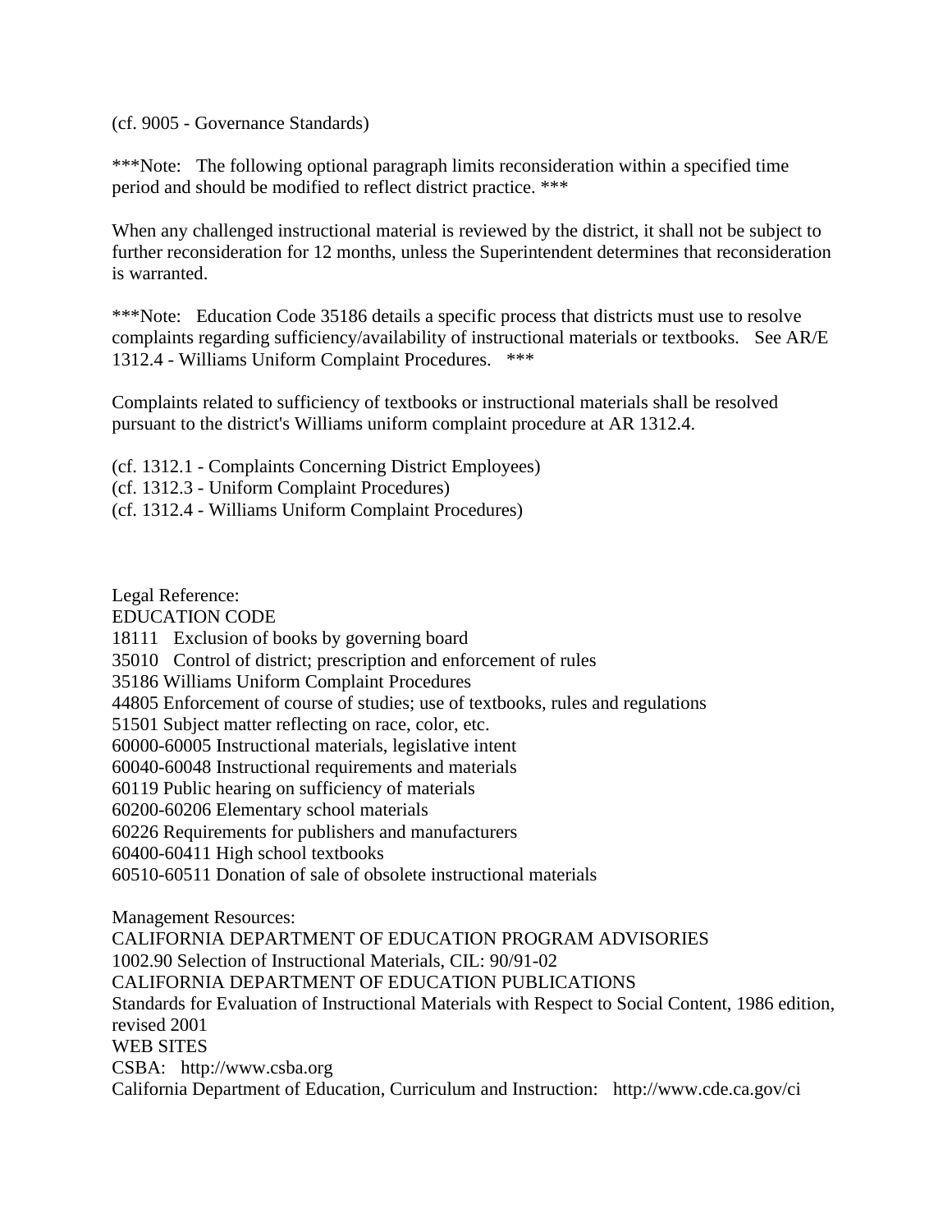(cf. 9005 - Governance Standards)

***Note: The following optional paragraph limits reconsideration within a specified time period and should be modified to reflect district practice. ***

When any challenged instructional material is reviewed by the district, it shall not be subject to further reconsideration for 12 months, unless the Superintendent determines that reconsideration is warranted.

***Note: Education Code 35186 details a specific process that districts must use to resolve complaints regarding sufficiency/availability of instructional materials or textbooks. See AR/E 1312.4 - Williams Uniform Complaint Procedures. ***

Complaints related to sufficiency of textbooks or instructional materials shall be resolved pursuant to the district's Williams uniform complaint procedure at AR 1312.4.

(cf. 1312.1 - Complaints Concerning District Employees)
(cf. 1312.3 - Uniform Complaint Procedures)
(cf. 1312.4 - Williams Uniform Complaint Procedures)

Legal Reference:
EDUCATION CODE
18111 Exclusion of books by governing board
35010 Control of district; prescription and enforcement of rules
35186 Williams Uniform Complaint Procedures
44805 Enforcement of course of studies; use of textbooks, rules and regulations
51501 Subject matter reflecting on race, color, etc.
60000-60005 Instructional materials, legislative intent
60040-60048 Instructional requirements and materials
60119 Public hearing on sufficiency of materials
60200-60206 Elementary school materials
60226 Requirements for publishers and manufacturers
60400-60411 High school textbooks
60510-60511 Donation of sale of obsolete instructional materials

Management Resources:
CALIFORNIA DEPARTMENT OF EDUCATION PROGRAM ADVISORIES
1002.90 Selection of Instructional Materials, CIL: 90/91-02
CALIFORNIA DEPARTMENT OF EDUCATION PUBLICATIONS
Standards for Evaluation of Instructional Materials with Respect to Social Content, 1986 edition, revised 2001
WEB SITES
CSBA: http://www.csba.org
California Department of Education, Curriculum and Instruction: http://www.cde.ca.gov/ci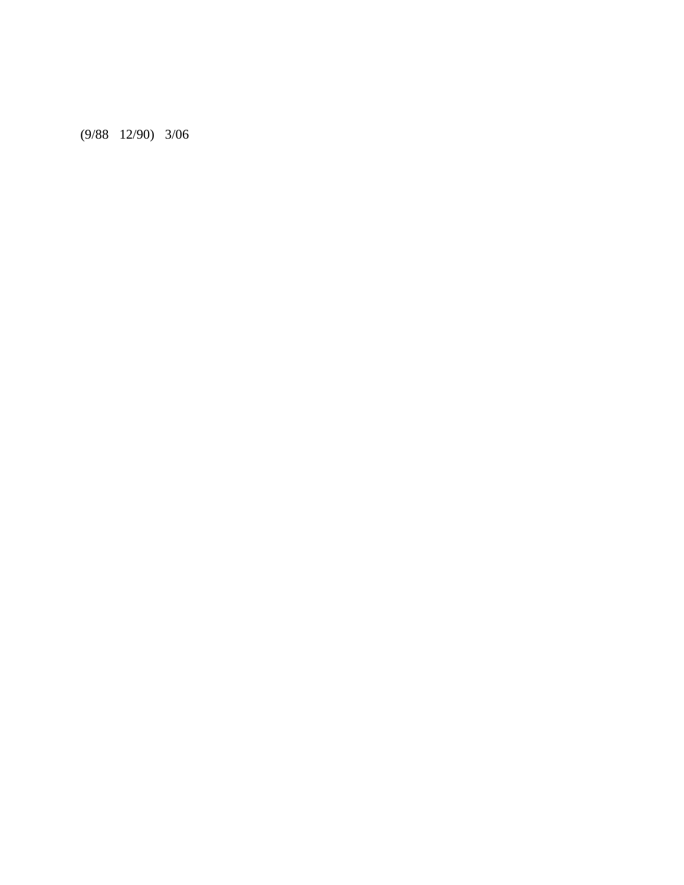(9/88 12/90) 3/06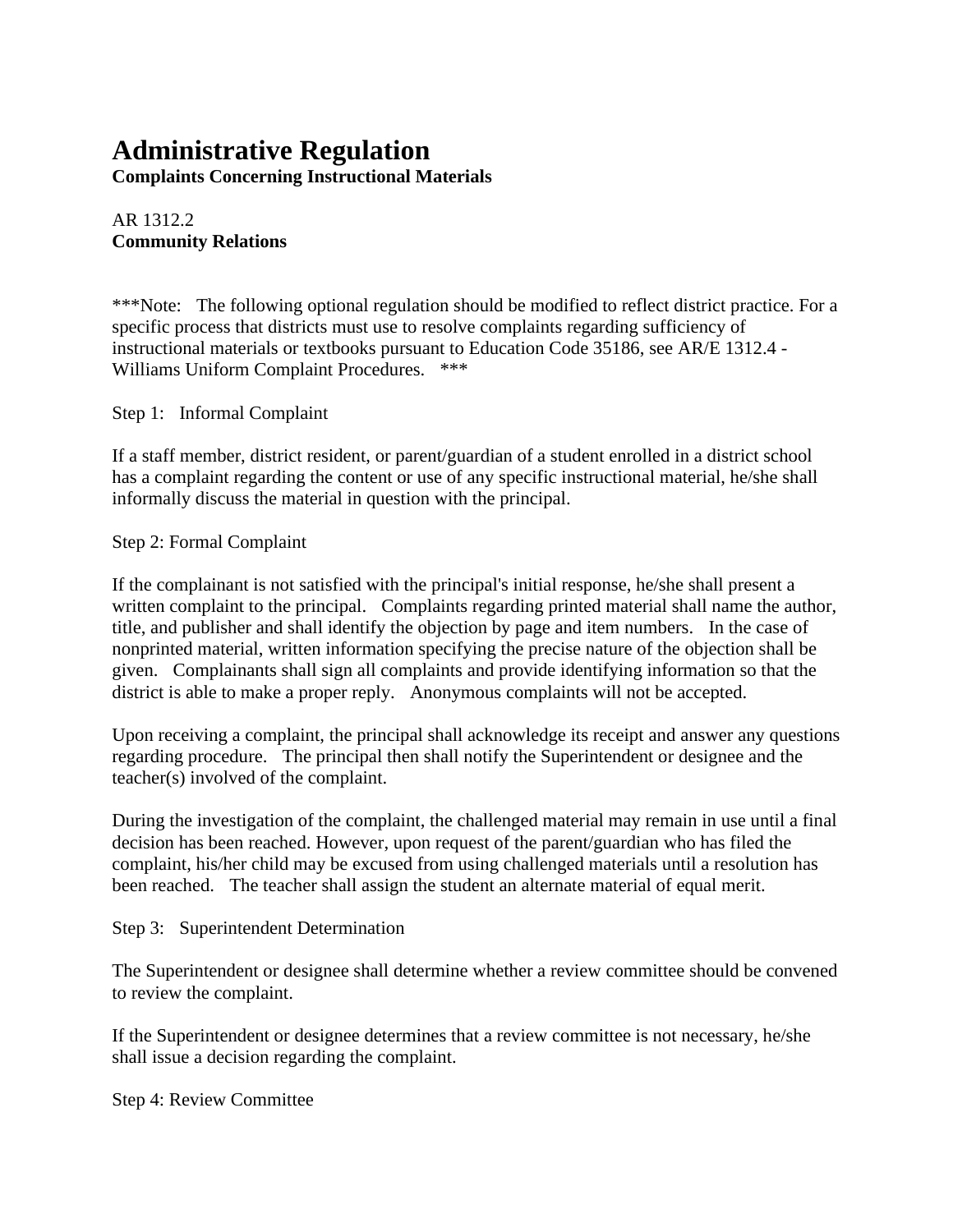# Administrative Regulation

**Complaints Concerning Instructional Materials**

AR 1312.2
**Community Relations**

***Note: The following optional regulation should be modified to reflect district practice. For a specific process that districts must use to resolve complaints regarding sufficiency of instructional materials or textbooks pursuant to Education Code 35186, see AR/E 1312.4 - Williams Uniform Complaint Procedures. ***

Step 1: Informal Complaint

If a staff member, district resident, or parent/guardian of a student enrolled in a district school has a complaint regarding the content or use of any specific instructional material, he/she shall informally discuss the material in question with the principal.

Step 2: Formal Complaint

If the complainant is not satisfied with the principal's initial response, he/she shall present a written complaint to the principal. Complaints regarding printed material shall name the author, title, and publisher and shall identify the objection by page and item numbers. In the case of nonprinted material, written information specifying the precise nature of the objection shall be given. Complainants shall sign all complaints and provide identifying information so that the district is able to make a proper reply. Anonymous complaints will not be accepted.

Upon receiving a complaint, the principal shall acknowledge its receipt and answer any questions regarding procedure. The principal then shall notify the Superintendent or designee and the teacher(s) involved of the complaint.

During the investigation of the complaint, the challenged material may remain in use until a final decision has been reached. However, upon request of the parent/guardian who has filed the complaint, his/her child may be excused from using challenged materials until a resolution has been reached. The teacher shall assign the student an alternate material of equal merit.

Step 3: Superintendent Determination

The Superintendent or designee shall determine whether a review committee should be convened to review the complaint.

If the Superintendent or designee determines that a review committee is not necessary, he/she shall issue a decision regarding the complaint.

Step 4: Review Committee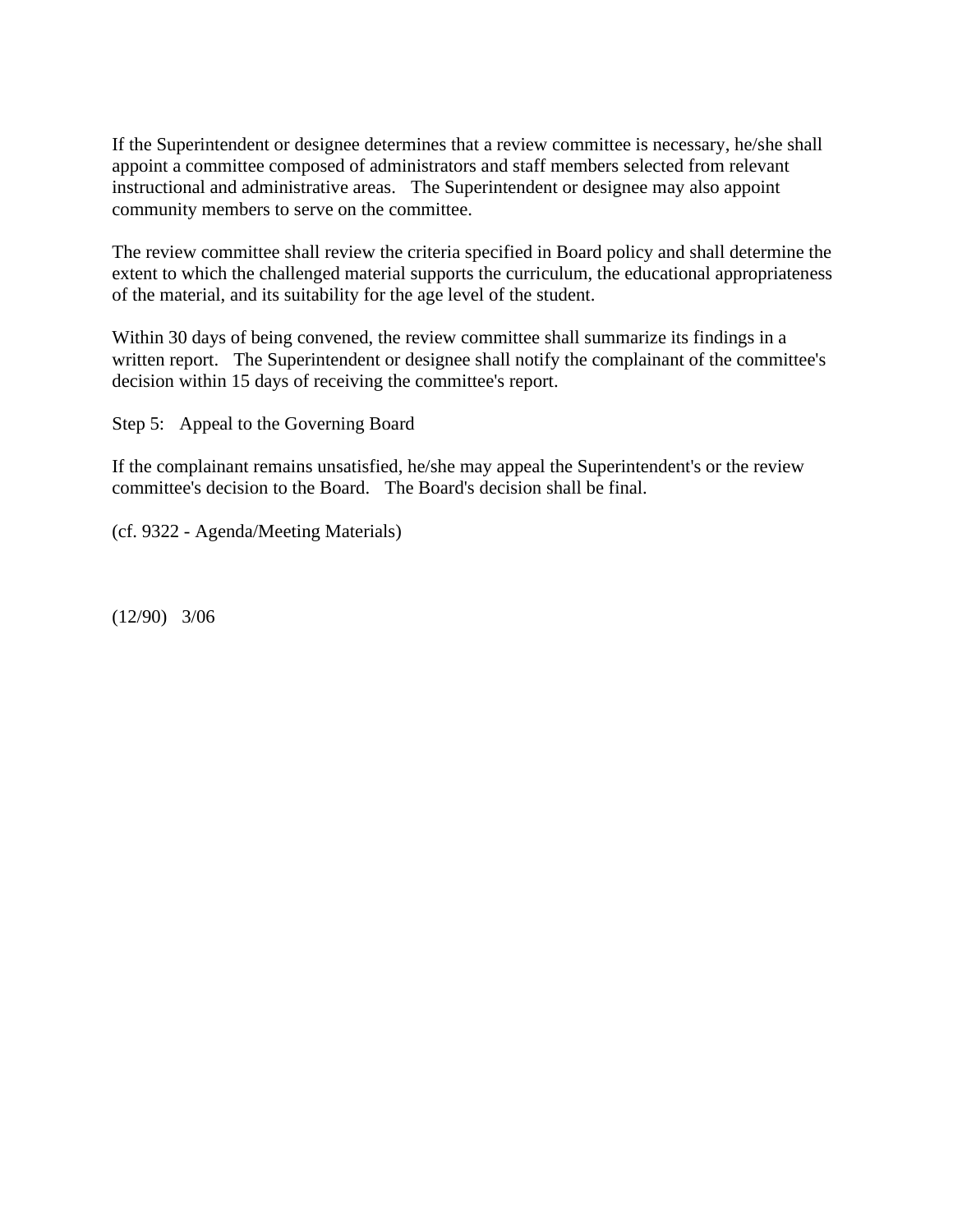If the Superintendent or designee determines that a review committee is necessary, he/she shall appoint a committee composed of administrators and staff members selected from relevant instructional and administrative areas. The Superintendent or designee may also appoint community members to serve on the committee.

The review committee shall review the criteria specified in Board policy and shall determine the extent to which the challenged material supports the curriculum, the educational appropriateness of the material, and its suitability for the age level of the student.

Within 30 days of being convened, the review committee shall summarize its findings in a written report. The Superintendent or designee shall notify the complainant of the committee's decision within 15 days of receiving the committee's report.

Step 5: Appeal to the Governing Board

If the complainant remains unsatisfied, he/she may appeal the Superintendent's or the review committee's decision to the Board. The Board's decision shall be final.

(cf. 9322 - Agenda/Meeting Materials)

(12/90) 3/06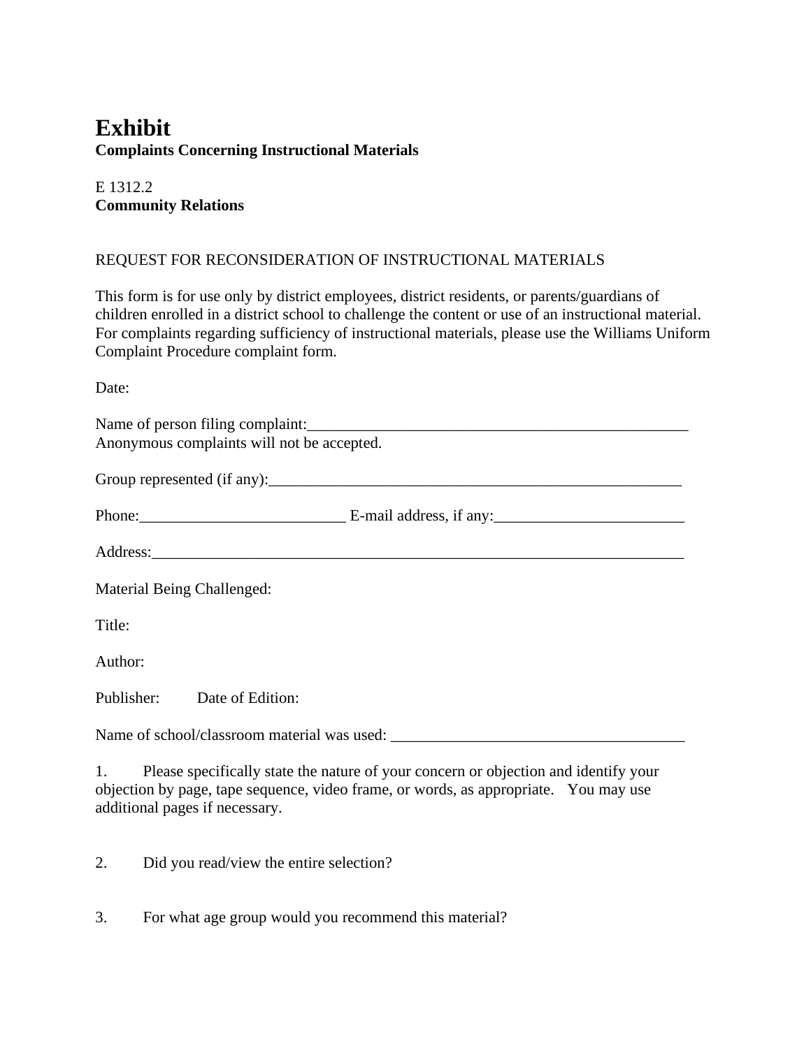# Exhibit

**Complaints Concerning Instructional Materials**

E 1312.2
**Community Relations**

REQUEST FOR RECONSIDERATION OF INSTRUCTIONAL MATERIALS

This form is for use only by district employees, district residents, or parents/guardians of children enrolled in a district school to challenge the content or use of an instructional material. For complaints regarding sufficiency of instructional materials, please use the Williams Uniform Complaint Procedure complaint form.

Date:

Name of person filing complaint:___________________________________________________
Anonymous complaints will not be accepted.

Group represented (if any):_______________________________________________________

Phone:__________________________ E-mail address, if any:________________________

Address:_______________________________________________________________________

Material Being Challenged:

Title:

Author:

Publisher: Date of Edition:

Name of school/classroom material was used: ______________________________________

1. Please specifically state the nature of your concern or objection and identify your objection by page, tape sequence, video frame, or words, as appropriate. You may use additional pages if necessary.

2. Did you read/view the entire selection?

3. For what age group would you recommend this material?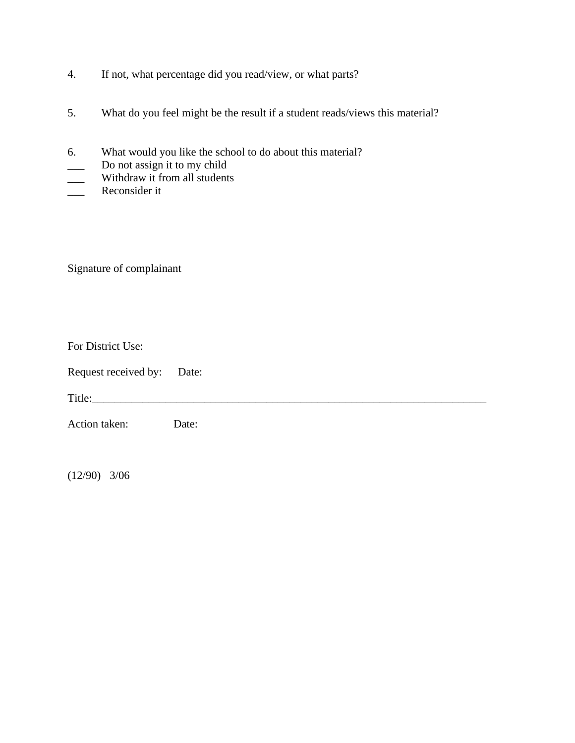4. If not, what percentage did you read/view, or what parts?

5. What would you like the school to do about this material?

6. What would you like the school to do about this material?

___ Do not assign it to my child
___ Withdraw it from all students
___ Reconsider it

Signature of complainant

For District Use:

Request received by: Date:

Title:___________________________________________________________________________

Action taken: Date:

(12/90) 3/06

4. If not, what percentage did you read/view, or what parts?

5. What do you feel might be the result if a student reads/views this material?

6. What would you like the school to do about this material?

___ Do not assign it to my child
___ Withdraw it from all students
___ Reconsider it

Signature of complainant

For District Use:

Request received by: Date:

Title:___________________________________________________________________________

Action taken: Date:

(12/90) 3/06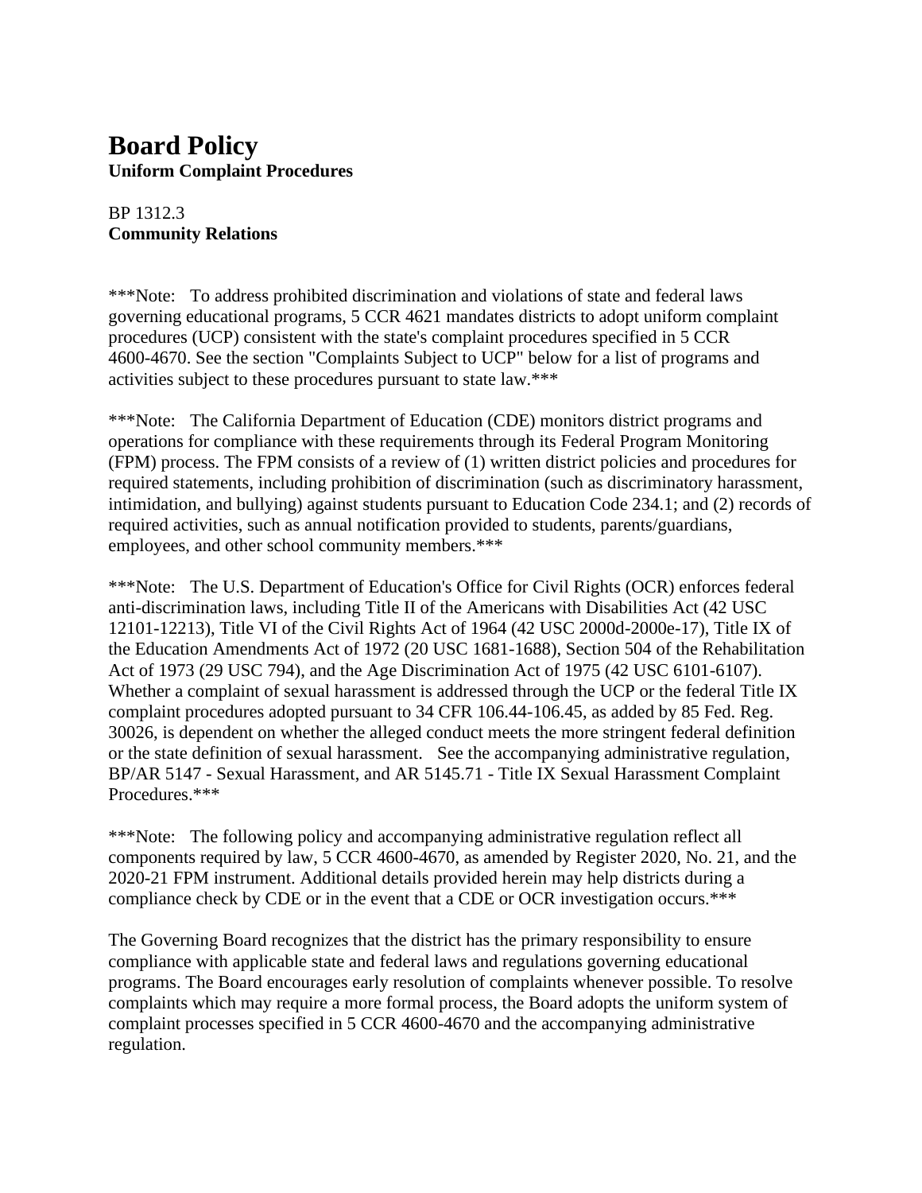# Board Policy

**Uniform Complaint Procedures**

BP 1312.3
**Community Relations**

***Note: To address prohibited discrimination and violations of state and federal laws governing educational programs, 5 CCR 4621 mandates districts to adopt uniform complaint procedures (UCP) consistent with the state's complaint procedures specified in 5 CCR 4600-4670. See the section "Complaints Subject to UCP" below for a list of programs and activities subject to these procedures pursuant to state law.***

***Note: The California Department of Education (CDE) monitors district programs and operations for compliance with these requirements through its Federal Program Monitoring (FPM) process. The FPM consists of a review of (1) written district policies and procedures for required statements, including prohibition of discrimination (such as discriminatory harassment, intimidation, and bullying) against students pursuant to Education Code 234.1; and (2) records of required activities, such as annual notification provided to students, parents/guardians, employees, and other school community members.***

***Note: The U.S. Department of Education's Office for Civil Rights (OCR) enforces federal anti-discrimination laws, including Title II of the Americans with Disabilities Act (42 USC 12101-12213), Title VI of the Civil Rights Act of 1964 (42 USC 2000d-2000e-17), Title IX of the Education Amendments Act of 1972 (20 USC 1681-1688), Section 504 of the Rehabilitation Act of 1973 (29 USC 794), and the Age Discrimination Act of 1975 (42 USC 6101-6107). Whether a complaint of sexual harassment is addressed through the UCP or the federal Title IX complaint procedures adopted pursuant to 34 CFR 106.44-106.45, as added by 85 Fed. Reg. 30026, is dependent on whether the alleged conduct meets the more stringent federal definition or the state definition of sexual harassment. See the accompanying administrative regulation, BP/AR 5147 - Sexual Harassment, and AR 5145.71 - Title IX Sexual Harassment Complaint Procedures.***

***Note: The following policy and accompanying administrative regulation reflect all components required by law, 5 CCR 4600-4670, as amended by Register 2020, No. 21, and the 2020-21 FPM instrument. Additional details provided herein may help districts during a compliance check by CDE or in the event that a CDE or OCR investigation occurs.***

The Governing Board recognizes that the district has the primary responsibility to ensure compliance with applicable state and federal laws and regulations governing educational programs. The Board encourages early resolution of complaints whenever possible. To resolve complaints which may require a more formal process, the Board adopts the uniform system of complaint processes specified in 5 CCR 4600-4670 and the accompanying administrative regulation.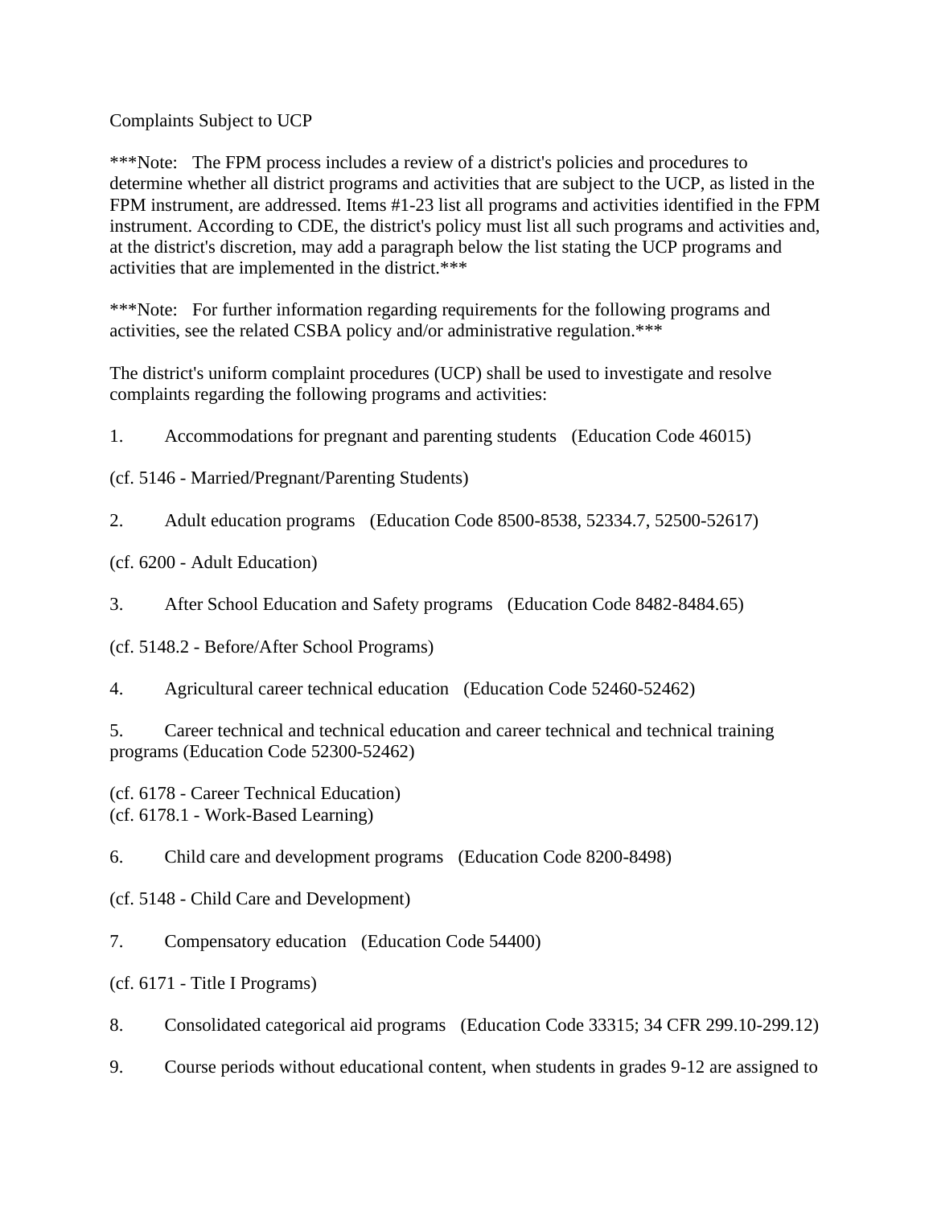Complaints Subject to UCP

***Note: The FPM process includes a review of a district's policies and procedures to determine whether all district programs and activities that are subject to the UCP, as listed in the FPM instrument, are addressed. Items #1-23 list all programs and activities identified in the FPM instrument. According to CDE, the district's policy must list all such programs and activities and, at the district's discretion, may add a paragraph below the list stating the UCP programs and activities that are implemented in the district.***

***Note: For further information regarding requirements for the following programs and activities, see the related CSBA policy and/or administrative regulation.***

The district's uniform complaint procedures (UCP) shall be used to investigate and resolve complaints regarding the following programs and activities:

1. Accommodations for pregnant and parenting students (Education Code 46015)

(cf. 5146 - Married/Pregnant/Parenting Students)

2. Adult education programs (Education Code 8500-8538, 52334.7, 52500-52617)

(cf. 6200 - Adult Education)

3. After School Education and Safety programs (Education Code 8482-8484.65)

(cf. 5148.2 - Before/After School Programs)

4. Agricultural career technical education (Education Code 52460-52462)

5. Career technical and technical education and career technical and technical training programs (Education Code 52300-52462)

(cf. 6178 - Career Technical Education)
(cf. 6178.1 - Work-Based Learning)

6. Child care and development programs (Education Code 8200-8498)

(cf. 5148 - Child Care and Development)

7. Compensatory education (Education Code 54400)

(cf. 6171 - Title I Programs)

8. Consolidated categorical aid programs (Education Code 33315; 34 CFR 299.10-299.12)

9. Course periods without educational content, when students in grades 9-12 are assigned to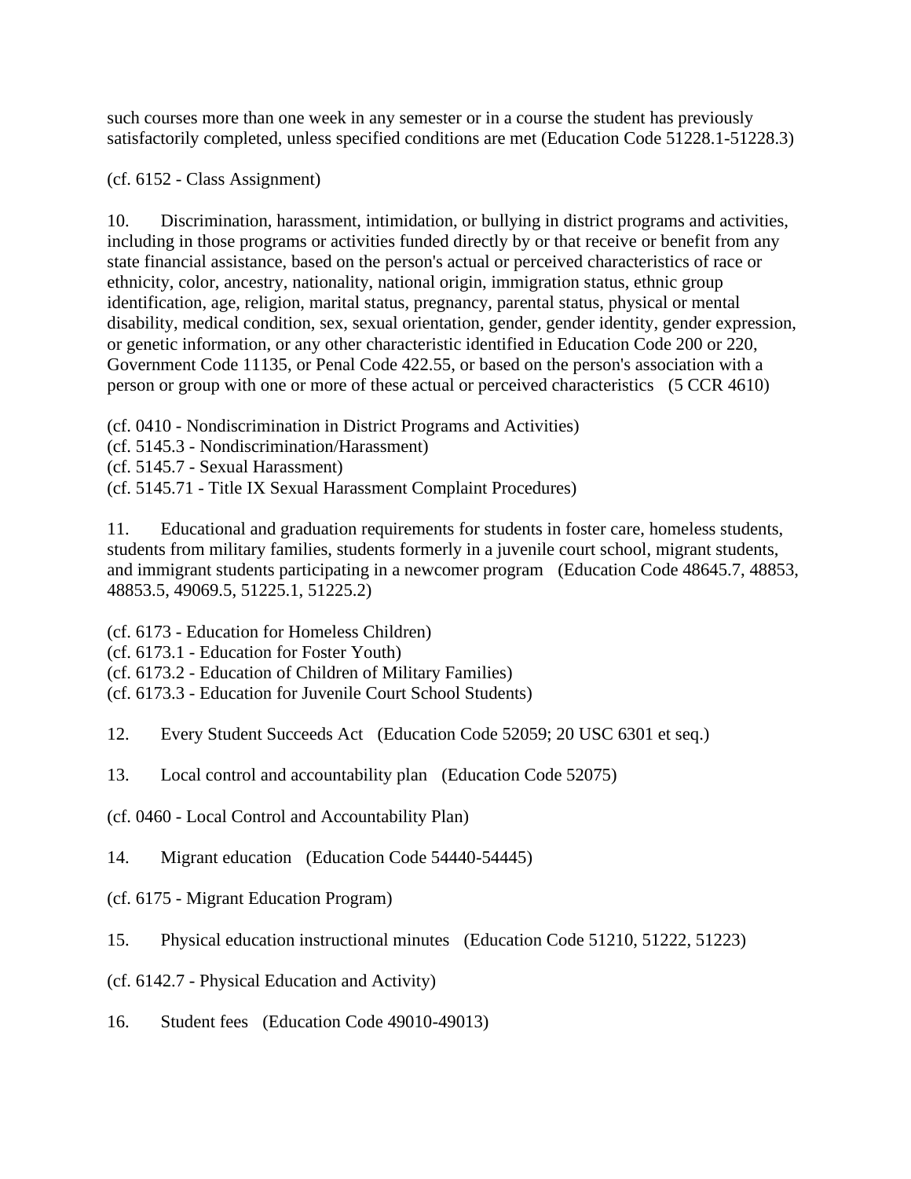such courses more than one week in any semester or in a course the student has previously satisfactorily completed, unless specified conditions are met (Education Code 51228.1-51228.3)

(cf. 6152 - Class Assignment)

10. Discrimination, harassment, intimidation, or bullying in district programs and activities, including in those programs or activities funded directly by or that receive or benefit from any state financial assistance, based on the person's actual or perceived characteristics of race or ethnicity, color, ancestry, nationality, national origin, immigration status, ethnic group identification, age, religion, marital status, pregnancy, parental status, physical or mental disability, medical condition, sex, sexual orientation, gender, gender identity, gender expression, or genetic information, or any other characteristic identified in Education Code 200 or 220, Government Code 11135, or Penal Code 422.55, or based on the person's association with a person or group with one or more of these actual or perceived characteristics (5 CCR 4610)

(cf. 0410 - Nondiscrimination in District Programs and Activities)
(cf. 5145.3 - Nondiscrimination/Harassment)
(cf. 5145.7 - Sexual Harassment)
(cf. 5145.71 - Title IX Sexual Harassment Complaint Procedures)

11. Educational and graduation requirements for students in foster care, homeless students, students from military families, students formerly in a juvenile court school, migrant students, and immigrant students participating in a newcomer program (Education Code 48645.7, 48853, 48853.5, 49069.5, 51225.1, 51225.2)

(cf. 6173 - Education for Homeless Children)
(cf. 6173.1 - Education for Foster Youth)
(cf. 6173.2 - Education of Children of Military Families)
(cf. 6173.3 - Education for Juvenile Court School Students)

12. Every Student Succeeds Act (Education Code 52059; 20 USC 6301 et seq.)

13. Local control and accountability plan (Education Code 52075)

(cf. 0460 - Local Control and Accountability Plan)

14. Migrant education (Education Code 54440-54445)

(cf. 6175 - Migrant Education Program)

15. Physical education instructional minutes (Education Code 51210, 51222, 51223)

(cf. 6142.7 - Physical Education and Activity)

16. Student fees (Education Code 49010-49013)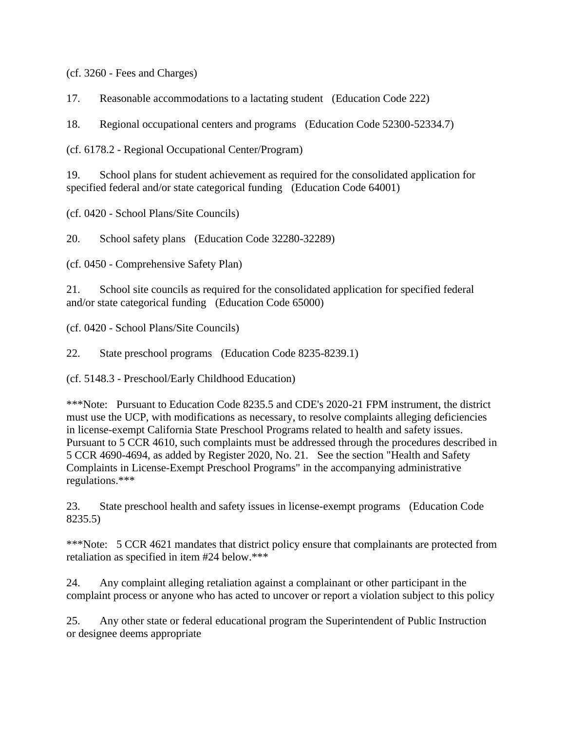(cf. 3260 - Fees and Charges)

17. Reasonable accommodations to a lactating student (Education Code 222)

18. Regional occupational centers and programs (Education Code 52300-52334.7)

(cf. 6178.2 - Regional Occupational Center/Program)

19. School plans for student achievement as required for the consolidated application for specified federal and/or state categorical funding (Education Code 64001)

(cf. 0420 - School Plans/Site Councils)

20. School safety plans (Education Code 32280-32289)

(cf. 0450 - Comprehensive Safety Plan)

21. School site councils as required for the consolidated application for specified federal and/or state categorical funding (Education Code 65000)

(cf. 0420 - School Plans/Site Councils)

22. State preschool programs (Education Code 8235-8239.1)

(cf. 5148.3 - Preschool/Early Childhood Education)

***Note: Pursuant to Education Code 8235.5 and CDE's 2020-21 FPM instrument, the district must use the UCP, with modifications as necessary, to resolve complaints alleging deficiencies in license-exempt California State Preschool Programs related to health and safety issues. Pursuant to 5 CCR 4610, such complaints must be addressed through the procedures described in 5 CCR 4690-4694, as added by Register 2020, No. 21. See the section "Health and Safety Complaints in License-Exempt Preschool Programs" in the accompanying administrative regulations.***

23. State preschool health and safety issues in license-exempt programs (Education Code 8235.5)

***Note: 5 CCR 4621 mandates that district policy ensure that complainants are protected from retaliation as specified in item #24 below.***

24. Any complaint alleging retaliation against a complainant or other participant in the complaint process or anyone who has acted to uncover or report a violation subject to this policy

25. Any other state or federal educational program the Superintendent of Public Instruction or designee deems appropriate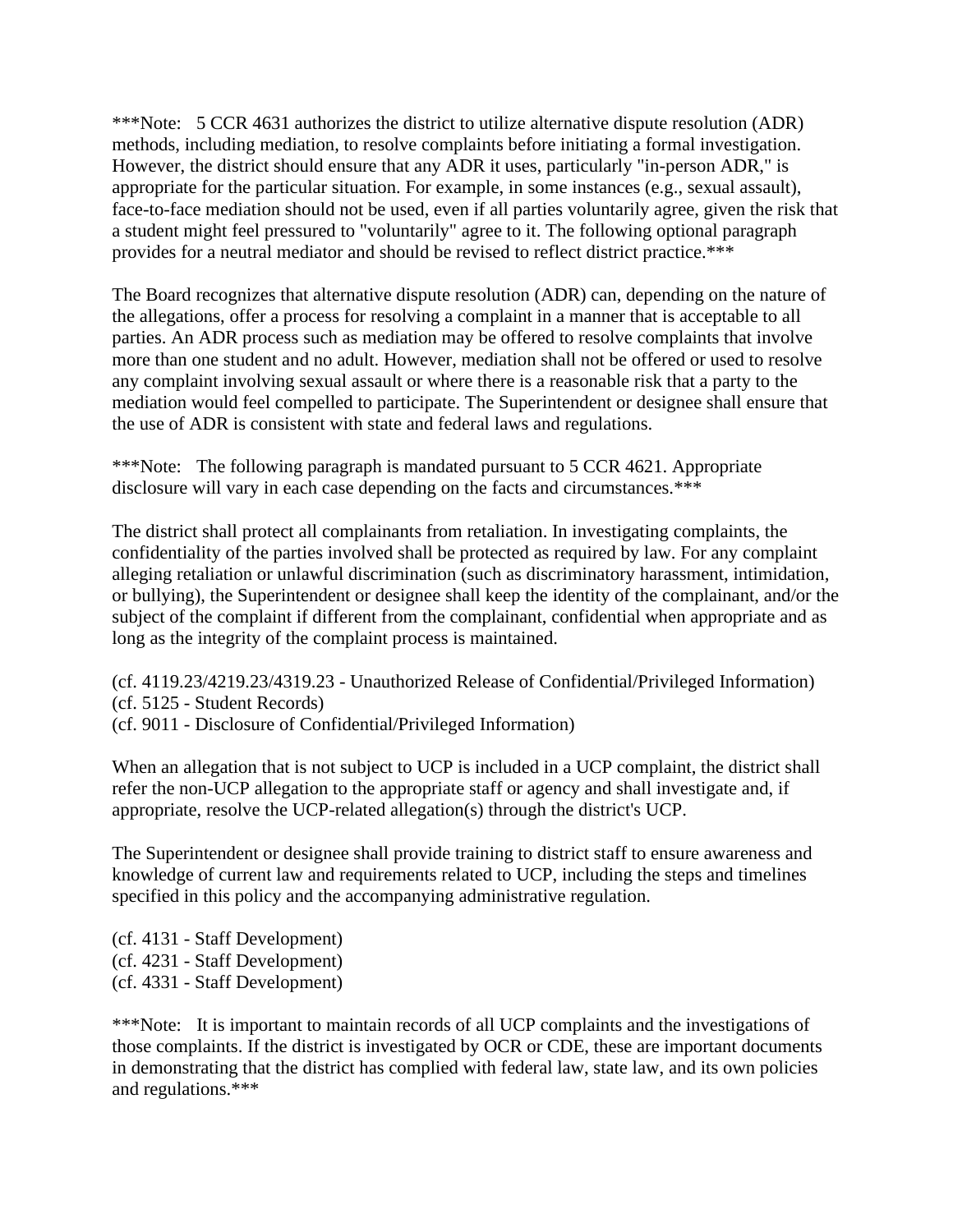***Note: 5 CCR 4631 authorizes the district to utilize alternative dispute resolution (ADR) methods, including mediation, to resolve complaints before initiating a formal investigation. However, the district should ensure that any ADR it uses, particularly "in-person ADR," is appropriate for the particular situation. For example, in some instances (e.g., sexual assault), face-to-face mediation should not be used, even if all parties voluntarily agree, given the risk that a student might feel pressured to "voluntarily" agree to it. The following optional paragraph provides for a neutral mediator and should be revised to reflect district practice.***

The Board recognizes that alternative dispute resolution (ADR) can, depending on the nature of the allegations, offer a process for resolving a complaint in a manner that is acceptable to all parties. An ADR process such as mediation may be offered to resolve complaints that involve more than one student and no adult. However, mediation shall not be offered or used to resolve any complaint involving sexual assault or where there is a reasonable risk that a party to the mediation would feel compelled to participate. The Superintendent or designee shall ensure that the use of ADR is consistent with state and federal laws and regulations.

***Note: The following paragraph is mandated pursuant to 5 CCR 4621. Appropriate disclosure will vary in each case depending on the facts and circumstances.***

The district shall protect all complainants from retaliation. In investigating complaints, the confidentiality of the parties involved shall be protected as required by law. For any complaint alleging retaliation or unlawful discrimination (such as discriminatory harassment, intimidation, or bullying), the Superintendent or designee shall keep the identity of the complainant, and/or the subject of the complaint if different from the complainant, confidential when appropriate and as long as the integrity of the complaint process is maintained.

(cf. 4119.23/4219.23/4319.23 - Unauthorized Release of Confidential/Privileged Information)
(cf. 5125 - Student Records)
(cf. 9011 - Disclosure of Confidential/Privileged Information)

When an allegation that is not subject to UCP is included in a UCP complaint, the district shall refer the non-UCP allegation to the appropriate staff or agency and shall investigate and, if appropriate, resolve the UCP-related allegation(s) through the district's UCP.

The Superintendent or designee shall provide training to district staff to ensure awareness and knowledge of current law and requirements related to UCP, including the steps and timelines specified in this policy and the accompanying administrative regulation.

(cf. 4131 - Staff Development)
(cf. 4231 - Staff Development)
(cf. 4331 - Staff Development)

***Note: It is important to maintain records of all UCP complaints and the investigations of those complaints. If the district is investigated by OCR or CDE, these are important documents in demonstrating that the district has complied with federal law, state law, and its own policies and regulations.***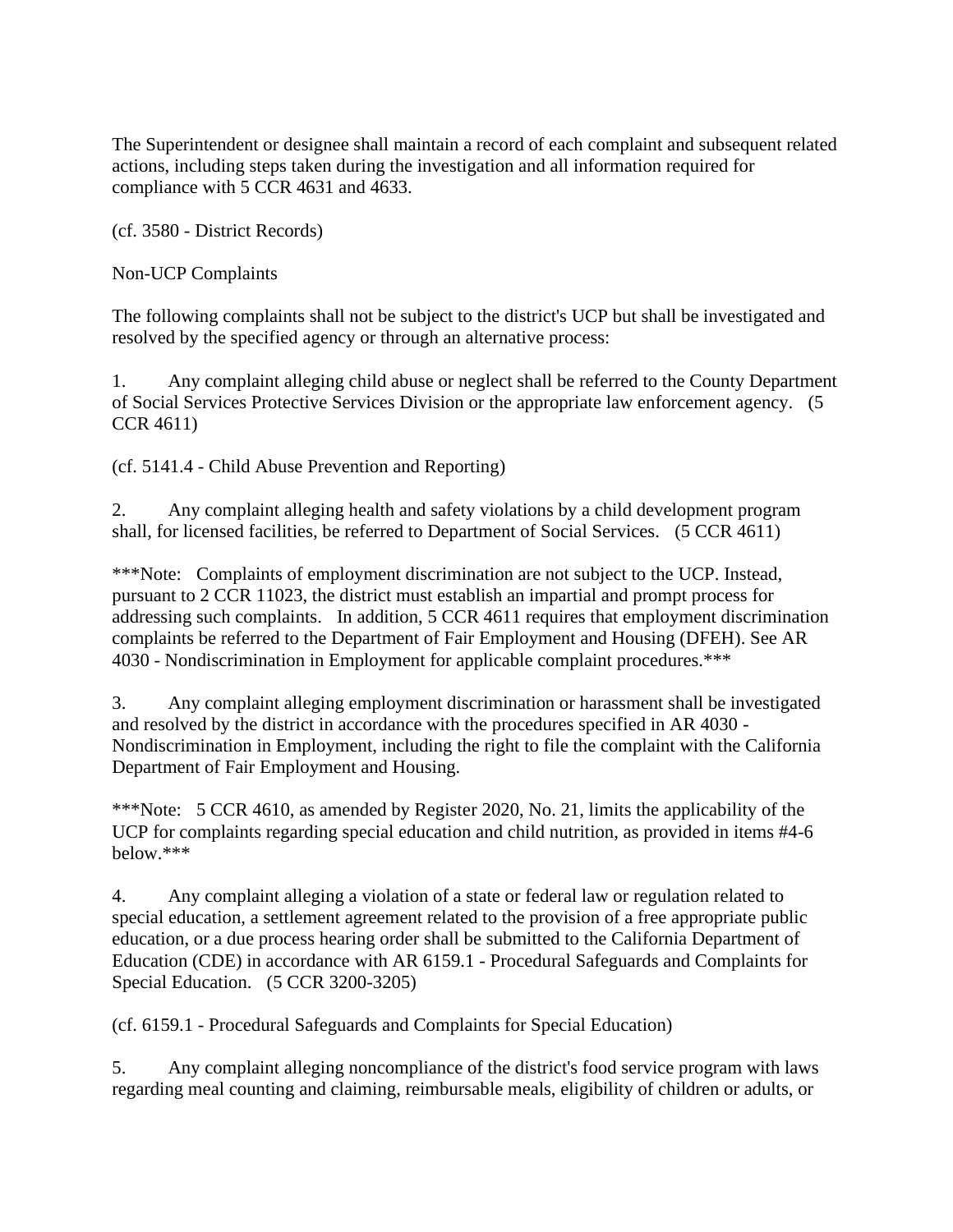The Superintendent or designee shall maintain a record of each complaint and subsequent related actions, including steps taken during the investigation and all information required for compliance with 5 CCR 4631 and 4633.

(cf. 3580 - District Records)

Non-UCP Complaints

The following complaints shall not be subject to the district's UCP but shall be investigated and resolved by the specified agency or through an alternative process:

1. Any complaint alleging child abuse or neglect shall be referred to the County Department of Social Services Protective Services Division or the appropriate law enforcement agency. (5 CCR 4611)

(cf. 5141.4 - Child Abuse Prevention and Reporting)

2. Any complaint alleging health and safety violations by a child development program shall, for licensed facilities, be referred to Department of Social Services. (5 CCR 4611)

***Note: Complaints of employment discrimination are not subject to the UCP. Instead, pursuant to 2 CCR 11023, the district must establish an impartial and prompt process for addressing such complaints. In addition, 5 CCR 4611 requires that employment discrimination complaints be referred to the Department of Fair Employment and Housing (DFEH). See AR 4030 - Nondiscrimination in Employment for applicable complaint procedures.***

3. Any complaint alleging employment discrimination or harassment shall be investigated and resolved by the district in accordance with the procedures specified in AR 4030 - Nondiscrimination in Employment, including the right to file the complaint with the California Department of Fair Employment and Housing.

***Note: 5 CCR 4610, as amended by Register 2020, No. 21, limits the applicability of the UCP for complaints regarding special education and child nutrition, as provided in items #4-6 below.***

4. Any complaint alleging a violation of a state or federal law or regulation related to special education, a settlement agreement related to the provision of a free appropriate public education, or a due process hearing order shall be submitted to the California Department of Education (CDE) in accordance with AR 6159.1 - Procedural Safeguards and Complaints for Special Education. (5 CCR 3200-3205)

(cf. 6159.1 - Procedural Safeguards and Complaints for Special Education)

5. Any complaint alleging noncompliance of the district's food service program with laws regarding meal counting and claiming, reimbursable meals, eligibility of children or adults, or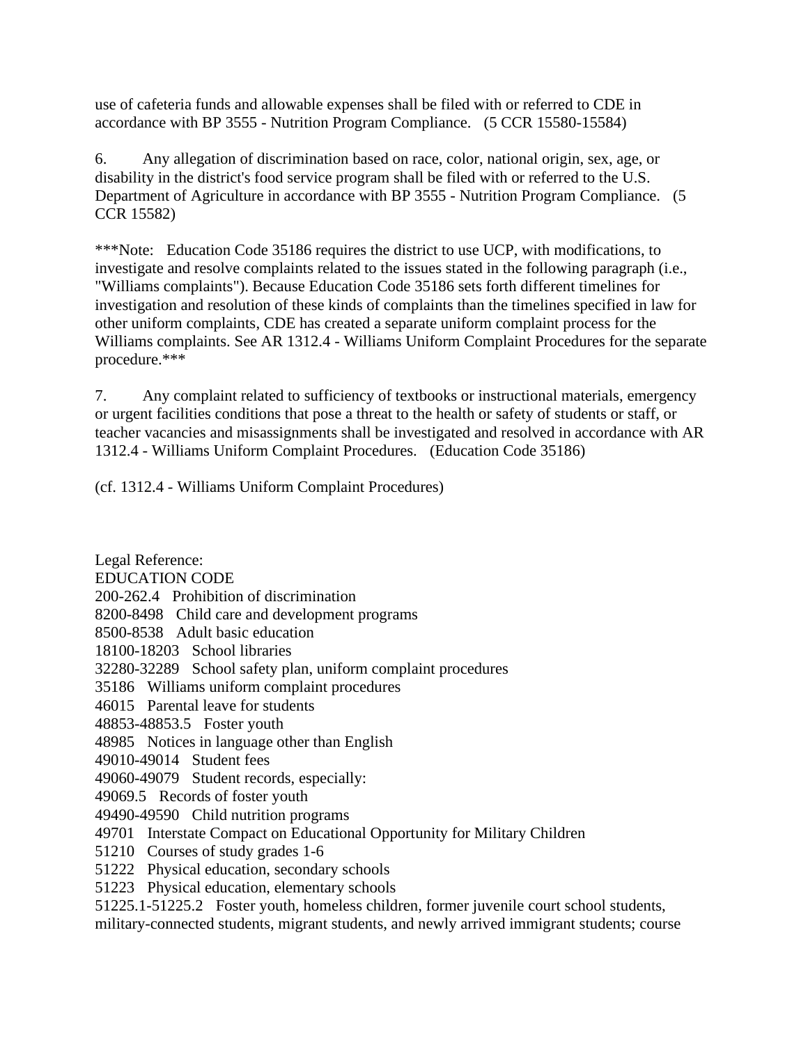use of cafeteria funds and allowable expenses shall be filed with or referred to CDE in accordance with BP 3555 - Nutrition Program Compliance. (5 CCR 15580-15584)

6. Any allegation of discrimination based on race, color, national origin, sex, age, or disability in the district's food service program shall be filed with or referred to the U.S. Department of Agriculture in accordance with BP 3555 - Nutrition Program Compliance. (5 CCR 15582)

***Note: Education Code 35186 requires the district to use UCP, with modifications, to investigate and resolve complaints related to the issues stated in the following paragraph (i.e., "Williams complaints"). Because Education Code 35186 sets forth different timelines for investigation and resolution of these kinds of complaints than the timelines specified in law for other uniform complaints, CDE has created a separate uniform complaint process for the Williams complaints. See AR 1312.4 - Williams Uniform Complaint Procedures for the separate procedure.***

7. Any complaint related to sufficiency of textbooks or instructional materials, emergency or urgent facilities conditions that pose a threat to the health or safety of students or staff, or teacher vacancies and misassignments shall be investigated and resolved in accordance with AR 1312.4 - Williams Uniform Complaint Procedures. (Education Code 35186)

(cf. 1312.4 - Williams Uniform Complaint Procedures)

Legal Reference:
EDUCATION CODE
200-262.4 Prohibition of discrimination
8200-8498 Child care and development programs
8500-8538 Adult basic education
18100-18203 School libraries
32280-32289 School safety plan, uniform complaint procedures
35186 Williams uniform complaint procedures
46015 Parental leave for students
48853-48853.5 Foster youth
48985 Notices in language other than English
49010-49014 Student fees
49060-49079 Student records, especially:
49069.5 Records of foster youth
49490-49590 Child nutrition programs
49701 Interstate Compact on Educational Opportunity for Military Children
51210 Courses of study grades 1-6
51222 Physical education, secondary schools
51223 Physical education, elementary schools
51225.1-51225.2 Foster youth, homeless children, former juvenile court school students, military-connected students, migrant students, and newly arrived immigrant students; course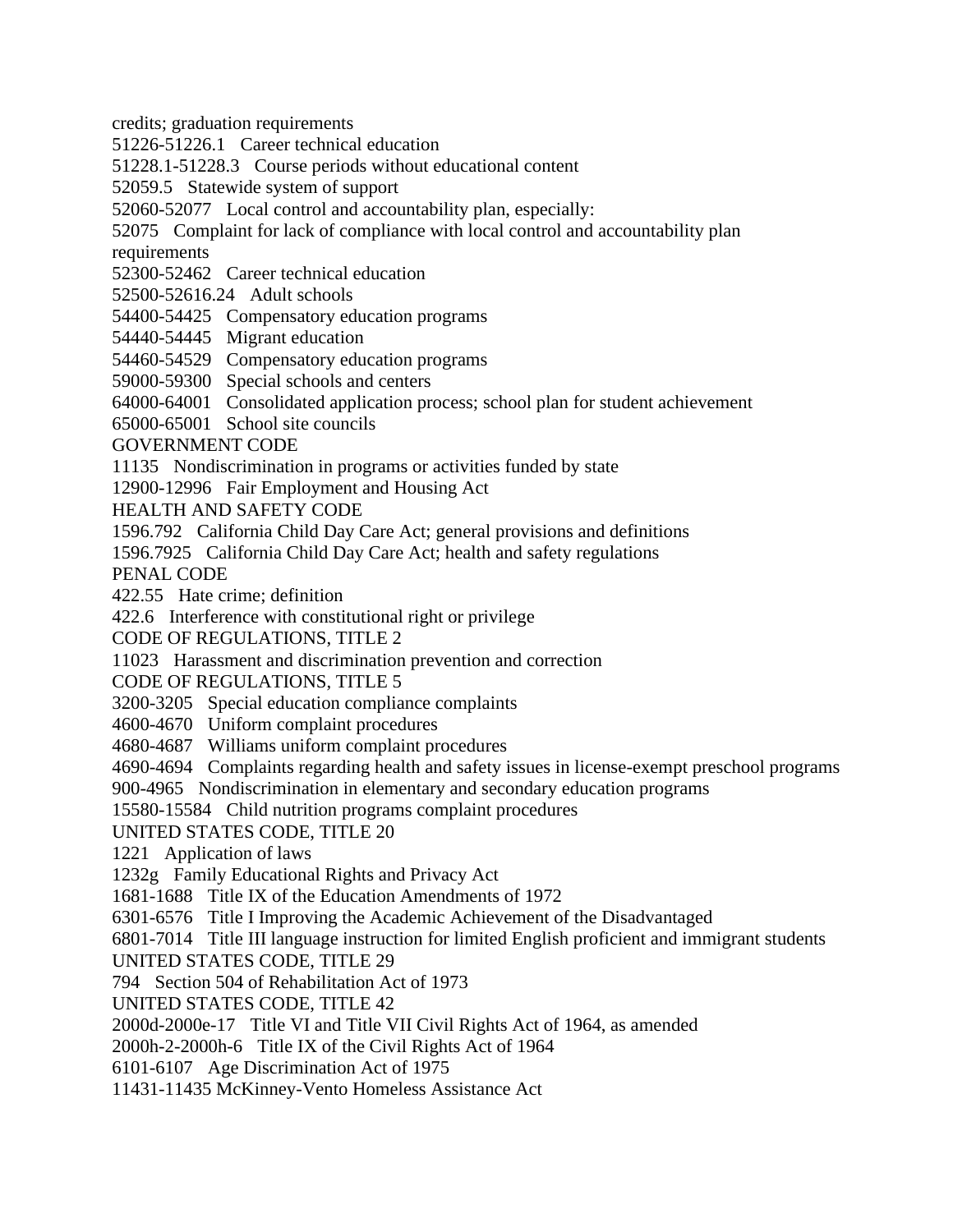credits; graduation requirements

51226-51226.1   Career technical education

51228.1-51228.3   Course periods without educational content

52059.5   Statewide system of support

52060-52077   Local control and accountability plan, especially:

52075   Complaint for lack of compliance with local control and accountability plan requirements

52300-52462   Career technical education

52500-52616.24   Adult schools

54400-54425   Compensatory education programs

54440-54445   Migrant education

54460-54529   Compensatory education programs

59000-59300   Special schools and centers

64000-64001   Consolidated application process; school plan for student achievement

65000-65001   School site councils

GOVERNMENT CODE

11135   Nondiscrimination in programs or activities funded by state

12900-12996   Fair Employment and Housing Act

HEALTH AND SAFETY CODE

1596.792   California Child Day Care Act; general provisions and definitions

1596.7925   California Child Day Care Act; health and safety regulations

PENAL CODE

422.55   Hate crime; definition

422.6   Interference with constitutional right or privilege

CODE OF REGULATIONS, TITLE 2

11023   Harassment and discrimination prevention and correction

CODE OF REGULATIONS, TITLE 5

3200-3205   Special education compliance complaints

4600-4670   Uniform complaint procedures

4680-4687   Williams uniform complaint procedures

4690-4694   Complaints regarding health and safety issues in license-exempt preschool programs

900-4965   Nondiscrimination in elementary and secondary education programs

15580-15584   Child nutrition programs complaint procedures

UNITED STATES CODE, TITLE 20

1221   Application of laws

1232g   Family Educational Rights and Privacy Act

1681-1688   Title IX of the Education Amendments of 1972

6301-6576   Title I Improving the Academic Achievement of the Disadvantaged

6801-7014   Title III language instruction for limited English proficient and immigrant students

UNITED STATES CODE, TITLE 29

794   Section 504 of Rehabilitation Act of 1973

UNITED STATES CODE, TITLE 42

2000d-2000e-17   Title VI and Title VII Civil Rights Act of 1964, as amended

2000h-2-2000h-6   Title IX of the Civil Rights Act of 1964

6101-6107   Age Discrimination Act of 1975

11431-11435 McKinney-Vento Homeless Assistance Act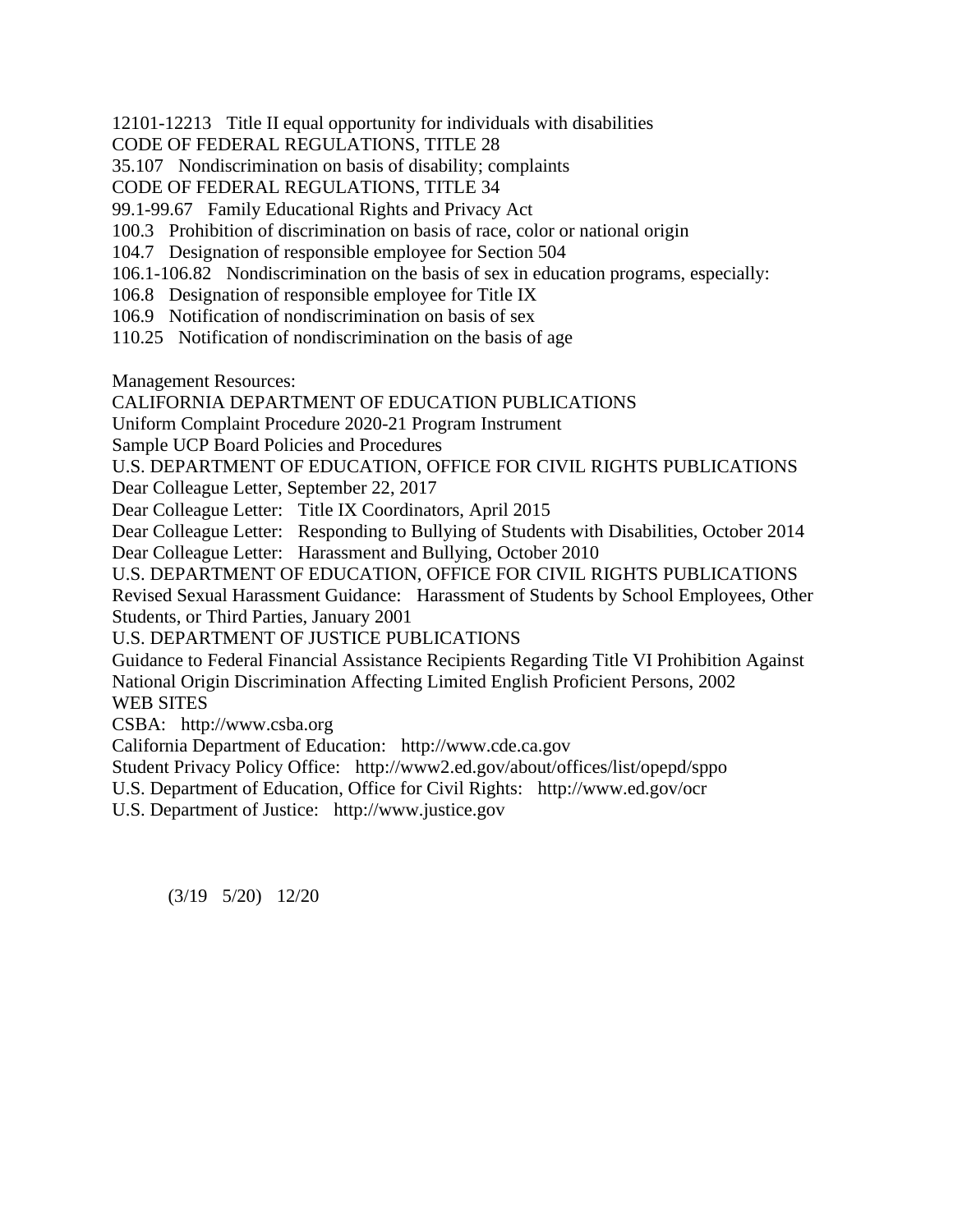12101-12213   Title II equal opportunity for individuals with disabilities
CODE OF FEDERAL REGULATIONS, TITLE 28
35.107   Nondiscrimination on basis of disability; complaints
CODE OF FEDERAL REGULATIONS, TITLE 34
99.1-99.67   Family Educational Rights and Privacy Act
100.3   Prohibition of discrimination on basis of race, color or national origin
104.7   Designation of responsible employee for Section 504
106.1-106.82   Nondiscrimination on the basis of sex in education programs, especially:
106.8   Designation of responsible employee for Title IX
106.9   Notification of nondiscrimination on basis of sex
110.25   Notification of nondiscrimination on the basis of age

Management Resources:
CALIFORNIA DEPARTMENT OF EDUCATION PUBLICATIONS
Uniform Complaint Procedure 2020-21 Program Instrument
Sample UCP Board Policies and Procedures
U.S. DEPARTMENT OF EDUCATION, OFFICE FOR CIVIL RIGHTS PUBLICATIONS
Dear Colleague Letter, September 22, 2017
Dear Colleague Letter:   Title IX Coordinators, April 2015
Dear Colleague Letter:   Responding to Bullying of Students with Disabilities, October 2014
Dear Colleague Letter:   Harassment and Bullying, October 2010
U.S. DEPARTMENT OF EDUCATION, OFFICE FOR CIVIL RIGHTS PUBLICATIONS
Revised Sexual Harassment Guidance:   Harassment of Students by School Employees, Other Students, or Third Parties, January 2001
U.S. DEPARTMENT OF JUSTICE PUBLICATIONS
Guidance to Federal Financial Assistance Recipients Regarding Title VI Prohibition Against National Origin Discrimination Affecting Limited English Proficient Persons, 2002
WEB SITES
CSBA:   http://www.csba.org
California Department of Education:   http://www.cde.ca.gov
Student Privacy Policy Office:   http://www2.ed.gov/about/offices/list/opepd/sppo
U.S. Department of Education, Office for Civil Rights:   http://www.ed.gov/ocr
U.S. Department of Justice:   http://www.justice.gov

(3/19   5/20)   12/20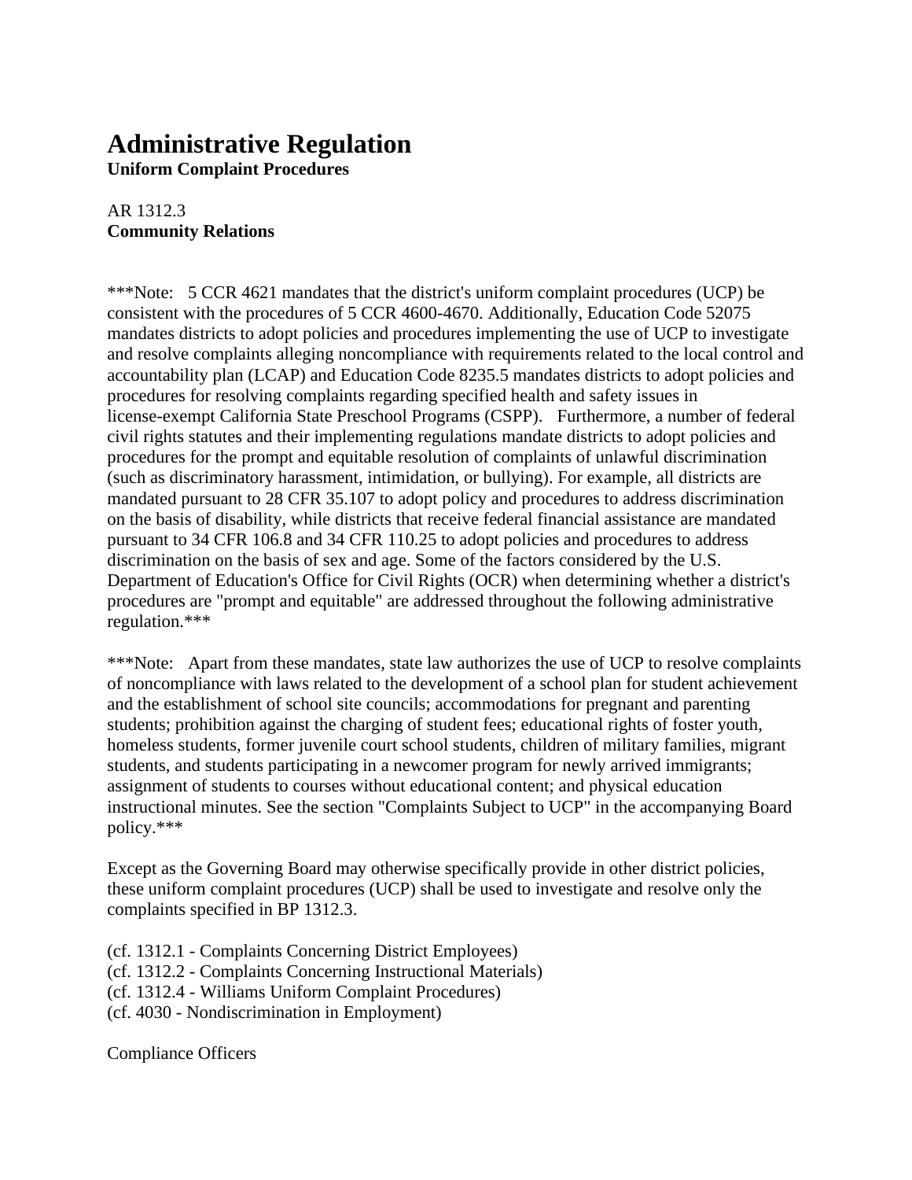# Administrative Regulation

**Uniform Complaint Procedures**

AR 1312.3
**Community Relations**

***Note: 5 CCR 4621 mandates that the district's uniform complaint procedures (UCP) be consistent with the procedures of 5 CCR 4600-4670. Additionally, Education Code 52075 mandates districts to adopt policies and procedures implementing the use of UCP to investigate and resolve complaints alleging noncompliance with requirements related to the local control and accountability plan (LCAP) and Education Code 8235.5 mandates districts to adopt policies and procedures for resolving complaints regarding specified health and safety issues in license-exempt California State Preschool Programs (CSPP). Furthermore, a number of federal civil rights statutes and their implementing regulations mandate districts to adopt policies and procedures for the prompt and equitable resolution of complaints of unlawful discrimination (such as discriminatory harassment, intimidation, or bullying). For example, all districts are mandated pursuant to 28 CFR 35.107 to adopt policy and procedures to address discrimination on the basis of disability, while districts that receive federal financial assistance are mandated pursuant to 34 CFR 106.8 and 34 CFR 110.25 to adopt policies and procedures to address discrimination on the basis of sex and age. Some of the factors considered by the U.S. Department of Education's Office for Civil Rights (OCR) when determining whether a district's procedures are "prompt and equitable" are addressed throughout the following administrative regulation.***

***Note: Apart from these mandates, state law authorizes the use of UCP to resolve complaints of noncompliance with laws related to the development of a school plan for student achievement and the establishment of school site councils; accommodations for pregnant and parenting students; prohibition against the charging of student fees; educational rights of foster youth, homeless students, former juvenile court school students, children of military families, migrant students, and students participating in a newcomer program for newly arrived immigrants; assignment of students to courses without educational content; and physical education instructional minutes. See the section "Complaints Subject to UCP" in the accompanying Board policy.***

Except as the Governing Board may otherwise specifically provide in other district policies, these uniform complaint procedures (UCP) shall be used to investigate and resolve only the complaints specified in BP 1312.3.

(cf. 1312.1 - Complaints Concerning District Employees)
(cf. 1312.2 - Complaints Concerning Instructional Materials)
(cf. 1312.4 - Williams Uniform Complaint Procedures)
(cf. 4030 - Nondiscrimination in Employment)

Compliance Officers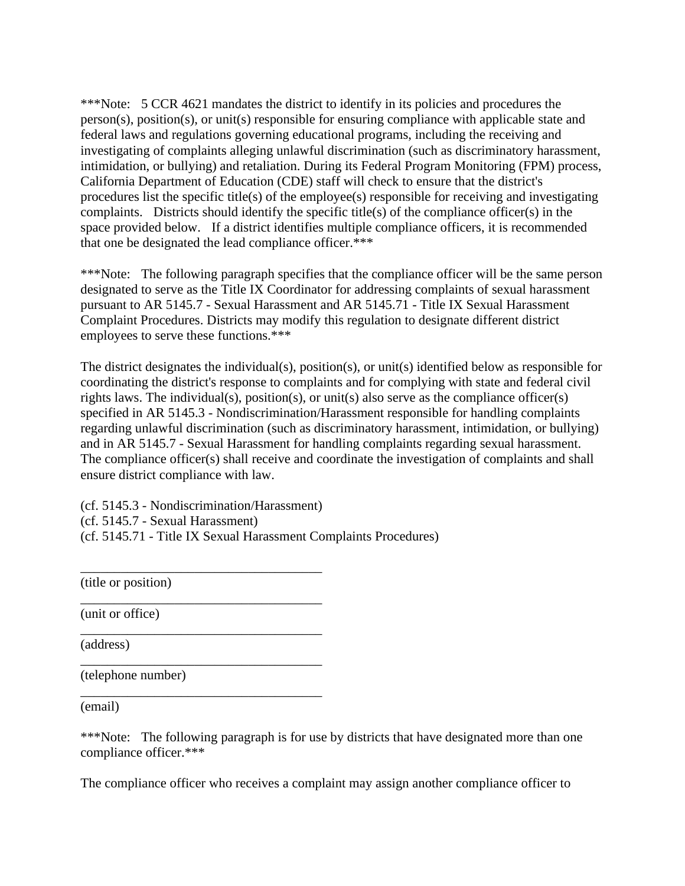***Note: 5 CCR 4621 mandates the district to identify in its policies and procedures the person(s), position(s), or unit(s) responsible for ensuring compliance with applicable state and federal laws and regulations governing educational programs, including the receiving and investigating of complaints alleging unlawful discrimination (such as discriminatory harassment, intimidation, or bullying) and retaliation. During its Federal Program Monitoring (FPM) process, California Department of Education (CDE) staff will check to ensure that the district's procedures list the specific title(s) of the employee(s) responsible for receiving and investigating complaints. Districts should identify the specific title(s) of the compliance officer(s) in the space provided below. If a district identifies multiple compliance officers, it is recommended that one be designated the lead compliance officer.***

***Note: The following paragraph specifies that the compliance officer will be the same person designated to serve as the Title IX Coordinator for addressing complaints of sexual harassment pursuant to AR 5145.7 - Sexual Harassment and AR 5145.71 - Title IX Sexual Harassment Complaint Procedures. Districts may modify this regulation to designate different district employees to serve these functions.***

The district designates the individual(s), position(s), or unit(s) identified below as responsible for coordinating the district's response to complaints and for complying with state and federal civil rights laws. The individual(s), position(s), or unit(s) also serve as the compliance officer(s) specified in AR 5145.3 - Nondiscrimination/Harassment responsible for handling complaints regarding unlawful discrimination (such as discriminatory harassment, intimidation, or bullying) and in AR 5145.7 - Sexual Harassment for handling complaints regarding sexual harassment. The compliance officer(s) shall receive and coordinate the investigation of complaints and shall ensure district compliance with law.

(cf. 5145.3 - Nondiscrimination/Harassment)
(cf. 5145.7 - Sexual Harassment)
(cf. 5145.71 - Title IX Sexual Harassment Complaints Procedures)

______________________________________
(title or position)
______________________________________
(unit or office)
______________________________________
(address)
______________________________________
(telephone number)
______________________________________
(email)

***Note: The following paragraph is for use by districts that have designated more than one compliance officer.***

The compliance officer who receives a complaint may assign another compliance officer to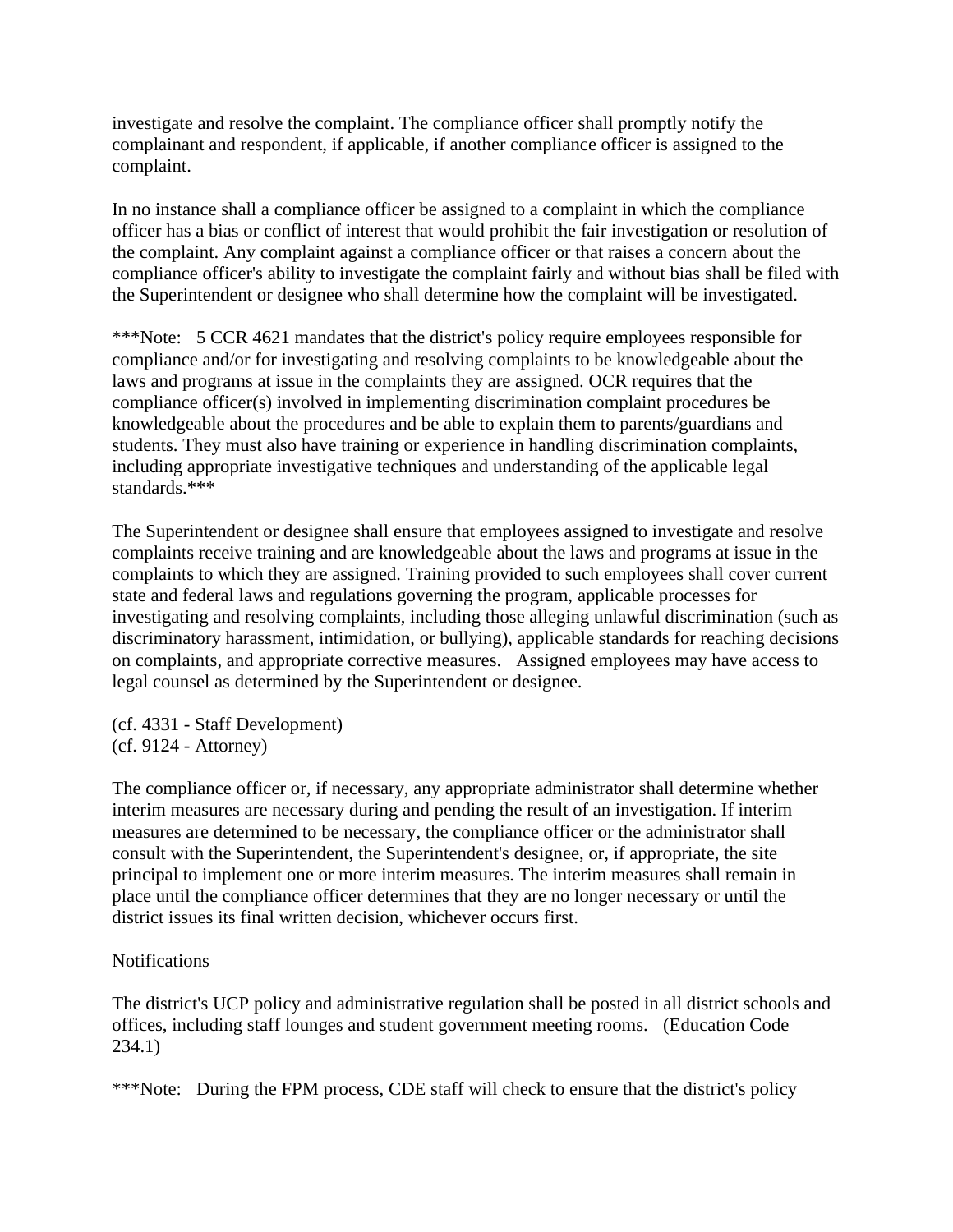investigate and resolve the complaint. The compliance officer shall promptly notify the complainant and respondent, if applicable, if another compliance officer is assigned to the complaint.

In no instance shall a compliance officer be assigned to a complaint in which the compliance officer has a bias or conflict of interest that would prohibit the fair investigation or resolution of the complaint. Any complaint against a compliance officer or that raises a concern about the compliance officer's ability to investigate the complaint fairly and without bias shall be filed with the Superintendent or designee who shall determine how the complaint will be investigated.

***Note: 5 CCR 4621 mandates that the district's policy require employees responsible for compliance and/or for investigating and resolving complaints to be knowledgeable about the laws and programs at issue in the complaints they are assigned. OCR requires that the compliance officer(s) involved in implementing discrimination complaint procedures be knowledgeable about the procedures and be able to explain them to parents/guardians and students. They must also have training or experience in handling discrimination complaints, including appropriate investigative techniques and understanding of the applicable legal standards.***

The Superintendent or designee shall ensure that employees assigned to investigate and resolve complaints receive training and are knowledgeable about the laws and programs at issue in the complaints to which they are assigned. Training provided to such employees shall cover current state and federal laws and regulations governing the program, applicable processes for investigating and resolving complaints, including those alleging unlawful discrimination (such as discriminatory harassment, intimidation, or bullying), applicable standards for reaching decisions on complaints, and appropriate corrective measures. Assigned employees may have access to legal counsel as determined by the Superintendent or designee.

(cf. 4331 - Staff Development)
(cf. 9124 - Attorney)

The compliance officer or, if necessary, any appropriate administrator shall determine whether interim measures are necessary during and pending the result of an investigation. If interim measures are determined to be necessary, the compliance officer or the administrator shall consult with the Superintendent, the Superintendent's designee, or, if appropriate, the site principal to implement one or more interim measures. The interim measures shall remain in place until the compliance officer determines that they are no longer necessary or until the district issues its final written decision, whichever occurs first.

Notifications

The district's UCP policy and administrative regulation shall be posted in all district schools and offices, including staff lounges and student government meeting rooms. (Education Code 234.1)

***Note: During the FPM process, CDE staff will check to ensure that the district's policy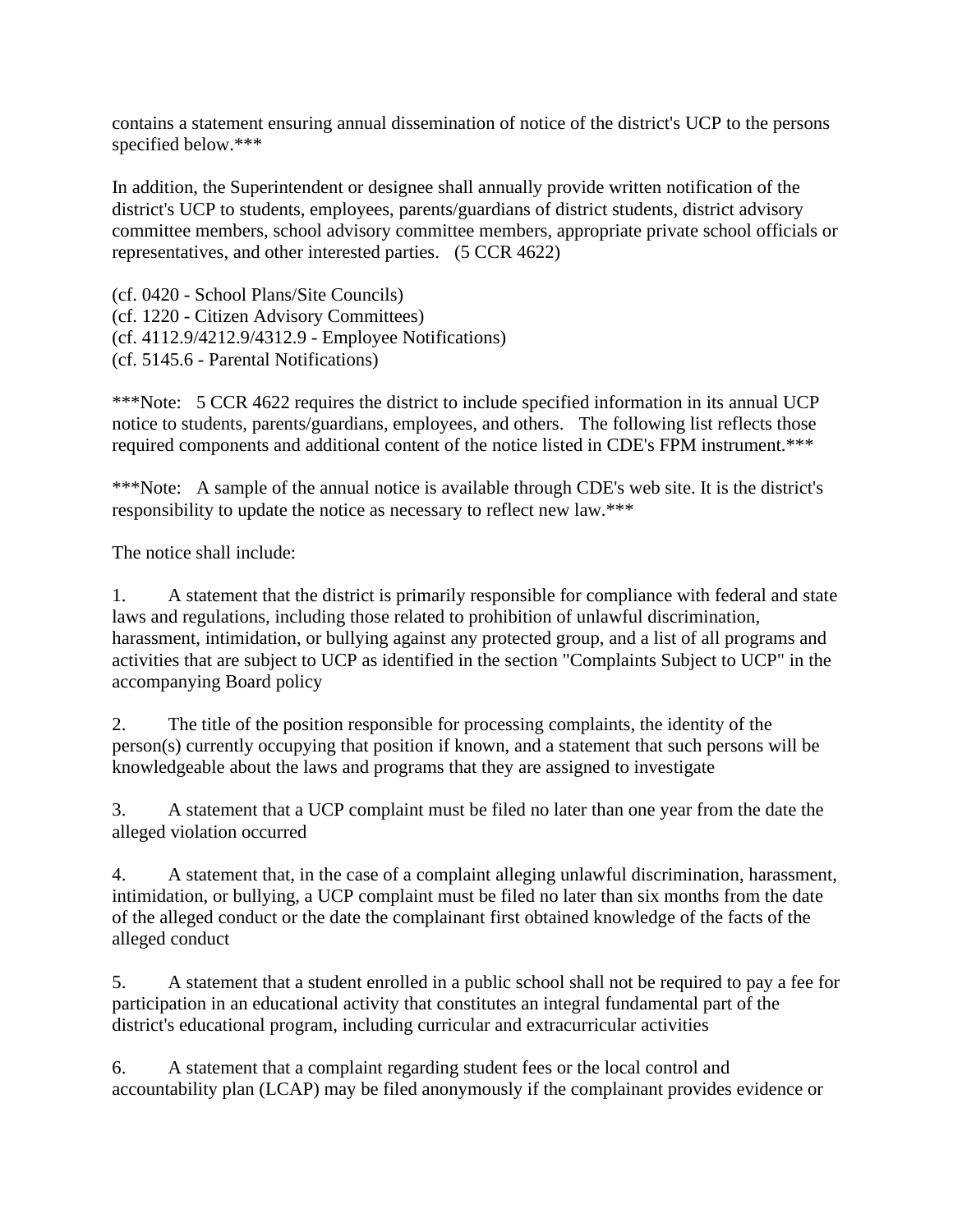contains a statement ensuring annual dissemination of notice of the district's UCP to the persons specified below.***

In addition, the Superintendent or designee shall annually provide written notification of the district's UCP to students, employees, parents/guardians of district students, district advisory committee members, school advisory committee members, appropriate private school officials or representatives, and other interested parties. (5 CCR 4622)

(cf. 0420 - School Plans/Site Councils)
(cf. 1220 - Citizen Advisory Committees)
(cf. 4112.9/4212.9/4312.9 - Employee Notifications)
(cf. 5145.6 - Parental Notifications)

***Note: 5 CCR 4622 requires the district to include specified information in its annual UCP notice to students, parents/guardians, employees, and others. The following list reflects those required components and additional content of the notice listed in CDE's FPM instrument.***

***Note: A sample of the annual notice is available through CDE's web site. It is the district's responsibility to update the notice as necessary to reflect new law.***

The notice shall include:

1. A statement that the district is primarily responsible for compliance with federal and state laws and regulations, including those related to prohibition of unlawful discrimination, harassment, intimidation, or bullying against any protected group, and a list of all programs and activities that are subject to UCP as identified in the section "Complaints Subject to UCP" in the accompanying Board policy

2. The title of the position responsible for processing complaints, the identity of the person(s) currently occupying that position if known, and a statement that such persons will be knowledgeable about the laws and programs that they are assigned to investigate

3. A statement that a UCP complaint must be filed no later than one year from the date the alleged violation occurred

4. A statement that, in the case of a complaint alleging unlawful discrimination, harassment, intimidation, or bullying, a UCP complaint must be filed no later than six months from the date of the alleged conduct or the date the complainant first obtained knowledge of the facts of the alleged conduct

5. A statement that a student enrolled in a public school shall not be required to pay a fee for participation in an educational activity that constitutes an integral fundamental part of the district's educational program, including curricular and extracurricular activities

6. A statement that a complaint regarding student fees or the local control and accountability plan (LCAP) may be filed anonymously if the complainant provides evidence or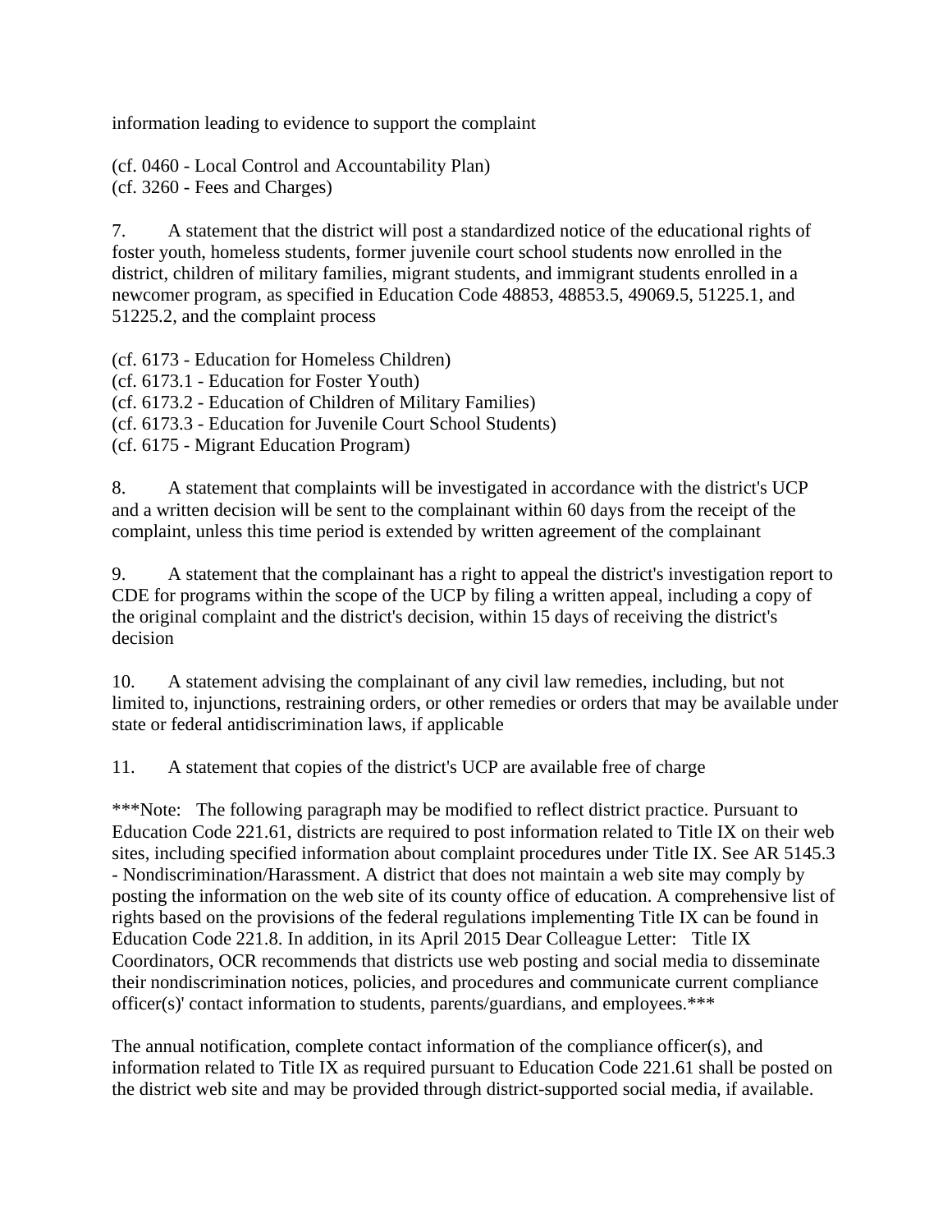information leading to evidence to support the complaint

(cf. 0460 - Local Control and Accountability Plan)
(cf. 3260 - Fees and Charges)

7. A statement that the district will post a standardized notice of the educational rights of foster youth, homeless students, former juvenile court school students now enrolled in the district, children of military families, migrant students, and immigrant students enrolled in a newcomer program, as specified in Education Code 48853, 48853.5, 49069.5, 51225.1, and 51225.2, and the complaint process

(cf. 6173 - Education for Homeless Children)
(cf. 6173.1 - Education for Foster Youth)
(cf. 6173.2 - Education of Children of Military Families)
(cf. 6173.3 - Education for Juvenile Court School Students)
(cf. 6175 - Migrant Education Program)

8. A statement that complaints will be investigated in accordance with the district's UCP and a written decision will be sent to the complainant within 60 days from the receipt of the complaint, unless this time period is extended by written agreement of the complainant

9. A statement that the complainant has a right to appeal the district's investigation report to CDE for programs within the scope of the UCP by filing a written appeal, including a copy of the original complaint and the district's decision, within 15 days of receiving the district's decision

10. A statement advising the complainant of any civil law remedies, including, but not limited to, injunctions, restraining orders, or other remedies or orders that may be available under state or federal antidiscrimination laws, if applicable

11. A statement that copies of the district's UCP are available free of charge

***Note: The following paragraph may be modified to reflect district practice. Pursuant to Education Code 221.61, districts are required to post information related to Title IX on their web sites, including specified information about complaint procedures under Title IX. See AR 5145.3 - Nondiscrimination/Harassment. A district that does not maintain a web site may comply by posting the information on the web site of its county office of education. A comprehensive list of rights based on the provisions of the federal regulations implementing Title IX can be found in Education Code 221.8. In addition, in its April 2015 Dear Colleague Letter: Title IX Coordinators, OCR recommends that districts use web posting and social media to disseminate their nondiscrimination notices, policies, and procedures and communicate current compliance officer(s)' contact information to students, parents/guardians, and employees.***

The annual notification, complete contact information of the compliance officer(s), and information related to Title IX as required pursuant to Education Code 221.61 shall be posted on the district web site and may be provided through district-supported social media, if available.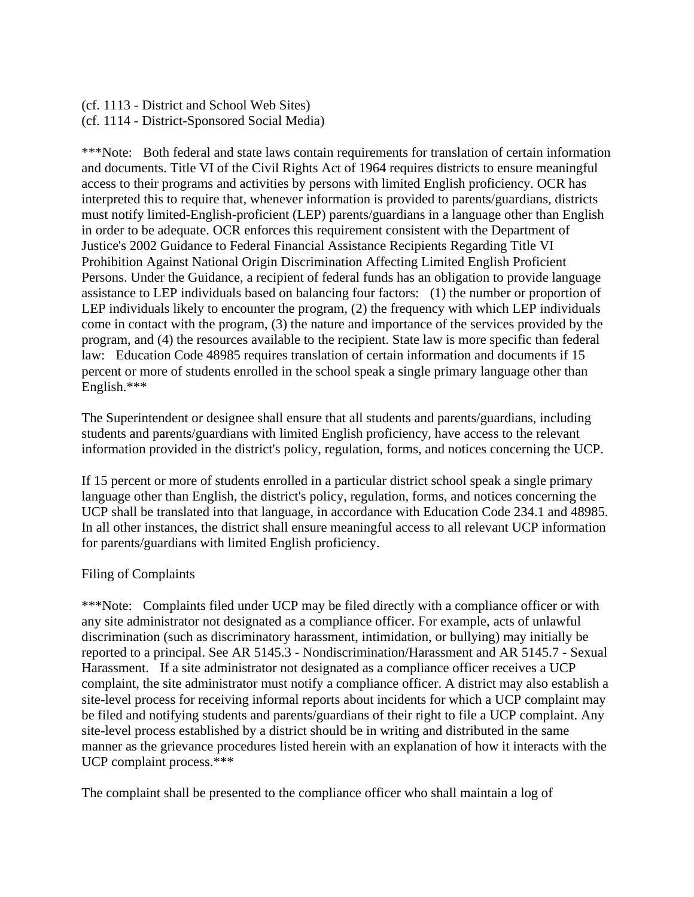(cf. 1113 - District and School Web Sites)
(cf. 1114 - District-Sponsored Social Media)

***Note: Both federal and state laws contain requirements for translation of certain information and documents. Title VI of the Civil Rights Act of 1964 requires districts to ensure meaningful access to their programs and activities by persons with limited English proficiency. OCR has interpreted this to require that, whenever information is provided to parents/guardians, districts must notify limited-English-proficient (LEP) parents/guardians in a language other than English in order to be adequate. OCR enforces this requirement consistent with the Department of Justice's 2002 Guidance to Federal Financial Assistance Recipients Regarding Title VI Prohibition Against National Origin Discrimination Affecting Limited English Proficient Persons. Under the Guidance, a recipient of federal funds has an obligation to provide language assistance to LEP individuals based on balancing four factors: (1) the number or proportion of LEP individuals likely to encounter the program, (2) the frequency with which LEP individuals come in contact with the program, (3) the nature and importance of the services provided by the program, and (4) the resources available to the recipient. State law is more specific than federal law: Education Code 48985 requires translation of certain information and documents if 15 percent or more of students enrolled in the school speak a single primary language other than English.***

The Superintendent or designee shall ensure that all students and parents/guardians, including students and parents/guardians with limited English proficiency, have access to the relevant information provided in the district's policy, regulation, forms, and notices concerning the UCP.

If 15 percent or more of students enrolled in a particular district school speak a single primary language other than English, the district's policy, regulation, forms, and notices concerning the UCP shall be translated into that language, in accordance with Education Code 234.1 and 48985. In all other instances, the district shall ensure meaningful access to all relevant UCP information for parents/guardians with limited English proficiency.

Filing of Complaints

***Note: Complaints filed under UCP may be filed directly with a compliance officer or with any site administrator not designated as a compliance officer. For example, acts of unlawful discrimination (such as discriminatory harassment, intimidation, or bullying) may initially be reported to a principal. See AR 5145.3 - Nondiscrimination/Harassment and AR 5145.7 - Sexual Harassment. If a site administrator not designated as a compliance officer receives a UCP complaint, the site administrator must notify a compliance officer. A district may also establish a site-level process for receiving informal reports about incidents for which a UCP complaint may be filed and notifying students and parents/guardians of their right to file a UCP complaint. Any site-level process established by a district should be in writing and distributed in the same manner as the grievance procedures listed herein with an explanation of how it interacts with the UCP complaint process.***

The complaint shall be presented to the compliance officer who shall maintain a log of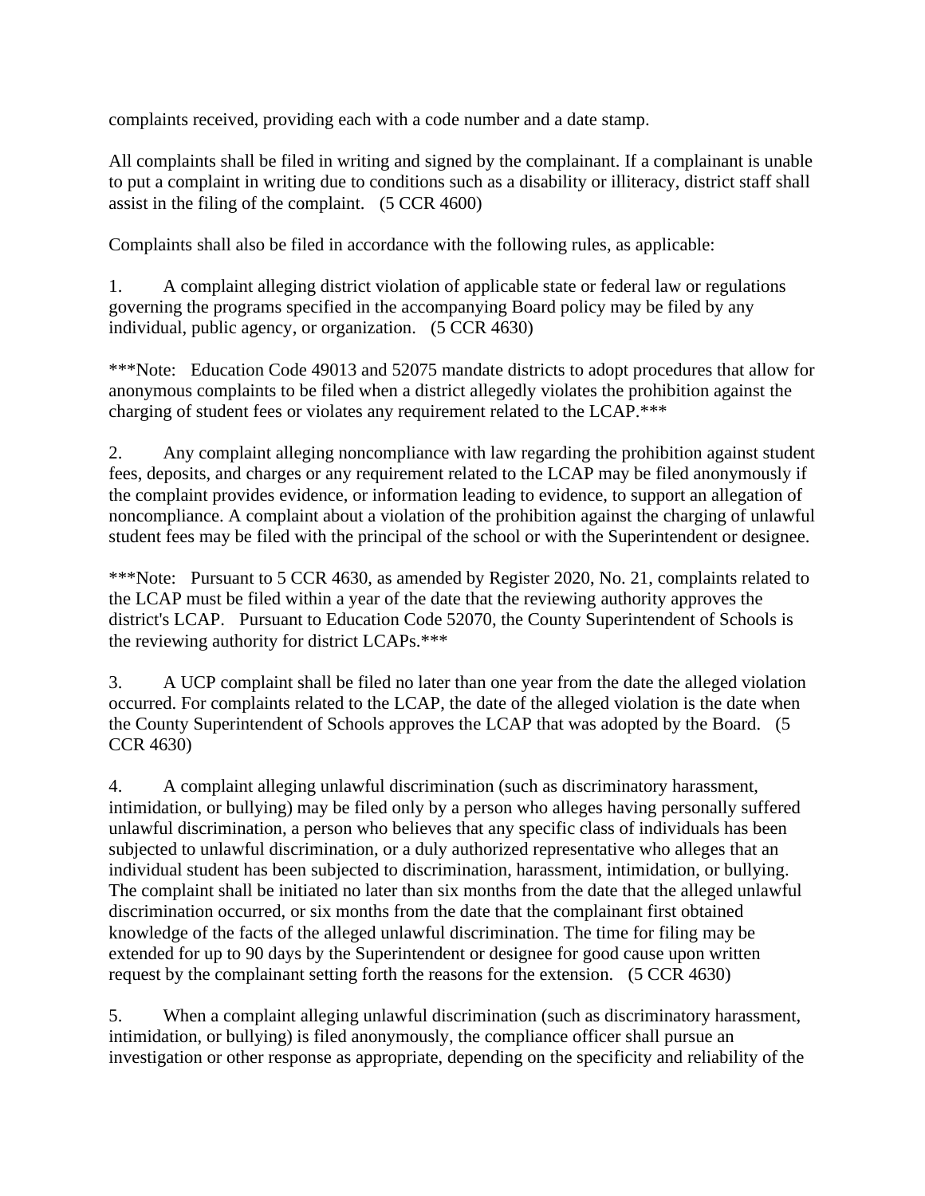complaints received, providing each with a code number and a date stamp.

All complaints shall be filed in writing and signed by the complainant. If a complainant is unable to put a complaint in writing due to conditions such as a disability or illiteracy, district staff shall assist in the filing of the complaint. (5 CCR 4600)

Complaints shall also be filed in accordance with the following rules, as applicable:

1. A complaint alleging district violation of applicable state or federal law or regulations governing the programs specified in the accompanying Board policy may be filed by any individual, public agency, or organization. (5 CCR 4630)

***Note: Education Code 49013 and 52075 mandate districts to adopt procedures that allow for anonymous complaints to be filed when a district allegedly violates the prohibition against the charging of student fees or violates any requirement related to the LCAP.***

2. Any complaint alleging noncompliance with law regarding the prohibition against student fees, deposits, and charges or any requirement related to the LCAP may be filed anonymously if the complaint provides evidence, or information leading to evidence, to support an allegation of noncompliance. A complaint about a violation of the prohibition against the charging of unlawful student fees may be filed with the principal of the school or with the Superintendent or designee.

***Note: Pursuant to 5 CCR 4630, as amended by Register 2020, No. 21, complaints related to the LCAP must be filed within a year of the date that the reviewing authority approves the district's LCAP. Pursuant to Education Code 52070, the County Superintendent of Schools is the reviewing authority for district LCAPs.***

3. A UCP complaint shall be filed no later than one year from the date the alleged violation occurred. For complaints related to the LCAP, the date of the alleged violation is the date when the County Superintendent of Schools approves the LCAP that was adopted by the Board. (5 CCR 4630)

4. A complaint alleging unlawful discrimination (such as discriminatory harassment, intimidation, or bullying) may be filed only by a person who alleges having personally suffered unlawful discrimination, a person who believes that any specific class of individuals has been subjected to unlawful discrimination, or a duly authorized representative who alleges that an individual student has been subjected to discrimination, harassment, intimidation, or bullying. The complaint shall be initiated no later than six months from the date that the alleged unlawful discrimination occurred, or six months from the date that the complainant first obtained knowledge of the facts of the alleged unlawful discrimination. The time for filing may be extended for up to 90 days by the Superintendent or designee for good cause upon written request by the complainant setting forth the reasons for the extension. (5 CCR 4630)

5. When a complaint alleging unlawful discrimination (such as discriminatory harassment, intimidation, or bullying) is filed anonymously, the compliance officer shall pursue an investigation or other response as appropriate, depending on the specificity and reliability of the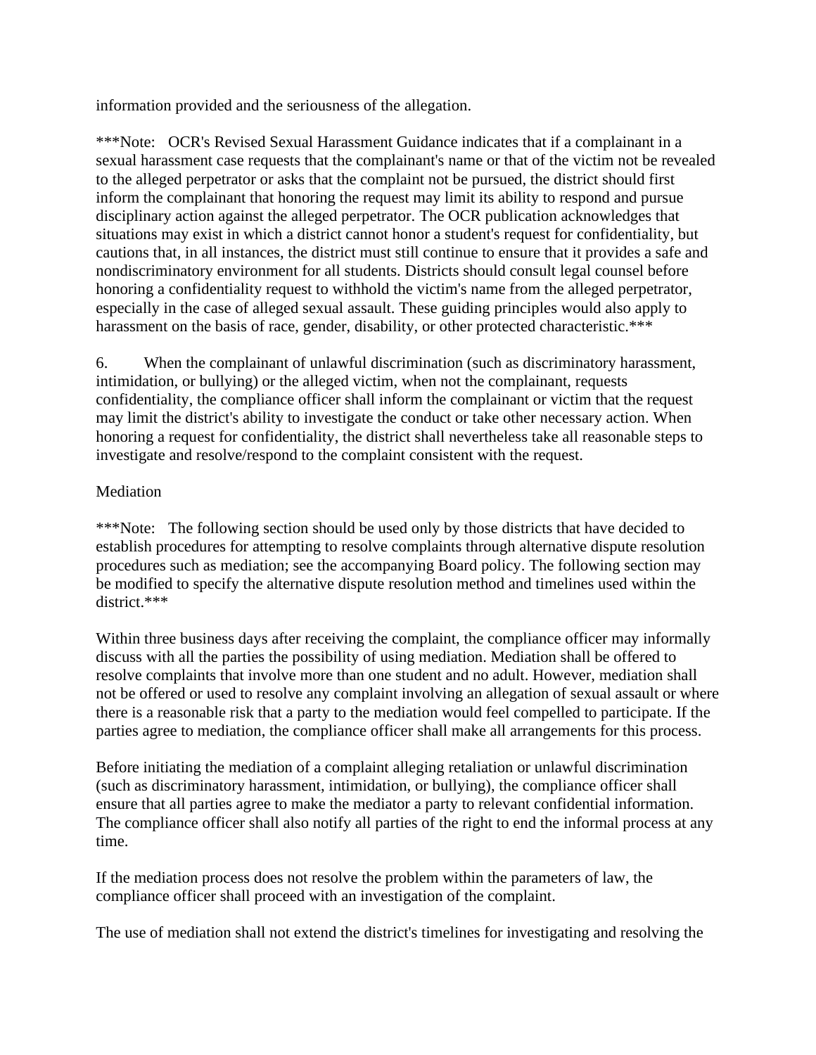information provided and the seriousness of the allegation.

***Note: OCR's Revised Sexual Harassment Guidance indicates that if a complainant in a sexual harassment case requests that the complainant's name or that of the victim not be revealed to the alleged perpetrator or asks that the complaint not be pursued, the district should first inform the complainant that honoring the request may limit its ability to respond and pursue disciplinary action against the alleged perpetrator. The OCR publication acknowledges that situations may exist in which a district cannot honor a student's request for confidentiality, but cautions that, in all instances, the district must still continue to ensure that it provides a safe and nondiscriminatory environment for all students. Districts should consult legal counsel before honoring a confidentiality request to withhold the victim's name from the alleged perpetrator, especially in the case of alleged sexual assault. These guiding principles would also apply to harassment on the basis of race, gender, disability, or other protected characteristic.***

6. When the complainant of unlawful discrimination (such as discriminatory harassment, intimidation, or bullying) or the alleged victim, when not the complainant, requests confidentiality, the compliance officer shall inform the complainant or victim that the request may limit the district's ability to investigate the conduct or take other necessary action. When honoring a request for confidentiality, the district shall nevertheless take all reasonable steps to investigate and resolve/respond to the complaint consistent with the request.

Mediation

***Note: The following section should be used only by those districts that have decided to establish procedures for attempting to resolve complaints through alternative dispute resolution procedures such as mediation; see the accompanying Board policy. The following section may be modified to specify the alternative dispute resolution method and timelines used within the district.***

Within three business days after receiving the complaint, the compliance officer may informally discuss with all the parties the possibility of using mediation. Mediation shall be offered to resolve complaints that involve more than one student and no adult. However, mediation shall not be offered or used to resolve any complaint involving an allegation of sexual assault or where there is a reasonable risk that a party to the mediation would feel compelled to participate. If the parties agree to mediation, the compliance officer shall make all arrangements for this process.

Before initiating the mediation of a complaint alleging retaliation or unlawful discrimination (such as discriminatory harassment, intimidation, or bullying), the compliance officer shall ensure that all parties agree to make the mediator a party to relevant confidential information. The compliance officer shall also notify all parties of the right to end the informal process at any time.

If the mediation process does not resolve the problem within the parameters of law, the compliance officer shall proceed with an investigation of the complaint.

The use of mediation shall not extend the district's timelines for investigating and resolving the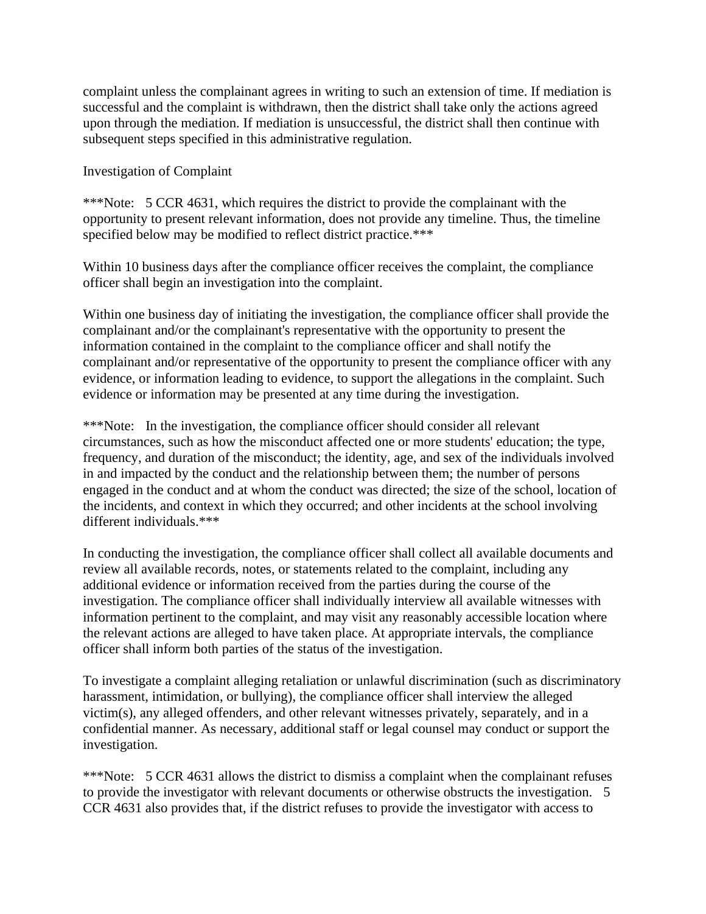complaint unless the complainant agrees in writing to such an extension of time. If mediation is successful and the complaint is withdrawn, then the district shall take only the actions agreed upon through the mediation. If mediation is unsuccessful, the district shall then continue with subsequent steps specified in this administrative regulation.

Investigation of Complaint

***Note: 5 CCR 4631, which requires the district to provide the complainant with the opportunity to present relevant information, does not provide any timeline. Thus, the timeline specified below may be modified to reflect district practice.***

Within 10 business days after the compliance officer receives the complaint, the compliance officer shall begin an investigation into the complaint.

Within one business day of initiating the investigation, the compliance officer shall provide the complainant and/or the complainant's representative with the opportunity to present the information contained in the complaint to the compliance officer and shall notify the complainant and/or representative of the opportunity to present the compliance officer with any evidence, or information leading to evidence, to support the allegations in the complaint. Such evidence or information may be presented at any time during the investigation.

***Note: In the investigation, the compliance officer should consider all relevant circumstances, such as how the misconduct affected one or more students' education; the type, frequency, and duration of the misconduct; the identity, age, and sex of the individuals involved in and impacted by the conduct and the relationship between them; the number of persons engaged in the conduct and at whom the conduct was directed; the size of the school, location of the incidents, and context in which they occurred; and other incidents at the school involving different individuals.***

In conducting the investigation, the compliance officer shall collect all available documents and review all available records, notes, or statements related to the complaint, including any additional evidence or information received from the parties during the course of the investigation. The compliance officer shall individually interview all available witnesses with information pertinent to the complaint, and may visit any reasonably accessible location where the relevant actions are alleged to have taken place. At appropriate intervals, the compliance officer shall inform both parties of the status of the investigation.

To investigate a complaint alleging retaliation or unlawful discrimination (such as discriminatory harassment, intimidation, or bullying), the compliance officer shall interview the alleged victim(s), any alleged offenders, and other relevant witnesses privately, separately, and in a confidential manner. As necessary, additional staff or legal counsel may conduct or support the investigation.

***Note: 5 CCR 4631 allows the district to dismiss a complaint when the complainant refuses to provide the investigator with relevant documents or otherwise obstructs the investigation. 5 CCR 4631 also provides that, if the district refuses to provide the investigator with access to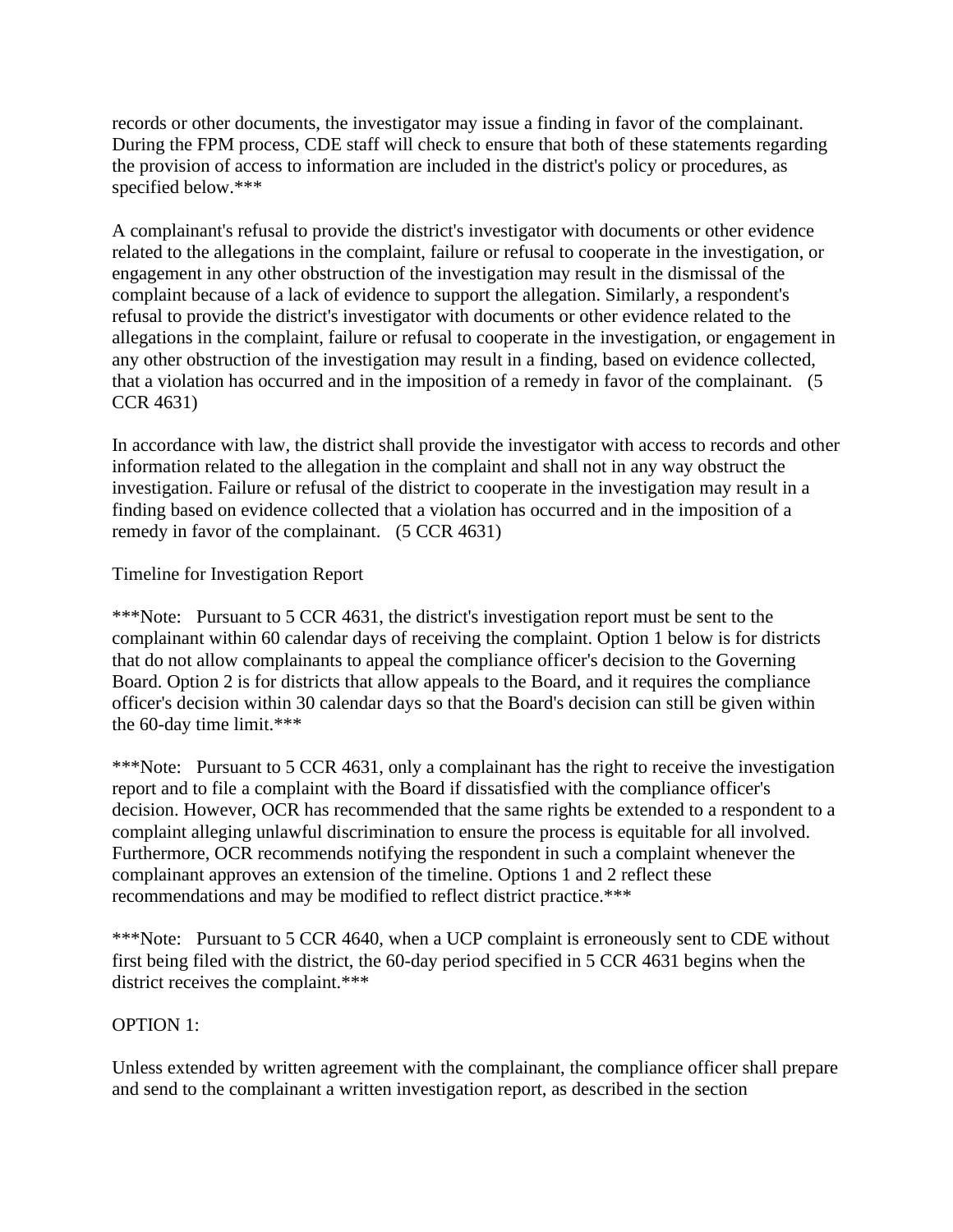records or other documents, the investigator may issue a finding in favor of the complainant. During the FPM process, CDE staff will check to ensure that both of these statements regarding the provision of access to information are included in the district's policy or procedures, as specified below.***

A complainant's refusal to provide the district's investigator with documents or other evidence related to the allegations in the complaint, failure or refusal to cooperate in the investigation, or engagement in any other obstruction of the investigation may result in the dismissal of the complaint because of a lack of evidence to support the allegation. Similarly, a respondent's refusal to provide the district's investigator with documents or other evidence related to the allegations in the complaint, failure or refusal to cooperate in the investigation, or engagement in any other obstruction of the investigation may result in a finding, based on evidence collected, that a violation has occurred and in the imposition of a remedy in favor of the complainant. (5 CCR 4631)

In accordance with law, the district shall provide the investigator with access to records and other information related to the allegation in the complaint and shall not in any way obstruct the investigation. Failure or refusal of the district to cooperate in the investigation may result in a finding based on evidence collected that a violation has occurred and in the imposition of a remedy in favor of the complainant. (5 CCR 4631)

Timeline for Investigation Report

***Note: Pursuant to 5 CCR 4631, the district's investigation report must be sent to the complainant within 60 calendar days of receiving the complaint. Option 1 below is for districts that do not allow complainants to appeal the compliance officer's decision to the Governing Board. Option 2 is for districts that allow appeals to the Board, and it requires the compliance officer's decision within 30 calendar days so that the Board's decision can still be given within the 60-day time limit.***

***Note: Pursuant to 5 CCR 4631, only a complainant has the right to receive the investigation report and to file a complaint with the Board if dissatisfied with the compliance officer's decision. However, OCR has recommended that the same rights be extended to a respondent to a complaint alleging unlawful discrimination to ensure the process is equitable for all involved. Furthermore, OCR recommends notifying the respondent in such a complaint whenever the complainant approves an extension of the timeline. Options 1 and 2 reflect these recommendations and may be modified to reflect district practice.***

***Note: Pursuant to 5 CCR 4640, when a UCP complaint is erroneously sent to CDE without first being filed with the district, the 60-day period specified in 5 CCR 4631 begins when the district receives the complaint.***

OPTION 1:

Unless extended by written agreement with the complainant, the compliance officer shall prepare and send to the complainant a written investigation report, as described in the section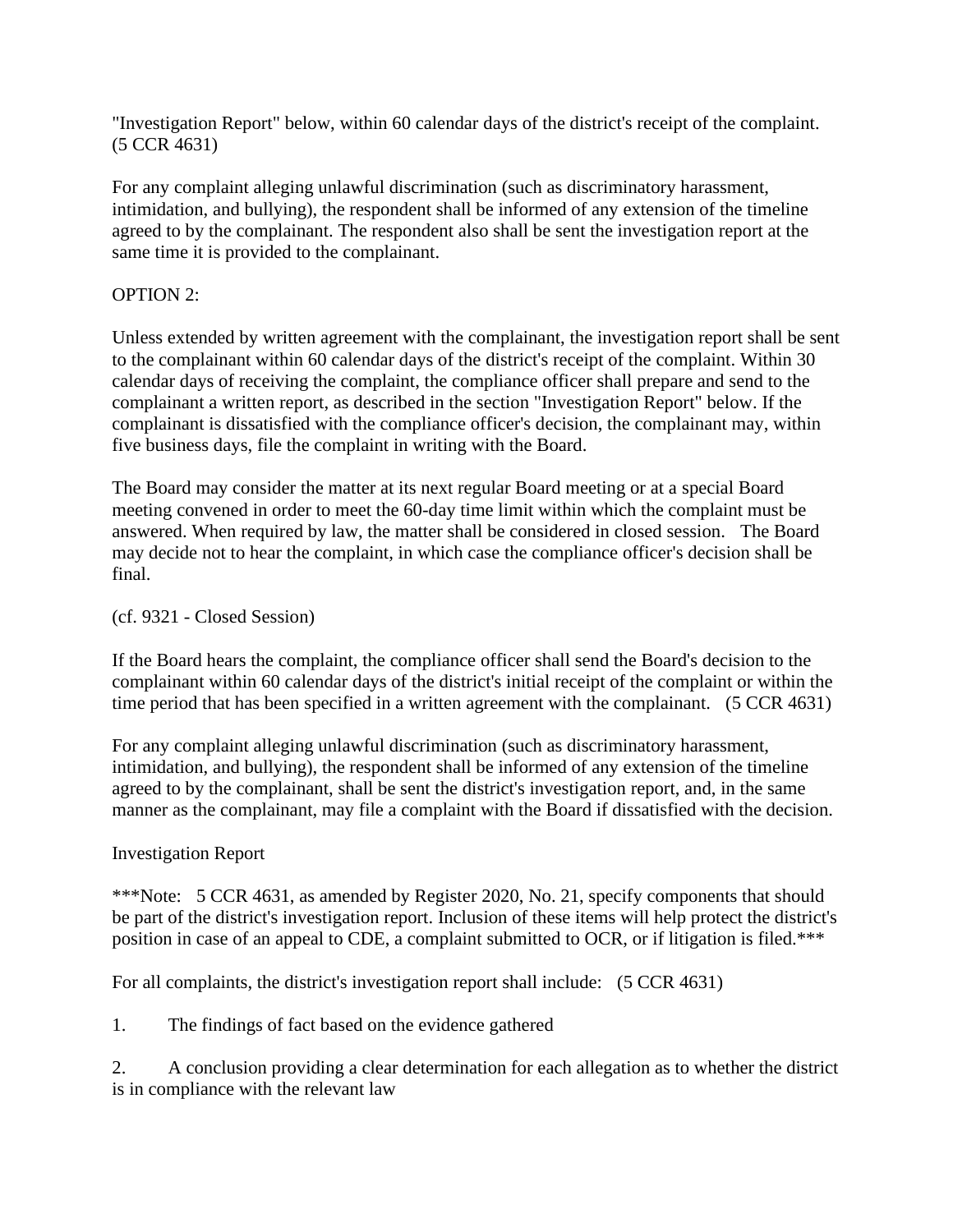"Investigation Report" below, within 60 calendar days of the district's receipt of the complaint. (5 CCR 4631)

For any complaint alleging unlawful discrimination (such as discriminatory harassment, intimidation, and bullying), the respondent shall be informed of any extension of the timeline agreed to by the complainant. The respondent also shall be sent the investigation report at the same time it is provided to the complainant.

OPTION 2:

Unless extended by written agreement with the complainant, the investigation report shall be sent to the complainant within 60 calendar days of the district's receipt of the complaint. Within 30 calendar days of receiving the complaint, the compliance officer shall prepare and send to the complainant a written report, as described in the section "Investigation Report" below. If the complainant is dissatisfied with the compliance officer's decision, the complainant may, within five business days, file the complaint in writing with the Board.

The Board may consider the matter at its next regular Board meeting or at a special Board meeting convened in order to meet the 60-day time limit within which the complaint must be answered. When required by law, the matter shall be considered in closed session. The Board may decide not to hear the complaint, in which case the compliance officer's decision shall be final.

(cf. 9321 - Closed Session)

If the Board hears the complaint, the compliance officer shall send the Board's decision to the complainant within 60 calendar days of the district's initial receipt of the complaint or within the time period that has been specified in a written agreement with the complainant. (5 CCR 4631)

For any complaint alleging unlawful discrimination (such as discriminatory harassment, intimidation, and bullying), the respondent shall be informed of any extension of the timeline agreed to by the complainant, shall be sent the district's investigation report, and, in the same manner as the complainant, may file a complaint with the Board if dissatisfied with the decision.

Investigation Report

***Note: 5 CCR 4631, as amended by Register 2020, No. 21, specify components that should be part of the district's investigation report. Inclusion of these items will help protect the district's position in case of an appeal to CDE, a complaint submitted to OCR, or if litigation is filed.***

For all complaints, the district's investigation report shall include: (5 CCR 4631)

1. The findings of fact based on the evidence gathered

2. A conclusion providing a clear determination for each allegation as to whether the district is in compliance with the relevant law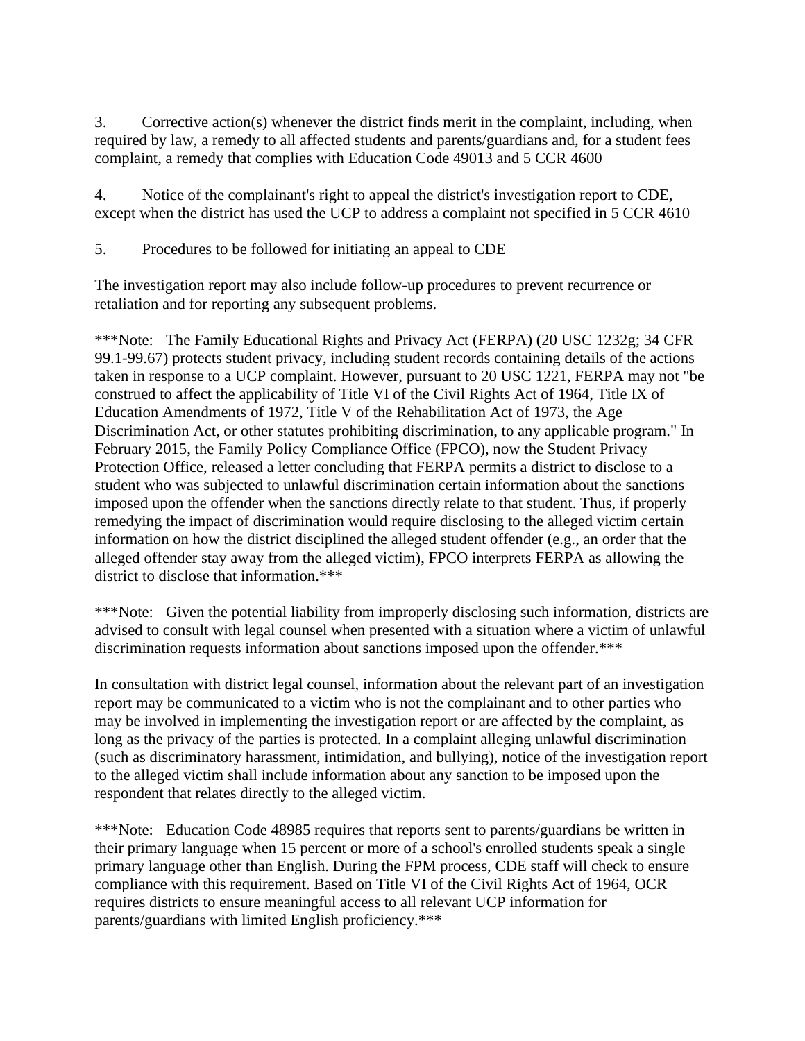3. Corrective action(s) whenever the district finds merit in the complaint, including, when required by law, a remedy to all affected students and parents/guardians and, for a student fees complaint, a remedy that complies with Education Code 49013 and 5 CCR 4600

4. Notice of the complainant's right to appeal the district's investigation report to CDE, except when the district has used the UCP to address a complaint not specified in 5 CCR 4610

5. Procedures to be followed for initiating an appeal to CDE

The investigation report may also include follow-up procedures to prevent recurrence or retaliation and for reporting any subsequent problems.

***Note: The Family Educational Rights and Privacy Act (FERPA) (20 USC 1232g; 34 CFR 99.1-99.67) protects student privacy, including student records containing details of the actions taken in response to a UCP complaint. However, pursuant to 20 USC 1221, FERPA may not "be construed to affect the applicability of Title VI of the Civil Rights Act of 1964, Title IX of Education Amendments of 1972, Title V of the Rehabilitation Act of 1973, the Age Discrimination Act, or other statutes prohibiting discrimination, to any applicable program." In February 2015, the Family Policy Compliance Office (FPCO), now the Student Privacy Protection Office, released a letter concluding that FERPA permits a district to disclose to a student who was subjected to unlawful discrimination certain information about the sanctions imposed upon the offender when the sanctions directly relate to that student. Thus, if properly remedying the impact of discrimination would require disclosing to the alleged victim certain information on how the district disciplined the alleged student offender (e.g., an order that the alleged offender stay away from the alleged victim), FPCO interprets FERPA as allowing the district to disclose that information.***

***Note: Given the potential liability from improperly disclosing such information, districts are advised to consult with legal counsel when presented with a situation where a victim of unlawful discrimination requests information about sanctions imposed upon the offender.***

In consultation with district legal counsel, information about the relevant part of an investigation report may be communicated to a victim who is not the complainant and to other parties who may be involved in implementing the investigation report or are affected by the complaint, as long as the privacy of the parties is protected. In a complaint alleging unlawful discrimination (such as discriminatory harassment, intimidation, and bullying), notice of the investigation report to the alleged victim shall include information about any sanction to be imposed upon the respondent that relates directly to the alleged victim.

***Note: Education Code 48985 requires that reports sent to parents/guardians be written in their primary language when 15 percent or more of a school's enrolled students speak a single primary language other than English. During the FPM process, CDE staff will check to ensure compliance with this requirement. Based on Title VI of the Civil Rights Act of 1964, OCR requires districts to ensure meaningful access to all relevant UCP information for parents/guardians with limited English proficiency.***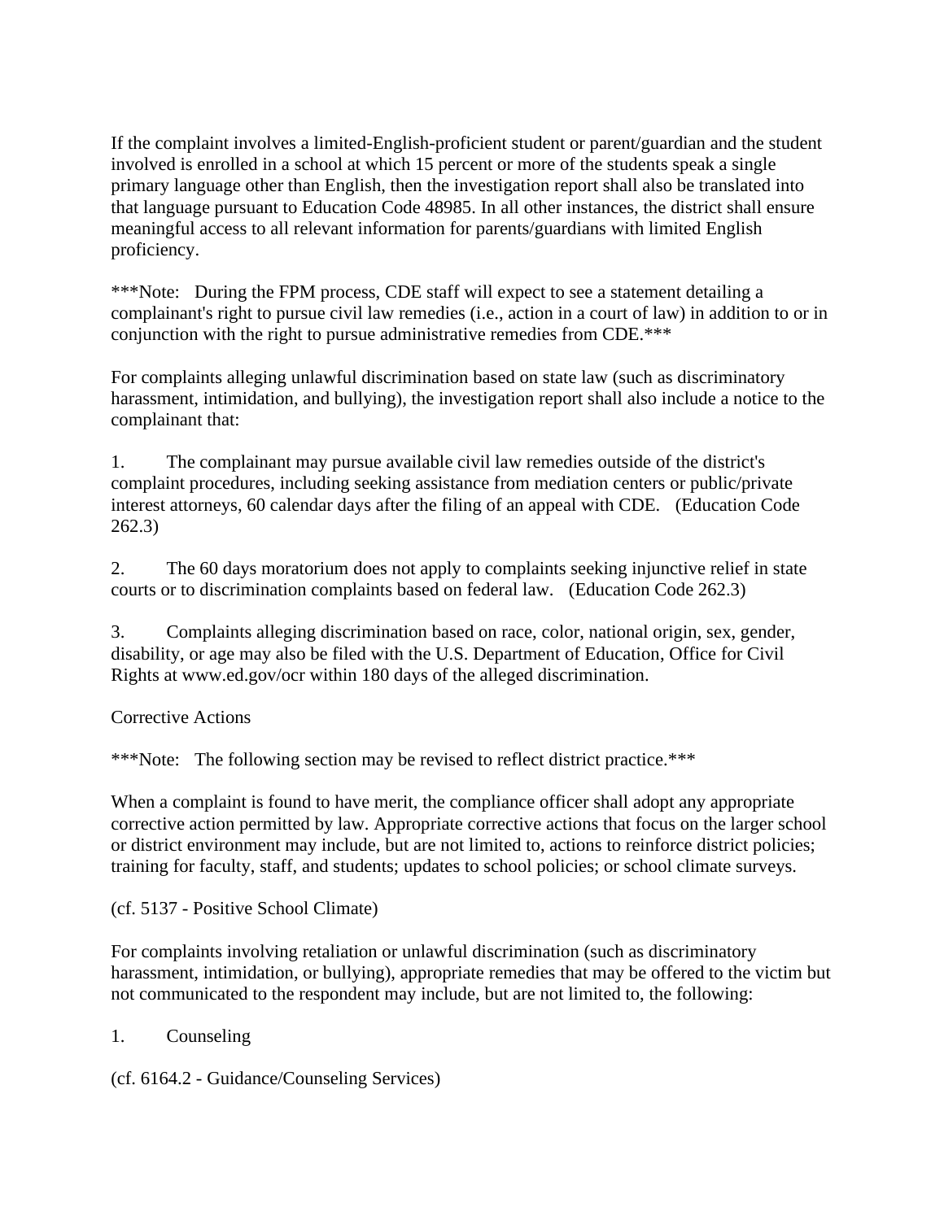If the complaint involves a limited-English-proficient student or parent/guardian and the student involved is enrolled in a school at which 15 percent or more of the students speak a single primary language other than English, then the investigation report shall also be translated into that language pursuant to Education Code 48985. In all other instances, the district shall ensure meaningful access to all relevant information for parents/guardians with limited English proficiency.

***Note: During the FPM process, CDE staff will expect to see a statement detailing a complainant's right to pursue civil law remedies (i.e., action in a court of law) in addition to or in conjunction with the right to pursue administrative remedies from CDE.***

For complaints alleging unlawful discrimination based on state law (such as discriminatory harassment, intimidation, and bullying), the investigation report shall also include a notice to the complainant that:

1. The complainant may pursue available civil law remedies outside of the district's complaint procedures, including seeking assistance from mediation centers or public/private interest attorneys, 60 calendar days after the filing of an appeal with CDE. (Education Code 262.3)

2. The 60 days moratorium does not apply to complaints seeking injunctive relief in state courts or to discrimination complaints based on federal law. (Education Code 262.3)

3. Complaints alleging discrimination based on race, color, national origin, sex, gender, disability, or age may also be filed with the U.S. Department of Education, Office for Civil Rights at www.ed.gov/ocr within 180 days of the alleged discrimination.

Corrective Actions

***Note: The following section may be revised to reflect district practice.***

When a complaint is found to have merit, the compliance officer shall adopt any appropriate corrective action permitted by law. Appropriate corrective actions that focus on the larger school or district environment may include, but are not limited to, actions to reinforce district policies; training for faculty, staff, and students; updates to school policies; or school climate surveys.

(cf. 5137 - Positive School Climate)

For complaints involving retaliation or unlawful discrimination (such as discriminatory harassment, intimidation, or bullying), appropriate remedies that may be offered to the victim but not communicated to the respondent may include, but are not limited to, the following:

1. Counseling

(cf. 6164.2 - Guidance/Counseling Services)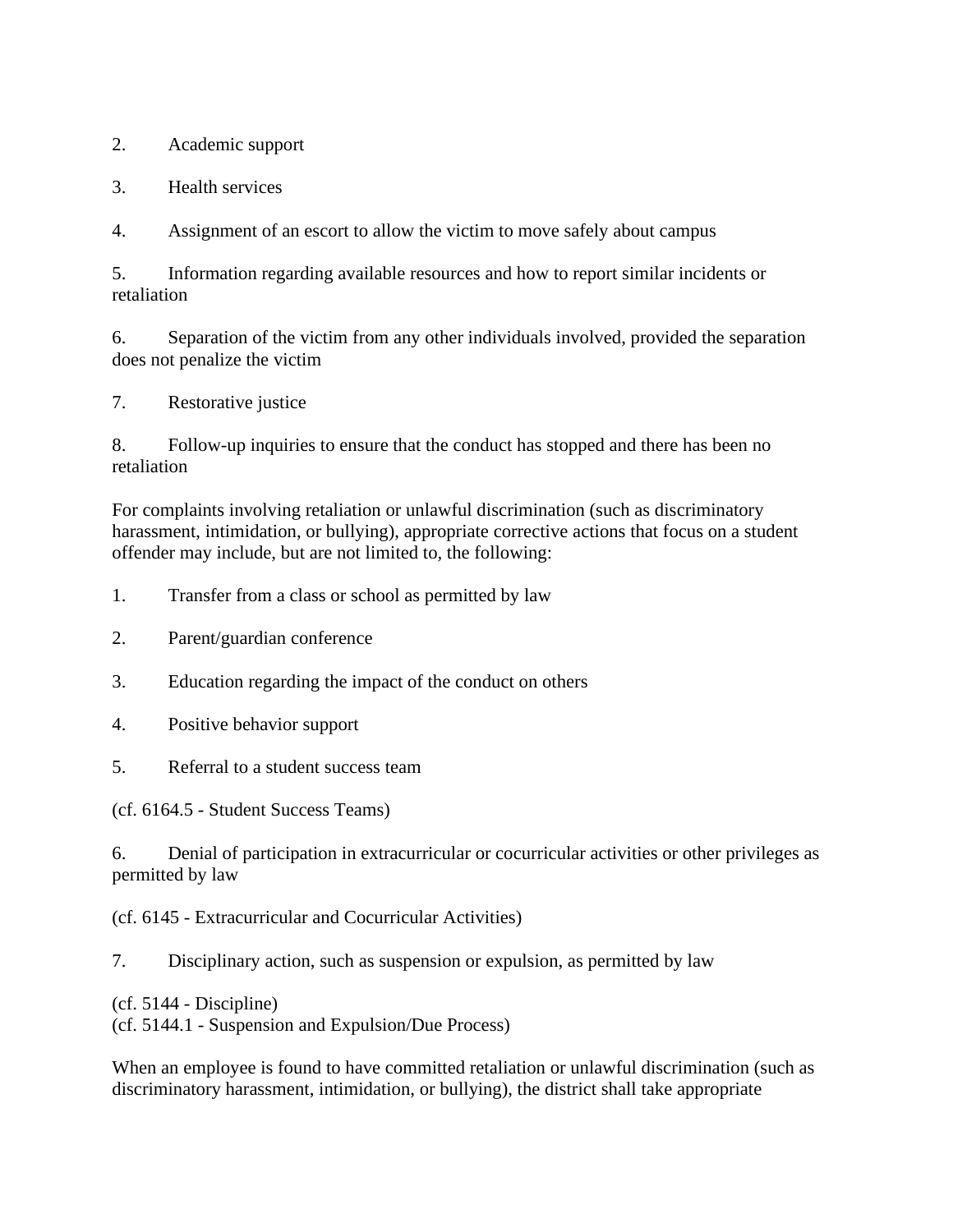2. Academic support

3. Health services

4. Assignment of an escort to allow the victim to move safely about campus

5. Information regarding available resources and how to report similar incidents or retaliation

6. Separation of the victim from any other individuals involved, provided the separation does not penalize the victim

7. Restorative justice

8. Follow-up inquiries to ensure that the conduct has stopped and there has been no retaliation

For complaints involving retaliation or unlawful discrimination (such as discriminatory harassment, intimidation, or bullying), appropriate corrective actions that focus on a student offender may include, but are not limited to, the following:

1. Transfer from a class or school as permitted by law

2. Parent/guardian conference

3. Education regarding the impact of the conduct on others

4. Positive behavior support

5. Referral to a student success team

(cf. 6164.5 - Student Success Teams)

6. Denial of participation in extracurricular or cocurricular activities or other privileges as permitted by law

(cf. 6145 - Extracurricular and Cocurricular Activities)

7. Disciplinary action, such as suspension or expulsion, as permitted by law

(cf. 5144 - Discipline)
(cf. 5144.1 - Suspension and Expulsion/Due Process)

When an employee is found to have committed retaliation or unlawful discrimination (such as discriminatory harassment, intimidation, or bullying), the district shall take appropriate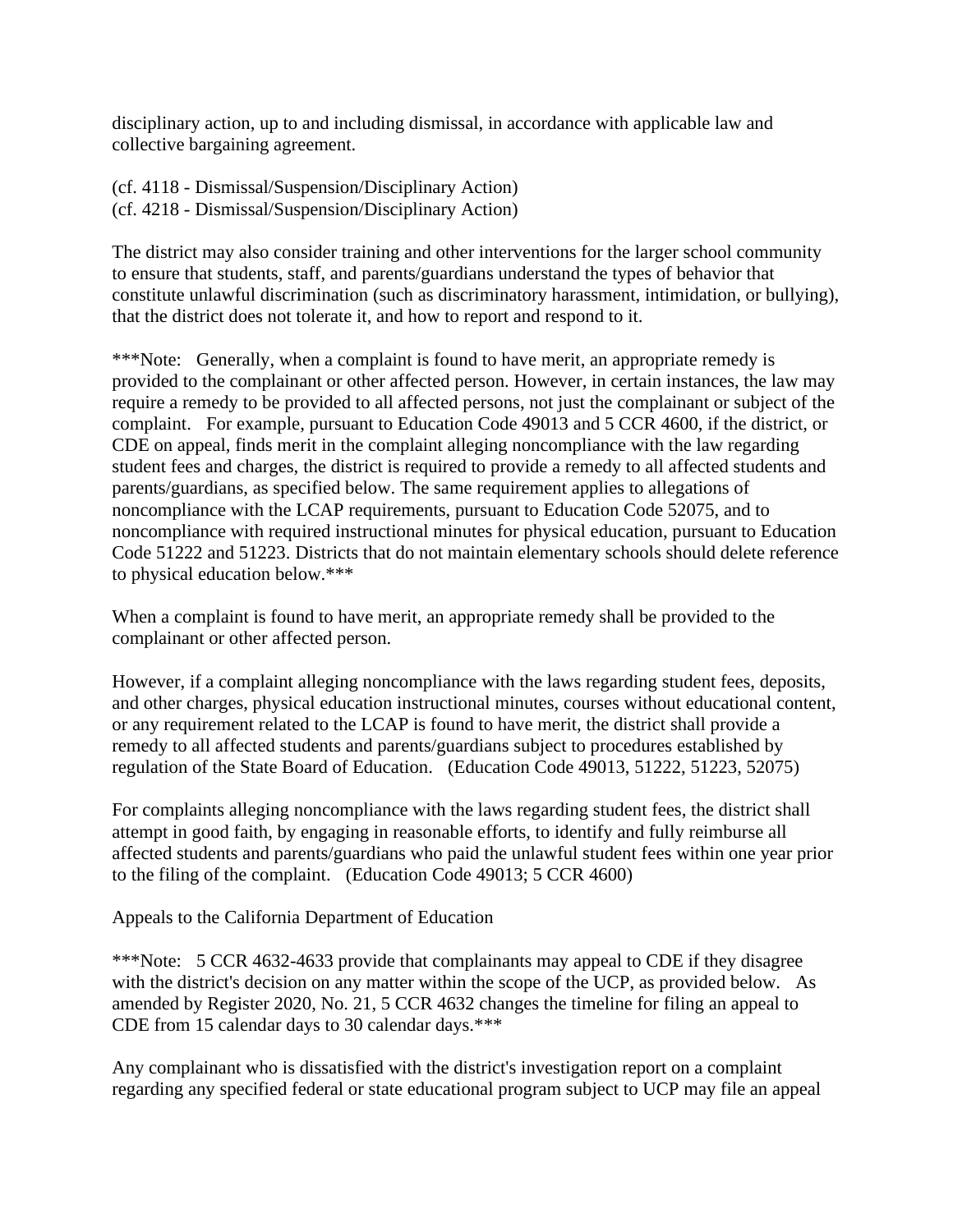disciplinary action, up to and including dismissal, in accordance with applicable law and collective bargaining agreement.

(cf. 4118 - Dismissal/Suspension/Disciplinary Action)
(cf. 4218 - Dismissal/Suspension/Disciplinary Action)

The district may also consider training and other interventions for the larger school community to ensure that students, staff, and parents/guardians understand the types of behavior that constitute unlawful discrimination (such as discriminatory harassment, intimidation, or bullying), that the district does not tolerate it, and how to report and respond to it.

***Note: Generally, when a complaint is found to have merit, an appropriate remedy is provided to the complainant or other affected person. However, in certain instances, the law may require a remedy to be provided to all affected persons, not just the complainant or subject of the complaint. For example, pursuant to Education Code 49013 and 5 CCR 4600, if the district, or CDE on appeal, finds merit in the complaint alleging noncompliance with the law regarding student fees and charges, the district is required to provide a remedy to all affected students and parents/guardians, as specified below. The same requirement applies to allegations of noncompliance with the LCAP requirements, pursuant to Education Code 52075, and to noncompliance with required instructional minutes for physical education, pursuant to Education Code 51222 and 51223. Districts that do not maintain elementary schools should delete reference to physical education below.***

When a complaint is found to have merit, an appropriate remedy shall be provided to the complainant or other affected person.

However, if a complaint alleging noncompliance with the laws regarding student fees, deposits, and other charges, physical education instructional minutes, courses without educational content, or any requirement related to the LCAP is found to have merit, the district shall provide a remedy to all affected students and parents/guardians subject to procedures established by regulation of the State Board of Education. (Education Code 49013, 51222, 51223, 52075)

For complaints alleging noncompliance with the laws regarding student fees, the district shall attempt in good faith, by engaging in reasonable efforts, to identify and fully reimburse all affected students and parents/guardians who paid the unlawful student fees within one year prior to the filing of the complaint. (Education Code 49013; 5 CCR 4600)

Appeals to the California Department of Education

***Note: 5 CCR 4632-4633 provide that complainants may appeal to CDE if they disagree with the district's decision on any matter within the scope of the UCP, as provided below. As amended by Register 2020, No. 21, 5 CCR 4632 changes the timeline for filing an appeal to CDE from 15 calendar days to 30 calendar days.***

Any complainant who is dissatisfied with the district's investigation report on a complaint regarding any specified federal or state educational program subject to UCP may file an appeal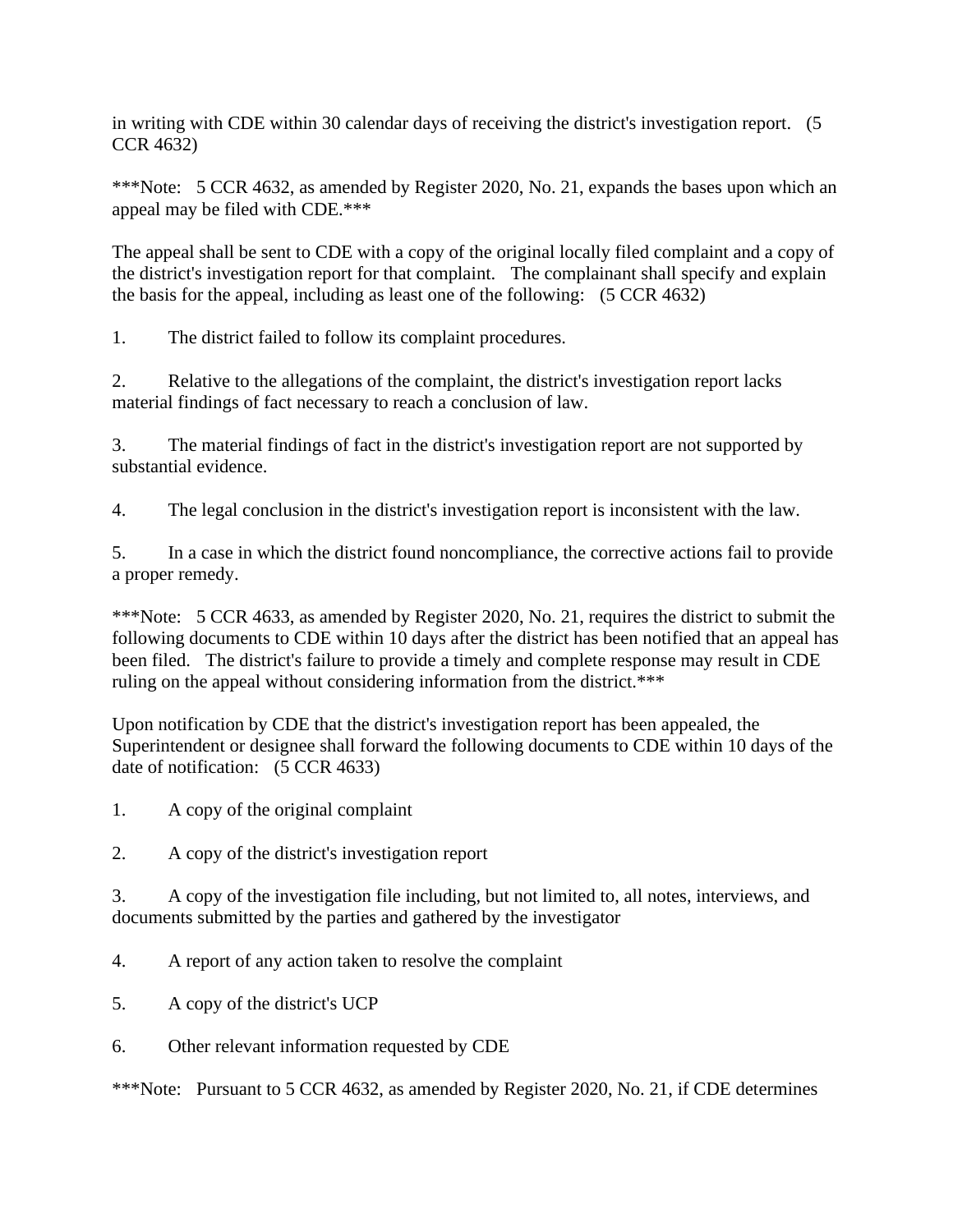in writing with CDE within 30 calendar days of receiving the district's investigation report. (5 CCR 4632)

***Note: 5 CCR 4632, as amended by Register 2020, No. 21, expands the bases upon which an appeal may be filed with CDE.***

The appeal shall be sent to CDE with a copy of the original locally filed complaint and a copy of the district's investigation report for that complaint. The complainant shall specify and explain the basis for the appeal, including as least one of the following: (5 CCR 4632)

1. The district failed to follow its complaint procedures.

2. Relative to the allegations of the complaint, the district's investigation report lacks material findings of fact necessary to reach a conclusion of law.

3. The material findings of fact in the district's investigation report are not supported by substantial evidence.

4. The legal conclusion in the district's investigation report is inconsistent with the law.

5. In a case in which the district found noncompliance, the corrective actions fail to provide a proper remedy.

***Note: 5 CCR 4633, as amended by Register 2020, No. 21, requires the district to submit the following documents to CDE within 10 days after the district has been notified that an appeal has been filed. The district's failure to provide a timely and complete response may result in CDE ruling on the appeal without considering information from the district.***

Upon notification by CDE that the district's investigation report has been appealed, the Superintendent or designee shall forward the following documents to CDE within 10 days of the date of notification: (5 CCR 4633)

1. A copy of the original complaint

2. A copy of the district's investigation report

3. A copy of the investigation file including, but not limited to, all notes, interviews, and documents submitted by the parties and gathered by the investigator

4. A report of any action taken to resolve the complaint

5. A copy of the district's UCP

6. Other relevant information requested by CDE

***Note: Pursuant to 5 CCR 4632, as amended by Register 2020, No. 21, if CDE determines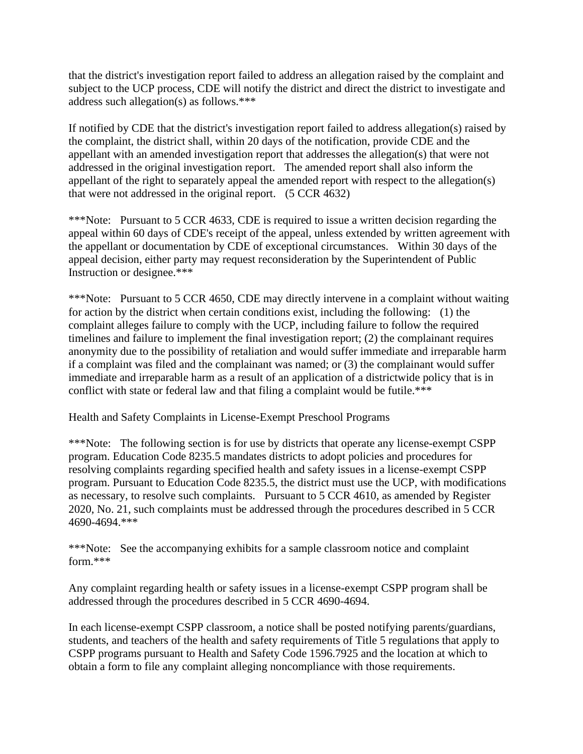that the district's investigation report failed to address an allegation raised by the complaint and subject to the UCP process, CDE will notify the district and direct the district to investigate and address such allegation(s) as follows.***

If notified by CDE that the district's investigation report failed to address allegation(s) raised by the complaint, the district shall, within 20 days of the notification, provide CDE and the appellant with an amended investigation report that addresses the allegation(s) that were not addressed in the original investigation report. The amended report shall also inform the appellant of the right to separately appeal the amended report with respect to the allegation(s) that were not addressed in the original report. (5 CCR 4632)

***Note: Pursuant to 5 CCR 4633, CDE is required to issue a written decision regarding the appeal within 60 days of CDE's receipt of the appeal, unless extended by written agreement with the appellant or documentation by CDE of exceptional circumstances. Within 30 days of the appeal decision, either party may request reconsideration by the Superintendent of Public Instruction or designee.***

***Note: Pursuant to 5 CCR 4650, CDE may directly intervene in a complaint without waiting for action by the district when certain conditions exist, including the following: (1) the complaint alleges failure to comply with the UCP, including failure to follow the required timelines and failure to implement the final investigation report; (2) the complainant requires anonymity due to the possibility of retaliation and would suffer immediate and irreparable harm if a complaint was filed and the complainant was named; or (3) the complainant would suffer immediate and irreparable harm as a result of an application of a districtwide policy that is in conflict with state or federal law and that filing a complaint would be futile.***

Health and Safety Complaints in License-Exempt Preschool Programs

***Note: The following section is for use by districts that operate any license-exempt CSPP program. Education Code 8235.5 mandates districts to adopt policies and procedures for resolving complaints regarding specified health and safety issues in a license-exempt CSPP program. Pursuant to Education Code 8235.5, the district must use the UCP, with modifications as necessary, to resolve such complaints. Pursuant to 5 CCR 4610, as amended by Register 2020, No. 21, such complaints must be addressed through the procedures described in 5 CCR 4690-4694.***

***Note: See the accompanying exhibits for a sample classroom notice and complaint form.***

Any complaint regarding health or safety issues in a license-exempt CSPP program shall be addressed through the procedures described in 5 CCR 4690-4694.

In each license-exempt CSPP classroom, a notice shall be posted notifying parents/guardians, students, and teachers of the health and safety requirements of Title 5 regulations that apply to CSPP programs pursuant to Health and Safety Code 1596.7925 and the location at which to obtain a form to file any complaint alleging noncompliance with those requirements.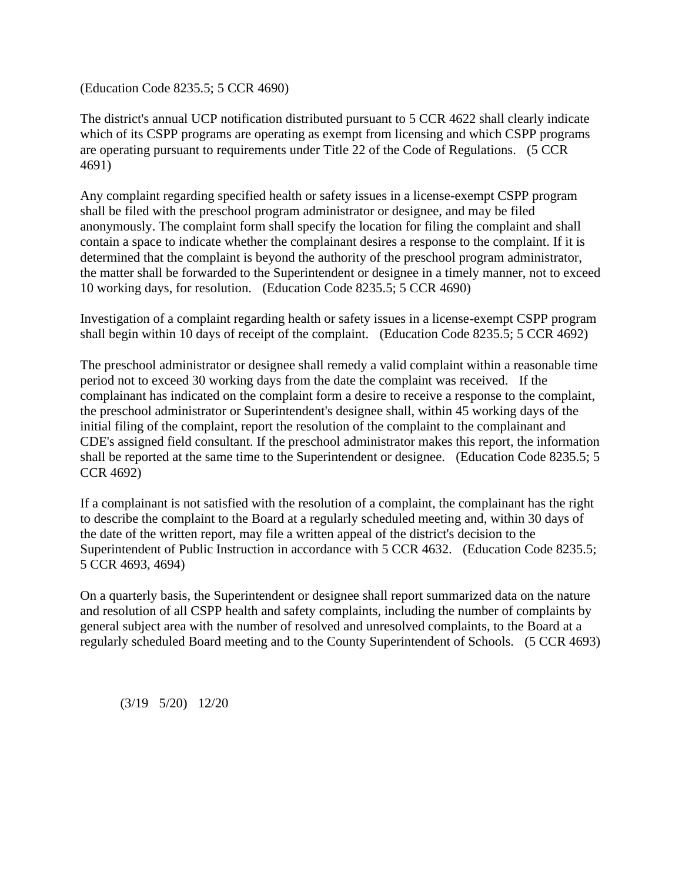(Education Code 8235.5; 5 CCR 4690)

The district's annual UCP notification distributed pursuant to 5 CCR 4622 shall clearly indicate which of its CSPP programs are operating as exempt from licensing and which CSPP programs are operating pursuant to requirements under Title 22 of the Code of Regulations. (5 CCR 4691)

Any complaint regarding specified health or safety issues in a license-exempt CSPP program shall be filed with the preschool program administrator or designee, and may be filed anonymously. The complaint form shall specify the location for filing the complaint and shall contain a space to indicate whether the complainant desires a response to the complaint. If it is determined that the complaint is beyond the authority of the preschool program administrator, the matter shall be forwarded to the Superintendent or designee in a timely manner, not to exceed 10 working days, for resolution. (Education Code 8235.5; 5 CCR 4690)

Investigation of a complaint regarding health or safety issues in a license-exempt CSPP program shall begin within 10 days of receipt of the complaint. (Education Code 8235.5; 5 CCR 4692)

The preschool administrator or designee shall remedy a valid complaint within a reasonable time period not to exceed 30 working days from the date the complaint was received. If the complainant has indicated on the complaint form a desire to receive a response to the complaint, the preschool administrator or Superintendent's designee shall, within 45 working days of the initial filing of the complaint, report the resolution of the complaint to the complainant and CDE's assigned field consultant. If the preschool administrator makes this report, the information shall be reported at the same time to the Superintendent or designee. (Education Code 8235.5; 5 CCR 4692)

If a complainant is not satisfied with the resolution of a complaint, the complainant has the right to describe the complaint to the Board at a regularly scheduled meeting and, within 30 days of the date of the written report, may file a written appeal of the district's decision to the Superintendent of Public Instruction in accordance with 5 CCR 4632. (Education Code 8235.5; 5 CCR 4693, 4694)

On a quarterly basis, the Superintendent or designee shall report summarized data on the nature and resolution of all CSPP health and safety complaints, including the number of complaints by general subject area with the number of resolved and unresolved complaints, to the Board at a regularly scheduled Board meeting and to the County Superintendent of Schools. (5 CCR 4693)

(3/19 5/20) 12/20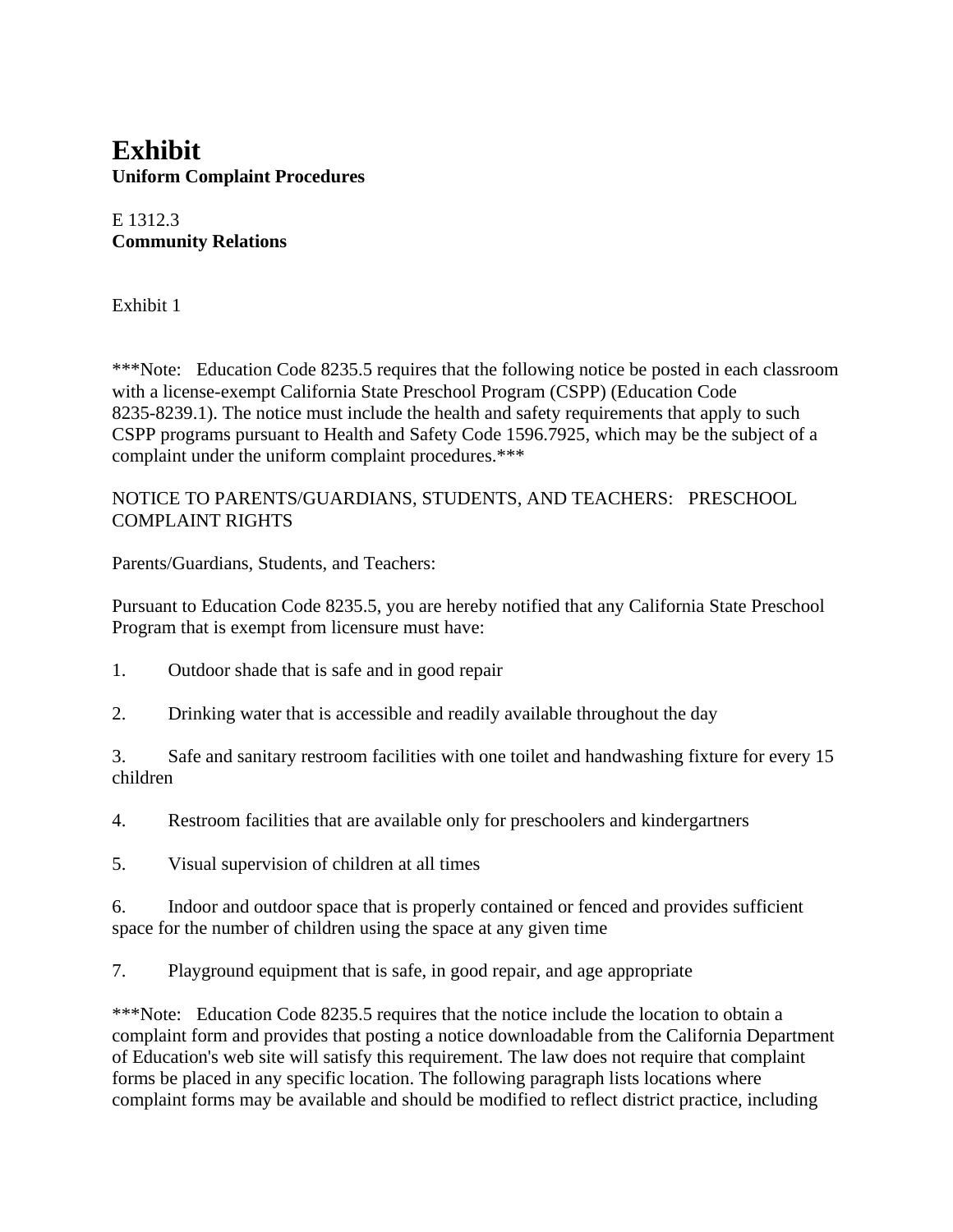# Exhibit
**Uniform Complaint Procedures**

E 1312.3
**Community Relations**

Exhibit 1

***Note: Education Code 8235.5 requires that the following notice be posted in each classroom with a license-exempt California State Preschool Program (CSPP) (Education Code 8235-8239.1). The notice must include the health and safety requirements that apply to such CSPP programs pursuant to Health and Safety Code 1596.7925, which may be the subject of a complaint under the uniform complaint procedures.***

NOTICE TO PARENTS/GUARDIANS, STUDENTS, AND TEACHERS: PRESCHOOL COMPLAINT RIGHTS

Parents/Guardians, Students, and Teachers:

Pursuant to Education Code 8235.5, you are hereby notified that any California State Preschool Program that is exempt from licensure must have:

1. Outdoor shade that is safe and in good repair

2. Drinking water that is accessible and readily available throughout the day

3. Safe and sanitary restroom facilities with one toilet and handwashing fixture for every 15 children

4. Restroom facilities that are available only for preschoolers and kindergartners

5. Visual supervision of children at all times

6. Indoor and outdoor space that is properly contained or fenced and provides sufficient space for the number of children using the space at any given time

7. Playground equipment that is safe, in good repair, and age appropriate

***Note: Education Code 8235.5 requires that the notice include the location to obtain a complaint form and provides that posting a notice downloadable from the California Department of Education's web site will satisfy this requirement. The law does not require that complaint forms be placed in any specific location. The following paragraph lists locations where complaint forms may be available and should be modified to reflect district practice, including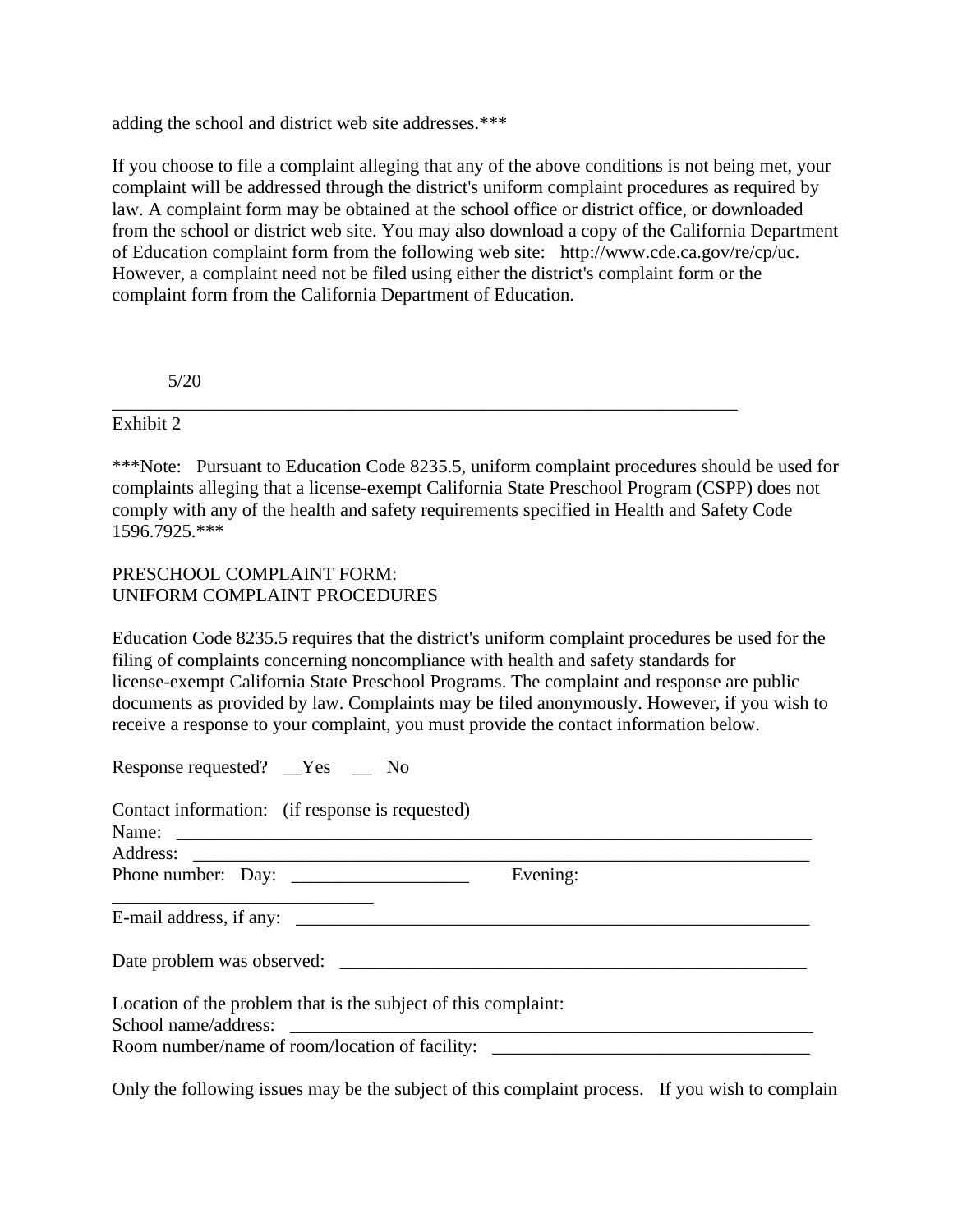adding the school and district web site addresses.***

If you choose to file a complaint alleging that any of the above conditions is not being met, your complaint will be addressed through the district's uniform complaint procedures as required by law. A complaint form may be obtained at the school office or district office, or downloaded from the school or district web site. You may also download a copy of the California Department of Education complaint form from the following web site: http://www.cde.ca.gov/re/cp/uc. However, a complaint need not be filed using either the district's complaint form or the complaint form from the California Department of Education.

5/20

---

Exhibit 2

***Note: Pursuant to Education Code 8235.5, uniform complaint procedures should be used for complaints alleging that a license-exempt California State Preschool Program (CSPP) does not comply with any of the health and safety requirements specified in Health and Safety Code 1596.7925.***

PRESCHOOL COMPLAINT FORM:
UNIFORM COMPLAINT PROCEDURES

Education Code 8235.5 requires that the district's uniform complaint procedures be used for the filing of complaints concerning noncompliance with health and safety standards for license-exempt California State Preschool Programs. The complaint and response are public documents as provided by law. Complaints may be filed anonymously. However, if you wish to receive a response to your complaint, you must provide the contact information below.

Response requested? __Yes __ No

Contact information: (if response is requested)
Name: ______________________________________________________________________
Address: ____________________________________________________________________
Phone number: Day: ___________________ Evening: ___________________________
E-mail address, if any: _______________________________________________________

Date problem was observed: ___________________________________________________

Location of the problem that is the subject of this complaint:
School name/address: ________________________________________________________
Room number/name of room/location of facility: __________________________________

Only the following issues may be the subject of this complaint process. If you wish to complain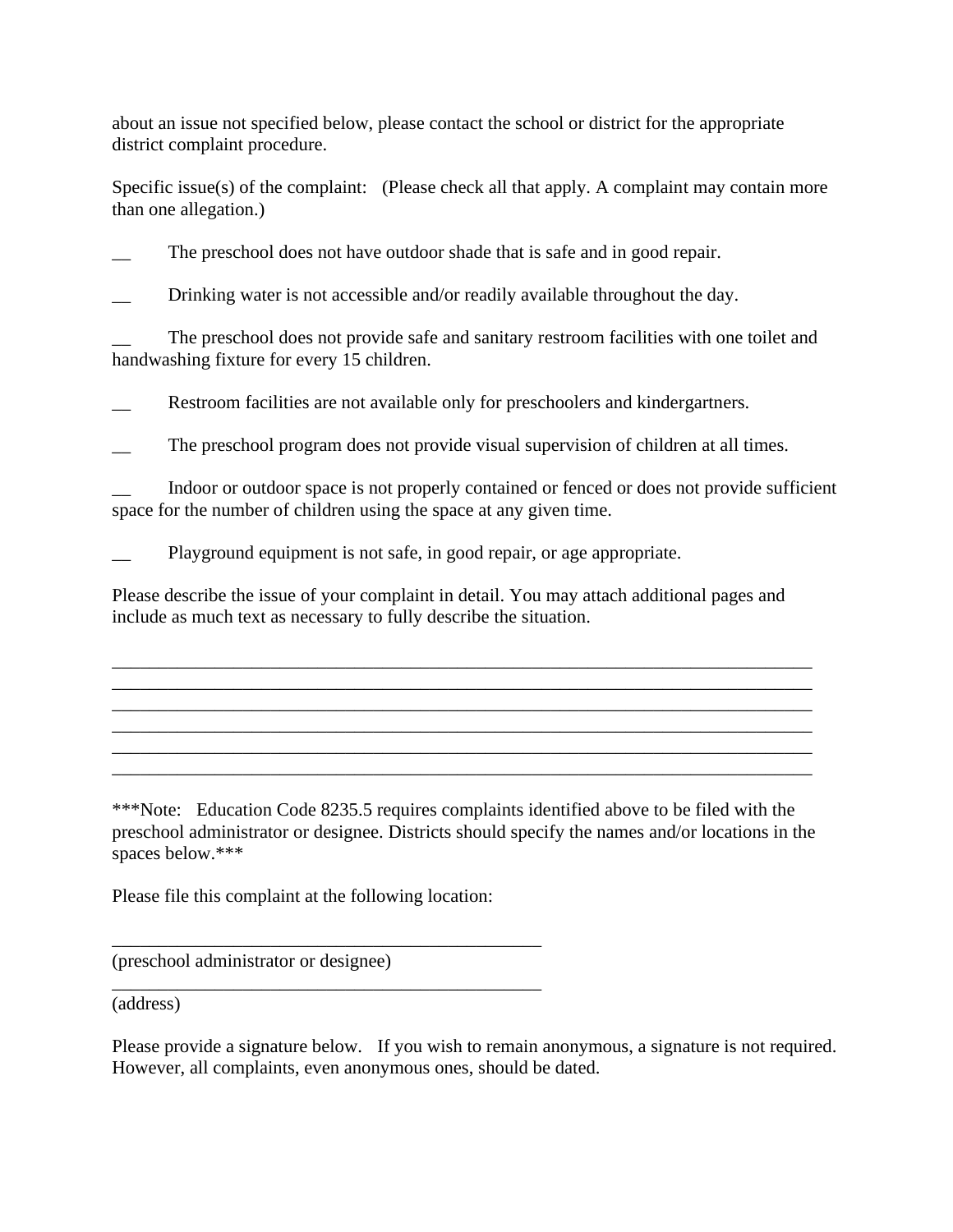about an issue not specified below, please contact the school or district for the appropriate district complaint procedure.

Specific issue(s) of the complaint: (Please check all that apply. A complaint may contain more than one allegation.)

__ The preschool does not have outdoor shade that is safe and in good repair.

__ Drinking water is not accessible and/or readily available throughout the day.

__ The preschool does not provide safe and sanitary restroom facilities with one toilet and handwashing fixture for every 15 children.

__ Restroom facilities are not available only for preschoolers and kindergartners.

__ The preschool program does not provide visual supervision of children at all times.

__ Indoor or outdoor space is not properly contained or fenced or does not provide sufficient space for the number of children using the space at any given time.

__ Playground equipment is not safe, in good repair, or age appropriate.

Please describe the issue of your complaint in detail. You may attach additional pages and include as much text as necessary to fully describe the situation.

______________________________________________________________________________
______________________________________________________________________________
______________________________________________________________________________
______________________________________________________________________________
______________________________________________________________________________
______________________________________________________________________________

***Note: Education Code 8235.5 requires complaints identified above to be filed with the preschool administrator or designee. Districts should specify the names and/or locations in the spaces below.***

Please file this complaint at the following location:

________________________________________________
(preschool administrator or designee)

________________________________________________
(address)

Please provide a signature below. If you wish to remain anonymous, a signature is not required. However, all complaints, even anonymous ones, should be dated.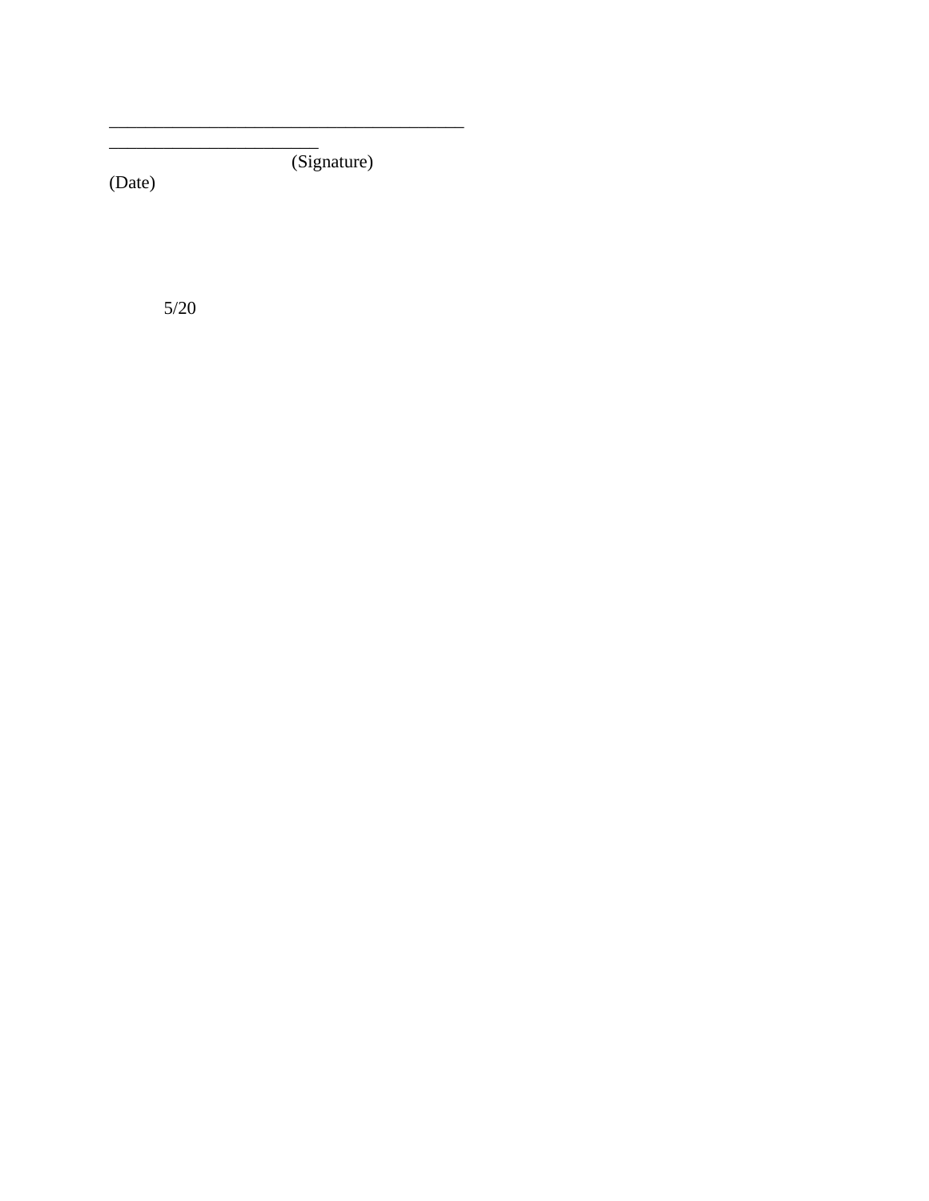\_\_\_\_\_\_\_\_\_\_\_\_\_\_\_\_\_\_\_\_\_\_\_\_\_\_\_\_\_\_\_\_\_\_\_\_\_\_\_\_

\_\_\_\_\_\_\_\_\_\_\_\_\_\_\_\_\_\_\_\_\_\_\_\_ (Signature)

(Date)

5/20

________________________________________

________________________ (Signature)

(Date)

5/20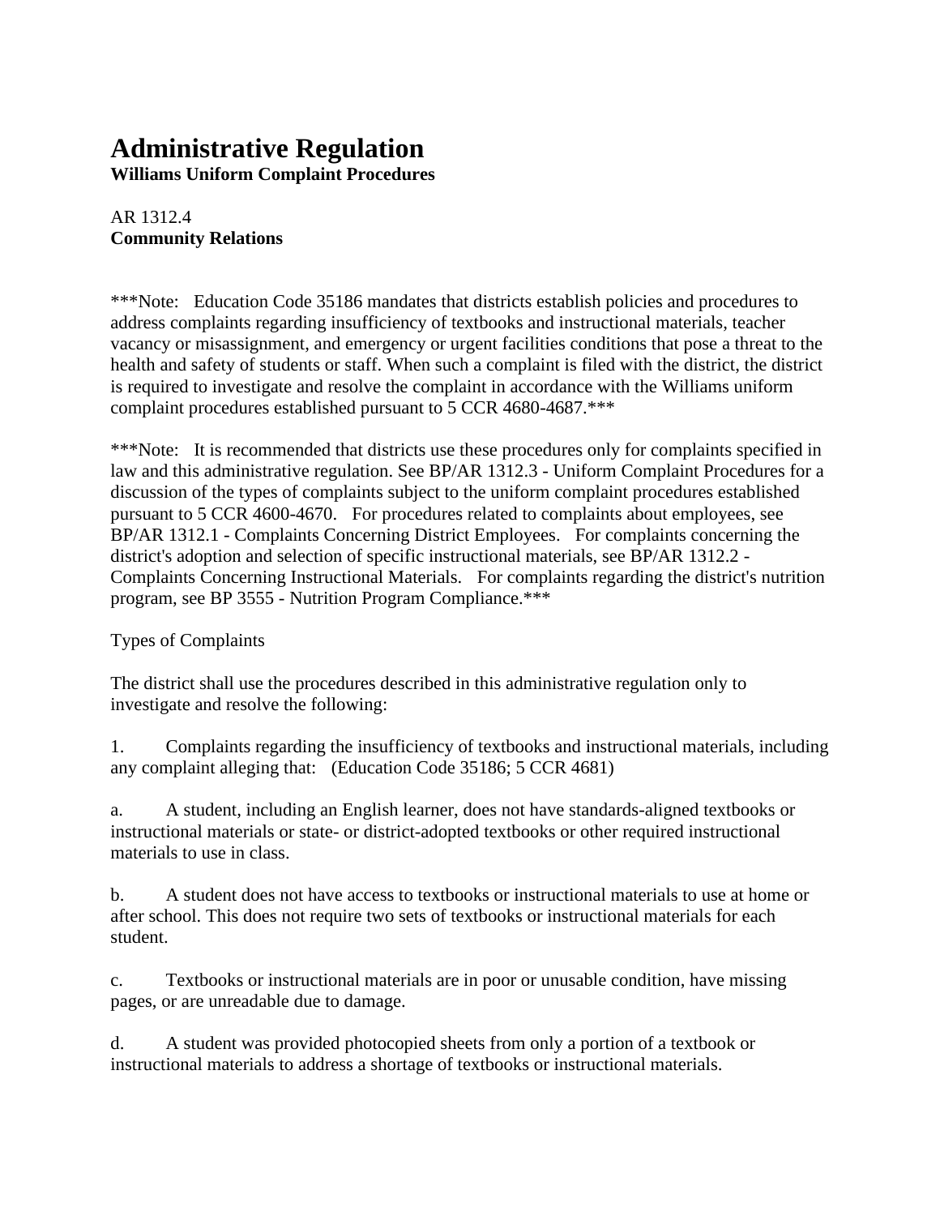# Administrative Regulation

**Williams Uniform Complaint Procedures**

AR 1312.4

**Community Relations**

***Note: Education Code 35186 mandates that districts establish policies and procedures to address complaints regarding insufficiency of textbooks and instructional materials, teacher vacancy or misassignment, and emergency or urgent facilities conditions that pose a threat to the health and safety of students or staff. When such a complaint is filed with the district, the district is required to investigate and resolve the complaint in accordance with the Williams uniform complaint procedures established pursuant to 5 CCR 4680-4687.***

***Note: It is recommended that districts use these procedures only for complaints specified in law and this administrative regulation. See BP/AR 1312.3 - Uniform Complaint Procedures for a discussion of the types of complaints subject to the uniform complaint procedures established pursuant to 5 CCR 4600-4670. For procedures related to complaints about employees, see BP/AR 1312.1 - Complaints Concerning District Employees. For complaints concerning the district's adoption and selection of specific instructional materials, see BP/AR 1312.2 - Complaints Concerning Instructional Materials. For complaints regarding the district's nutrition program, see BP 3555 - Nutrition Program Compliance.***

Types of Complaints

The district shall use the procedures described in this administrative regulation only to investigate and resolve the following:

1. Complaints regarding the insufficiency of textbooks and instructional materials, including any complaint alleging that: (Education Code 35186; 5 CCR 4681)

a. A student, including an English learner, does not have standards-aligned textbooks or instructional materials or state- or district-adopted textbooks or other required instructional materials to use in class.

b. A student does not have access to textbooks or instructional materials to use at home or after school. This does not require two sets of textbooks or instructional materials for each student.

c. Textbooks or instructional materials are in poor or unusable condition, have missing pages, or are unreadable due to damage.

d. A student was provided photocopied sheets from only a portion of a textbook or instructional materials to address a shortage of textbooks or instructional materials.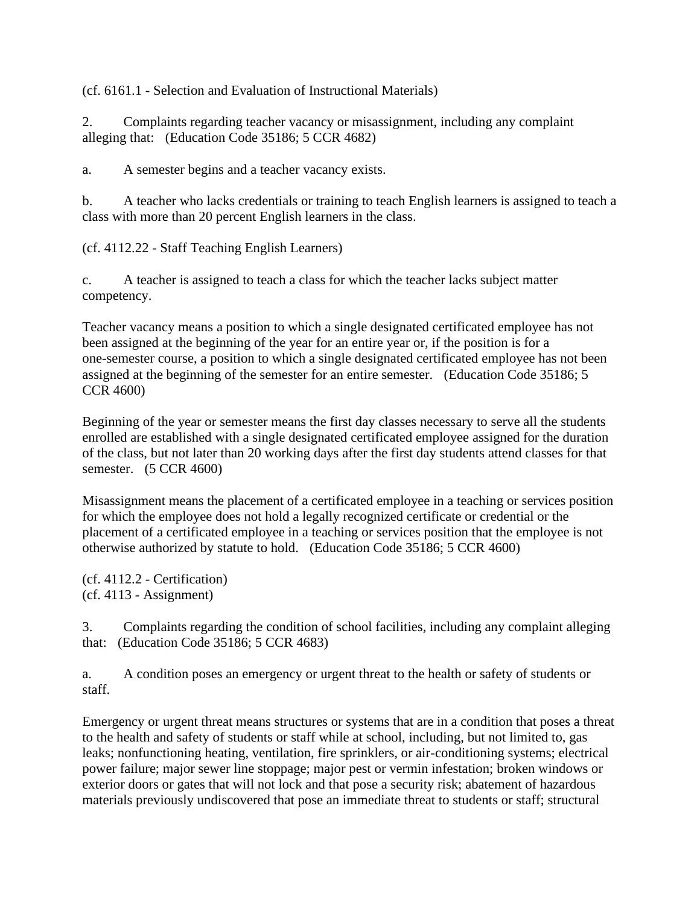(cf. 6161.1 - Selection and Evaluation of Instructional Materials)

2. Complaints regarding teacher vacancy or misassignment, including any complaint alleging that: (Education Code 35186; 5 CCR 4682)

a. A semester begins and a teacher vacancy exists.

b. A teacher who lacks credentials or training to teach English learners is assigned to teach a class with more than 20 percent English learners in the class.

(cf. 4112.22 - Staff Teaching English Learners)

c. A teacher is assigned to teach a class for which the teacher lacks subject matter competency.

Teacher vacancy means a position to which a single designated certificated employee has not been assigned at the beginning of the year for an entire year or, if the position is for a one-semester course, a position to which a single designated certificated employee has not been assigned at the beginning of the semester for an entire semester. (Education Code 35186; 5 CCR 4600)

Beginning of the year or semester means the first day classes necessary to serve all the students enrolled are established with a single designated certificated employee assigned for the duration of the class, but not later than 20 working days after the first day students attend classes for that semester. (5 CCR 4600)

Misassignment means the placement of a certificated employee in a teaching or services position for which the employee does not hold a legally recognized certificate or credential or the placement of a certificated employee in a teaching or services position that the employee is not otherwise authorized by statute to hold. (Education Code 35186; 5 CCR 4600)

(cf. 4112.2 - Certification)
(cf. 4113 - Assignment)

3. Complaints regarding the condition of school facilities, including any complaint alleging that: (Education Code 35186; 5 CCR 4683)

a. A condition poses an emergency or urgent threat to the health or safety of students or staff.

Emergency or urgent threat means structures or systems that are in a condition that poses a threat to the health and safety of students or staff while at school, including, but not limited to, gas leaks; nonfunctioning heating, ventilation, fire sprinklers, or air-conditioning systems; electrical power failure; major sewer line stoppage; major pest or vermin infestation; broken windows or exterior doors or gates that will not lock and that pose a security risk; abatement of hazardous materials previously undiscovered that pose an immediate threat to students or staff; structural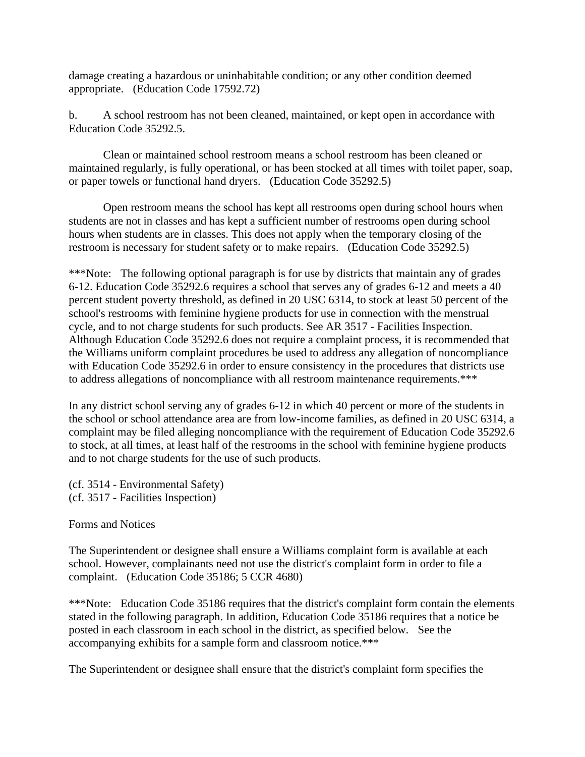damage creating a hazardous or uninhabitable condition; or any other condition deemed appropriate. (Education Code 17592.72)

b. A school restroom has not been cleaned, maintained, or kept open in accordance with Education Code 35292.5.

Clean or maintained school restroom means a school restroom has been cleaned or maintained regularly, is fully operational, or has been stocked at all times with toilet paper, soap, or paper towels or functional hand dryers. (Education Code 35292.5)

Open restroom means the school has kept all restrooms open during school hours when students are not in classes and has kept a sufficient number of restrooms open during school hours when students are in classes. This does not apply when the temporary closing of the restroom is necessary for student safety or to make repairs. (Education Code 35292.5)

***Note: The following optional paragraph is for use by districts that maintain any of grades 6-12. Education Code 35292.6 requires a school that serves any of grades 6-12 and meets a 40 percent student poverty threshold, as defined in 20 USC 6314, to stock at least 50 percent of the school's restrooms with feminine hygiene products for use in connection with the menstrual cycle, and to not charge students for such products. See AR 3517 - Facilities Inspection. Although Education Code 35292.6 does not require a complaint process, it is recommended that the Williams uniform complaint procedures be used to address any allegation of noncompliance with Education Code 35292.6 in order to ensure consistency in the procedures that districts use to address allegations of noncompliance with all restroom maintenance requirements.***

In any district school serving any of grades 6-12 in which 40 percent or more of the students in the school or school attendance area are from low-income families, as defined in 20 USC 6314, a complaint may be filed alleging noncompliance with the requirement of Education Code 35292.6 to stock, at all times, at least half of the restrooms in the school with feminine hygiene products and to not charge students for the use of such products.

(cf. 3514 - Environmental Safety)
(cf. 3517 - Facilities Inspection)

Forms and Notices

The Superintendent or designee shall ensure a Williams complaint form is available at each school. However, complainants need not use the district's complaint form in order to file a complaint. (Education Code 35186; 5 CCR 4680)

***Note: Education Code 35186 requires that the district's complaint form contain the elements stated in the following paragraph. In addition, Education Code 35186 requires that a notice be posted in each classroom in each school in the district, as specified below. See the accompanying exhibits for a sample form and classroom notice.***

The Superintendent or designee shall ensure that the district's complaint form specifies the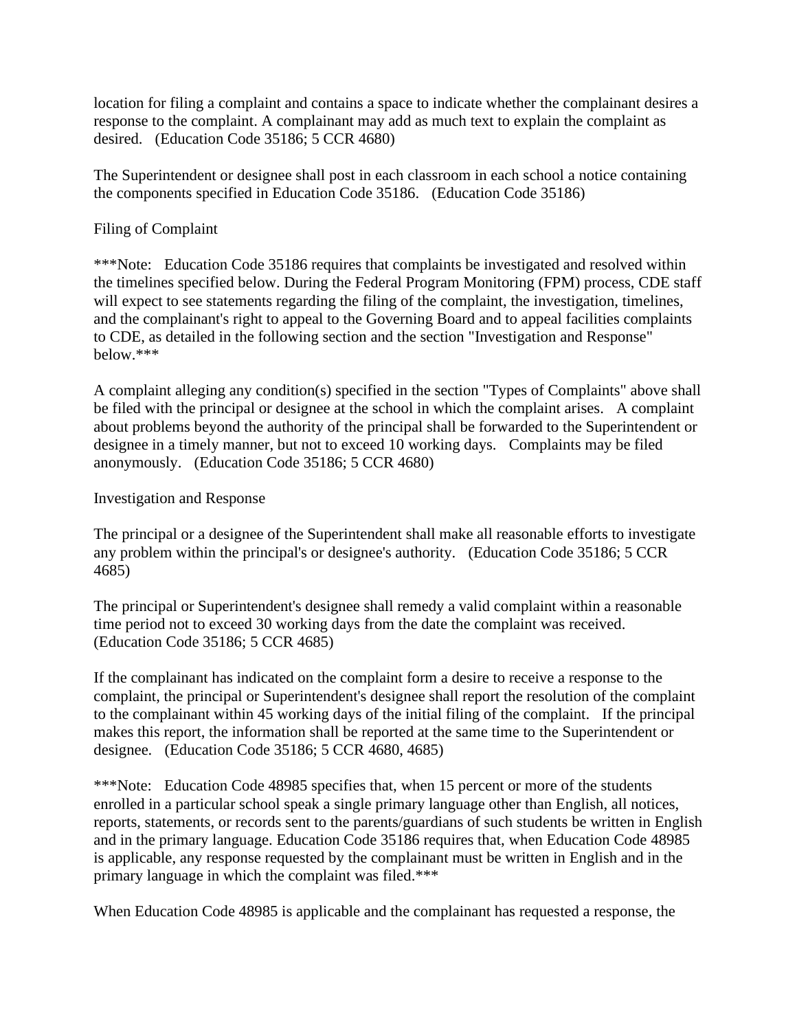location for filing a complaint and contains a space to indicate whether the complainant desires a response to the complaint. A complainant may add as much text to explain the complaint as desired. (Education Code 35186; 5 CCR 4680)

The Superintendent or designee shall post in each classroom in each school a notice containing the components specified in Education Code 35186. (Education Code 35186)

Filing of Complaint

***Note: Education Code 35186 requires that complaints be investigated and resolved within the timelines specified below. During the Federal Program Monitoring (FPM) process, CDE staff will expect to see statements regarding the filing of the complaint, the investigation, timelines, and the complainant's right to appeal to the Governing Board and to appeal facilities complaints to CDE, as detailed in the following section and the section "Investigation and Response" below.***

A complaint alleging any condition(s) specified in the section "Types of Complaints" above shall be filed with the principal or designee at the school in which the complaint arises. A complaint about problems beyond the authority of the principal shall be forwarded to the Superintendent or designee in a timely manner, but not to exceed 10 working days. Complaints may be filed anonymously. (Education Code 35186; 5 CCR 4680)

Investigation and Response

The principal or a designee of the Superintendent shall make all reasonable efforts to investigate any problem within the principal's or designee's authority. (Education Code 35186; 5 CCR 4685)

The principal or Superintendent's designee shall remedy a valid complaint within a reasonable time period not to exceed 30 working days from the date the complaint was received. (Education Code 35186; 5 CCR 4685)

If the complainant has indicated on the complaint form a desire to receive a response to the complaint, the principal or Superintendent's designee shall report the resolution of the complaint to the complainant within 45 working days of the initial filing of the complaint. If the principal makes this report, the information shall be reported at the same time to the Superintendent or designee. (Education Code 35186; 5 CCR 4680, 4685)

***Note: Education Code 48985 specifies that, when 15 percent or more of the students enrolled in a particular school speak a single primary language other than English, all notices, reports, statements, or records sent to the parents/guardians of such students be written in English and in the primary language. Education Code 35186 requires that, when Education Code 48985 is applicable, any response requested by the complainant must be written in English and in the primary language in which the complaint was filed.***

When Education Code 48985 is applicable and the complainant has requested a response, the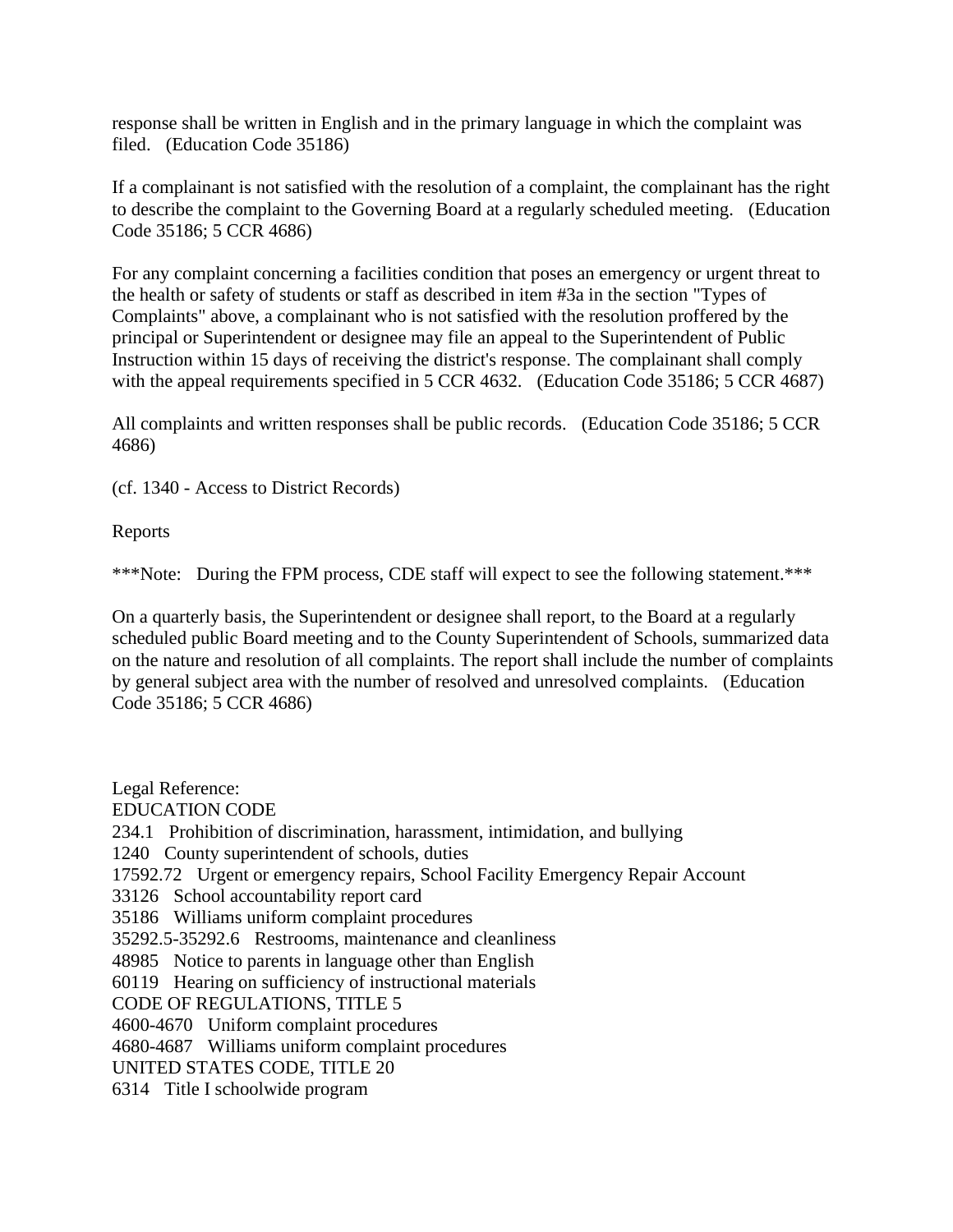response shall be written in English and in the primary language in which the complaint was filed. (Education Code 35186)

If a complainant is not satisfied with the resolution of a complaint, the complainant has the right to describe the complaint to the Governing Board at a regularly scheduled meeting. (Education Code 35186; 5 CCR 4686)

For any complaint concerning a facilities condition that poses an emergency or urgent threat to the health or safety of students or staff as described in item #3a in the section "Types of Complaints" above, a complainant who is not satisfied with the resolution proffered by the principal or Superintendent or designee may file an appeal to the Superintendent of Public Instruction within 15 days of receiving the district's response. The complainant shall comply with the appeal requirements specified in 5 CCR 4632. (Education Code 35186; 5 CCR 4687)

All complaints and written responses shall be public records. (Education Code 35186; 5 CCR 4686)

(cf. 1340 - Access to District Records)

Reports

***Note: During the FPM process, CDE staff will expect to see the following statement.***

On a quarterly basis, the Superintendent or designee shall report, to the Board at a regularly scheduled public Board meeting and to the County Superintendent of Schools, summarized data on the nature and resolution of all complaints. The report shall include the number of complaints by general subject area with the number of resolved and unresolved complaints. (Education Code 35186; 5 CCR 4686)

Legal Reference:
EDUCATION CODE
234.1 Prohibition of discrimination, harassment, intimidation, and bullying
1240 County superintendent of schools, duties
17592.72 Urgent or emergency repairs, School Facility Emergency Repair Account
33126 School accountability report card
35186 Williams uniform complaint procedures
35292.5-35292.6 Restrooms, maintenance and cleanliness
48985 Notice to parents in language other than English
60119 Hearing on sufficiency of instructional materials
CODE OF REGULATIONS, TITLE 5
4600-4670 Uniform complaint procedures
4680-4687 Williams uniform complaint procedures
UNITED STATES CODE, TITLE 20
6314 Title I schoolwide program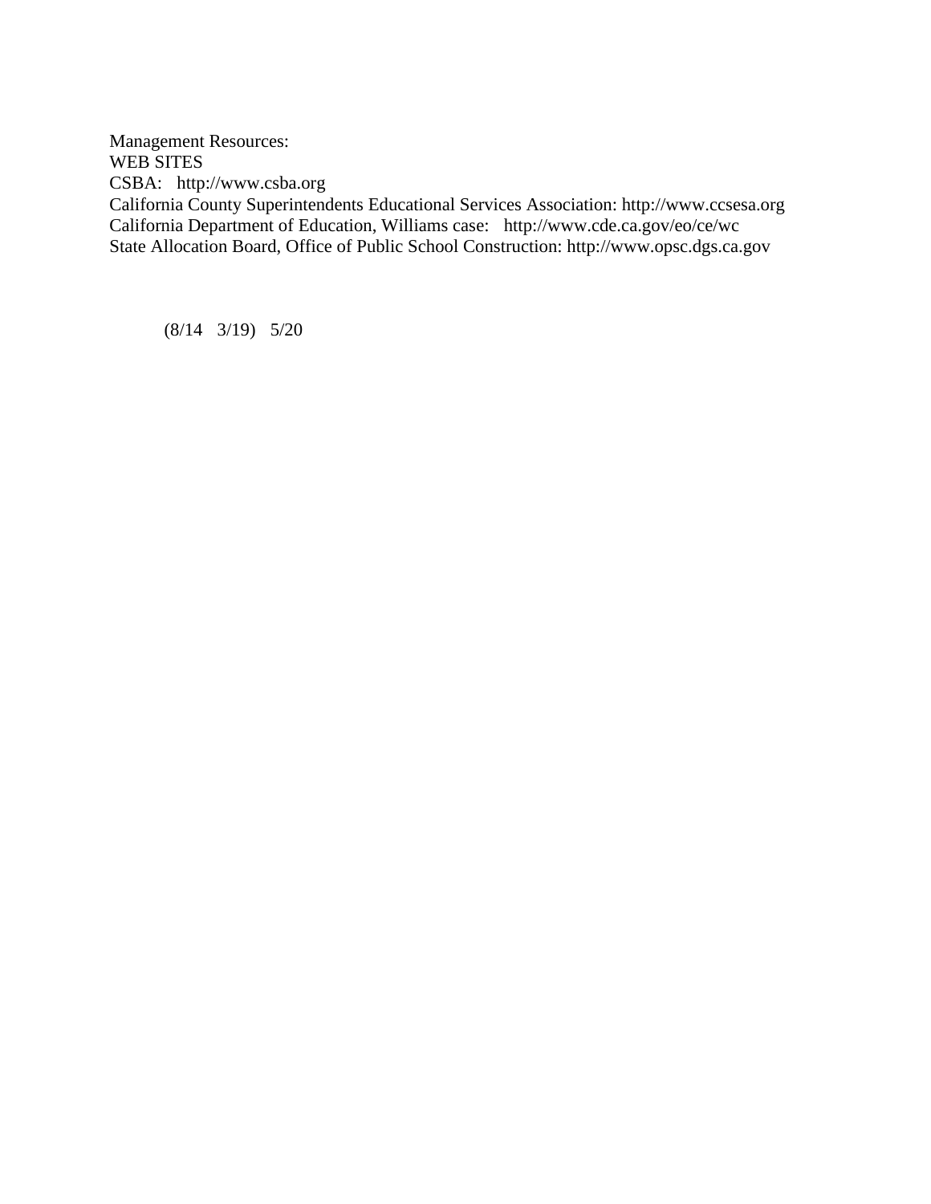Management Resources:

WEB SITES

CSBA: http://www.csba.org

California County Superintendents Educational Services Association: http://www.ccsesa.org

California Department of Education, Williams case: http://www.cde.ca.gov/eo/ce/wc

State Allocation Board, Office of Public School Construction: http://www.opsc.dgs.ca.gov

(8/14 3/19) 5/20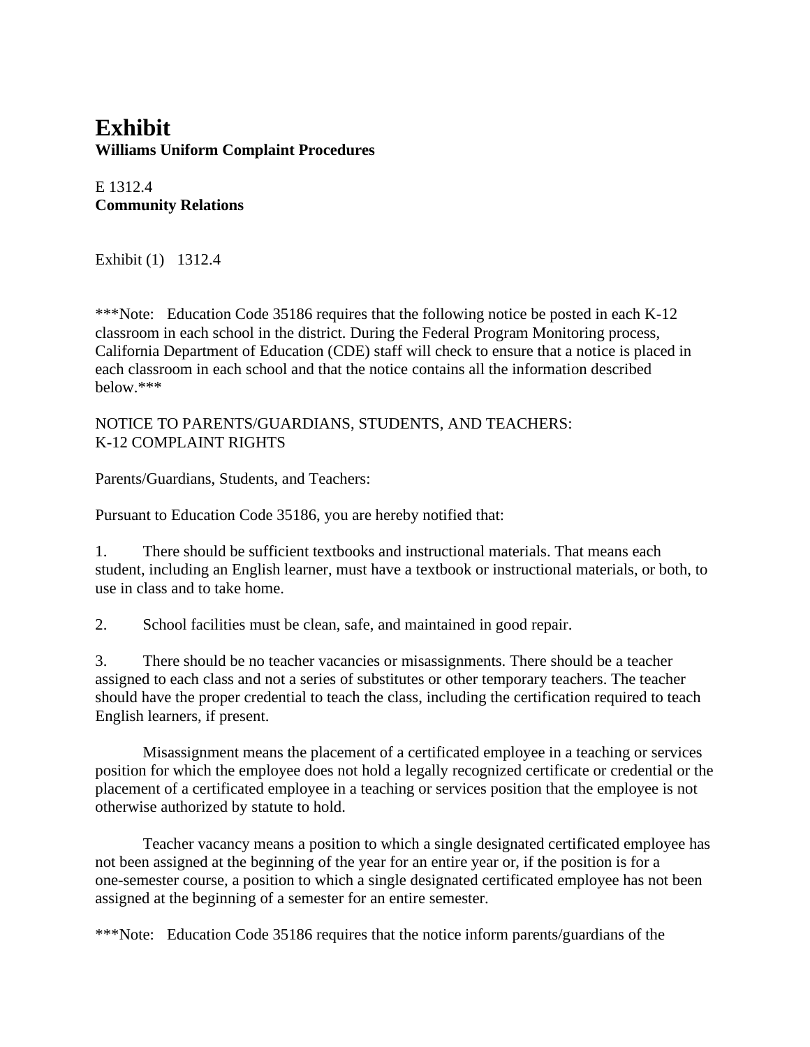# Exhibit
**Williams Uniform Complaint Procedures**

E 1312.4
**Community Relations**

Exhibit (1) 1312.4

***Note: Education Code 35186 requires that the following notice be posted in each K-12 classroom in each school in the district. During the Federal Program Monitoring process, California Department of Education (CDE) staff will check to ensure that a notice is placed in each classroom in each school and that the notice contains all the information described below.***

NOTICE TO PARENTS/GUARDIANS, STUDENTS, AND TEACHERS:
K-12 COMPLAINT RIGHTS

Parents/Guardians, Students, and Teachers:

Pursuant to Education Code 35186, you are hereby notified that:

1. There should be sufficient textbooks and instructional materials. That means each student, including an English learner, must have a textbook or instructional materials, or both, to use in class and to take home.

2. School facilities must be clean, safe, and maintained in good repair.

3. There should be no teacher vacancies or misassignments. There should be a teacher assigned to each class and not a series of substitutes or other temporary teachers. The teacher should have the proper credential to teach the class, including the certification required to teach English learners, if present.

   Misassignment means the placement of a certificated employee in a teaching or services position for which the employee does not hold a legally recognized certificate or credential or the placement of a certificated employee in a teaching or services position that the employee is not otherwise authorized by statute to hold.

   Teacher vacancy means a position to which a single designated certificated employee has not been assigned at the beginning of the year for an entire year or, if the position is for a one-semester course, a position to which a single designated certificated employee has not been assigned at the beginning of a semester for an entire semester.

***Note: Education Code 35186 requires that the notice inform parents/guardians of the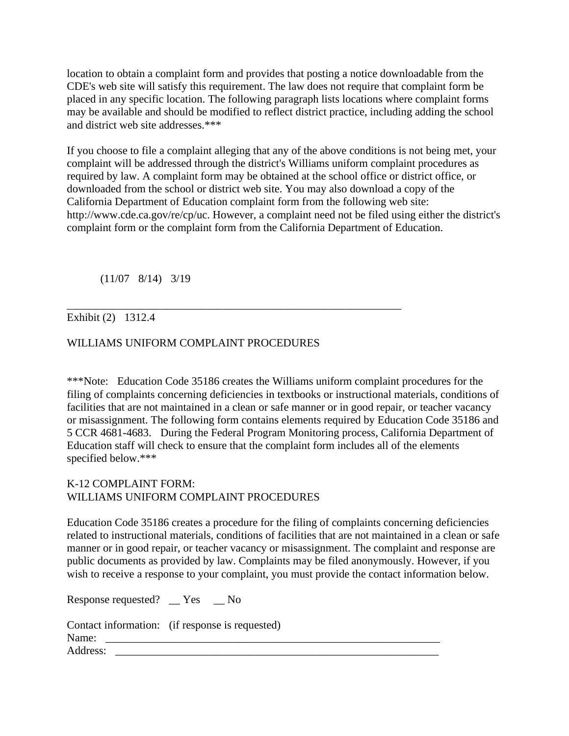location to obtain a complaint form and provides that posting a notice downloadable from the CDE's web site will satisfy this requirement. The law does not require that complaint form be placed in any specific location. The following paragraph lists locations where complaint forms may be available and should be modified to reflect district practice, including adding the school and district web site addresses.***

If you choose to file a complaint alleging that any of the above conditions is not being met, your complaint will be addressed through the district's Williams uniform complaint procedures as required by law. A complaint form may be obtained at the school office or district office, or downloaded from the school or district web site. You may also download a copy of the California Department of Education complaint form from the following web site: http://www.cde.ca.gov/re/cp/uc. However, a complaint need not be filed using either the district's complaint form or the complaint form from the California Department of Education.

(11/07   8/14)   3/19

---

Exhibit (2)   1312.4

WILLIAMS UNIFORM COMPLAINT PROCEDURES

***Note:   Education Code 35186 creates the Williams uniform complaint procedures for the filing of complaints concerning deficiencies in textbooks or instructional materials, conditions of facilities that are not maintained in a clean or safe manner or in good repair, or teacher vacancy or misassignment. The following form contains elements required by Education Code 35186 and 5 CCR 4681-4683.   During the Federal Program Monitoring process, California Department of Education staff will check to ensure that the complaint form includes all of the elements specified below.***

K-12 COMPLAINT FORM:
WILLIAMS UNIFORM COMPLAINT PROCEDURES

Education Code 35186 creates a procedure for the filing of complaints concerning deficiencies related to instructional materials, conditions of facilities that are not maintained in a clean or safe manner or in good repair, or teacher vacancy or misassignment. The complaint and response are public documents as provided by law. Complaints may be filed anonymously. However, if you wish to receive a response to your complaint, you must provide the contact information below.

Response requested?   __ Yes     __ No

Contact information:   (if response is requested)
Name:   ________________________________________________________________
Address:   ______________________________________________________________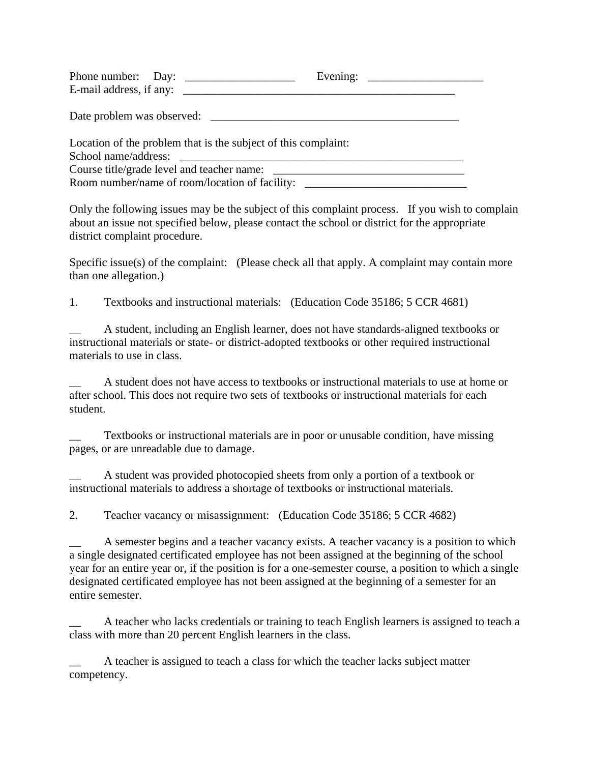Phone number: Day: ___________________ Evening: ____________________
E-mail address, if any: ________________________________________________

Date problem was observed: ____________________________________________

Location of the problem that is the subject of this complaint:
School name/address: __________________________________________________
Course title/grade level and teacher name: ________________________________
Room number/name of room/location of facility: ____________________________

Only the following issues may be the subject of this complaint process. If you wish to complain about an issue not specified below, please contact the school or district for the appropriate district complaint procedure.

Specific issue(s) of the complaint: (Please check all that apply. A complaint may contain more than one allegation.)

1. Textbooks and instructional materials: (Education Code 35186; 5 CCR 4681)

__ A student, including an English learner, does not have standards-aligned textbooks or instructional materials or state- or district-adopted textbooks or other required instructional materials to use in class.

__ A student does not have access to textbooks or instructional materials to use at home or after school. This does not require two sets of textbooks or instructional materials for each student.

__ Textbooks or instructional materials are in poor or unusable condition, have missing pages, or are unreadable due to damage.

__ A student was provided photocopied sheets from only a portion of a textbook or instructional materials to address a shortage of textbooks or instructional materials.

2. Teacher vacancy or misassignment: (Education Code 35186; 5 CCR 4682)

__ A semester begins and a teacher vacancy exists. A teacher vacancy is a position to which a single designated certificated employee has not been assigned at the beginning of the school year for an entire year or, if the position is for a one-semester course, a position to which a single designated certificated employee has not been assigned at the beginning of a semester for an entire semester.

__ A teacher who lacks credentials or training to teach English learners is assigned to teach a class with more than 20 percent English learners in the class.

__ A teacher is assigned to teach a class for which the teacher lacks subject matter competency.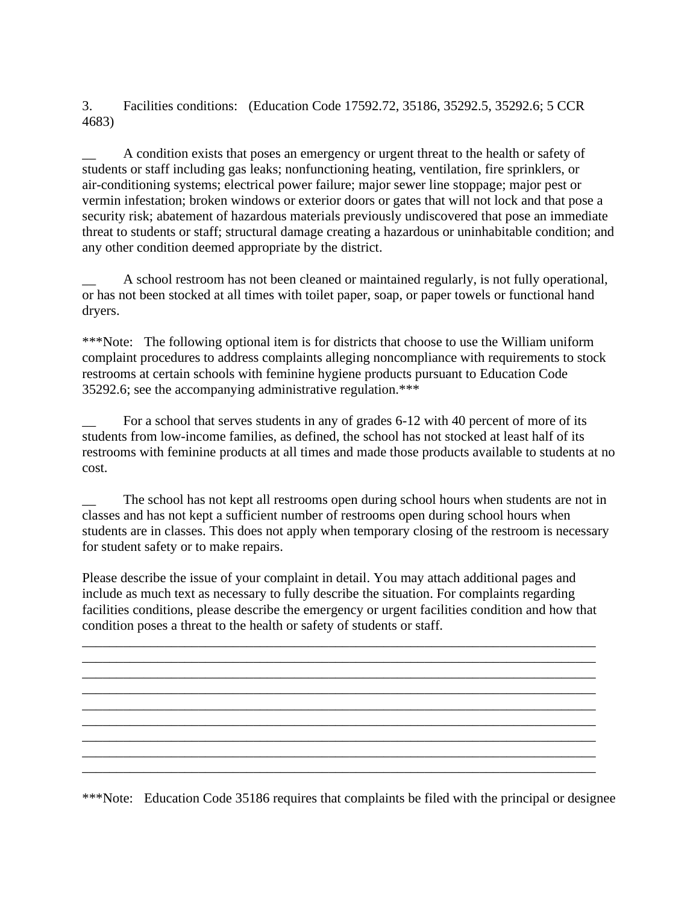3. Facilities conditions: (Education Code 17592.72, 35186, 35292.5, 35292.6; 5 CCR 4683)

__ A condition exists that poses an emergency or urgent threat to the health or safety of students or staff including gas leaks; nonfunctioning heating, ventilation, fire sprinklers, or air-conditioning systems; electrical power failure; major sewer line stoppage; major pest or vermin infestation; broken windows or exterior doors or gates that will not lock and that pose a security risk; abatement of hazardous materials previously undiscovered that pose an immediate threat to students or staff; structural damage creating a hazardous or uninhabitable condition; and any other condition deemed appropriate by the district.

__ A school restroom has not been cleaned or maintained regularly, is not fully operational, or has not been stocked at all times with toilet paper, soap, or paper towels or functional hand dryers.

***Note: The following optional item is for districts that choose to use the William uniform complaint procedures to address complaints alleging noncompliance with requirements to stock restrooms at certain schools with feminine hygiene products pursuant to Education Code 35292.6; see the accompanying administrative regulation.***

__ For a school that serves students in any of grades 6-12 with 40 percent of more of its students from low-income families, as defined, the school has not stocked at least half of its restrooms with feminine products at all times and made those products available to students at no cost.

__ The school has not kept all restrooms open during school hours when students are not in classes and has not kept a sufficient number of restrooms open during school hours when students are in classes. This does not apply when temporary closing of the restroom is necessary for student safety or to make repairs.

Please describe the issue of your complaint in detail. You may attach additional pages and include as much text as necessary to fully describe the situation. For complaints regarding facilities conditions, please describe the emergency or urgent facilities condition and how that condition poses a threat to the health or safety of students or staff.

______________________________________________________________________________
______________________________________________________________________________
______________________________________________________________________________
______________________________________________________________________________
______________________________________________________________________________
______________________________________________________________________________
______________________________________________________________________________
______________________________________________________________________________
______________________________________________________________________________

***Note: Education Code 35186 requires that complaints be filed with the principal or designee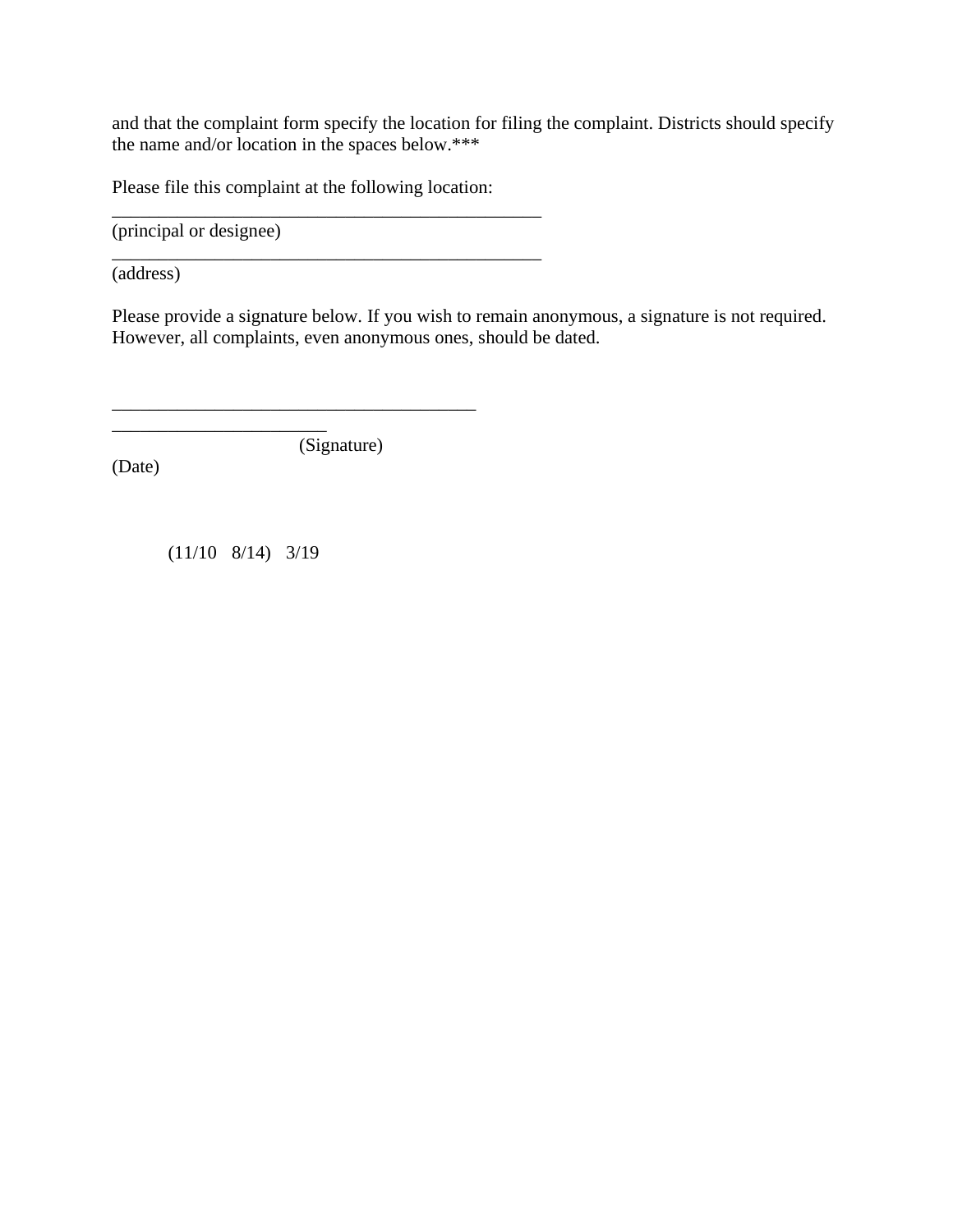and that the complaint form specify the location for filing the complaint. Districts should specify the name and/or location in the spaces below.***

Please file this complaint at the following location:

_________________________________________________
(principal or designee)

_________________________________________________
(address)

Please provide a signature below. If you wish to remain anonymous, a signature is not required. However, all complaints, even anonymous ones, should be dated.

_________________________________________
________________________
(Signature)
(Date)

(11/10 8/14) 3/19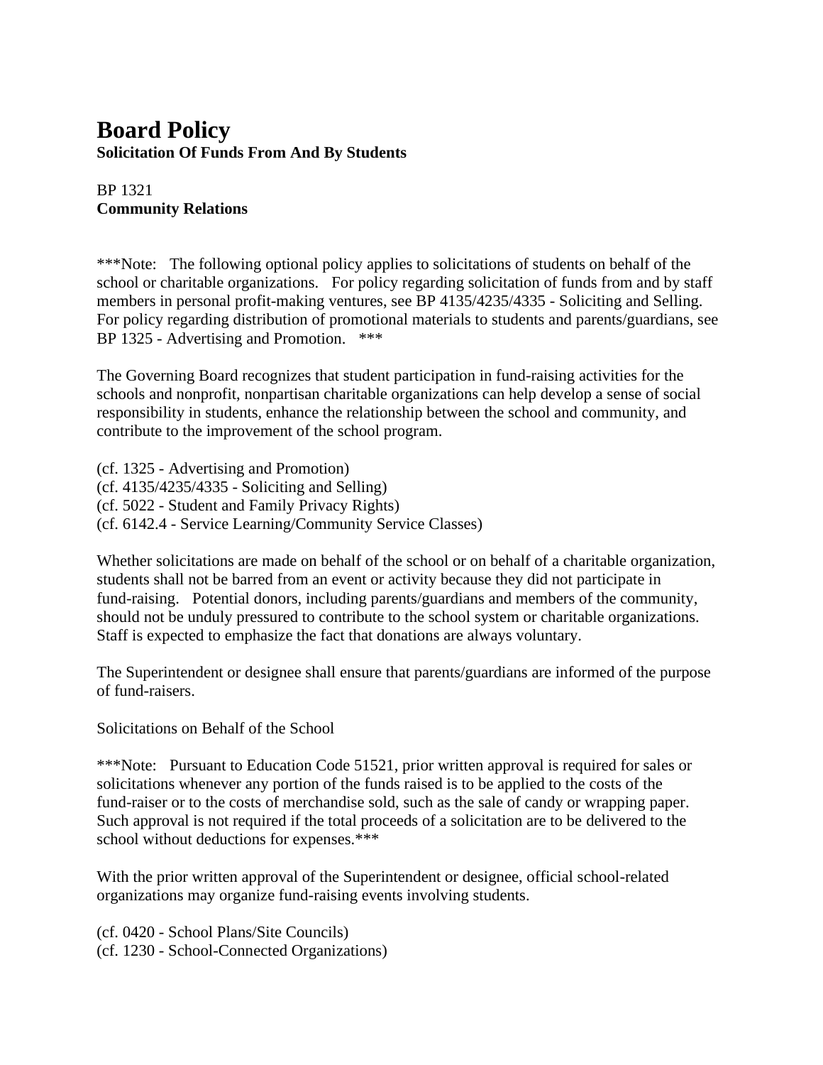# Board Policy

**Solicitation Of Funds From And By Students**

BP 1321
**Community Relations**

***Note: The following optional policy applies to solicitations of students on behalf of the school or charitable organizations. For policy regarding solicitation of funds from and by staff members in personal profit-making ventures, see BP 4135/4235/4335 - Soliciting and Selling. For policy regarding distribution of promotional materials to students and parents/guardians, see BP 1325 - Advertising and Promotion. ***

The Governing Board recognizes that student participation in fund-raising activities for the schools and nonprofit, nonpartisan charitable organizations can help develop a sense of social responsibility in students, enhance the relationship between the school and community, and contribute to the improvement of the school program.

(cf. 1325 - Advertising and Promotion)
(cf. 4135/4235/4335 - Soliciting and Selling)
(cf. 5022 - Student and Family Privacy Rights)
(cf. 6142.4 - Service Learning/Community Service Classes)

Whether solicitations are made on behalf of the school or on behalf of a charitable organization, students shall not be barred from an event or activity because they did not participate in fund-raising. Potential donors, including parents/guardians and members of the community, should not be unduly pressured to contribute to the school system or charitable organizations. Staff is expected to emphasize the fact that donations are always voluntary.

The Superintendent or designee shall ensure that parents/guardians are informed of the purpose of fund-raisers.

Solicitations on Behalf of the School

***Note: Pursuant to Education Code 51521, prior written approval is required for sales or solicitations whenever any portion of the funds raised is to be applied to the costs of the fund-raiser or to the costs of merchandise sold, such as the sale of candy or wrapping paper. Such approval is not required if the total proceeds of a solicitation are to be delivered to the school without deductions for expenses.***

With the prior written approval of the Superintendent or designee, official school-related organizations may organize fund-raising events involving students.

(cf. 0420 - School Plans/Site Councils)
(cf. 1230 - School-Connected Organizations)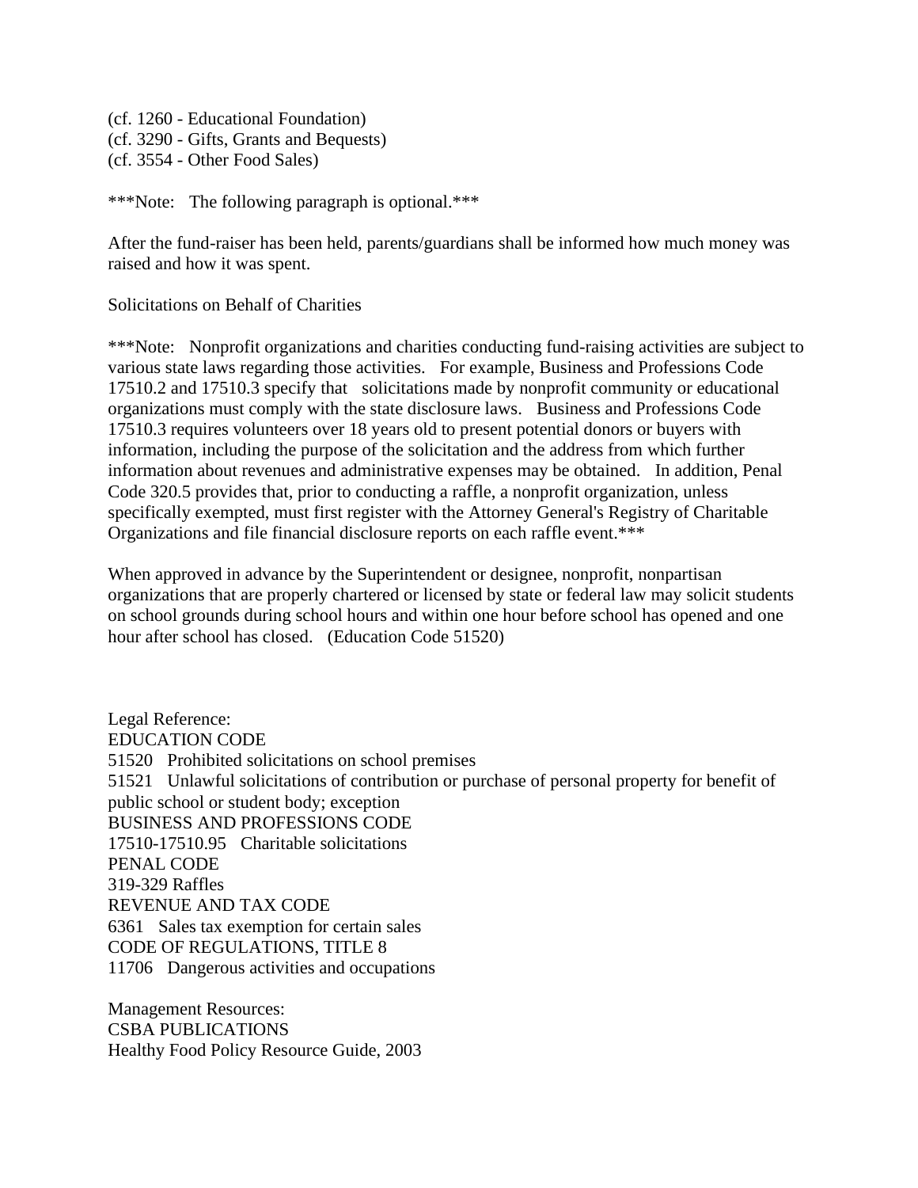(cf. 1260 - Educational Foundation)
(cf. 3290 - Gifts, Grants and Bequests)
(cf. 3554 - Other Food Sales)

***Note: The following paragraph is optional.***

After the fund-raiser has been held, parents/guardians shall be informed how much money was raised and how it was spent.

Solicitations on Behalf of Charities

***Note: Nonprofit organizations and charities conducting fund-raising activities are subject to various state laws regarding those activities. For example, Business and Professions Code 17510.2 and 17510.3 specify that solicitations made by nonprofit community or educational organizations must comply with the state disclosure laws. Business and Professions Code 17510.3 requires volunteers over 18 years old to present potential donors or buyers with information, including the purpose of the solicitation and the address from which further information about revenues and administrative expenses may be obtained. In addition, Penal Code 320.5 provides that, prior to conducting a raffle, a nonprofit organization, unless specifically exempted, must first register with the Attorney General's Registry of Charitable Organizations and file financial disclosure reports on each raffle event.***

When approved in advance by the Superintendent or designee, nonprofit, nonpartisan organizations that are properly chartered or licensed by state or federal law may solicit students on school grounds during school hours and within one hour before school has opened and one hour after school has closed. (Education Code 51520)

Legal Reference:
EDUCATION CODE
51520 Prohibited solicitations on school premises
51521 Unlawful solicitations of contribution or purchase of personal property for benefit of public school or student body; exception
BUSINESS AND PROFESSIONS CODE
17510-17510.95 Charitable solicitations
PENAL CODE
319-329 Raffles
REVENUE AND TAX CODE
6361 Sales tax exemption for certain sales
CODE OF REGULATIONS, TITLE 8
11706 Dangerous activities and occupations

Management Resources:
CSBA PUBLICATIONS
Healthy Food Policy Resource Guide, 2003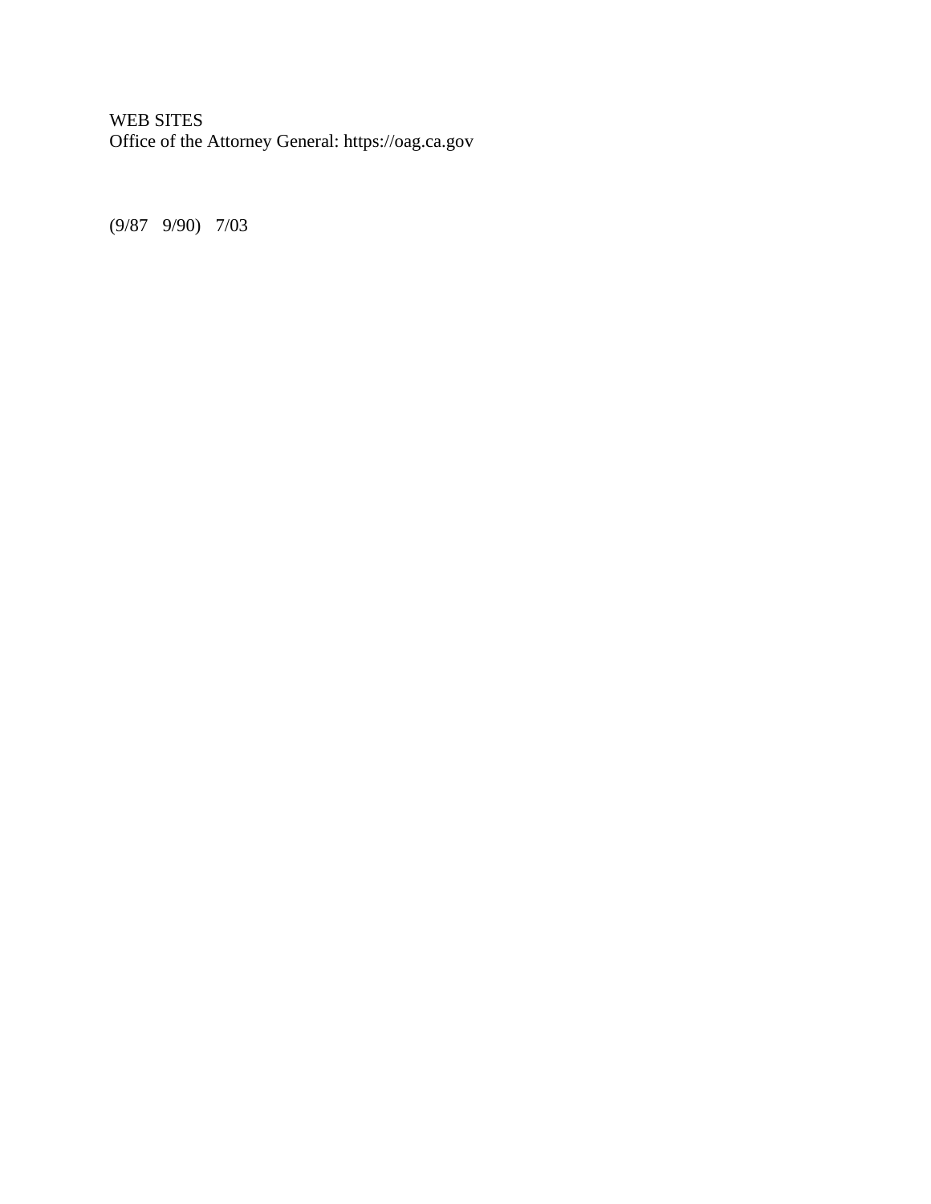WEB SITES
Office of the Attorney General: https://oag.ca.gov

(9/87   9/90)   7/03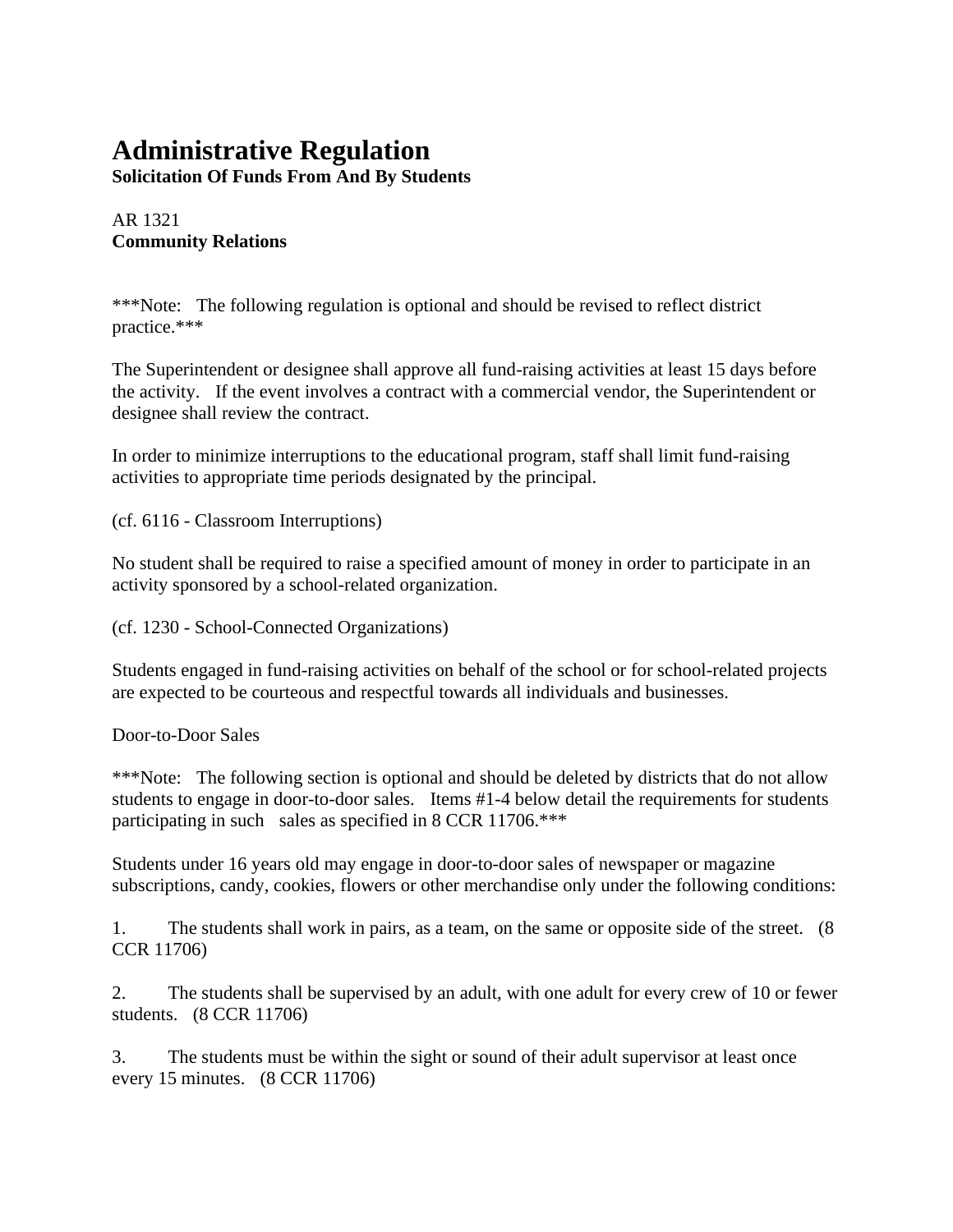# Administrative Regulation

**Solicitation Of Funds From And By Students**

AR 1321
**Community Relations**

***Note: The following regulation is optional and should be revised to reflect district practice.***

The Superintendent or designee shall approve all fund-raising activities at least 15 days before the activity. If the event involves a contract with a commercial vendor, the Superintendent or designee shall review the contract.

In order to minimize interruptions to the educational program, staff shall limit fund-raising activities to appropriate time periods designated by the principal.

(cf. 6116 - Classroom Interruptions)

No student shall be required to raise a specified amount of money in order to participate in an activity sponsored by a school-related organization.

(cf. 1230 - School-Connected Organizations)

Students engaged in fund-raising activities on behalf of the school or for school-related projects are expected to be courteous and respectful towards all individuals and businesses.

Door-to-Door Sales

***Note: The following section is optional and should be deleted by districts that do not allow students to engage in door-to-door sales. Items #1-4 below detail the requirements for students participating in such sales as specified in 8 CCR 11706.***

Students under 16 years old may engage in door-to-door sales of newspaper or magazine subscriptions, candy, cookies, flowers or other merchandise only under the following conditions:

1. The students shall work in pairs, as a team, on the same or opposite side of the street. (8 CCR 11706)

2. The students shall be supervised by an adult, with one adult for every crew of 10 or fewer students. (8 CCR 11706)

3. The students must be within the sight or sound of their adult supervisor at least once every 15 minutes. (8 CCR 11706)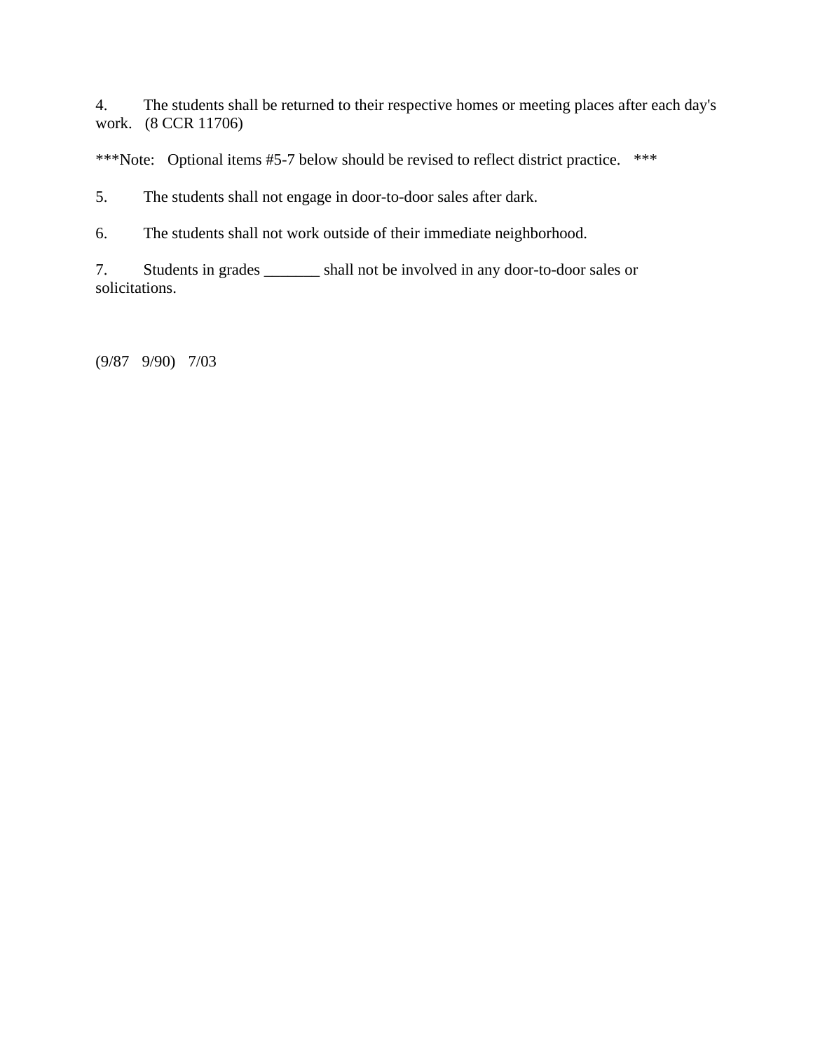4. The students shall be returned to their respective homes or meeting places after each day's work. (8 CCR 11706)

***Note: Optional items #5-7 below should be revised to reflect district practice. ***

5. The students shall not engage in door-to-door sales after dark.

6. The students shall not work outside of their immediate neighborhood.

7. Students in grades _______ shall not be involved in any door-to-door sales or solicitations.

(9/87 9/90) 7/03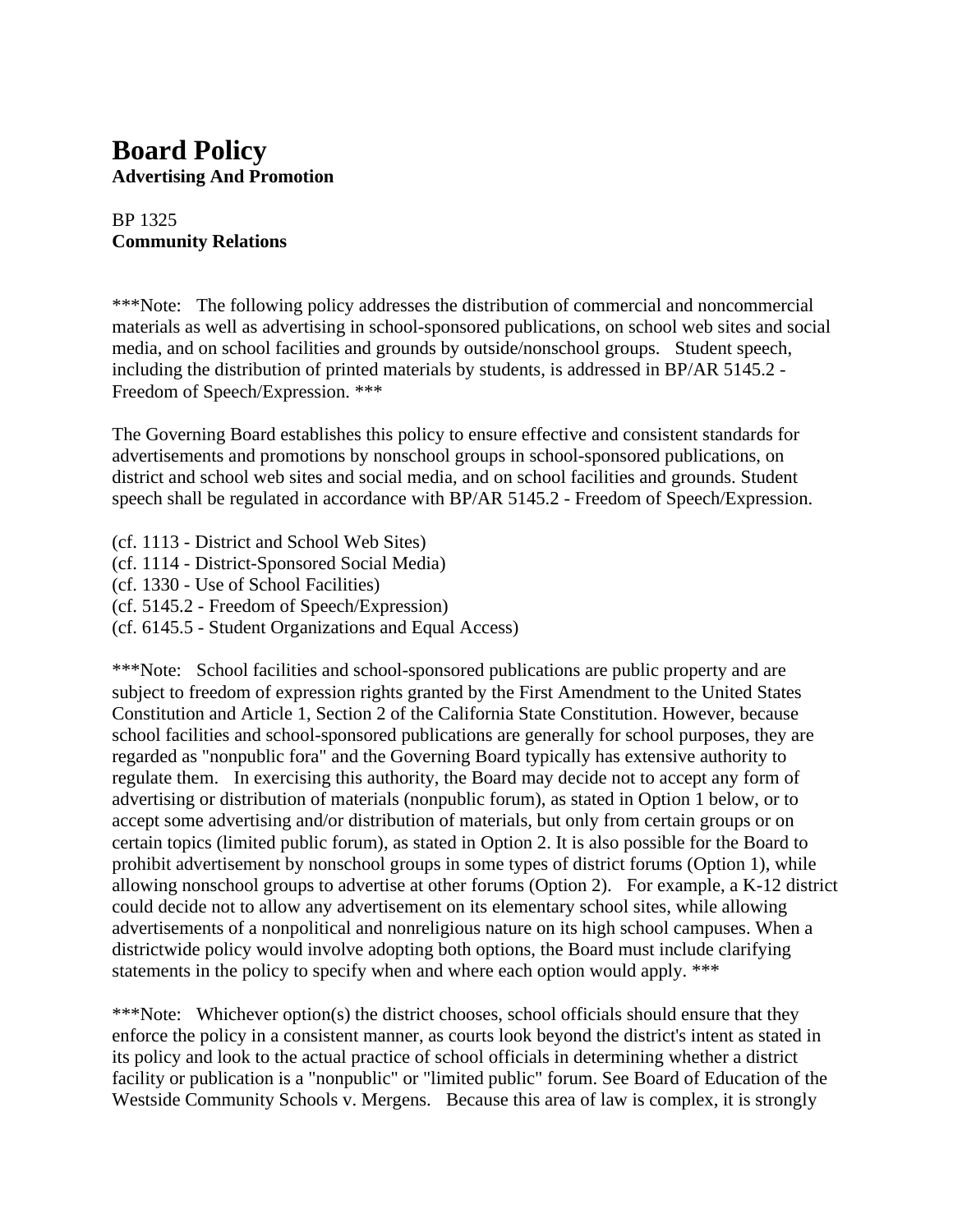# Board Policy

**Advertising And Promotion**

BP 1325

**Community Relations**

***Note: The following policy addresses the distribution of commercial and noncommercial materials as well as advertising in school-sponsored publications, on school web sites and social media, and on school facilities and grounds by outside/nonschool groups. Student speech, including the distribution of printed materials by students, is addressed in BP/AR 5145.2 - Freedom of Speech/Expression. ***

The Governing Board establishes this policy to ensure effective and consistent standards for advertisements and promotions by nonschool groups in school-sponsored publications, on district and school web sites and social media, and on school facilities and grounds. Student speech shall be regulated in accordance with BP/AR 5145.2 - Freedom of Speech/Expression.

(cf. 1113 - District and School Web Sites)
(cf. 1114 - District-Sponsored Social Media)
(cf. 1330 - Use of School Facilities)
(cf. 5145.2 - Freedom of Speech/Expression)
(cf. 6145.5 - Student Organizations and Equal Access)

***Note: School facilities and school-sponsored publications are public property and are subject to freedom of expression rights granted by the First Amendment to the United States Constitution and Article 1, Section 2 of the California State Constitution. However, because school facilities and school-sponsored publications are generally for school purposes, they are regarded as "nonpublic fora" and the Governing Board typically has extensive authority to regulate them. In exercising this authority, the Board may decide not to accept any form of advertising or distribution of materials (nonpublic forum), as stated in Option 1 below, or to accept some advertising and/or distribution of materials, but only from certain groups or on certain topics (limited public forum), as stated in Option 2. It is also possible for the Board to prohibit advertisement by nonschool groups in some types of district forums (Option 1), while allowing nonschool groups to advertise at other forums (Option 2). For example, a K-12 district could decide not to allow any advertisement on its elementary school sites, while allowing advertisements of a nonpolitical and nonreligious nature on its high school campuses. When a districtwide policy would involve adopting both options, the Board must include clarifying statements in the policy to specify when and where each option would apply. ***

***Note: Whichever option(s) the district chooses, school officials should ensure that they enforce the policy in a consistent manner, as courts look beyond the district's intent as stated in its policy and look to the actual practice of school officials in determining whether a district facility or publication is a "nonpublic" or "limited public" forum. See Board of Education of the Westside Community Schools v. Mergens. Because this area of law is complex, it is strongly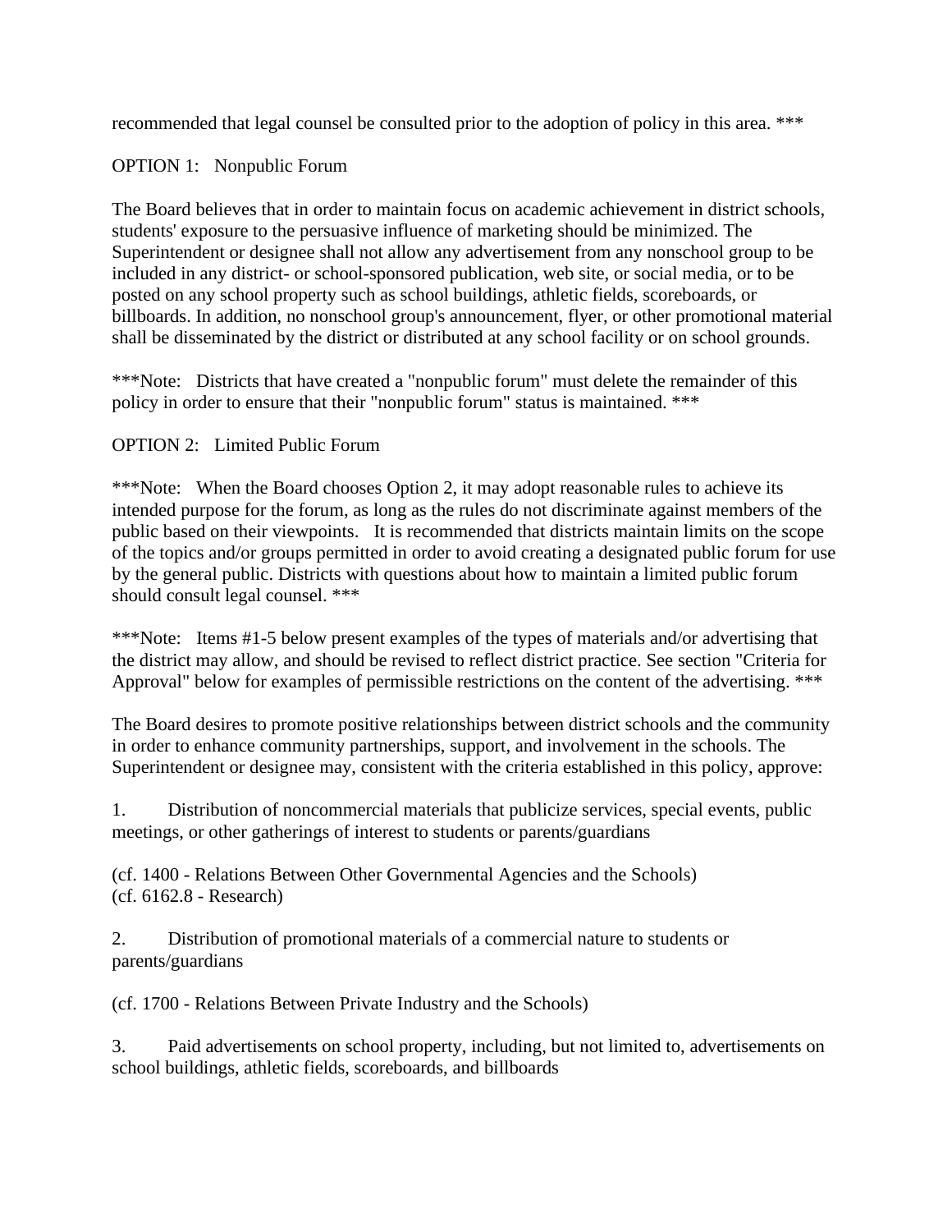recommended that legal counsel be consulted prior to the adoption of policy in this area. ***

OPTION 1: Nonpublic Forum

The Board believes that in order to maintain focus on academic achievement in district schools, students' exposure to the persuasive influence of marketing should be minimized. The Superintendent or designee shall not allow any advertisement from any nonschool group to be included in any district- or school-sponsored publication, web site, or social media, or to be posted on any school property such as school buildings, athletic fields, scoreboards, or billboards. In addition, no nonschool group's announcement, flyer, or other promotional material shall be disseminated by the district or distributed at any school facility or on school grounds.

***Note: Districts that have created a "nonpublic forum" must delete the remainder of this policy in order to ensure that their "nonpublic forum" status is maintained. ***

OPTION 2: Limited Public Forum

***Note: When the Board chooses Option 2, it may adopt reasonable rules to achieve its intended purpose for the forum, as long as the rules do not discriminate against members of the public based on their viewpoints. It is recommended that districts maintain limits on the scope of the topics and/or groups permitted in order to avoid creating a designated public forum for use by the general public. Districts with questions about how to maintain a limited public forum should consult legal counsel. ***

***Note: Items #1-5 below present examples of the types of materials and/or advertising that the district may allow, and should be revised to reflect district practice. See section "Criteria for Approval" below for examples of permissible restrictions on the content of the advertising. ***

The Board desires to promote positive relationships between district schools and the community in order to enhance community partnerships, support, and involvement in the schools. The Superintendent or designee may, consistent with the criteria established in this policy, approve:

1. Distribution of noncommercial materials that publicize services, special events, public meetings, or other gatherings of interest to students or parents/guardians

(cf. 1400 - Relations Between Other Governmental Agencies and the Schools)
(cf. 6162.8 - Research)

2. Distribution of promotional materials of a commercial nature to students or parents/guardians

(cf. 1700 - Relations Between Private Industry and the Schools)

3. Paid advertisements on school property, including, but not limited to, advertisements on school buildings, athletic fields, scoreboards, and billboards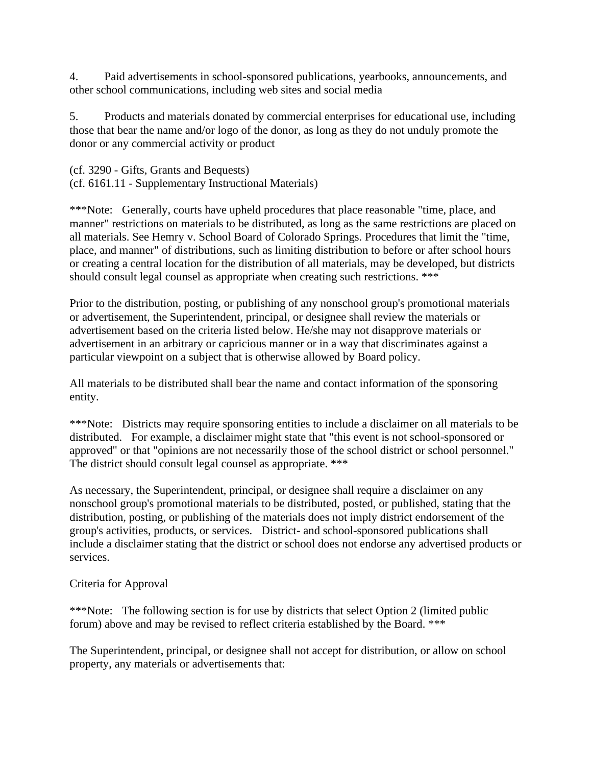4. Paid advertisements in school-sponsored publications, yearbooks, announcements, and other school communications, including web sites and social media

5. Products and materials donated by commercial enterprises for educational use, including those that bear the name and/or logo of the donor, as long as they do not unduly promote the donor or any commercial activity or product

(cf. 3290 - Gifts, Grants and Bequests)
(cf. 6161.11 - Supplementary Instructional Materials)

***Note: Generally, courts have upheld procedures that place reasonable "time, place, and manner" restrictions on materials to be distributed, as long as the same restrictions are placed on all materials. See Hemry v. School Board of Colorado Springs. Procedures that limit the "time, place, and manner" of distributions, such as limiting distribution to before or after school hours or creating a central location for the distribution of all materials, may be developed, but districts should consult legal counsel as appropriate when creating such restrictions. ***

Prior to the distribution, posting, or publishing of any nonschool group's promotional materials or advertisement, the Superintendent, principal, or designee shall review the materials or advertisement based on the criteria listed below. He/she may not disapprove materials or advertisement in an arbitrary or capricious manner or in a way that discriminates against a particular viewpoint on a subject that is otherwise allowed by Board policy.

All materials to be distributed shall bear the name and contact information of the sponsoring entity.

***Note: Districts may require sponsoring entities to include a disclaimer on all materials to be distributed. For example, a disclaimer might state that "this event is not school-sponsored or approved" or that "opinions are not necessarily those of the school district or school personnel." The district should consult legal counsel as appropriate. ***

As necessary, the Superintendent, principal, or designee shall require a disclaimer on any nonschool group's promotional materials to be distributed, posted, or published, stating that the distribution, posting, or publishing of the materials does not imply district endorsement of the group's activities, products, or services. District- and school-sponsored publications shall include a disclaimer stating that the district or school does not endorse any advertised products or services.

Criteria for Approval

***Note: The following section is for use by districts that select Option 2 (limited public forum) above and may be revised to reflect criteria established by the Board. ***

The Superintendent, principal, or designee shall not accept for distribution, or allow on school property, any materials or advertisements that: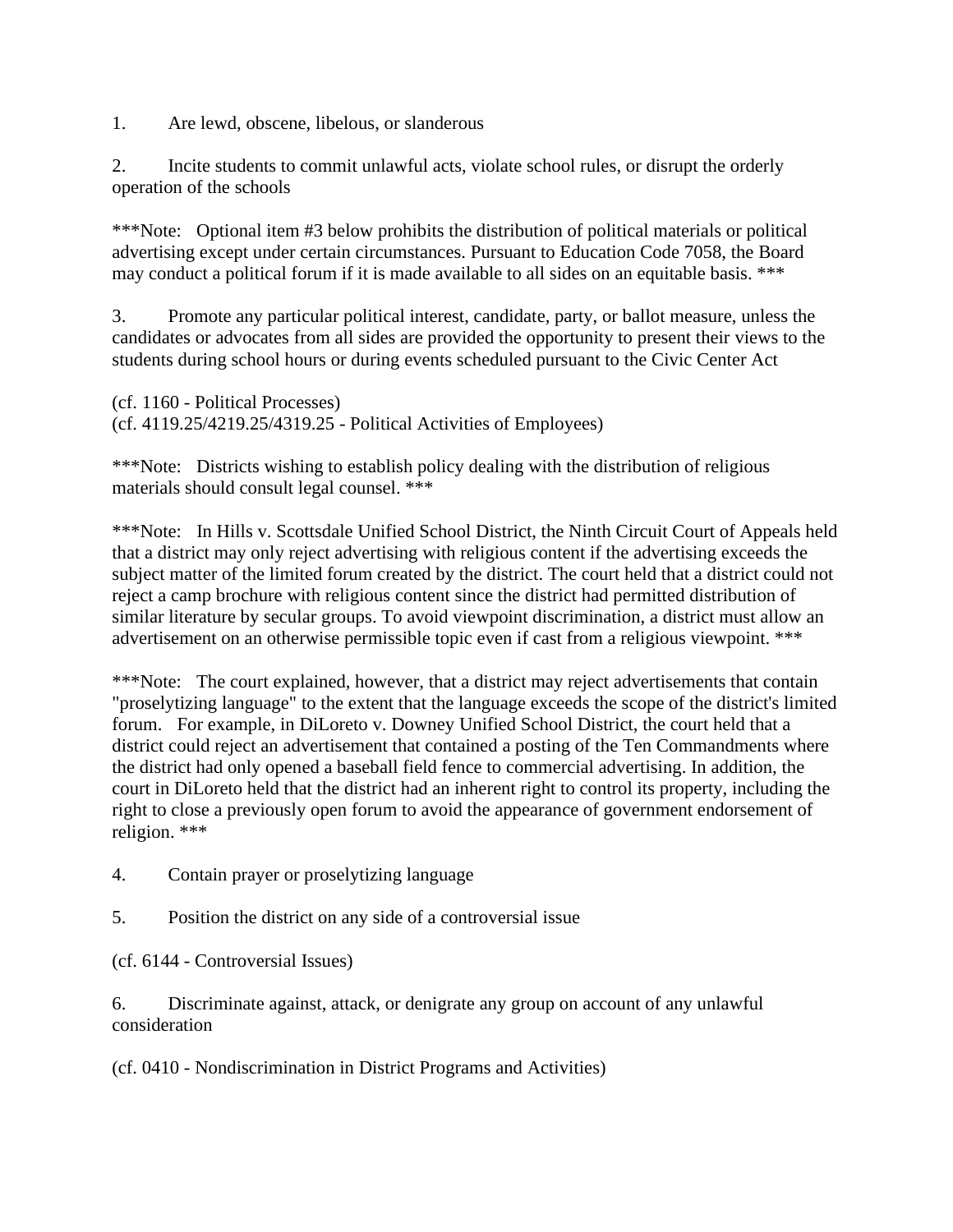1. Are lewd, obscene, libelous, or slanderous

2. Incite students to commit unlawful acts, violate school rules, or disrupt the orderly operation of the schools

***Note: Optional item #3 below prohibits the distribution of political materials or political advertising except under certain circumstances. Pursuant to Education Code 7058, the Board may conduct a political forum if it is made available to all sides on an equitable basis. ***

3. Promote any particular political interest, candidate, party, or ballot measure, unless the candidates or advocates from all sides are provided the opportunity to present their views to the students during school hours or during events scheduled pursuant to the Civic Center Act

(cf. 1160 - Political Processes)
(cf. 4119.25/4219.25/4319.25 - Political Activities of Employees)

***Note: Districts wishing to establish policy dealing with the distribution of religious materials should consult legal counsel. ***

***Note: In Hills v. Scottsdale Unified School District, the Ninth Circuit Court of Appeals held that a district may only reject advertising with religious content if the advertising exceeds the subject matter of the limited forum created by the district. The court held that a district could not reject a camp brochure with religious content since the district had permitted distribution of similar literature by secular groups. To avoid viewpoint discrimination, a district must allow an advertisement on an otherwise permissible topic even if cast from a religious viewpoint. ***

***Note: The court explained, however, that a district may reject advertisements that contain "proselytizing language" to the extent that the language exceeds the scope of the district's limited forum. For example, in DiLoreto v. Downey Unified School District, the court held that a district could reject an advertisement that contained a posting of the Ten Commandments where the district had only opened a baseball field fence to commercial advertising. In addition, the court in DiLoreto held that the district had an inherent right to control its property, including the right to close a previously open forum to avoid the appearance of government endorsement of religion. ***

4. Contain prayer or proselytizing language

5. Position the district on any side of a controversial issue

(cf. 6144 - Controversial Issues)

6. Discriminate against, attack, or denigrate any group on account of any unlawful consideration

(cf. 0410 - Nondiscrimination in District Programs and Activities)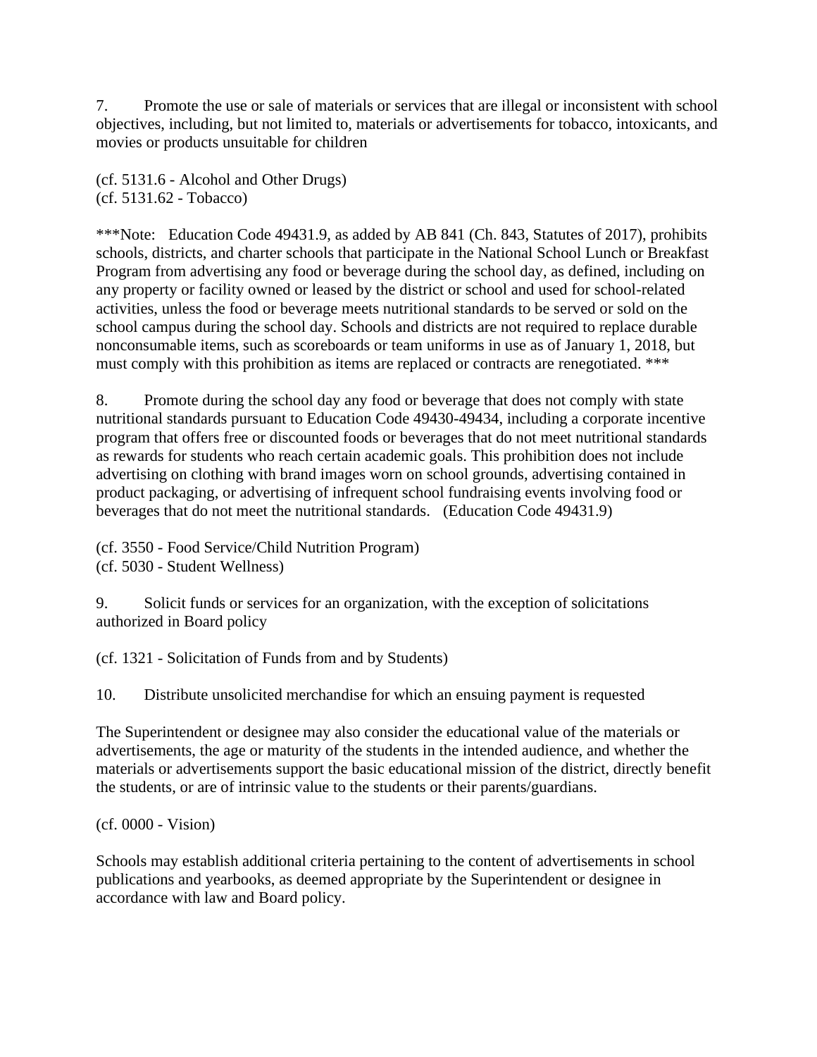7. Promote the use or sale of materials or services that are illegal or inconsistent with school objectives, including, but not limited to, materials or advertisements for tobacco, intoxicants, and movies or products unsuitable for children

(cf. 5131.6 - Alcohol and Other Drugs)
(cf. 5131.62 - Tobacco)

***Note: Education Code 49431.9, as added by AB 841 (Ch. 843, Statutes of 2017), prohibits schools, districts, and charter schools that participate in the National School Lunch or Breakfast Program from advertising any food or beverage during the school day, as defined, including on any property or facility owned or leased by the district or school and used for school-related activities, unless the food or beverage meets nutritional standards to be served or sold on the school campus during the school day. Schools and districts are not required to replace durable nonconsumable items, such as scoreboards or team uniforms in use as of January 1, 2018, but must comply with this prohibition as items are replaced or contracts are renegotiated. ***

8. Promote during the school day any food or beverage that does not comply with state nutritional standards pursuant to Education Code 49430-49434, including a corporate incentive program that offers free or discounted foods or beverages that do not meet nutritional standards as rewards for students who reach certain academic goals. This prohibition does not include advertising on clothing with brand images worn on school grounds, advertising contained in product packaging, or advertising of infrequent school fundraising events involving food or beverages that do not meet the nutritional standards. (Education Code 49431.9)

(cf. 3550 - Food Service/Child Nutrition Program)
(cf. 5030 - Student Wellness)

9. Solicit funds or services for an organization, with the exception of solicitations authorized in Board policy

(cf. 1321 - Solicitation of Funds from and by Students)

10. Distribute unsolicited merchandise for which an ensuing payment is requested

The Superintendent or designee may also consider the educational value of the materials or advertisements, the age or maturity of the students in the intended audience, and whether the materials or advertisements support the basic educational mission of the district, directly benefit the students, or are of intrinsic value to the students or their parents/guardians.

(cf. 0000 - Vision)

Schools may establish additional criteria pertaining to the content of advertisements in school publications and yearbooks, as deemed appropriate by the Superintendent or designee in accordance with law and Board policy.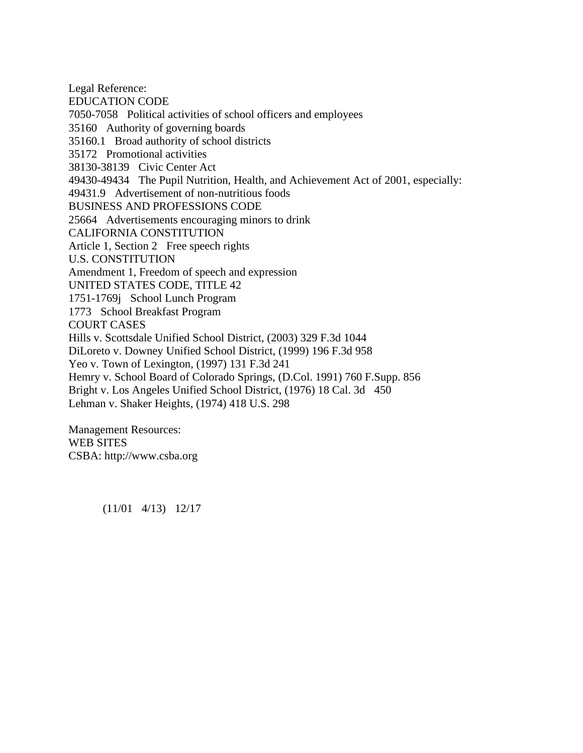Legal Reference:

EDUCATION CODE

7050-7058 Political activities of school officers and employees

35160 Authority of governing boards

35160.1 Broad authority of school districts

35172 Promotional activities

38130-38139 Civic Center Act

49430-49434 The Pupil Nutrition, Health, and Achievement Act of 2001, especially:

49431.9 Advertisement of non-nutritious foods

BUSINESS AND PROFESSIONS CODE

25664 Advertisements encouraging minors to drink

CALIFORNIA CONSTITUTION

Article 1, Section 2 Free speech rights

U.S. CONSTITUTION

Amendment 1, Freedom of speech and expression

UNITED STATES CODE, TITLE 42

1751-1769j School Lunch Program

1773 School Breakfast Program

COURT CASES

Hills v. Scottsdale Unified School District, (2003) 329 F.3d 1044

DiLoreto v. Downey Unified School District, (1999) 196 F.3d 958

Yeo v. Town of Lexington, (1997) 131 F.3d 241

Hemry v. School Board of Colorado Springs, (D.Col. 1991) 760 F.Supp. 856

Bright v. Los Angeles Unified School District, (1976) 18 Cal. 3d 450

Lehman v. Shaker Heights, (1974) 418 U.S. 298

Management Resources:

WEB SITES

CSBA: http://www.csba.org

(11/01 4/13) 12/17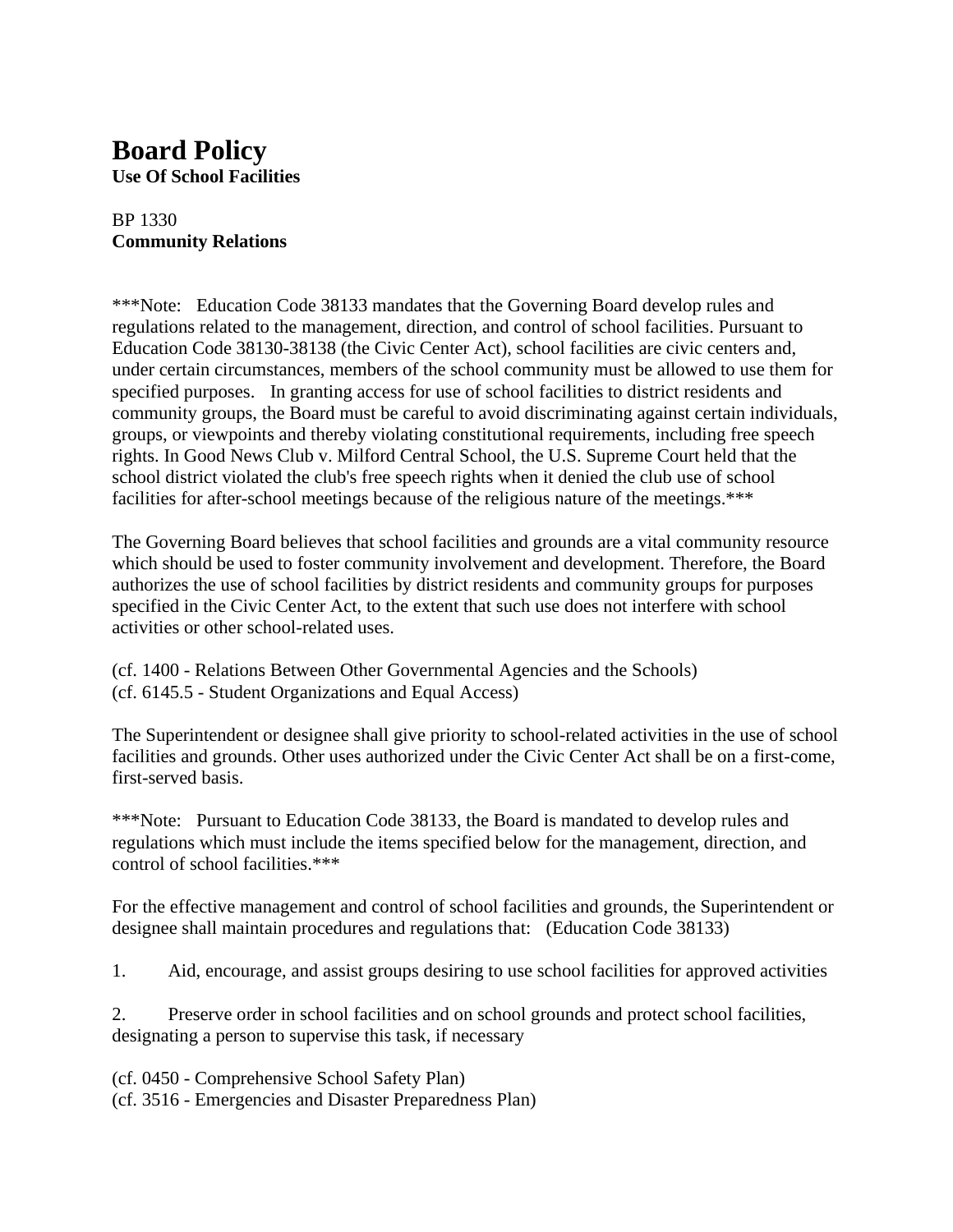# Board Policy

**Use Of School Facilities**

BP 1330
**Community Relations**

***Note: Education Code 38133 mandates that the Governing Board develop rules and regulations related to the management, direction, and control of school facilities. Pursuant to Education Code 38130-38138 (the Civic Center Act), school facilities are civic centers and, under certain circumstances, members of the school community must be allowed to use them for specified purposes. In granting access for use of school facilities to district residents and community groups, the Board must be careful to avoid discriminating against certain individuals, groups, or viewpoints and thereby violating constitutional requirements, including free speech rights. In Good News Club v. Milford Central School, the U.S. Supreme Court held that the school district violated the club's free speech rights when it denied the club use of school facilities for after-school meetings because of the religious nature of the meetings.***

The Governing Board believes that school facilities and grounds are a vital community resource which should be used to foster community involvement and development. Therefore, the Board authorizes the use of school facilities by district residents and community groups for purposes specified in the Civic Center Act, to the extent that such use does not interfere with school activities or other school-related uses.

(cf. 1400 - Relations Between Other Governmental Agencies and the Schools)
(cf. 6145.5 - Student Organizations and Equal Access)

The Superintendent or designee shall give priority to school-related activities in the use of school facilities and grounds. Other uses authorized under the Civic Center Act shall be on a first-come, first-served basis.

***Note: Pursuant to Education Code 38133, the Board is mandated to develop rules and regulations which must include the items specified below for the management, direction, and control of school facilities.***

For the effective management and control of school facilities and grounds, the Superintendent or designee shall maintain procedures and regulations that: (Education Code 38133)

1. Aid, encourage, and assist groups desiring to use school facilities for approved activities

2. Preserve order in school facilities and on school grounds and protect school facilities, designating a person to supervise this task, if necessary

(cf. 0450 - Comprehensive School Safety Plan)
(cf. 3516 - Emergencies and Disaster Preparedness Plan)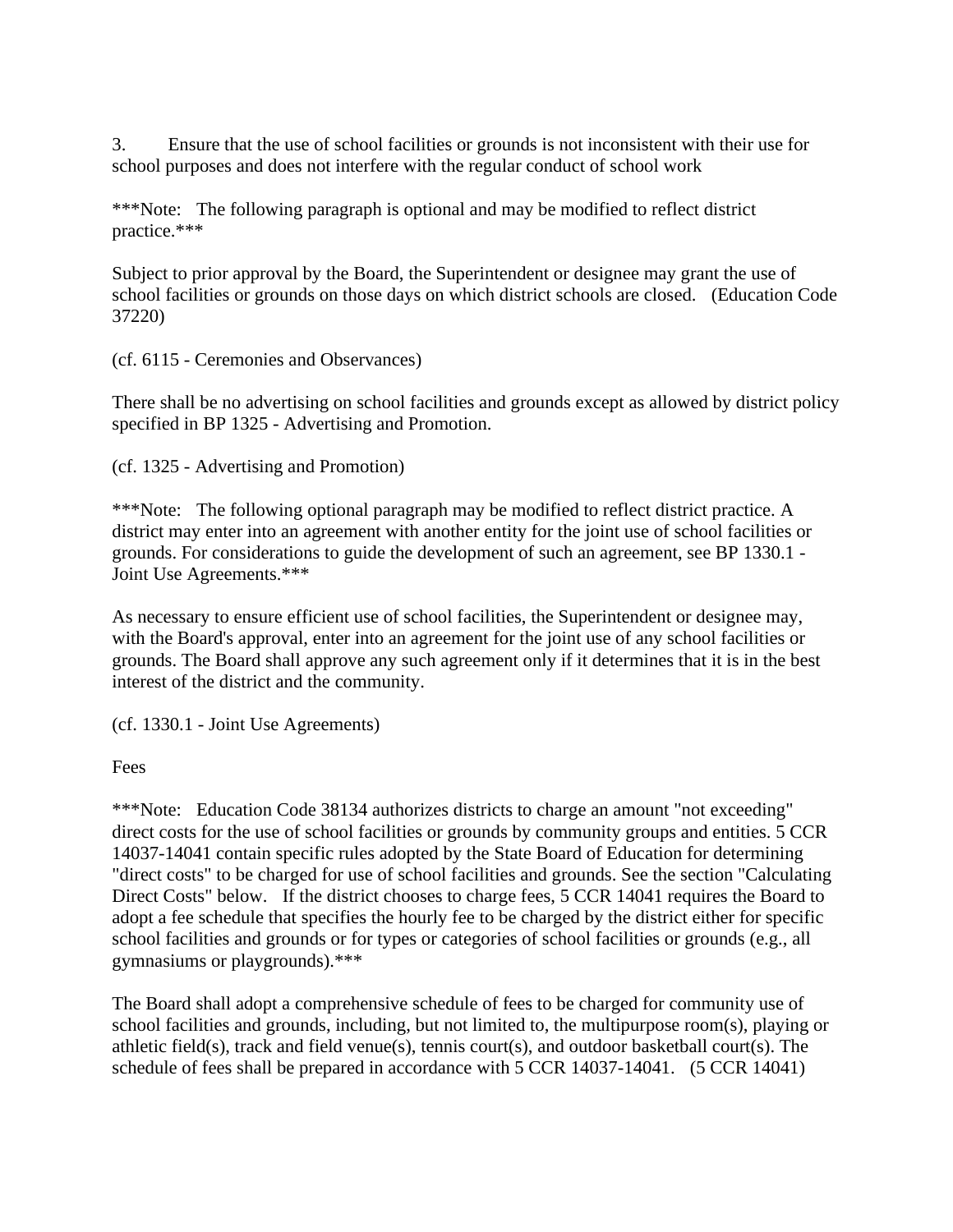3. Ensure that the use of school facilities or grounds is not inconsistent with their use for school purposes and does not interfere with the regular conduct of school work

***Note: The following paragraph is optional and may be modified to reflect district practice.***

Subject to prior approval by the Board, the Superintendent or designee may grant the use of school facilities or grounds on those days on which district schools are closed. (Education Code 37220)

(cf. 6115 - Ceremonies and Observances)

There shall be no advertising on school facilities and grounds except as allowed by district policy specified in BP 1325 - Advertising and Promotion.

(cf. 1325 - Advertising and Promotion)

***Note: The following optional paragraph may be modified to reflect district practice. A district may enter into an agreement with another entity for the joint use of school facilities or grounds. For considerations to guide the development of such an agreement, see BP 1330.1 - Joint Use Agreements.***

As necessary to ensure efficient use of school facilities, the Superintendent or designee may, with the Board's approval, enter into an agreement for the joint use of any school facilities or grounds. The Board shall approve any such agreement only if it determines that it is in the best interest of the district and the community.

(cf. 1330.1 - Joint Use Agreements)

Fees

***Note: Education Code 38134 authorizes districts to charge an amount "not exceeding" direct costs for the use of school facilities or grounds by community groups and entities. 5 CCR 14037-14041 contain specific rules adopted by the State Board of Education for determining "direct costs" to be charged for use of school facilities and grounds. See the section "Calculating Direct Costs" below. If the district chooses to charge fees, 5 CCR 14041 requires the Board to adopt a fee schedule that specifies the hourly fee to be charged by the district either for specific school facilities and grounds or for types or categories of school facilities or grounds (e.g., all gymnasiums or playgrounds).***

The Board shall adopt a comprehensive schedule of fees to be charged for community use of school facilities and grounds, including, but not limited to, the multipurpose room(s), playing or athletic field(s), track and field venue(s), tennis court(s), and outdoor basketball court(s). The schedule of fees shall be prepared in accordance with 5 CCR 14037-14041. (5 CCR 14041)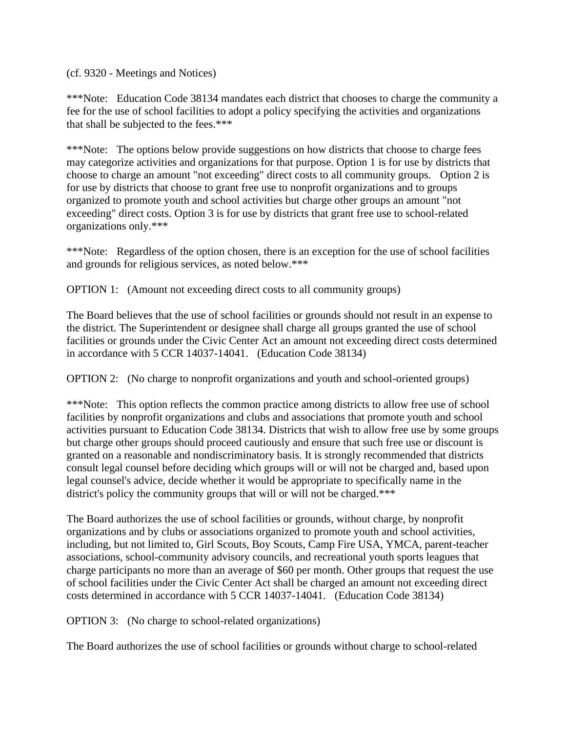(cf. 9320 - Meetings and Notices)

***Note: Education Code 38134 mandates each district that chooses to charge the community a fee for the use of school facilities to adopt a policy specifying the activities and organizations that shall be subjected to the fees.***

***Note: The options below provide suggestions on how districts that choose to charge fees may categorize activities and organizations for that purpose. Option 1 is for use by districts that choose to charge an amount "not exceeding" direct costs to all community groups. Option 2 is for use by districts that choose to grant free use to nonprofit organizations and to groups organized to promote youth and school activities but charge other groups an amount "not exceeding" direct costs. Option 3 is for use by districts that grant free use to school-related organizations only.***

***Note: Regardless of the option chosen, there is an exception for the use of school facilities and grounds for religious services, as noted below.***

OPTION 1: (Amount not exceeding direct costs to all community groups)

The Board believes that the use of school facilities or grounds should not result in an expense to the district. The Superintendent or designee shall charge all groups granted the use of school facilities or grounds under the Civic Center Act an amount not exceeding direct costs determined in accordance with 5 CCR 14037-14041. (Education Code 38134)

OPTION 2: (No charge to nonprofit organizations and youth and school-oriented groups)

***Note: This option reflects the common practice among districts to allow free use of school facilities by nonprofit organizations and clubs and associations that promote youth and school activities pursuant to Education Code 38134. Districts that wish to allow free use by some groups but charge other groups should proceed cautiously and ensure that such free use or discount is granted on a reasonable and nondiscriminatory basis. It is strongly recommended that districts consult legal counsel before deciding which groups will or will not be charged and, based upon legal counsel's advice, decide whether it would be appropriate to specifically name in the district's policy the community groups that will or will not be charged.***

The Board authorizes the use of school facilities or grounds, without charge, by nonprofit organizations and by clubs or associations organized to promote youth and school activities, including, but not limited to, Girl Scouts, Boy Scouts, Camp Fire USA, YMCA, parent-teacher associations, school-community advisory councils, and recreational youth sports leagues that charge participants no more than an average of $60 per month. Other groups that request the use of school facilities under the Civic Center Act shall be charged an amount not exceeding direct costs determined in accordance with 5 CCR 14037-14041. (Education Code 38134)

OPTION 3: (No charge to school-related organizations)

The Board authorizes the use of school facilities or grounds without charge to school-related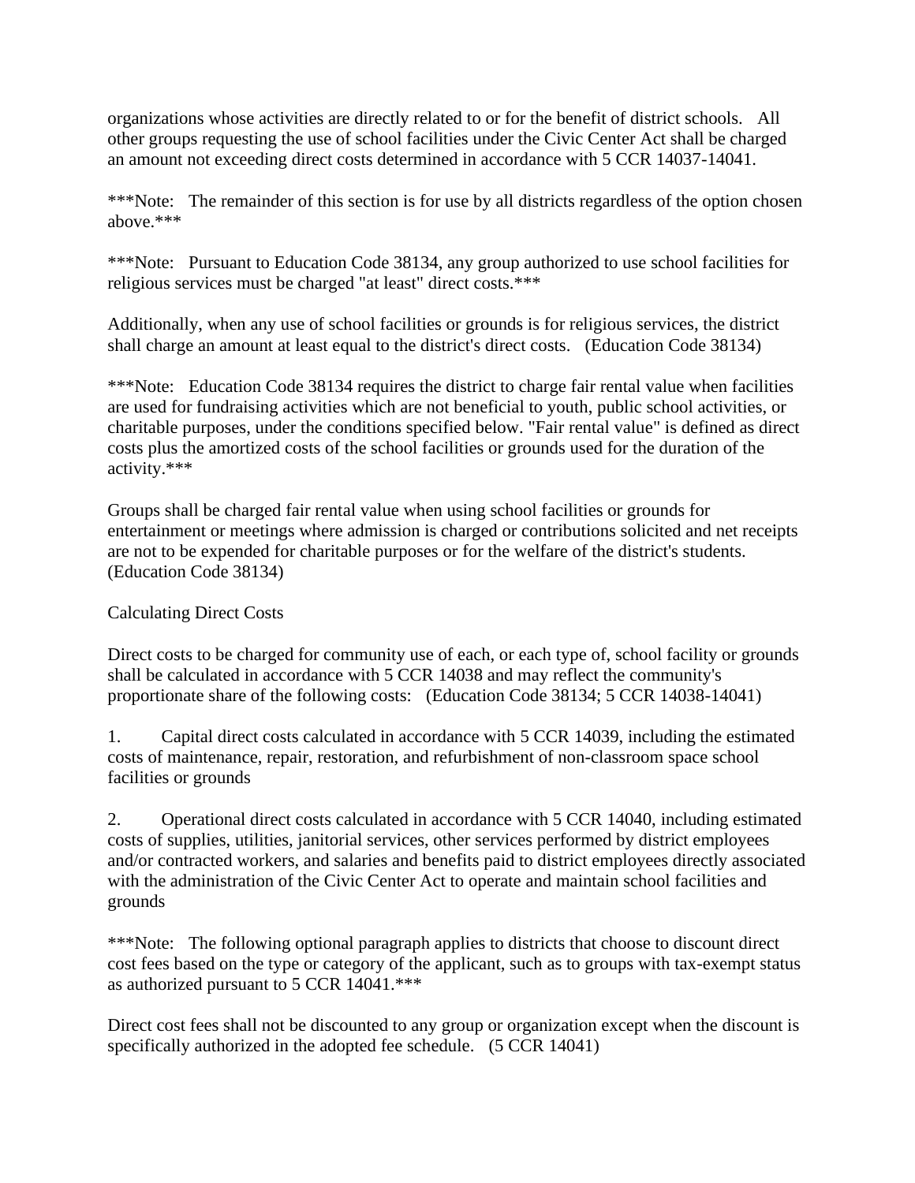organizations whose activities are directly related to or for the benefit of district schools. All other groups requesting the use of school facilities under the Civic Center Act shall be charged an amount not exceeding direct costs determined in accordance with 5 CCR 14037-14041.

***Note: The remainder of this section is for use by all districts regardless of the option chosen above.***

***Note: Pursuant to Education Code 38134, any group authorized to use school facilities for religious services must be charged "at least" direct costs.***

Additionally, when any use of school facilities or grounds is for religious services, the district shall charge an amount at least equal to the district's direct costs. (Education Code 38134)

***Note: Education Code 38134 requires the district to charge fair rental value when facilities are used for fundraising activities which are not beneficial to youth, public school activities, or charitable purposes, under the conditions specified below. "Fair rental value" is defined as direct costs plus the amortized costs of the school facilities or grounds used for the duration of the activity.***

Groups shall be charged fair rental value when using school facilities or grounds for entertainment or meetings where admission is charged or contributions solicited and net receipts are not to be expended for charitable purposes or for the welfare of the district's students. (Education Code 38134)

Calculating Direct Costs

Direct costs to be charged for community use of each, or each type of, school facility or grounds shall be calculated in accordance with 5 CCR 14038 and may reflect the community's proportionate share of the following costs: (Education Code 38134; 5 CCR 14038-14041)

1. Capital direct costs calculated in accordance with 5 CCR 14039, including the estimated costs of maintenance, repair, restoration, and refurbishment of non-classroom space school facilities or grounds

2. Operational direct costs calculated in accordance with 5 CCR 14040, including estimated costs of supplies, utilities, janitorial services, other services performed by district employees and/or contracted workers, and salaries and benefits paid to district employees directly associated with the administration of the Civic Center Act to operate and maintain school facilities and grounds

***Note: The following optional paragraph applies to districts that choose to discount direct cost fees based on the type or category of the applicant, such as to groups with tax-exempt status as authorized pursuant to 5 CCR 14041.***

Direct cost fees shall not be discounted to any group or organization except when the discount is specifically authorized in the adopted fee schedule. (5 CCR 14041)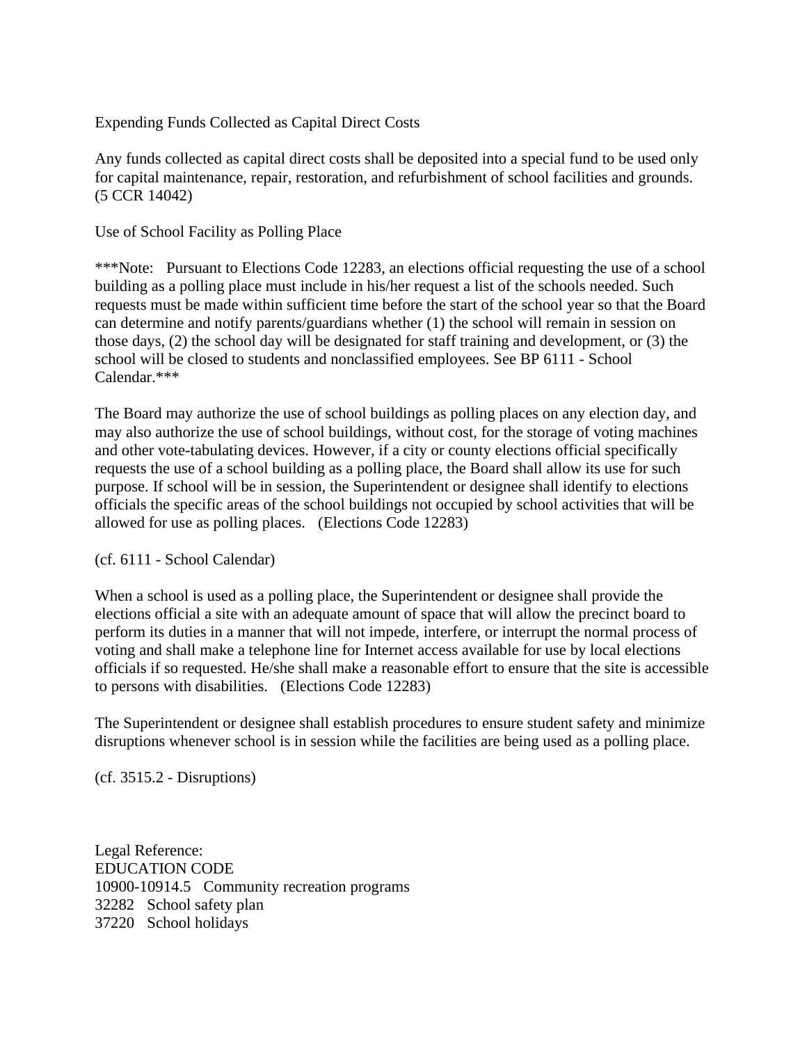Expending Funds Collected as Capital Direct Costs

Any funds collected as capital direct costs shall be deposited into a special fund to be used only for capital maintenance, repair, restoration, and refurbishment of school facilities and grounds. (5 CCR 14042)

Use of School Facility as Polling Place

***Note: Pursuant to Elections Code 12283, an elections official requesting the use of a school building as a polling place must include in his/her request a list of the schools needed. Such requests must be made within sufficient time before the start of the school year so that the Board can determine and notify parents/guardians whether (1) the school will remain in session on those days, (2) the school day will be designated for staff training and development, or (3) the school will be closed to students and nonclassified employees. See BP 6111 - School Calendar.***

The Board may authorize the use of school buildings as polling places on any election day, and may also authorize the use of school buildings, without cost, for the storage of voting machines and other vote-tabulating devices. However, if a city or county elections official specifically requests the use of a school building as a polling place, the Board shall allow its use for such purpose. If school will be in session, the Superintendent or designee shall identify to elections officials the specific areas of the school buildings not occupied by school activities that will be allowed for use as polling places. (Elections Code 12283)

(cf. 6111 - School Calendar)

When a school is used as a polling place, the Superintendent or designee shall provide the elections official a site with an adequate amount of space that will allow the precinct board to perform its duties in a manner that will not impede, interfere, or interrupt the normal process of voting and shall make a telephone line for Internet access available for use by local elections officials if so requested. He/she shall make a reasonable effort to ensure that the site is accessible to persons with disabilities. (Elections Code 12283)

The Superintendent or designee shall establish procedures to ensure student safety and minimize disruptions whenever school is in session while the facilities are being used as a polling place.

(cf. 3515.2 - Disruptions)

Legal Reference:
EDUCATION CODE
10900-10914.5 Community recreation programs
32282 School safety plan
37220 School holidays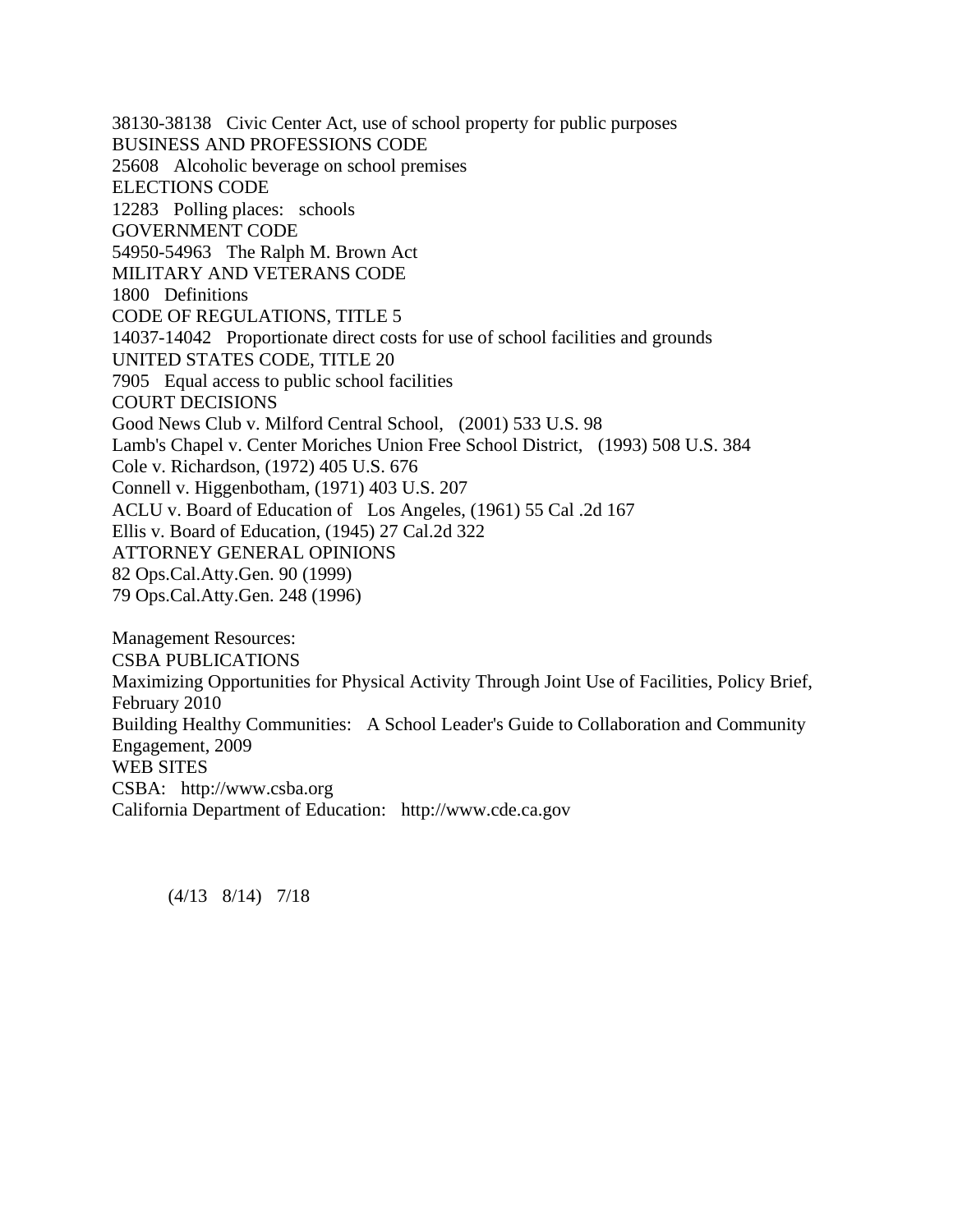38130-38138 Civic Center Act, use of school property for public purposes

BUSINESS AND PROFESSIONS CODE

25608 Alcoholic beverage on school premises

ELECTIONS CODE

12283 Polling places: schools

GOVERNMENT CODE

54950-54963 The Ralph M. Brown Act

MILITARY AND VETERANS CODE

1800 Definitions

CODE OF REGULATIONS, TITLE 5

14037-14042 Proportionate direct costs for use of school facilities and grounds

UNITED STATES CODE, TITLE 20

7905 Equal access to public school facilities

COURT DECISIONS

Good News Club v. Milford Central School, (2001) 533 U.S. 98

Lamb's Chapel v. Center Moriches Union Free School District, (1993) 508 U.S. 384

Cole v. Richardson, (1972) 405 U.S. 676

Connell v. Higgenbotham, (1971) 403 U.S. 207

ACLU v. Board of Education of Los Angeles, (1961) 55 Cal .2d 167

Ellis v. Board of Education, (1945) 27 Cal.2d 322

ATTORNEY GENERAL OPINIONS

82 Ops.Cal.Atty.Gen. 90 (1999)

79 Ops.Cal.Atty.Gen. 248 (1996)

Management Resources:

CSBA PUBLICATIONS

Maximizing Opportunities for Physical Activity Through Joint Use of Facilities, Policy Brief, February 2010

Building Healthy Communities: A School Leader's Guide to Collaboration and Community Engagement, 2009

WEB SITES

CSBA: http://www.csba.org

California Department of Education: http://www.cde.ca.gov

(4/13 8/14) 7/18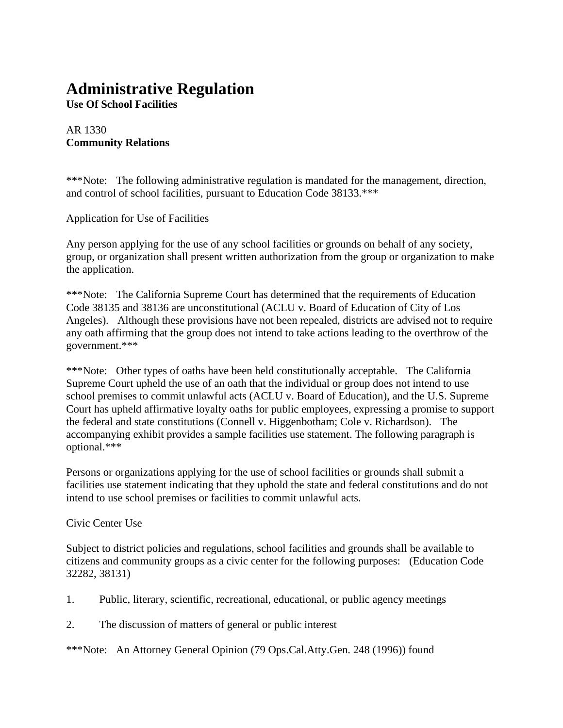# Administrative Regulation

**Use Of School Facilities**

AR 1330
**Community Relations**

***Note: The following administrative regulation is mandated for the management, direction, and control of school facilities, pursuant to Education Code 38133.***

Application for Use of Facilities

Any person applying for the use of any school facilities or grounds on behalf of any society, group, or organization shall present written authorization from the group or organization to make the application.

***Note: The California Supreme Court has determined that the requirements of Education Code 38135 and 38136 are unconstitutional (ACLU v. Board of Education of City of Los Angeles). Although these provisions have not been repealed, districts are advised not to require any oath affirming that the group does not intend to take actions leading to the overthrow of the government.***

***Note: Other types of oaths have been held constitutionally acceptable. The California Supreme Court upheld the use of an oath that the individual or group does not intend to use school premises to commit unlawful acts (ACLU v. Board of Education), and the U.S. Supreme Court has upheld affirmative loyalty oaths for public employees, expressing a promise to support the federal and state constitutions (Connell v. Higgenbotham; Cole v. Richardson). The accompanying exhibit provides a sample facilities use statement. The following paragraph is optional.***

Persons or organizations applying for the use of school facilities or grounds shall submit a facilities use statement indicating that they uphold the state and federal constitutions and do not intend to use school premises or facilities to commit unlawful acts.

Civic Center Use

Subject to district policies and regulations, school facilities and grounds shall be available to citizens and community groups as a civic center for the following purposes: (Education Code 32282, 38131)

1. Public, literary, scientific, recreational, educational, or public agency meetings

2. The discussion of matters of general or public interest

***Note: An Attorney General Opinion (79 Ops.Cal.Atty.Gen. 248 (1996)) found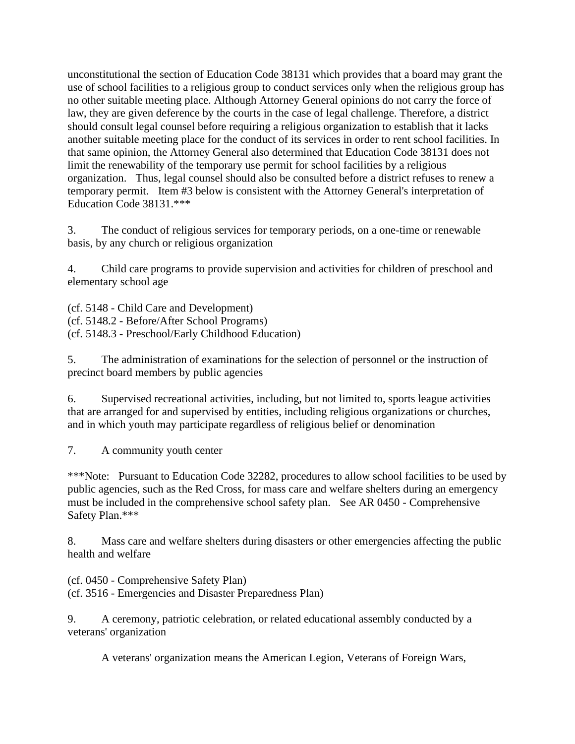unconstitutional the section of Education Code 38131 which provides that a board may grant the use of school facilities to a religious group to conduct services only when the religious group has no other suitable meeting place. Although Attorney General opinions do not carry the force of law, they are given deference by the courts in the case of legal challenge. Therefore, a district should consult legal counsel before requiring a religious organization to establish that it lacks another suitable meeting place for the conduct of its services in order to rent school facilities. In that same opinion, the Attorney General also determined that Education Code 38131 does not limit the renewability of the temporary use permit for school facilities by a religious organization. Thus, legal counsel should also be consulted before a district refuses to renew a temporary permit. Item #3 below is consistent with the Attorney General's interpretation of Education Code 38131.***

3. The conduct of religious services for temporary periods, on a one-time or renewable basis, by any church or religious organization

4. Child care programs to provide supervision and activities for children of preschool and elementary school age

(cf. 5148 - Child Care and Development)
(cf. 5148.2 - Before/After School Programs)
(cf. 5148.3 - Preschool/Early Childhood Education)

5. The administration of examinations for the selection of personnel or the instruction of precinct board members by public agencies

6. Supervised recreational activities, including, but not limited to, sports league activities that are arranged for and supervised by entities, including religious organizations or churches, and in which youth may participate regardless of religious belief or denomination

7. A community youth center

***Note: Pursuant to Education Code 32282, procedures to allow school facilities to be used by public agencies, such as the Red Cross, for mass care and welfare shelters during an emergency must be included in the comprehensive school safety plan. See AR 0450 - Comprehensive Safety Plan.***

8. Mass care and welfare shelters during disasters or other emergencies affecting the public health and welfare

(cf. 0450 - Comprehensive Safety Plan)
(cf. 3516 - Emergencies and Disaster Preparedness Plan)

9. A ceremony, patriotic celebration, or related educational assembly conducted by a veterans' organization

A veterans' organization means the American Legion, Veterans of Foreign Wars,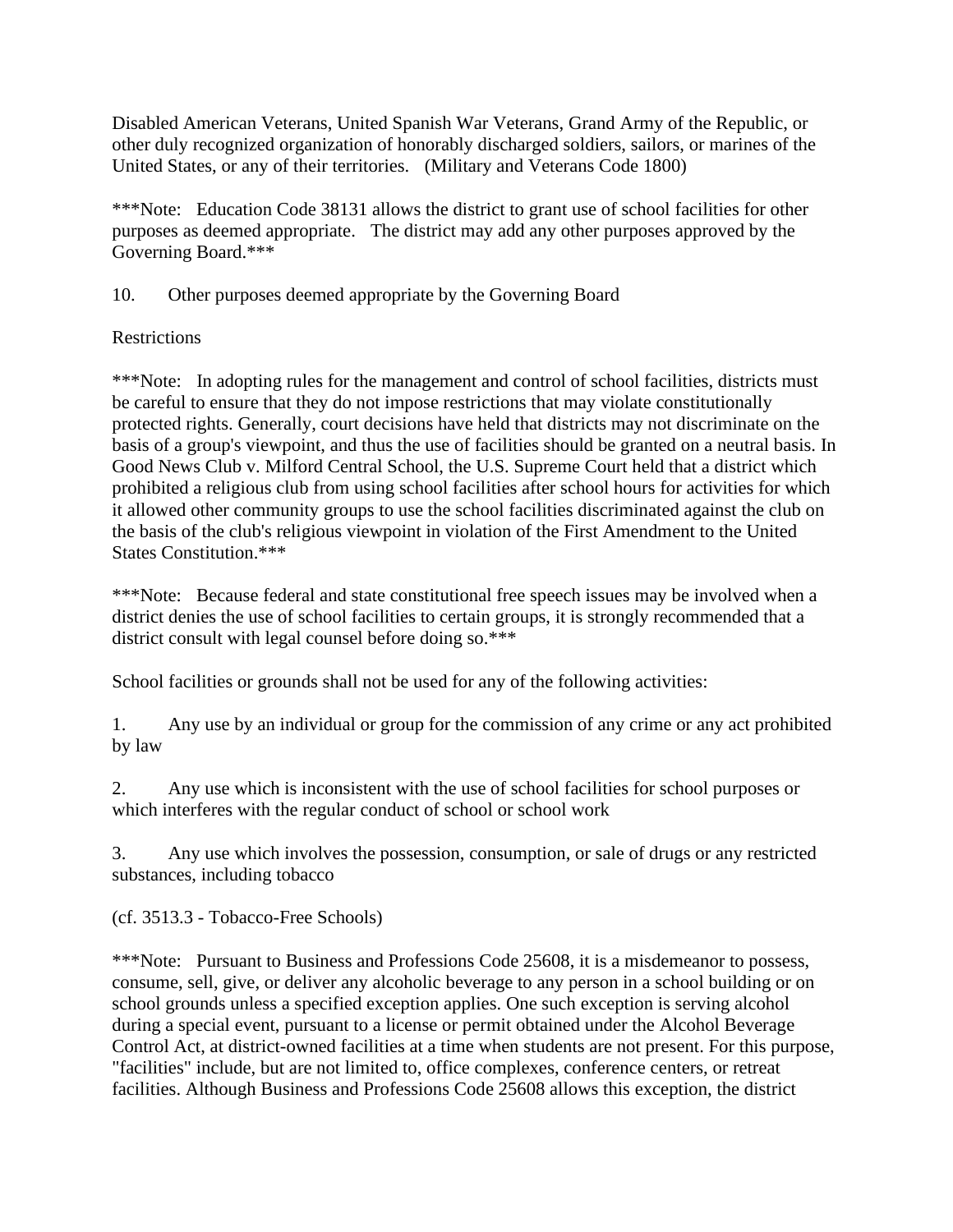Disabled American Veterans, United Spanish War Veterans, Grand Army of the Republic, or other duly recognized organization of honorably discharged soldiers, sailors, or marines of the United States, or any of their territories.   (Military and Veterans Code 1800)

***Note:   Education Code 38131 allows the district to grant use of school facilities for other purposes as deemed appropriate.   The district may add any other purposes approved by the Governing Board.***

10.   Other purposes deemed appropriate by the Governing Board

Restrictions

***Note:   In adopting rules for the management and control of school facilities, districts must be careful to ensure that they do not impose restrictions that may violate constitutionally protected rights. Generally, court decisions have held that districts may not discriminate on the basis of a group's viewpoint, and thus the use of facilities should be granted on a neutral basis. In Good News Club v. Milford Central School, the U.S. Supreme Court held that a district which prohibited a religious club from using school facilities after school hours for activities for which it allowed other community groups to use the school facilities discriminated against the club on the basis of the club's religious viewpoint in violation of the First Amendment to the United States Constitution.***

***Note:   Because federal and state constitutional free speech issues may be involved when a district denies the use of school facilities to certain groups, it is strongly recommended that a district consult with legal counsel before doing so.***

School facilities or grounds shall not be used for any of the following activities:

1.   Any use by an individual or group for the commission of any crime or any act prohibited by law

2.   Any use which is inconsistent with the use of school facilities for school purposes or which interferes with the regular conduct of school or school work

3.   Any use which involves the possession, consumption, or sale of drugs or any restricted substances, including tobacco

(cf. 3513.3 - Tobacco-Free Schools)

***Note:   Pursuant to Business and Professions Code 25608, it is a misdemeanor to possess, consume, sell, give, or deliver any alcoholic beverage to any person in a school building or on school grounds unless a specified exception applies. One such exception is serving alcohol during a special event, pursuant to a license or permit obtained under the Alcohol Beverage Control Act, at district-owned facilities at a time when students are not present. For this purpose, "facilities" include, but are not limited to, office complexes, conference centers, or retreat facilities. Although Business and Professions Code 25608 allows this exception, the district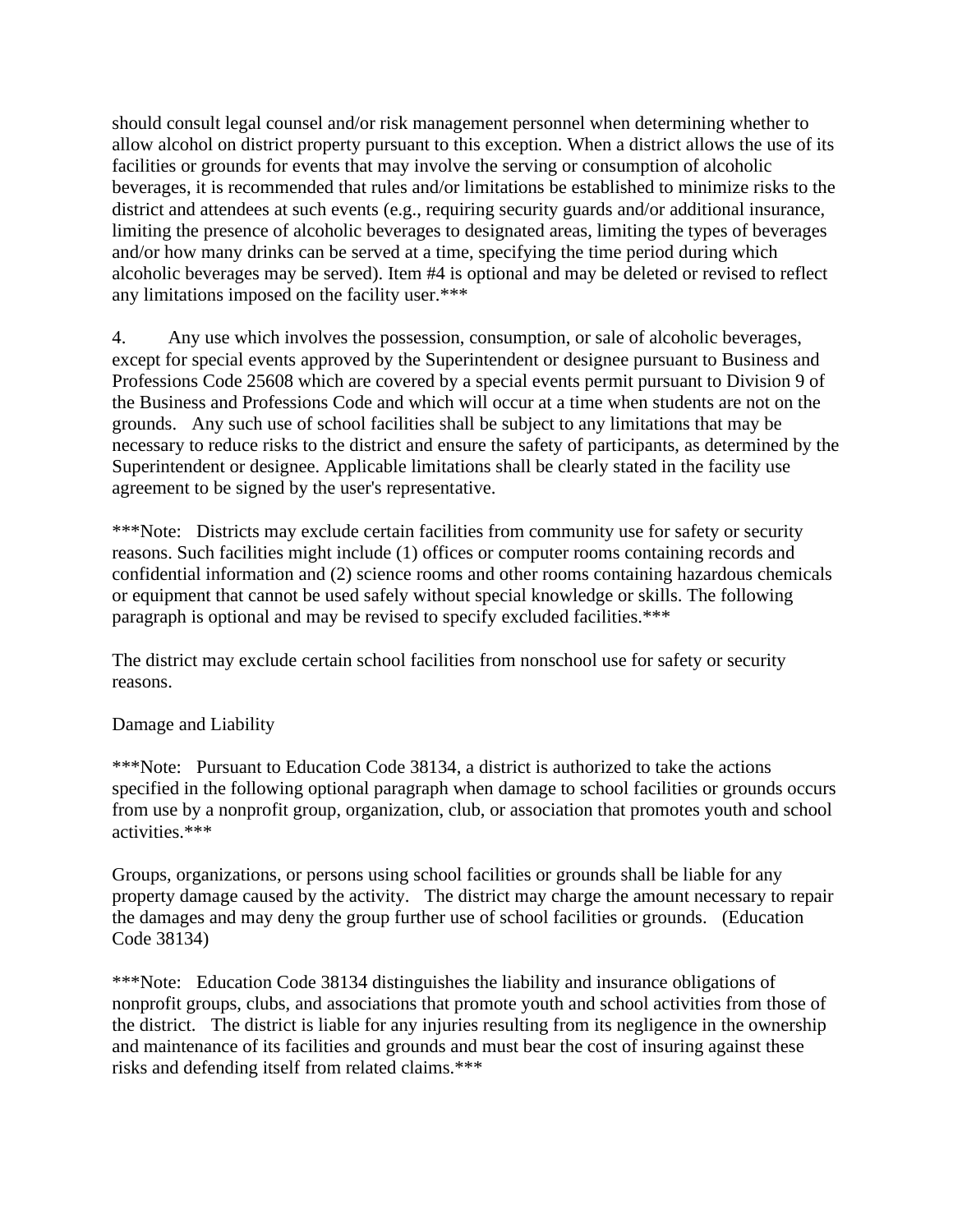should consult legal counsel and/or risk management personnel when determining whether to allow alcohol on district property pursuant to this exception. When a district allows the use of its facilities or grounds for events that may involve the serving or consumption of alcoholic beverages, it is recommended that rules and/or limitations be established to minimize risks to the district and attendees at such events (e.g., requiring security guards and/or additional insurance, limiting the presence of alcoholic beverages to designated areas, limiting the types of beverages and/or how many drinks can be served at a time, specifying the time period during which alcoholic beverages may be served). Item #4 is optional and may be deleted or revised to reflect any limitations imposed on the facility user.***

4. Any use which involves the possession, consumption, or sale of alcoholic beverages, except for special events approved by the Superintendent or designee pursuant to Business and Professions Code 25608 which are covered by a special events permit pursuant to Division 9 of the Business and Professions Code and which will occur at a time when students are not on the grounds. Any such use of school facilities shall be subject to any limitations that may be necessary to reduce risks to the district and ensure the safety of participants, as determined by the Superintendent or designee. Applicable limitations shall be clearly stated in the facility use agreement to be signed by the user's representative.

***Note: Districts may exclude certain facilities from community use for safety or security reasons. Such facilities might include (1) offices or computer rooms containing records and confidential information and (2) science rooms and other rooms containing hazardous chemicals or equipment that cannot be used safely without special knowledge or skills. The following paragraph is optional and may be revised to specify excluded facilities.***

The district may exclude certain school facilities from nonschool use for safety or security reasons.

Damage and Liability

***Note: Pursuant to Education Code 38134, a district is authorized to take the actions specified in the following optional paragraph when damage to school facilities or grounds occurs from use by a nonprofit group, organization, club, or association that promotes youth and school activities.***

Groups, organizations, or persons using school facilities or grounds shall be liable for any property damage caused by the activity. The district may charge the amount necessary to repair the damages and may deny the group further use of school facilities or grounds. (Education Code 38134)

***Note: Education Code 38134 distinguishes the liability and insurance obligations of nonprofit groups, clubs, and associations that promote youth and school activities from those of the district. The district is liable for any injuries resulting from its negligence in the ownership and maintenance of its facilities and grounds and must bear the cost of insuring against these risks and defending itself from related claims.***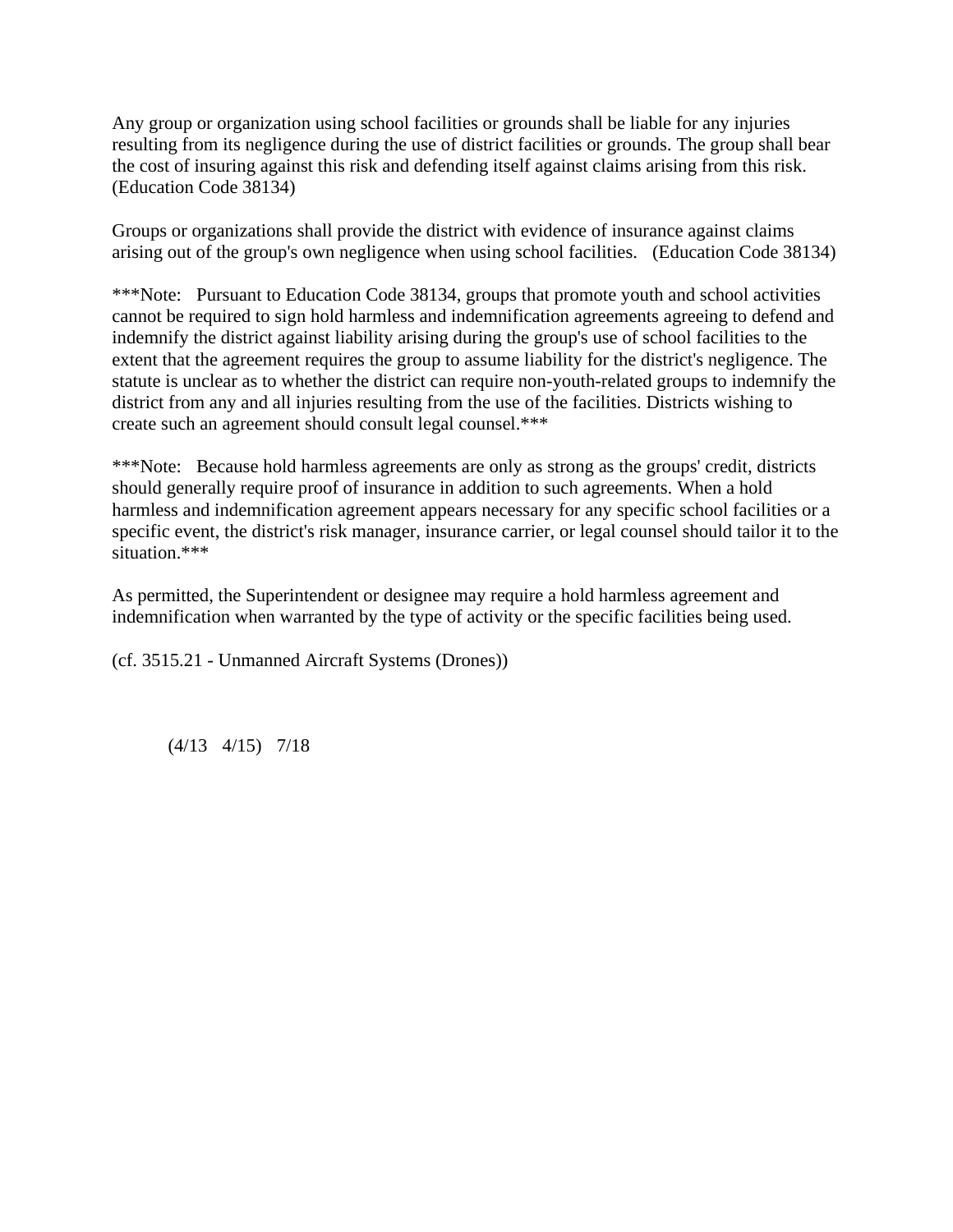Any group or organization using school facilities or grounds shall be liable for any injuries resulting from its negligence during the use of district facilities or grounds. The group shall bear the cost of insuring against this risk and defending itself against claims arising from this risk. (Education Code 38134)

Groups or organizations shall provide the district with evidence of insurance against claims arising out of the group's own negligence when using school facilities. (Education Code 38134)

***Note: Pursuant to Education Code 38134, groups that promote youth and school activities cannot be required to sign hold harmless and indemnification agreements agreeing to defend and indemnify the district against liability arising during the group's use of school facilities to the extent that the agreement requires the group to assume liability for the district's negligence. The statute is unclear as to whether the district can require non-youth-related groups to indemnify the district from any and all injuries resulting from the use of the facilities. Districts wishing to create such an agreement should consult legal counsel.***

***Note: Because hold harmless agreements are only as strong as the groups' credit, districts should generally require proof of insurance in addition to such agreements. When a hold harmless and indemnification agreement appears necessary for any specific school facilities or a specific event, the district's risk manager, insurance carrier, or legal counsel should tailor it to the situation.***

As permitted, the Superintendent or designee may require a hold harmless agreement and indemnification when warranted by the type of activity or the specific facilities being used.

(cf. 3515.21 - Unmanned Aircraft Systems (Drones))

(4/13 4/15) 7/18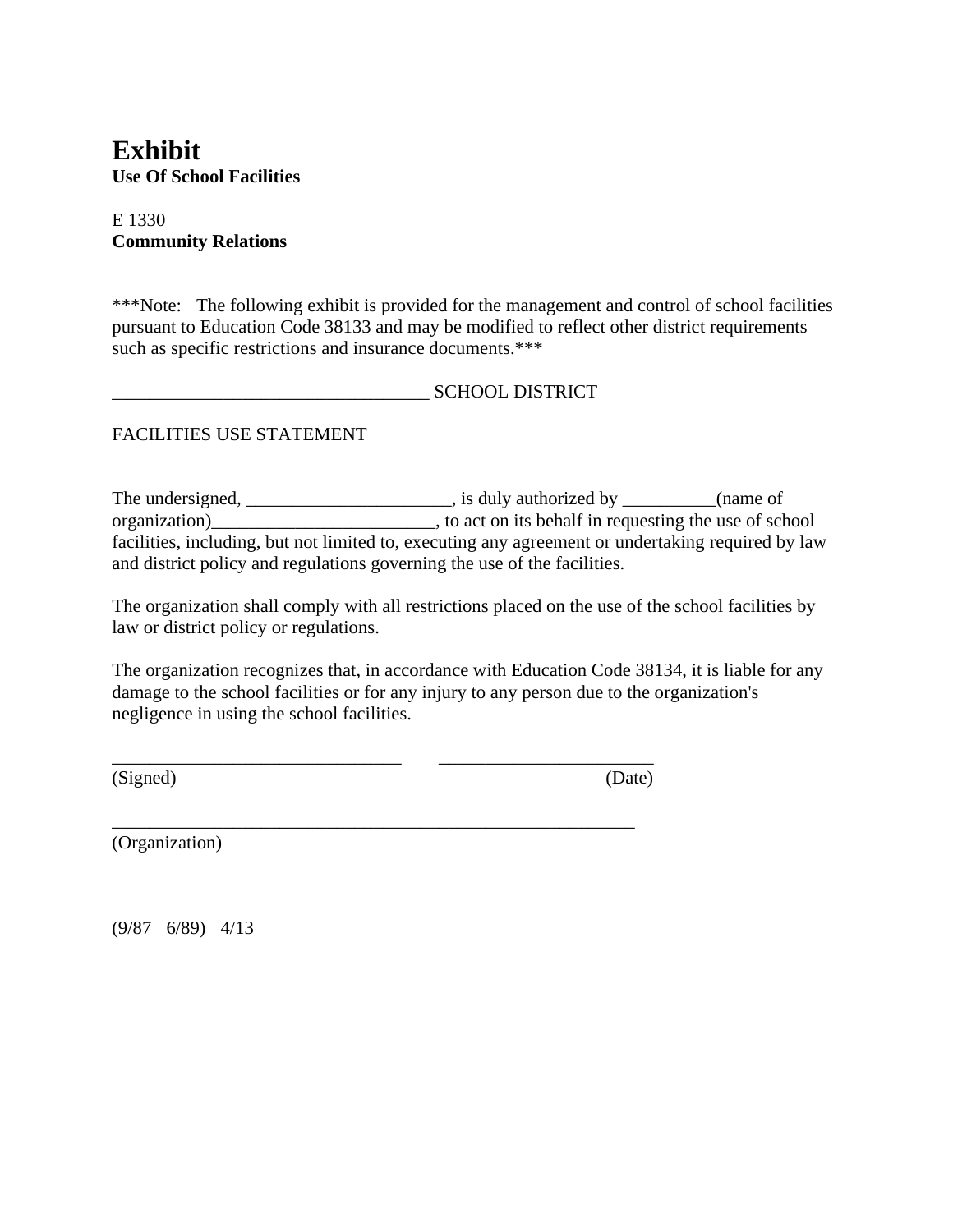# Exhibit

**Use Of School Facilities**

E 1330
**Community Relations**

***Note: The following exhibit is provided for the management and control of school facilities pursuant to Education Code 38133 and may be modified to reflect other district requirements such as specific restrictions and insurance documents.***

__________________________________ SCHOOL DISTRICT

FACILITIES USE STATEMENT

The undersigned, ______________________, is duly authorized by __________(name of organization)________________________, to act on its behalf in requesting the use of school facilities, including, but not limited to, executing any agreement or undertaking required by law and district policy and regulations governing the use of the facilities.

The organization shall comply with all restrictions placed on the use of the school facilities by law or district policy or regulations.

The organization recognizes that, in accordance with Education Code 38134, it is liable for any damage to the school facilities or for any injury to any person due to the organization's negligence in using the school facilities.

________________________________ _______________________
(Signed) (Date)

__________________________________________________________
(Organization)

(9/87 6/89) 4/13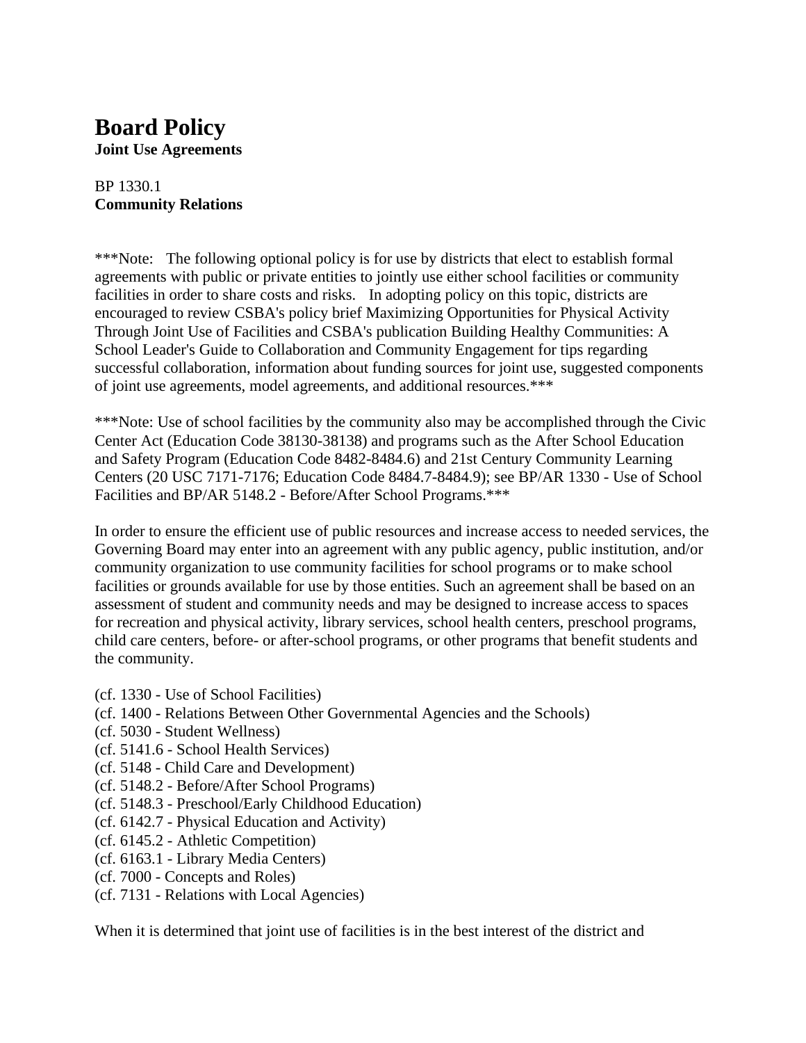# Board Policy

**Joint Use Agreements**

BP 1330.1
**Community Relations**

***Note: The following optional policy is for use by districts that elect to establish formal agreements with public or private entities to jointly use either school facilities or community facilities in order to share costs and risks. In adopting policy on this topic, districts are encouraged to review CSBA's policy brief Maximizing Opportunities for Physical Activity Through Joint Use of Facilities and CSBA's publication Building Healthy Communities: A School Leader's Guide to Collaboration and Community Engagement for tips regarding successful collaboration, information about funding sources for joint use, suggested components of joint use agreements, model agreements, and additional resources.***

***Note: Use of school facilities by the community also may be accomplished through the Civic Center Act (Education Code 38130-38138) and programs such as the After School Education and Safety Program (Education Code 8482-8484.6) and 21st Century Community Learning Centers (20 USC 7171-7176; Education Code 8484.7-8484.9); see BP/AR 1330 - Use of School Facilities and BP/AR 5148.2 - Before/After School Programs.***

In order to ensure the efficient use of public resources and increase access to needed services, the Governing Board may enter into an agreement with any public agency, public institution, and/or community organization to use community facilities for school programs or to make school facilities or grounds available for use by those entities. Such an agreement shall be based on an assessment of student and community needs and may be designed to increase access to spaces for recreation and physical activity, library services, school health centers, preschool programs, child care centers, before- or after-school programs, or other programs that benefit students and the community.

(cf. 1330 - Use of School Facilities)
(cf. 1400 - Relations Between Other Governmental Agencies and the Schools)
(cf. 5030 - Student Wellness)
(cf. 5141.6 - School Health Services)
(cf. 5148 - Child Care and Development)
(cf. 5148.2 - Before/After School Programs)
(cf. 5148.3 - Preschool/Early Childhood Education)
(cf. 6142.7 - Physical Education and Activity)
(cf. 6145.2 - Athletic Competition)
(cf. 6163.1 - Library Media Centers)
(cf. 7000 - Concepts and Roles)
(cf. 7131 - Relations with Local Agencies)

When it is determined that joint use of facilities is in the best interest of the district and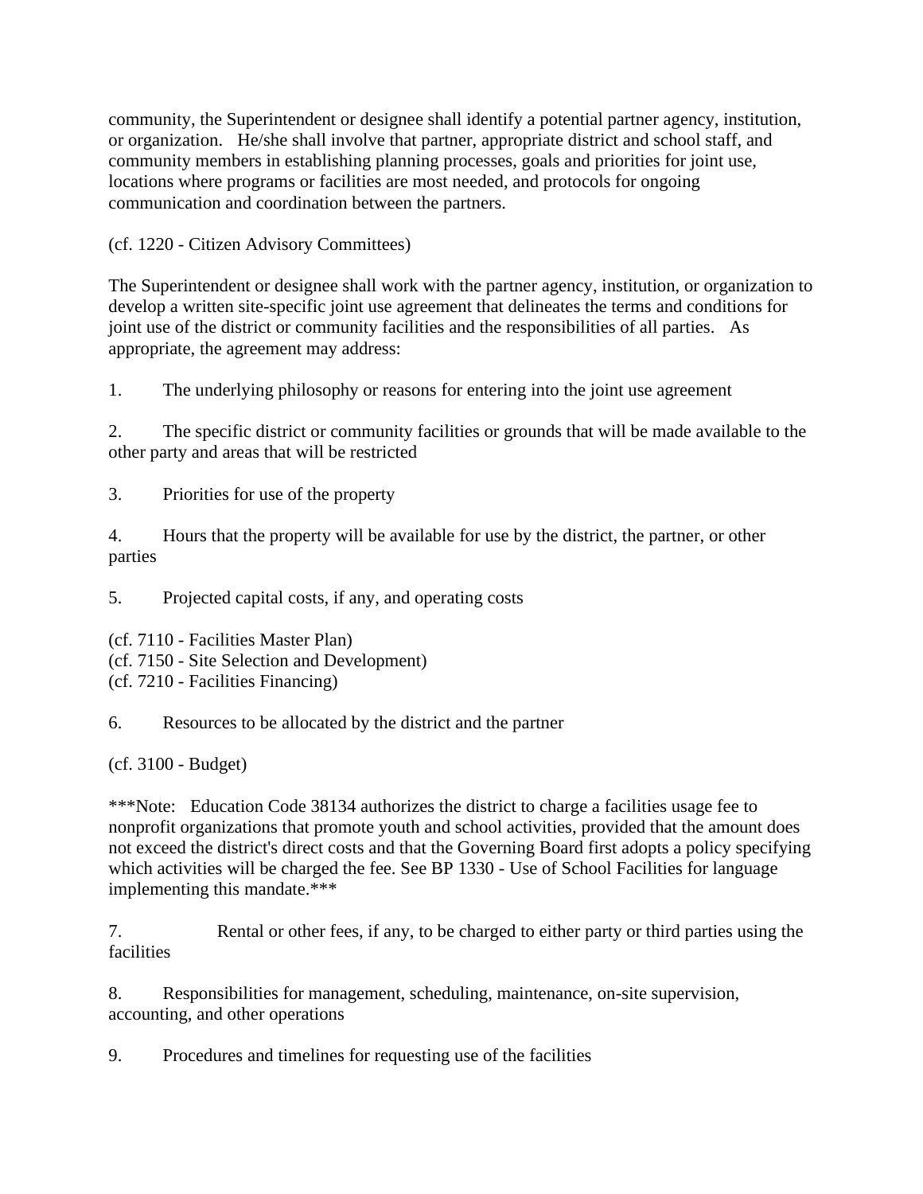community, the Superintendent or designee shall identify a potential partner agency, institution, or organization. He/she shall involve that partner, appropriate district and school staff, and community members in establishing planning processes, goals and priorities for joint use, locations where programs or facilities are most needed, and protocols for ongoing communication and coordination between the partners.

(cf. 1220 - Citizen Advisory Committees)

The Superintendent or designee shall work with the partner agency, institution, or organization to develop a written site-specific joint use agreement that delineates the terms and conditions for joint use of the district or community facilities and the responsibilities of all parties. As appropriate, the agreement may address:

1. The underlying philosophy or reasons for entering into the joint use agreement

2. The specific district or community facilities or grounds that will be made available to the other party and areas that will be restricted

3. Priorities for use of the property

4. Hours that the property will be available for use by the district, the partner, or other parties

5. Projected capital costs, if any, and operating costs

(cf. 7110 - Facilities Master Plan)
(cf. 7150 - Site Selection and Development)
(cf. 7210 - Facilities Financing)

6. Resources to be allocated by the district and the partner

(cf. 3100 - Budget)

***Note: Education Code 38134 authorizes the district to charge a facilities usage fee to nonprofit organizations that promote youth and school activities, provided that the amount does not exceed the district's direct costs and that the Governing Board first adopts a policy specifying which activities will be charged the fee. See BP 1330 - Use of School Facilities for language implementing this mandate.***

7. Rental or other fees, if any, to be charged to either party or third parties using the facilities

8. Responsibilities for management, scheduling, maintenance, on-site supervision, accounting, and other operations

9. Procedures and timelines for requesting use of the facilities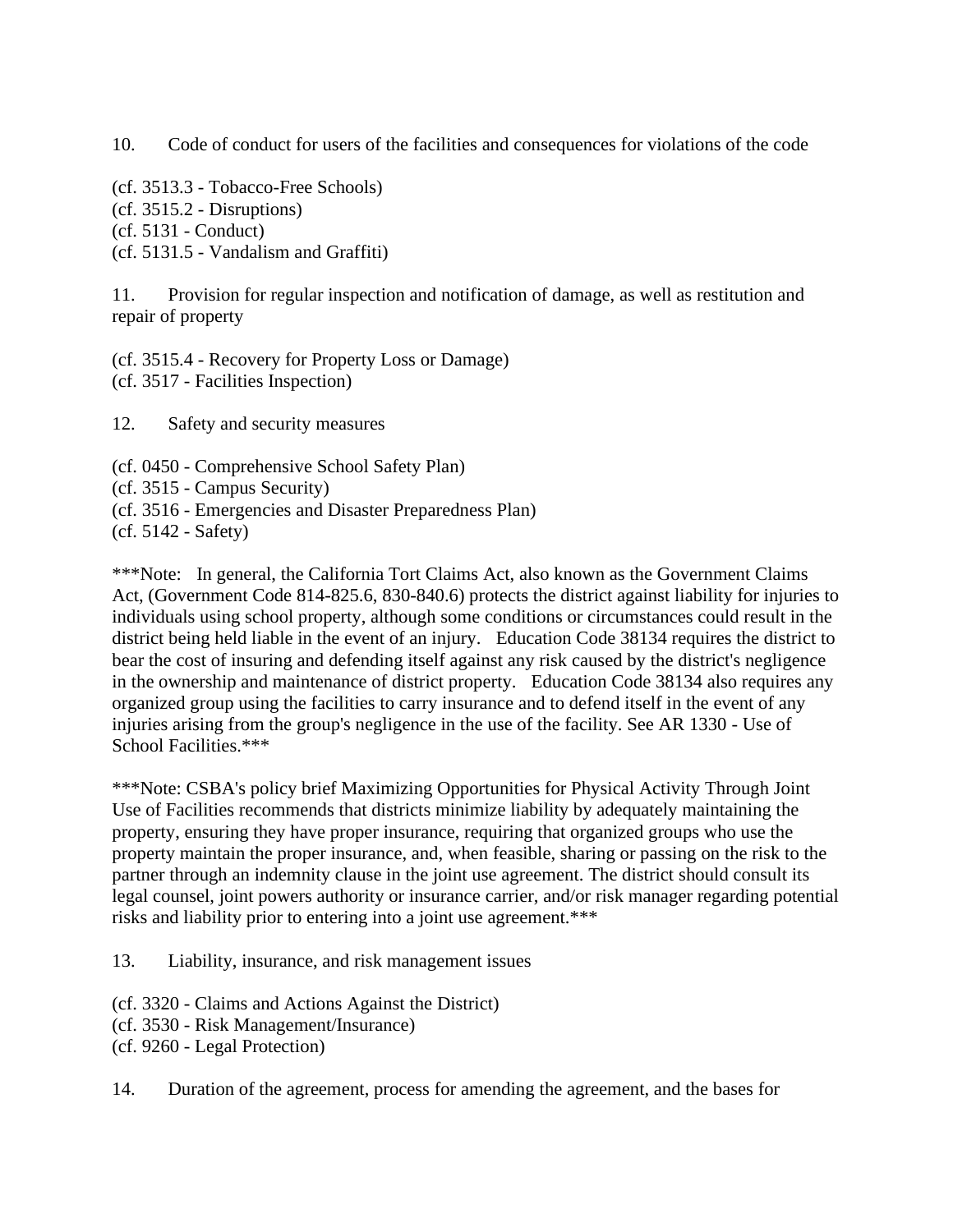10. Code of conduct for users of the facilities and consequences for violations of the code

(cf. 3513.3 - Tobacco-Free Schools)
(cf. 3515.2 - Disruptions)
(cf. 5131 - Conduct)
(cf. 5131.5 - Vandalism and Graffiti)

11. Provision for regular inspection and notification of damage, as well as restitution and repair of property

(cf. 3515.4 - Recovery for Property Loss or Damage)
(cf. 3517 - Facilities Inspection)

12. Safety and security measures

(cf. 0450 - Comprehensive School Safety Plan)
(cf. 3515 - Campus Security)
(cf. 3516 - Emergencies and Disaster Preparedness Plan)
(cf. 5142 - Safety)

***Note: In general, the California Tort Claims Act, also known as the Government Claims Act, (Government Code 814-825.6, 830-840.6) protects the district against liability for injuries to individuals using school property, although some conditions or circumstances could result in the district being held liable in the event of an injury. Education Code 38134 requires the district to bear the cost of insuring and defending itself against any risk caused by the district's negligence in the ownership and maintenance of district property. Education Code 38134 also requires any organized group using the facilities to carry insurance and to defend itself in the event of any injuries arising from the group's negligence in the use of the facility. See AR 1330 - Use of School Facilities.***

***Note: CSBA's policy brief Maximizing Opportunities for Physical Activity Through Joint Use of Facilities recommends that districts minimize liability by adequately maintaining the property, ensuring they have proper insurance, requiring that organized groups who use the property maintain the proper insurance, and, when feasible, sharing or passing on the risk to the partner through an indemnity clause in the joint use agreement. The district should consult its legal counsel, joint powers authority or insurance carrier, and/or risk manager regarding potential risks and liability prior to entering into a joint use agreement.***

13. Liability, insurance, and risk management issues

(cf. 3320 - Claims and Actions Against the District)
(cf. 3530 - Risk Management/Insurance)
(cf. 9260 - Legal Protection)

14. Duration of the agreement, process for amending the agreement, and the bases for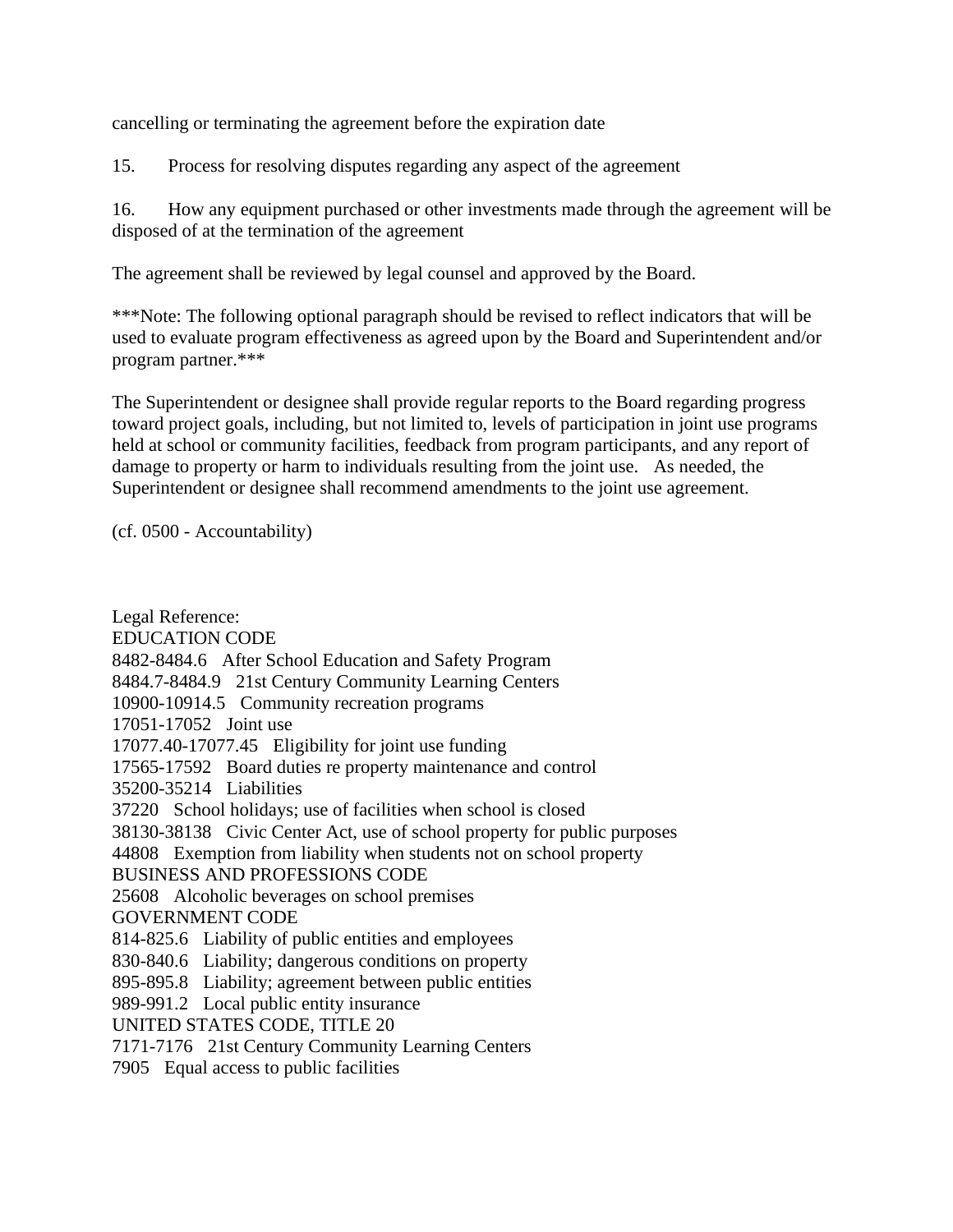cancelling or terminating the agreement before the expiration date

15. Process for resolving disputes regarding any aspect of the agreement

16. How any equipment purchased or other investments made through the agreement will be disposed of at the termination of the agreement

The agreement shall be reviewed by legal counsel and approved by the Board.

***Note: The following optional paragraph should be revised to reflect indicators that will be used to evaluate program effectiveness as agreed upon by the Board and Superintendent and/or program partner.***

The Superintendent or designee shall provide regular reports to the Board regarding progress toward project goals, including, but not limited to, levels of participation in joint use programs held at school or community facilities, feedback from program participants, and any report of damage to property or harm to individuals resulting from the joint use. As needed, the Superintendent or designee shall recommend amendments to the joint use agreement.

(cf. 0500 - Accountability)

Legal Reference:
EDUCATION CODE
8482-8484.6 After School Education and Safety Program
8484.7-8484.9 21st Century Community Learning Centers
10900-10914.5 Community recreation programs
17051-17052 Joint use
17077.40-17077.45 Eligibility for joint use funding
17565-17592 Board duties re property maintenance and control
35200-35214 Liabilities
37220 School holidays; use of facilities when school is closed
38130-38138 Civic Center Act, use of school property for public purposes
44808 Exemption from liability when students not on school property
BUSINESS AND PROFESSIONS CODE
25608 Alcoholic beverages on school premises
GOVERNMENT CODE
814-825.6 Liability of public entities and employees
830-840.6 Liability; dangerous conditions on property
895-895.8 Liability; agreement between public entities
989-991.2 Local public entity insurance
UNITED STATES CODE, TITLE 20
7171-7176 21st Century Community Learning Centers
7905 Equal access to public facilities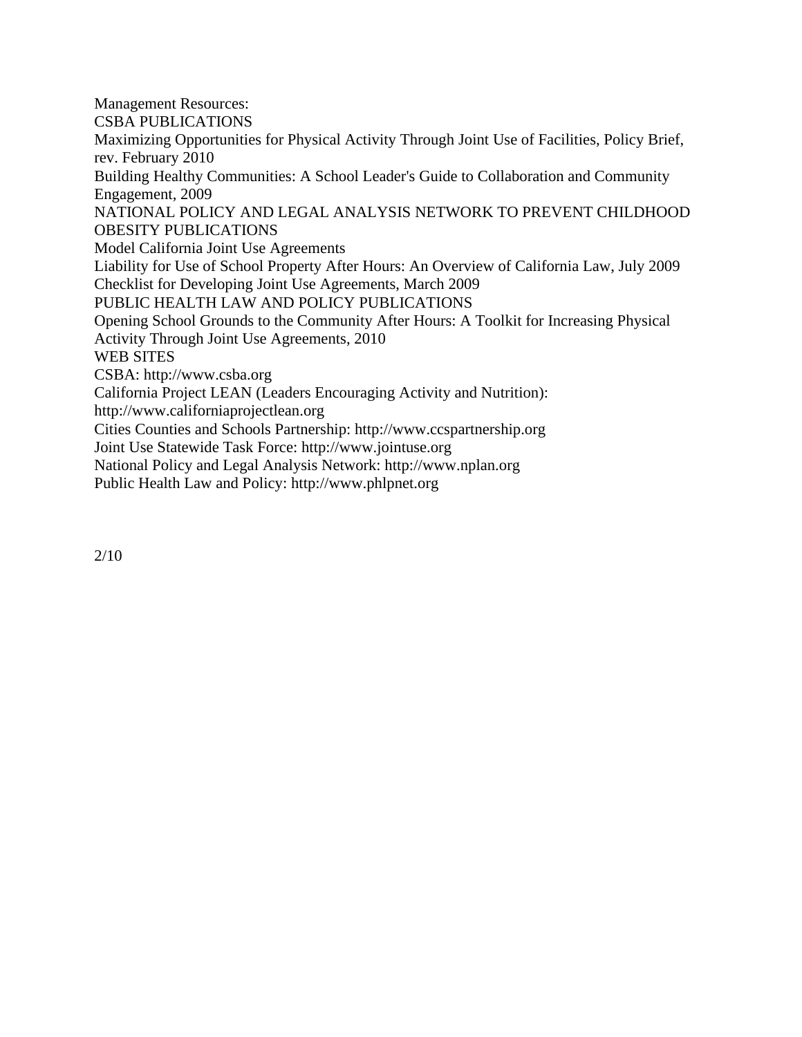Management Resources:

CSBA PUBLICATIONS

Maximizing Opportunities for Physical Activity Through Joint Use of Facilities, Policy Brief, rev. February 2010

Building Healthy Communities: A School Leader's Guide to Collaboration and Community Engagement, 2009

NATIONAL POLICY AND LEGAL ANALYSIS NETWORK TO PREVENT CHILDHOOD OBESITY PUBLICATIONS

Model California Joint Use Agreements

Liability for Use of School Property After Hours: An Overview of California Law, July 2009

Checklist for Developing Joint Use Agreements, March 2009

PUBLIC HEALTH LAW AND POLICY PUBLICATIONS

Opening School Grounds to the Community After Hours: A Toolkit for Increasing Physical Activity Through Joint Use Agreements, 2010

WEB SITES

CSBA: http://www.csba.org

California Project LEAN (Leaders Encouraging Activity and Nutrition): http://www.californiaprojectlean.org

Cities Counties and Schools Partnership: http://www.ccspartnership.org

Joint Use Statewide Task Force: http://www.jointuse.org

National Policy and Legal Analysis Network: http://www.nplan.org

Public Health Law and Policy: http://www.phlpnet.org

2/10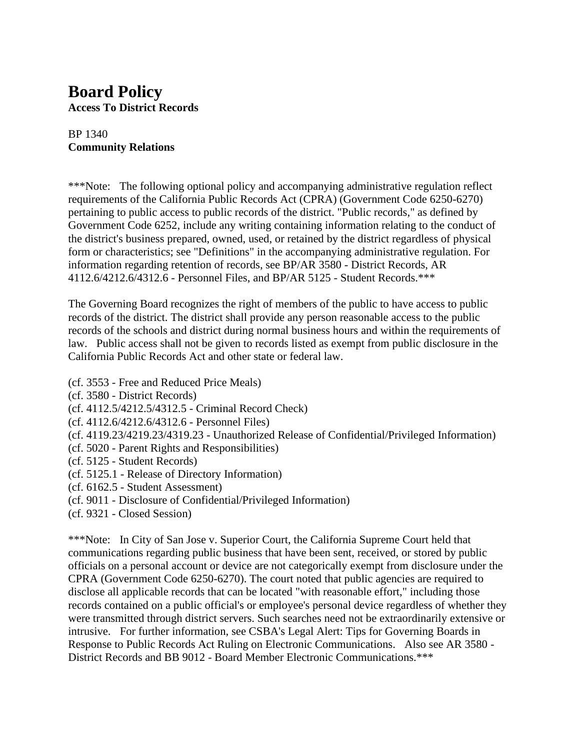# Board Policy

**Access To District Records**

BP 1340
**Community Relations**

***Note: The following optional policy and accompanying administrative regulation reflect requirements of the California Public Records Act (CPRA) (Government Code 6250-6270) pertaining to public access to public records of the district. "Public records," as defined by Government Code 6252, include any writing containing information relating to the conduct of the district's business prepared, owned, used, or retained by the district regardless of physical form or characteristics; see "Definitions" in the accompanying administrative regulation. For information regarding retention of records, see BP/AR 3580 - District Records, AR 4112.6/4212.6/4312.6 - Personnel Files, and BP/AR 5125 - Student Records.***

The Governing Board recognizes the right of members of the public to have access to public records of the district. The district shall provide any person reasonable access to the public records of the schools and district during normal business hours and within the requirements of law. Public access shall not be given to records listed as exempt from public disclosure in the California Public Records Act and other state or federal law.

(cf. 3553 - Free and Reduced Price Meals)
(cf. 3580 - District Records)
(cf. 4112.5/4212.5/4312.5 - Criminal Record Check)
(cf. 4112.6/4212.6/4312.6 - Personnel Files)
(cf. 4119.23/4219.23/4319.23 - Unauthorized Release of Confidential/Privileged Information)
(cf. 5020 - Parent Rights and Responsibilities)
(cf. 5125 - Student Records)
(cf. 5125.1 - Release of Directory Information)
(cf. 6162.5 - Student Assessment)
(cf. 9011 - Disclosure of Confidential/Privileged Information)
(cf. 9321 - Closed Session)

***Note: In City of San Jose v. Superior Court, the California Supreme Court held that communications regarding public business that have been sent, received, or stored by public officials on a personal account or device are not categorically exempt from disclosure under the CPRA (Government Code 6250-6270). The court noted that public agencies are required to disclose all applicable records that can be located "with reasonable effort," including those records contained on a public official's or employee's personal device regardless of whether they were transmitted through district servers. Such searches need not be extraordinarily extensive or intrusive. For further information, see CSBA's Legal Alert: Tips for Governing Boards in Response to Public Records Act Ruling on Electronic Communications. Also see AR 3580 - District Records and BB 9012 - Board Member Electronic Communications.***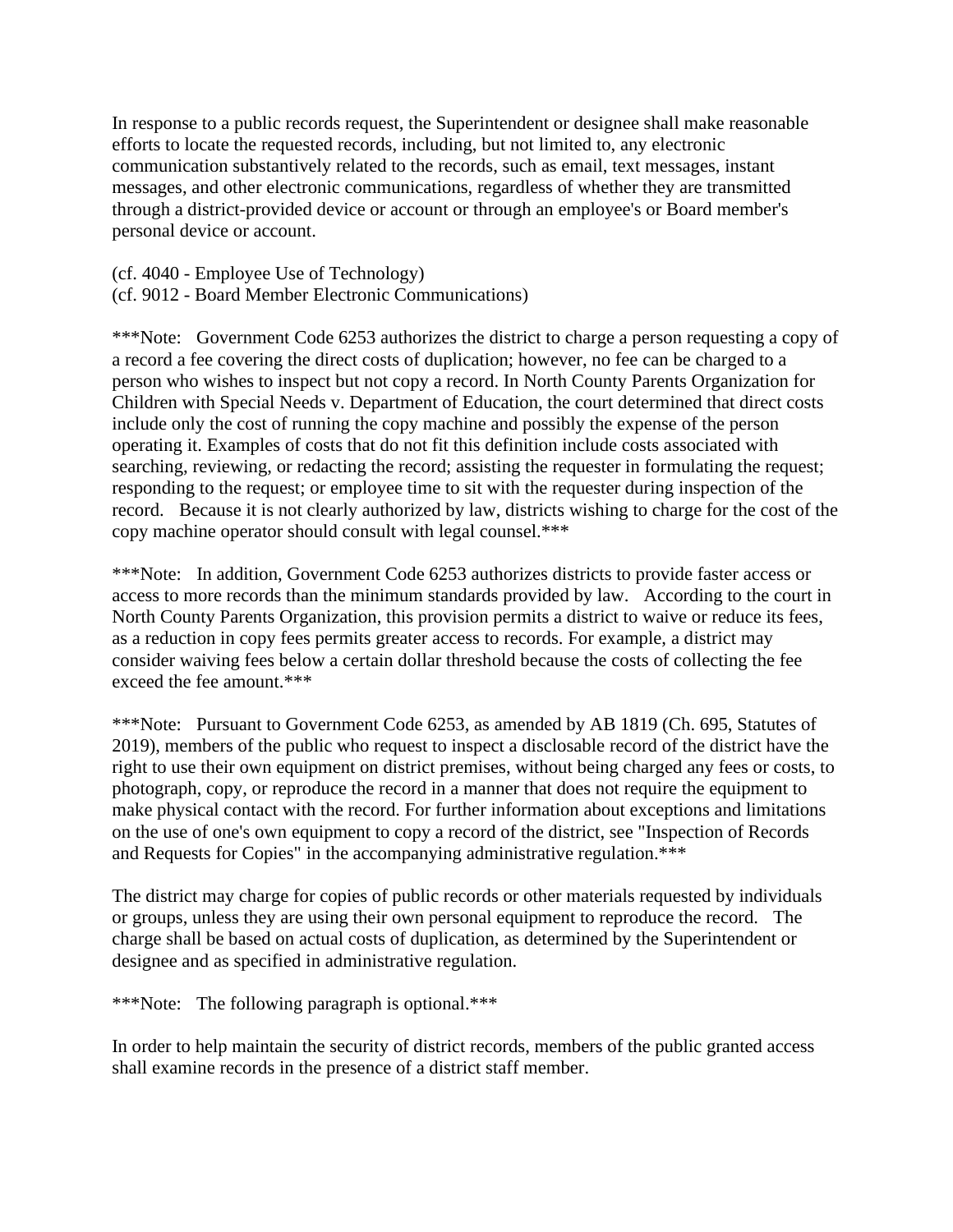In response to a public records request, the Superintendent or designee shall make reasonable efforts to locate the requested records, including, but not limited to, any electronic communication substantively related to the records, such as email, text messages, instant messages, and other electronic communications, regardless of whether they are transmitted through a district-provided device or account or through an employee's or Board member's personal device or account.

(cf. 4040 - Employee Use of Technology)
(cf. 9012 - Board Member Electronic Communications)

***Note: Government Code 6253 authorizes the district to charge a person requesting a copy of a record a fee covering the direct costs of duplication; however, no fee can be charged to a person who wishes to inspect but not copy a record. In North County Parents Organization for Children with Special Needs v. Department of Education, the court determined that direct costs include only the cost of running the copy machine and possibly the expense of the person operating it. Examples of costs that do not fit this definition include costs associated with searching, reviewing, or redacting the record; assisting the requester in formulating the request; responding to the request; or employee time to sit with the requester during inspection of the record. Because it is not clearly authorized by law, districts wishing to charge for the cost of the copy machine operator should consult with legal counsel.***

***Note: In addition, Government Code 6253 authorizes districts to provide faster access or access to more records than the minimum standards provided by law. According to the court in North County Parents Organization, this provision permits a district to waive or reduce its fees, as a reduction in copy fees permits greater access to records. For example, a district may consider waiving fees below a certain dollar threshold because the costs of collecting the fee exceed the fee amount.***

***Note: Pursuant to Government Code 6253, as amended by AB 1819 (Ch. 695, Statutes of 2019), members of the public who request to inspect a disclosable record of the district have the right to use their own equipment on district premises, without being charged any fees or costs, to photograph, copy, or reproduce the record in a manner that does not require the equipment to make physical contact with the record. For further information about exceptions and limitations on the use of one's own equipment to copy a record of the district, see "Inspection of Records and Requests for Copies" in the accompanying administrative regulation.***

The district may charge for copies of public records or other materials requested by individuals or groups, unless they are using their own personal equipment to reproduce the record. The charge shall be based on actual costs of duplication, as determined by the Superintendent or designee and as specified in administrative regulation.

***Note: The following paragraph is optional.***

In order to help maintain the security of district records, members of the public granted access shall examine records in the presence of a district staff member.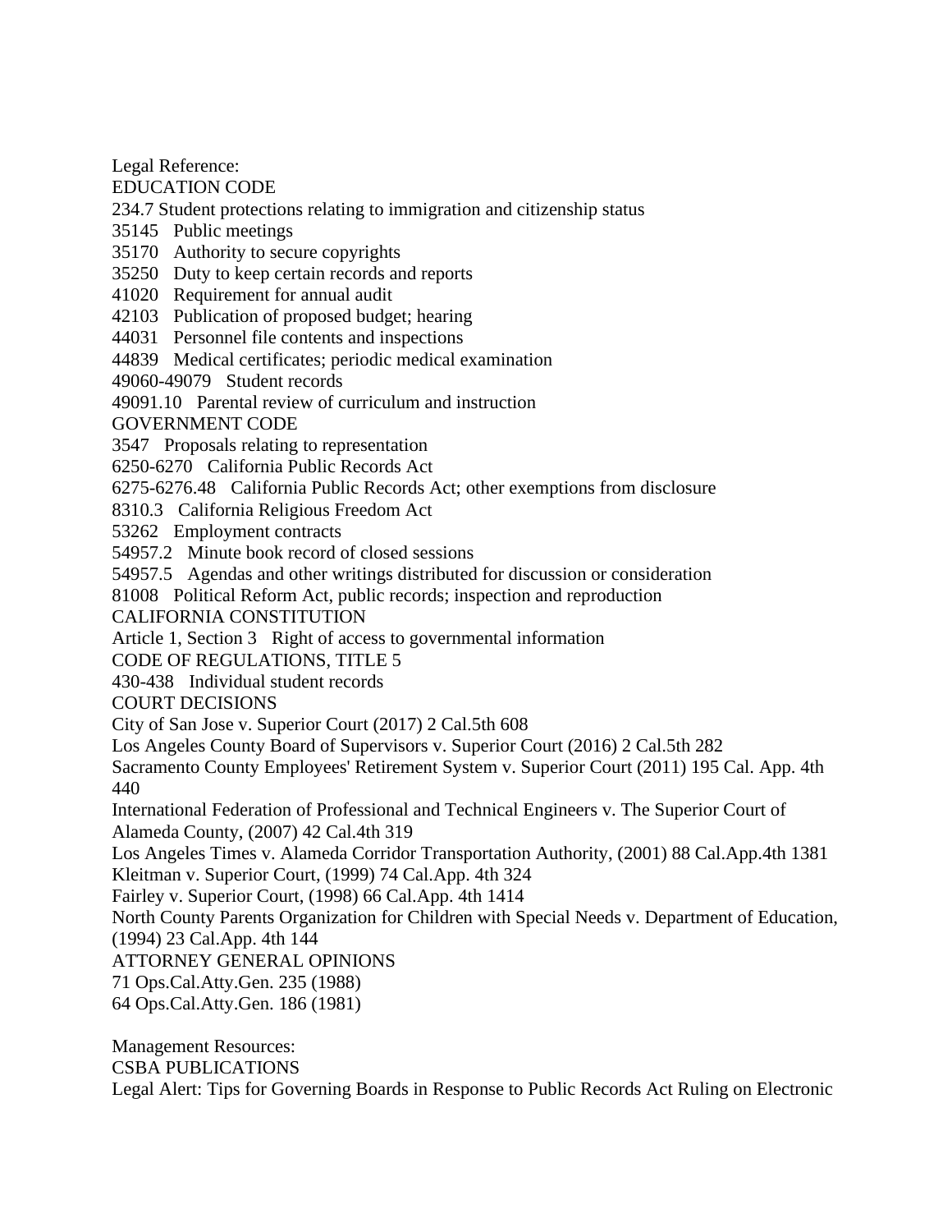Legal Reference:

EDUCATION CODE

234.7 Student protections relating to immigration and citizenship status

35145 Public meetings

35170 Authority to secure copyrights

35250 Duty to keep certain records and reports

41020 Requirement for annual audit

42103 Publication of proposed budget; hearing

44031 Personnel file contents and inspections

44839 Medical certificates; periodic medical examination

49060-49079 Student records

49091.10 Parental review of curriculum and instruction

GOVERNMENT CODE

3547 Proposals relating to representation

6250-6270 California Public Records Act

6275-6276.48 California Public Records Act; other exemptions from disclosure

8310.3 California Religious Freedom Act

53262 Employment contracts

54957.2 Minute book record of closed sessions

54957.5 Agendas and other writings distributed for discussion or consideration

81008 Political Reform Act, public records; inspection and reproduction

CALIFORNIA CONSTITUTION

Article 1, Section 3 Right of access to governmental information

CODE OF REGULATIONS, TITLE 5

430-438 Individual student records

COURT DECISIONS

City of San Jose v. Superior Court (2017) 2 Cal.5th 608

Los Angeles County Board of Supervisors v. Superior Court (2016) 2 Cal.5th 282

Sacramento County Employees' Retirement System v. Superior Court (2011) 195 Cal. App. 4th 440

International Federation of Professional and Technical Engineers v. The Superior Court of Alameda County, (2007) 42 Cal.4th 319

Los Angeles Times v. Alameda Corridor Transportation Authority, (2001) 88 Cal.App.4th 1381

Kleitman v. Superior Court, (1999) 74 Cal.App. 4th 324

Fairley v. Superior Court, (1998) 66 Cal.App. 4th 1414

North County Parents Organization for Children with Special Needs v. Department of Education, (1994) 23 Cal.App. 4th 144

ATTORNEY GENERAL OPINIONS

71 Ops.Cal.Atty.Gen. 235 (1988)

64 Ops.Cal.Atty.Gen. 186 (1981)

Management Resources:

CSBA PUBLICATIONS

Legal Alert: Tips for Governing Boards in Response to Public Records Act Ruling on Electronic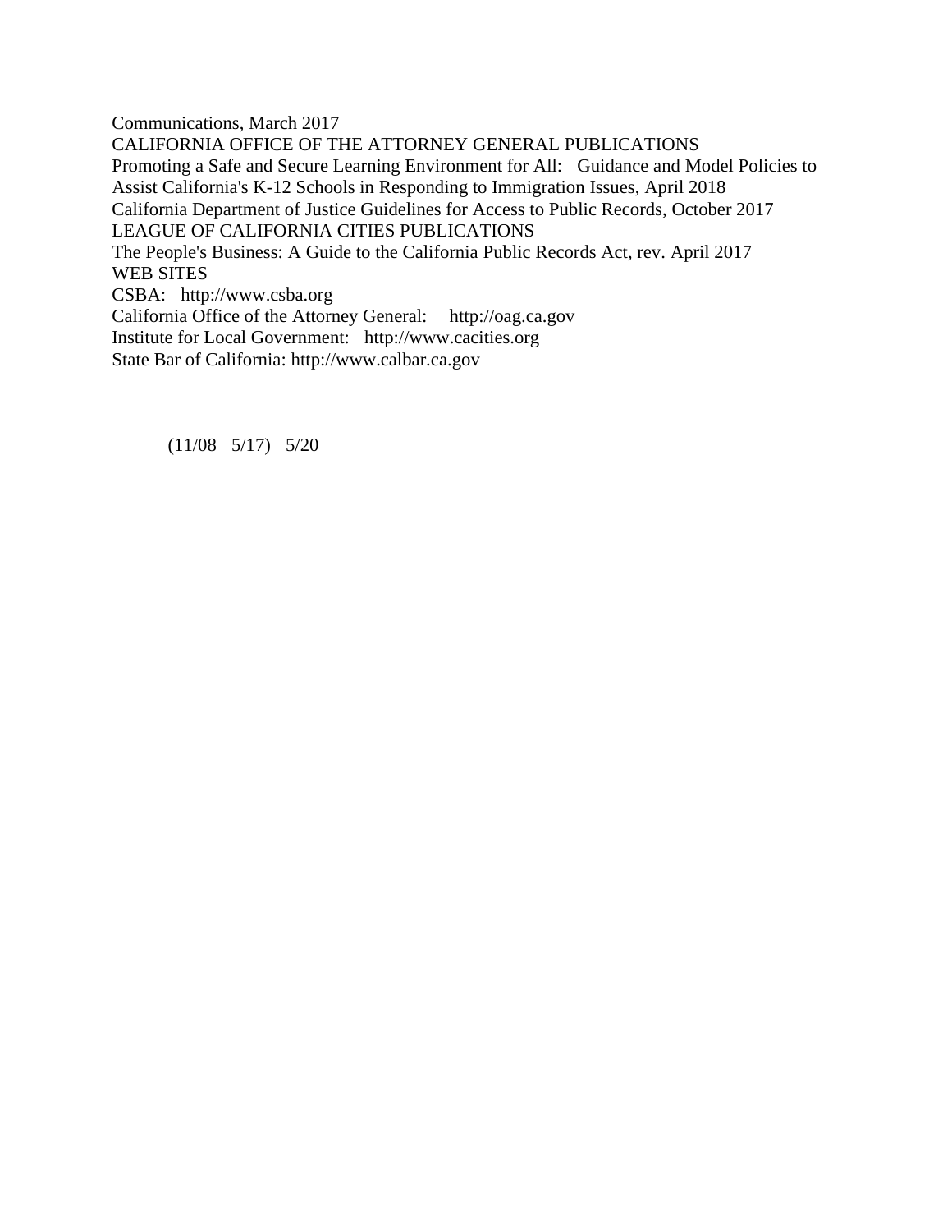Communications, March 2017

CALIFORNIA OFFICE OF THE ATTORNEY GENERAL PUBLICATIONS

Promoting a Safe and Secure Learning Environment for All: Guidance and Model Policies to Assist California's K-12 Schools in Responding to Immigration Issues, April 2018

California Department of Justice Guidelines for Access to Public Records, October 2017

LEAGUE OF CALIFORNIA CITIES PUBLICATIONS

The People's Business: A Guide to the California Public Records Act, rev. April 2017

WEB SITES

CSBA: http://www.csba.org

California Office of the Attorney General: http://oag.ca.gov

Institute for Local Government: http://www.cacities.org

State Bar of California: http://www.calbar.ca.gov

(11/08 5/17) 5/20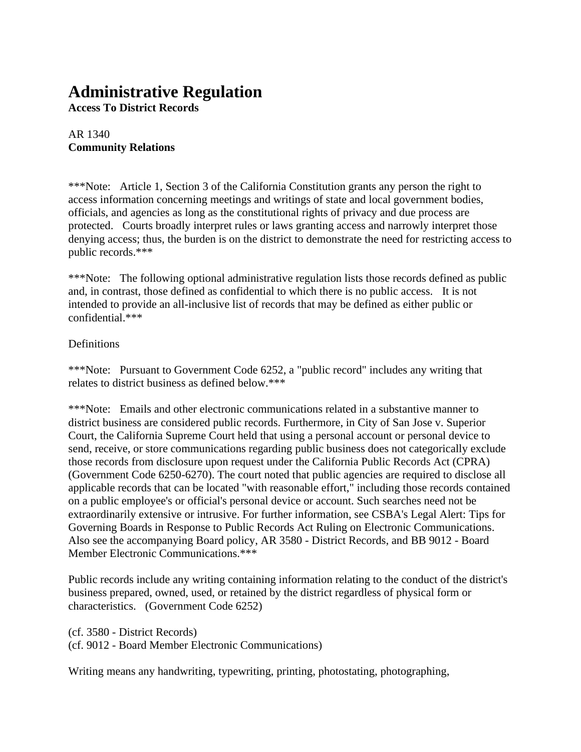# Administrative Regulation

**Access To District Records**

AR 1340
**Community Relations**

***Note: Article 1, Section 3 of the California Constitution grants any person the right to access information concerning meetings and writings of state and local government bodies, officials, and agencies as long as the constitutional rights of privacy and due process are protected. Courts broadly interpret rules or laws granting access and narrowly interpret those denying access; thus, the burden is on the district to demonstrate the need for restricting access to public records.***

***Note: The following optional administrative regulation lists those records defined as public and, in contrast, those defined as confidential to which there is no public access. It is not intended to provide an all-inclusive list of records that may be defined as either public or confidential.***

Definitions

***Note: Pursuant to Government Code 6252, a "public record" includes any writing that relates to district business as defined below.***

***Note: Emails and other electronic communications related in a substantive manner to district business are considered public records. Furthermore, in City of San Jose v. Superior Court, the California Supreme Court held that using a personal account or personal device to send, receive, or store communications regarding public business does not categorically exclude those records from disclosure upon request under the California Public Records Act (CPRA) (Government Code 6250-6270). The court noted that public agencies are required to disclose all applicable records that can be located "with reasonable effort," including those records contained on a public employee's or official's personal device or account. Such searches need not be extraordinarily extensive or intrusive. For further information, see CSBA's Legal Alert: Tips for Governing Boards in Response to Public Records Act Ruling on Electronic Communications. Also see the accompanying Board policy, AR 3580 - District Records, and BB 9012 - Board Member Electronic Communications.***

Public records include any writing containing information relating to the conduct of the district's business prepared, owned, used, or retained by the district regardless of physical form or characteristics. (Government Code 6252)

(cf. 3580 - District Records)
(cf. 9012 - Board Member Electronic Communications)

Writing means any handwriting, typewriting, printing, photostating, photographing,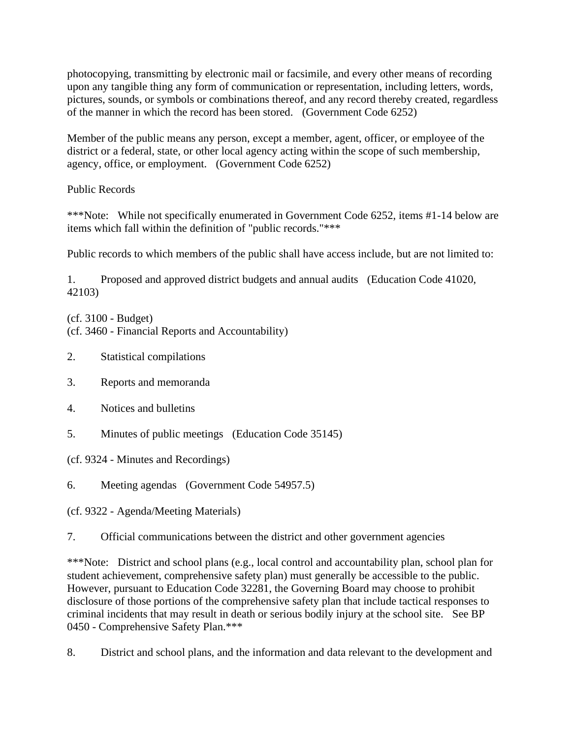photocopying, transmitting by electronic mail or facsimile, and every other means of recording upon any tangible thing any form of communication or representation, including letters, words, pictures, sounds, or symbols or combinations thereof, and any record thereby created, regardless of the manner in which the record has been stored. (Government Code 6252)

Member of the public means any person, except a member, agent, officer, or employee of the district or a federal, state, or other local agency acting within the scope of such membership, agency, office, or employment. (Government Code 6252)

Public Records

***Note: While not specifically enumerated in Government Code 6252, items #1-14 below are items which fall within the definition of "public records."***

Public records to which members of the public shall have access include, but are not limited to:

1. Proposed and approved district budgets and annual audits (Education Code 41020, 42103)

(cf. 3100 - Budget)
(cf. 3460 - Financial Reports and Accountability)

2. Statistical compilations

3. Reports and memoranda

4. Notices and bulletins

5. Minutes of public meetings (Education Code 35145)

(cf. 9324 - Minutes and Recordings)

6. Meeting agendas (Government Code 54957.5)

(cf. 9322 - Agenda/Meeting Materials)

7. Official communications between the district and other government agencies

***Note: District and school plans (e.g., local control and accountability plan, school plan for student achievement, comprehensive safety plan) must generally be accessible to the public. However, pursuant to Education Code 32281, the Governing Board may choose to prohibit disclosure of those portions of the comprehensive safety plan that include tactical responses to criminal incidents that may result in death or serious bodily injury at the school site. See BP 0450 - Comprehensive Safety Plan.***

8. District and school plans, and the information and data relevant to the development and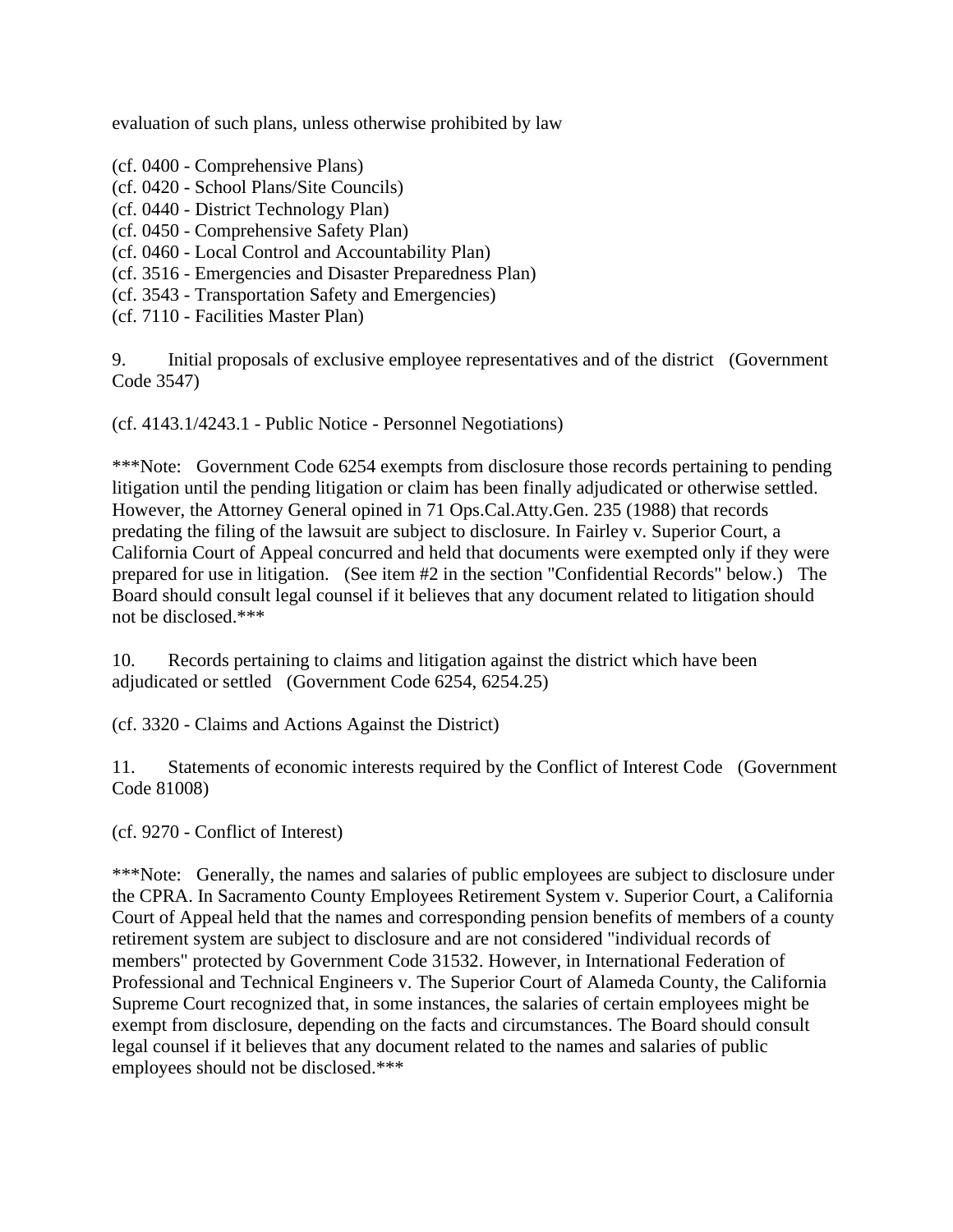evaluation of such plans, unless otherwise prohibited by law

(cf. 0400 - Comprehensive Plans)
(cf. 0420 - School Plans/Site Councils)
(cf. 0440 - District Technology Plan)
(cf. 0450 - Comprehensive Safety Plan)
(cf. 0460 - Local Control and Accountability Plan)
(cf. 3516 - Emergencies and Disaster Preparedness Plan)
(cf. 3543 - Transportation Safety and Emergencies)
(cf. 7110 - Facilities Master Plan)

9. Initial proposals of exclusive employee representatives and of the district (Government Code 3547)

(cf. 4143.1/4243.1 - Public Notice - Personnel Negotiations)

***Note: Government Code 6254 exempts from disclosure those records pertaining to pending litigation until the pending litigation or claim has been finally adjudicated or otherwise settled. However, the Attorney General opined in 71 Ops.Cal.Atty.Gen. 235 (1988) that records predating the filing of the lawsuit are subject to disclosure. In Fairley v. Superior Court, a California Court of Appeal concurred and held that documents were exempted only if they were prepared for use in litigation. (See item #2 in the section "Confidential Records" below.) The Board should consult legal counsel if it believes that any document related to litigation should not be disclosed.***

10. Records pertaining to claims and litigation against the district which have been adjudicated or settled (Government Code 6254, 6254.25)

(cf. 3320 - Claims and Actions Against the District)

11. Statements of economic interests required by the Conflict of Interest Code (Government Code 81008)

(cf. 9270 - Conflict of Interest)

***Note: Generally, the names and salaries of public employees are subject to disclosure under the CPRA. In Sacramento County Employees Retirement System v. Superior Court, a California Court of Appeal held that the names and corresponding pension benefits of members of a county retirement system are subject to disclosure and are not considered "individual records of members" protected by Government Code 31532. However, in International Federation of Professional and Technical Engineers v. The Superior Court of Alameda County, the California Supreme Court recognized that, in some instances, the salaries of certain employees might be exempt from disclosure, depending on the facts and circumstances. The Board should consult legal counsel if it believes that any document related to the names and salaries of public employees should not be disclosed.***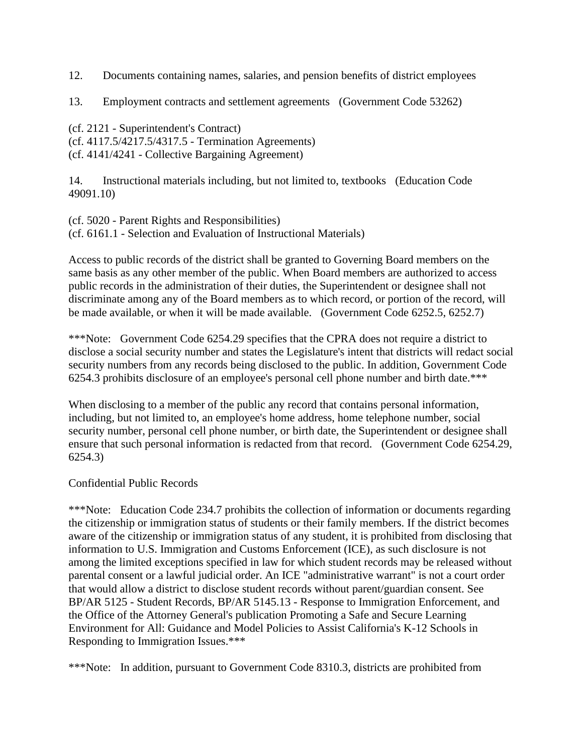12. Documents containing names, salaries, and pension benefits of district employees

13. Employment contracts and settlement agreements (Government Code 53262)

(cf. 2121 - Superintendent's Contract)
(cf. 4117.5/4217.5/4317.5 - Termination Agreements)
(cf. 4141/4241 - Collective Bargaining Agreement)

14. Instructional materials including, but not limited to, textbooks (Education Code 49091.10)

(cf. 5020 - Parent Rights and Responsibilities)
(cf. 6161.1 - Selection and Evaluation of Instructional Materials)

Access to public records of the district shall be granted to Governing Board members on the same basis as any other member of the public. When Board members are authorized to access public records in the administration of their duties, the Superintendent or designee shall not discriminate among any of the Board members as to which record, or portion of the record, will be made available, or when it will be made available. (Government Code 6252.5, 6252.7)

***Note: Government Code 6254.29 specifies that the CPRA does not require a district to disclose a social security number and states the Legislature's intent that districts will redact social security numbers from any records being disclosed to the public. In addition, Government Code 6254.3 prohibits disclosure of an employee's personal cell phone number and birth date.***

When disclosing to a member of the public any record that contains personal information, including, but not limited to, an employee's home address, home telephone number, social security number, personal cell phone number, or birth date, the Superintendent or designee shall ensure that such personal information is redacted from that record. (Government Code 6254.29, 6254.3)

Confidential Public Records

***Note: Education Code 234.7 prohibits the collection of information or documents regarding the citizenship or immigration status of students or their family members. If the district becomes aware of the citizenship or immigration status of any student, it is prohibited from disclosing that information to U.S. Immigration and Customs Enforcement (ICE), as such disclosure is not among the limited exceptions specified in law for which student records may be released without parental consent or a lawful judicial order. An ICE "administrative warrant" is not a court order that would allow a district to disclose student records without parent/guardian consent. See BP/AR 5125 - Student Records, BP/AR 5145.13 - Response to Immigration Enforcement, and the Office of the Attorney General's publication Promoting a Safe and Secure Learning Environment for All: Guidance and Model Policies to Assist California's K-12 Schools in Responding to Immigration Issues.***

***Note: In addition, pursuant to Government Code 8310.3, districts are prohibited from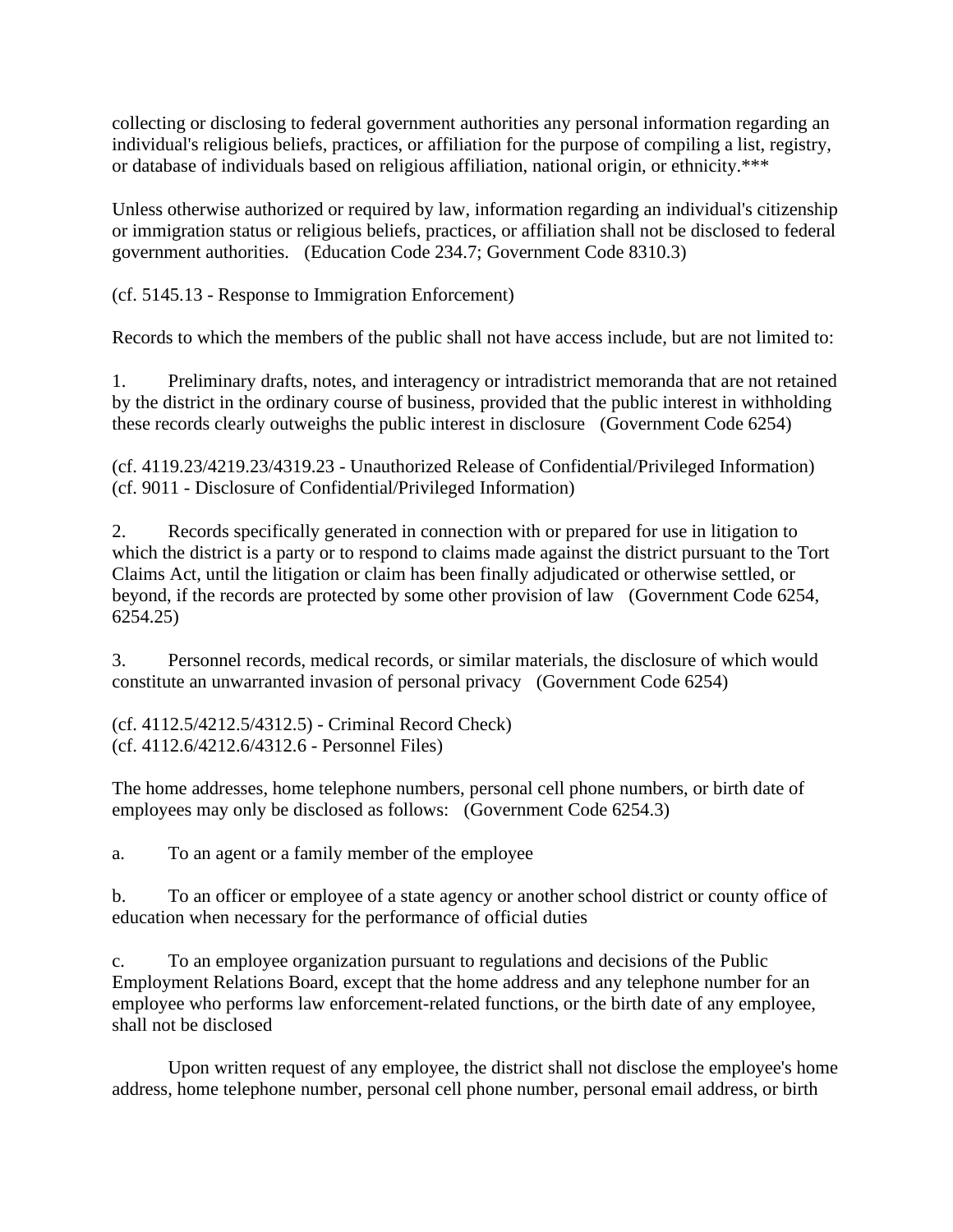collecting or disclosing to federal government authorities any personal information regarding an individual's religious beliefs, practices, or affiliation for the purpose of compiling a list, registry, or database of individuals based on religious affiliation, national origin, or ethnicity.***

Unless otherwise authorized or required by law, information regarding an individual's citizenship or immigration status or religious beliefs, practices, or affiliation shall not be disclosed to federal government authorities. (Education Code 234.7; Government Code 8310.3)

(cf. 5145.13 - Response to Immigration Enforcement)

Records to which the members of the public shall not have access include, but are not limited to:

1. Preliminary drafts, notes, and interagency or intradistrict memoranda that are not retained by the district in the ordinary course of business, provided that the public interest in withholding these records clearly outweighs the public interest in disclosure (Government Code 6254)

(cf. 4119.23/4219.23/4319.23 - Unauthorized Release of Confidential/Privileged Information)
(cf. 9011 - Disclosure of Confidential/Privileged Information)

2. Records specifically generated in connection with or prepared for use in litigation to which the district is a party or to respond to claims made against the district pursuant to the Tort Claims Act, until the litigation or claim has been finally adjudicated or otherwise settled, or beyond, if the records are protected by some other provision of law (Government Code 6254, 6254.25)

3. Personnel records, medical records, or similar materials, the disclosure of which would constitute an unwarranted invasion of personal privacy (Government Code 6254)

(cf. 4112.5/4212.5/4312.5) - Criminal Record Check)
(cf. 4112.6/4212.6/4312.6 - Personnel Files)

The home addresses, home telephone numbers, personal cell phone numbers, or birth date of employees may only be disclosed as follows: (Government Code 6254.3)

a. To an agent or a family member of the employee

b. To an officer or employee of a state agency or another school district or county office of education when necessary for the performance of official duties

c. To an employee organization pursuant to regulations and decisions of the Public Employment Relations Board, except that the home address and any telephone number for an employee who performs law enforcement-related functions, or the birth date of any employee, shall not be disclosed

Upon written request of any employee, the district shall not disclose the employee's home address, home telephone number, personal cell phone number, personal email address, or birth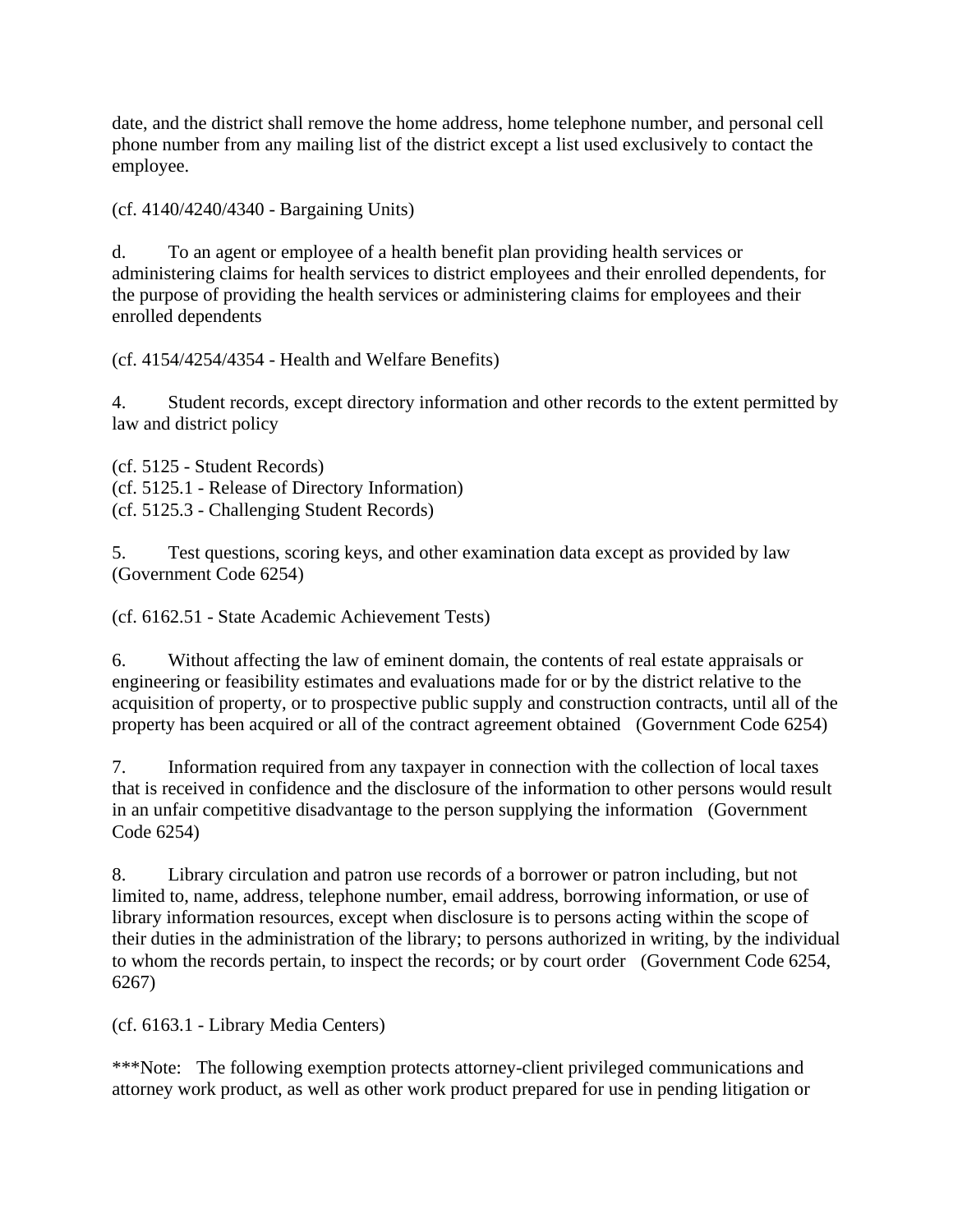date, and the district shall remove the home address, home telephone number, and personal cell phone number from any mailing list of the district except a list used exclusively to contact the employee.

(cf. 4140/4240/4340 - Bargaining Units)

d. To an agent or employee of a health benefit plan providing health services or administering claims for health services to district employees and their enrolled dependents, for the purpose of providing the health services or administering claims for employees and their enrolled dependents

(cf. 4154/4254/4354 - Health and Welfare Benefits)

4. Student records, except directory information and other records to the extent permitted by law and district policy

(cf. 5125 - Student Records)
(cf. 5125.1 - Release of Directory Information)
(cf. 5125.3 - Challenging Student Records)

5. Test questions, scoring keys, and other examination data except as provided by law (Government Code 6254)

(cf. 6162.51 - State Academic Achievement Tests)

6. Without affecting the law of eminent domain, the contents of real estate appraisals or engineering or feasibility estimates and evaluations made for or by the district relative to the acquisition of property, or to prospective public supply and construction contracts, until all of the property has been acquired or all of the contract agreement obtained (Government Code 6254)

7. Information required from any taxpayer in connection with the collection of local taxes that is received in confidence and the disclosure of the information to other persons would result in an unfair competitive disadvantage to the person supplying the information (Government Code 6254)

8. Library circulation and patron use records of a borrower or patron including, but not limited to, name, address, telephone number, email address, borrowing information, or use of library information resources, except when disclosure is to persons acting within the scope of their duties in the administration of the library; to persons authorized in writing, by the individual to whom the records pertain, to inspect the records; or by court order (Government Code 6254, 6267)

(cf. 6163.1 - Library Media Centers)

***Note: The following exemption protects attorney-client privileged communications and attorney work product, as well as other work product prepared for use in pending litigation or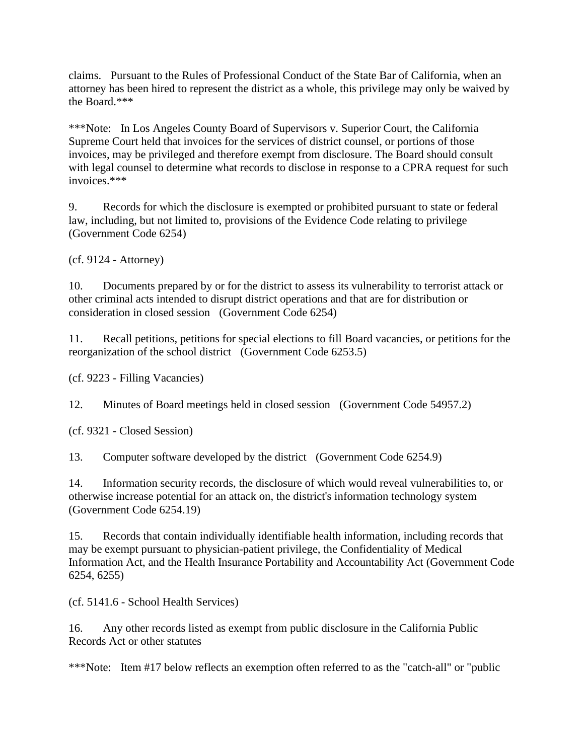claims. Pursuant to the Rules of Professional Conduct of the State Bar of California, when an attorney has been hired to represent the district as a whole, this privilege may only be waived by the Board.***

***Note: In Los Angeles County Board of Supervisors v. Superior Court, the California Supreme Court held that invoices for the services of district counsel, or portions of those invoices, may be privileged and therefore exempt from disclosure. The Board should consult with legal counsel to determine what records to disclose in response to a CPRA request for such invoices.***

9. Records for which the disclosure is exempted or prohibited pursuant to state or federal law, including, but not limited to, provisions of the Evidence Code relating to privilege (Government Code 6254)

(cf. 9124 - Attorney)

10. Documents prepared by or for the district to assess its vulnerability to terrorist attack or other criminal acts intended to disrupt district operations and that are for distribution or consideration in closed session (Government Code 6254)

11. Recall petitions, petitions for special elections to fill Board vacancies, or petitions for the reorganization of the school district (Government Code 6253.5)

(cf. 9223 - Filling Vacancies)

12. Minutes of Board meetings held in closed session (Government Code 54957.2)

(cf. 9321 - Closed Session)

13. Computer software developed by the district (Government Code 6254.9)

14. Information security records, the disclosure of which would reveal vulnerabilities to, or otherwise increase potential for an attack on, the district's information technology system (Government Code 6254.19)

15. Records that contain individually identifiable health information, including records that may be exempt pursuant to physician-patient privilege, the Confidentiality of Medical Information Act, and the Health Insurance Portability and Accountability Act (Government Code 6254, 6255)

(cf. 5141.6 - School Health Services)

16. Any other records listed as exempt from public disclosure in the California Public Records Act or other statutes

***Note: Item #17 below reflects an exemption often referred to as the "catch-all" or "public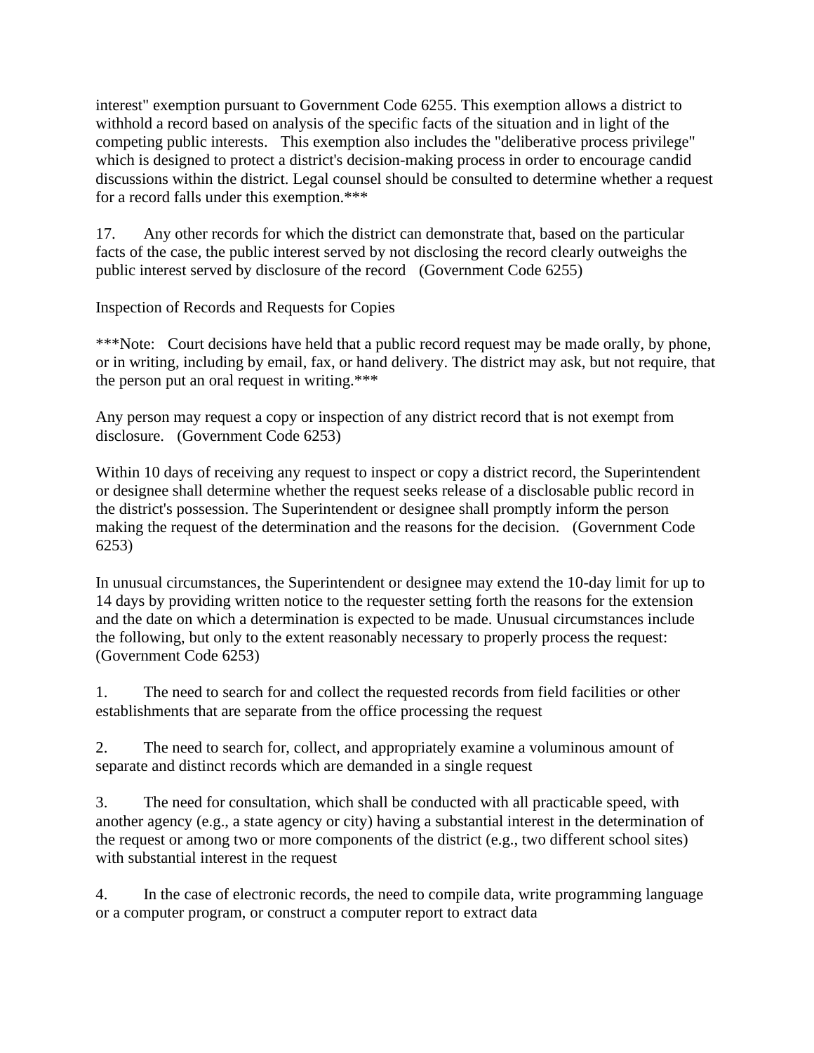interest" exemption pursuant to Government Code 6255. This exemption allows a district to withhold a record based on analysis of the specific facts of the situation and in light of the competing public interests. This exemption also includes the "deliberative process privilege" which is designed to protect a district's decision-making process in order to encourage candid discussions within the district. Legal counsel should be consulted to determine whether a request for a record falls under this exemption.***

17. Any other records for which the district can demonstrate that, based on the particular facts of the case, the public interest served by not disclosing the record clearly outweighs the public interest served by disclosure of the record (Government Code 6255)

Inspection of Records and Requests for Copies

***Note: Court decisions have held that a public record request may be made orally, by phone, or in writing, including by email, fax, or hand delivery. The district may ask, but not require, that the person put an oral request in writing.***

Any person may request a copy or inspection of any district record that is not exempt from disclosure. (Government Code 6253)

Within 10 days of receiving any request to inspect or copy a district record, the Superintendent or designee shall determine whether the request seeks release of a disclosable public record in the district's possession. The Superintendent or designee shall promptly inform the person making the request of the determination and the reasons for the decision. (Government Code 6253)

In unusual circumstances, the Superintendent or designee may extend the 10-day limit for up to 14 days by providing written notice to the requester setting forth the reasons for the extension and the date on which a determination is expected to be made. Unusual circumstances include the following, but only to the extent reasonably necessary to properly process the request: (Government Code 6253)

1. The need to search for and collect the requested records from field facilities or other establishments that are separate from the office processing the request

2. The need to search for, collect, and appropriately examine a voluminous amount of separate and distinct records which are demanded in a single request

3. The need for consultation, which shall be conducted with all practicable speed, with another agency (e.g., a state agency or city) having a substantial interest in the determination of the request or among two or more components of the district (e.g., two different school sites) with substantial interest in the request

4. In the case of electronic records, the need to compile data, write programming language or a computer program, or construct a computer report to extract data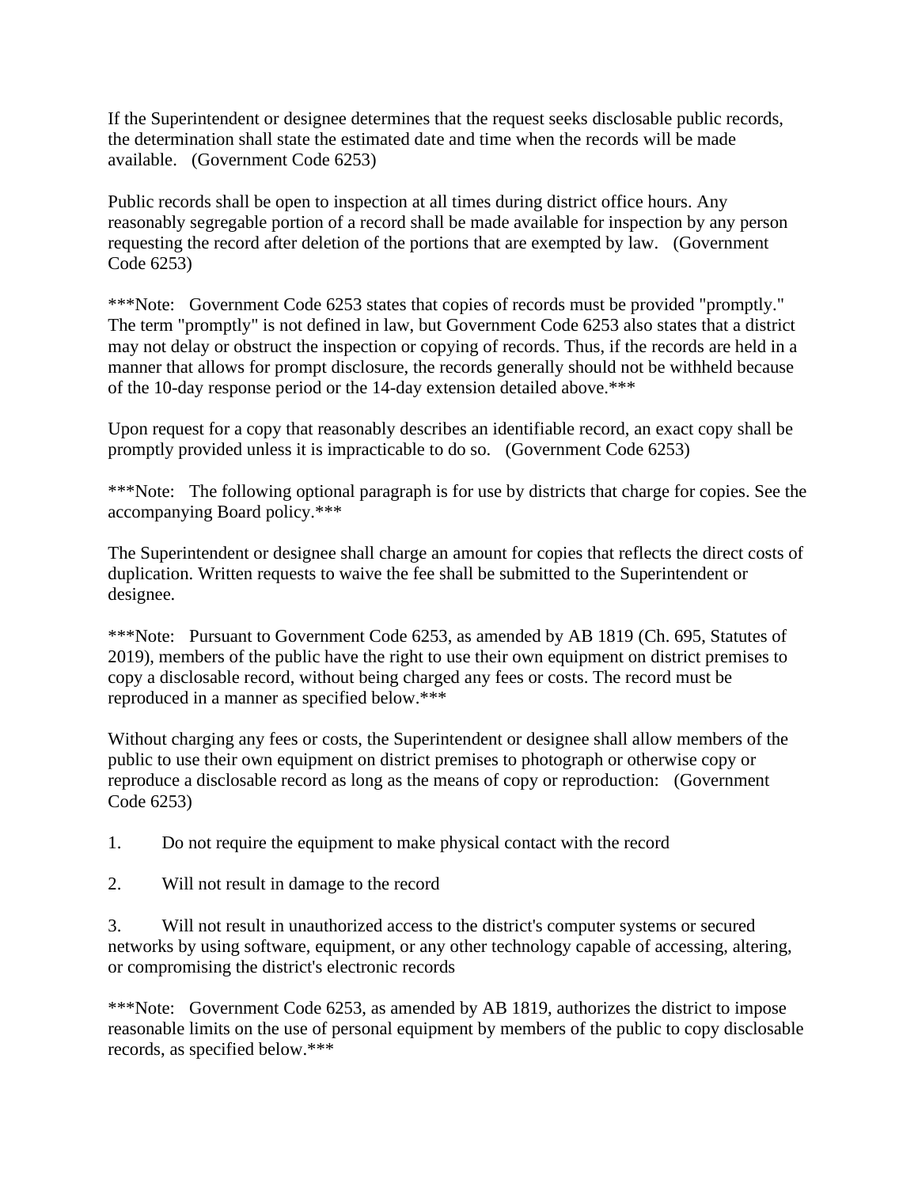If the Superintendent or designee determines that the request seeks disclosable public records, the determination shall state the estimated date and time when the records will be made available. (Government Code 6253)

Public records shall be open to inspection at all times during district office hours. Any reasonably segregable portion of a record shall be made available for inspection by any person requesting the record after deletion of the portions that are exempted by law. (Government Code 6253)

***Note: Government Code 6253 states that copies of records must be provided "promptly." The term "promptly" is not defined in law, but Government Code 6253 also states that a district may not delay or obstruct the inspection or copying of records. Thus, if the records are held in a manner that allows for prompt disclosure, the records generally should not be withheld because of the 10-day response period or the 14-day extension detailed above.***

Upon request for a copy that reasonably describes an identifiable record, an exact copy shall be promptly provided unless it is impracticable to do so. (Government Code 6253)

***Note: The following optional paragraph is for use by districts that charge for copies. See the accompanying Board policy.***

The Superintendent or designee shall charge an amount for copies that reflects the direct costs of duplication. Written requests to waive the fee shall be submitted to the Superintendent or designee.

***Note: Pursuant to Government Code 6253, as amended by AB 1819 (Ch. 695, Statutes of 2019), members of the public have the right to use their own equipment on district premises to copy a disclosable record, without being charged any fees or costs. The record must be reproduced in a manner as specified below.***

Without charging any fees or costs, the Superintendent or designee shall allow members of the public to use their own equipment on district premises to photograph or otherwise copy or reproduce a disclosable record as long as the means of copy or reproduction: (Government Code 6253)

1. Do not require the equipment to make physical contact with the record

2. Will not result in damage to the record

3. Will not result in unauthorized access to the district's computer systems or secured networks by using software, equipment, or any other technology capable of accessing, altering, or compromising the district's electronic records

***Note: Government Code 6253, as amended by AB 1819, authorizes the district to impose reasonable limits on the use of personal equipment by members of the public to copy disclosable records, as specified below.***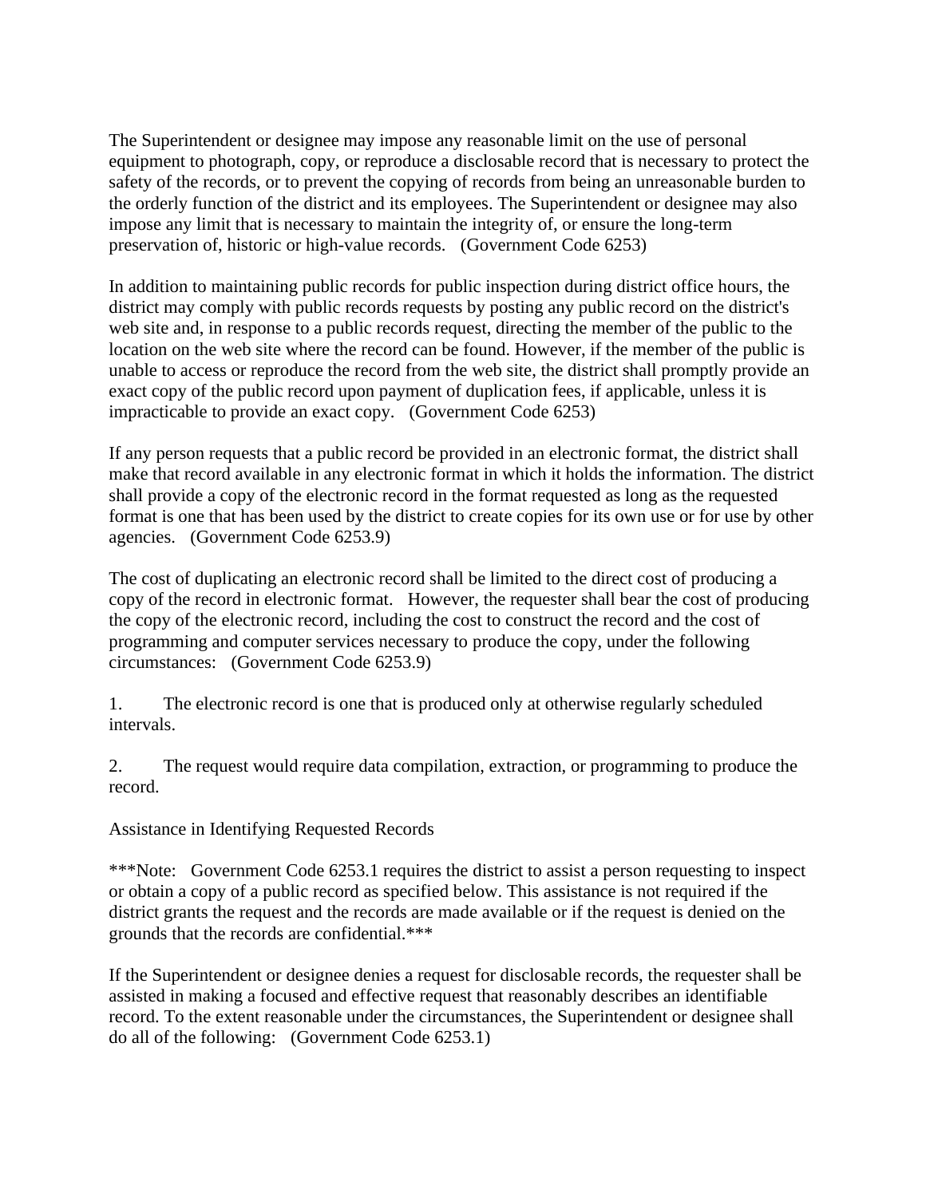The Superintendent or designee may impose any reasonable limit on the use of personal equipment to photograph, copy, or reproduce a disclosable record that is necessary to protect the safety of the records, or to prevent the copying of records from being an unreasonable burden to the orderly function of the district and its employees. The Superintendent or designee may also impose any limit that is necessary to maintain the integrity of, or ensure the long-term preservation of, historic or high-value records. (Government Code 6253)

In addition to maintaining public records for public inspection during district office hours, the district may comply with public records requests by posting any public record on the district's web site and, in response to a public records request, directing the member of the public to the location on the web site where the record can be found. However, if the member of the public is unable to access or reproduce the record from the web site, the district shall promptly provide an exact copy of the public record upon payment of duplication fees, if applicable, unless it is impracticable to provide an exact copy. (Government Code 6253)

If any person requests that a public record be provided in an electronic format, the district shall make that record available in any electronic format in which it holds the information. The district shall provide a copy of the electronic record in the format requested as long as the requested format is one that has been used by the district to create copies for its own use or for use by other agencies. (Government Code 6253.9)

The cost of duplicating an electronic record shall be limited to the direct cost of producing a copy of the record in electronic format. However, the requester shall bear the cost of producing the copy of the electronic record, including the cost to construct the record and the cost of programming and computer services necessary to produce the copy, under the following circumstances: (Government Code 6253.9)

1. The electronic record is one that is produced only at otherwise regularly scheduled intervals.

2. The request would require data compilation, extraction, or programming to produce the record.

Assistance in Identifying Requested Records

***Note: Government Code 6253.1 requires the district to assist a person requesting to inspect or obtain a copy of a public record as specified below. This assistance is not required if the district grants the request and the records are made available or if the request is denied on the grounds that the records are confidential.***

If the Superintendent or designee denies a request for disclosable records, the requester shall be assisted in making a focused and effective request that reasonably describes an identifiable record. To the extent reasonable under the circumstances, the Superintendent or designee shall do all of the following: (Government Code 6253.1)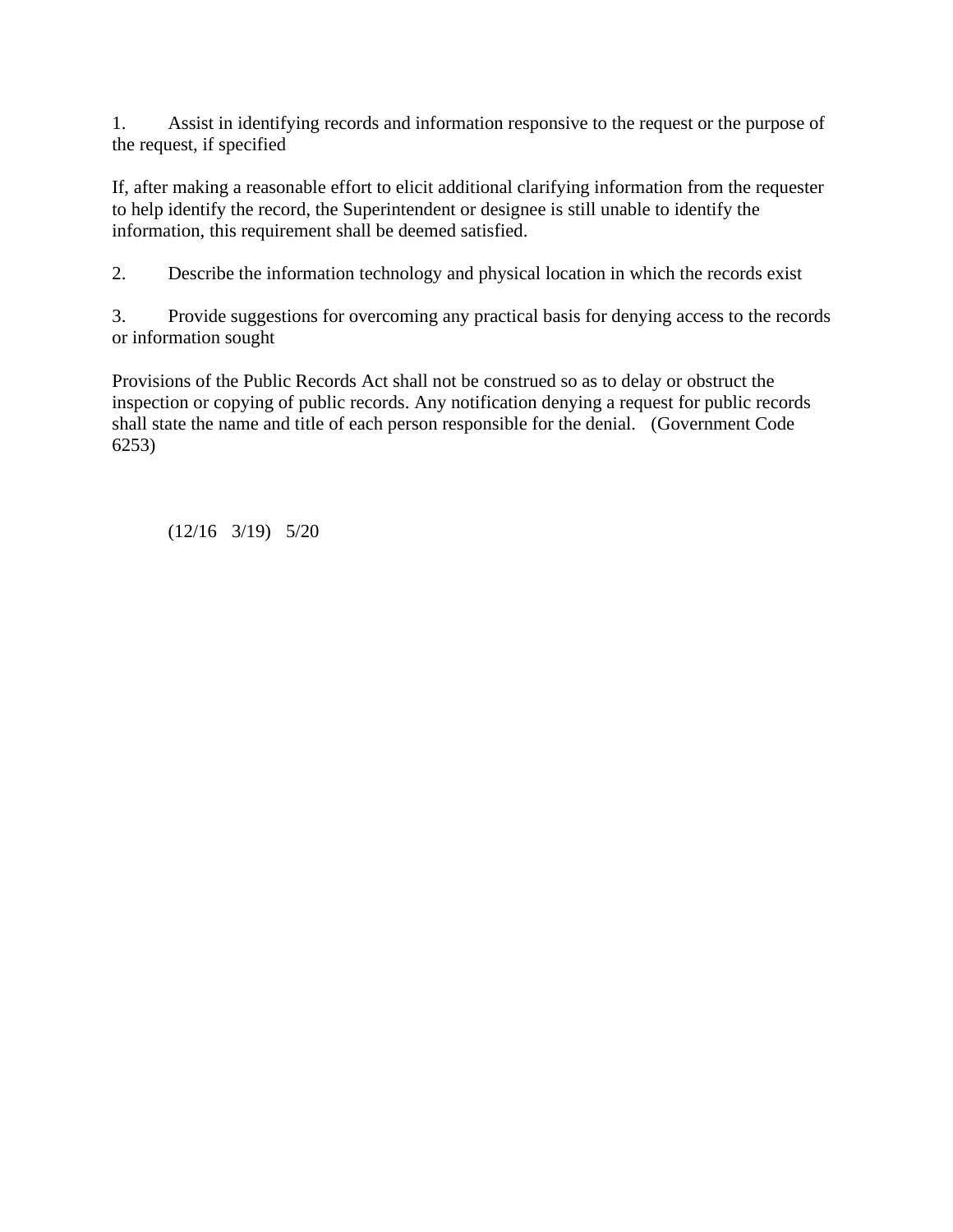1. Assist in identifying records and information responsive to the request or the purpose of the request, if specified

If, after making a reasonable effort to elicit additional clarifying information from the requester to help identify the record, the Superintendent or designee is still unable to identify the information, this requirement shall be deemed satisfied.

2. Describe the information technology and physical location in which the records exist

3. Provide suggestions for overcoming any practical basis for denying access to the records or information sought

Provisions of the Public Records Act shall not be construed so as to delay or obstruct the inspection or copying of public records. Any notification denying a request for public records shall state the name and title of each person responsible for the denial. (Government Code 6253)

(12/16 3/19) 5/20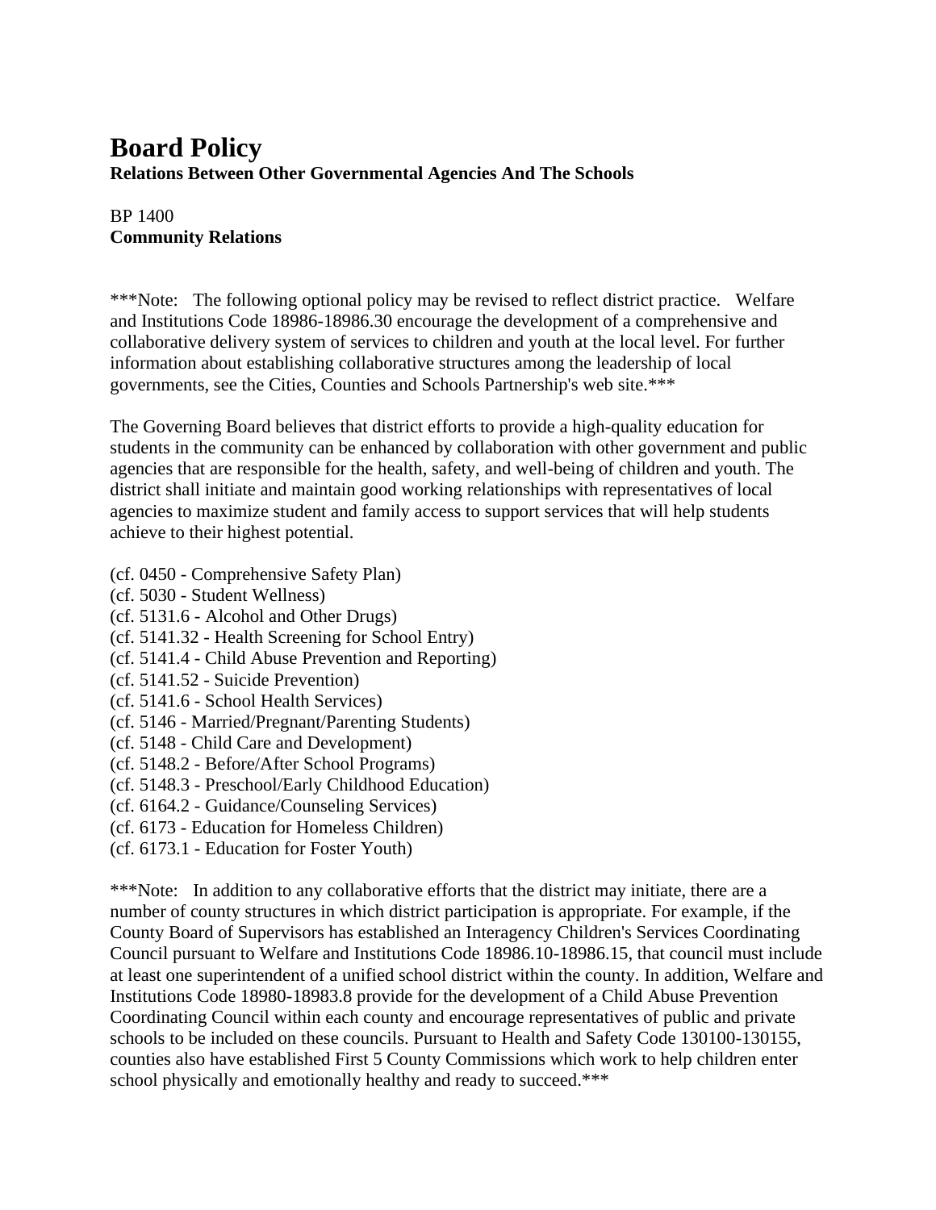# Board Policy

**Relations Between Other Governmental Agencies And The Schools**

BP 1400
**Community Relations**

***Note: The following optional policy may be revised to reflect district practice. Welfare and Institutions Code 18986-18986.30 encourage the development of a comprehensive and collaborative delivery system of services to children and youth at the local level. For further information about establishing collaborative structures among the leadership of local governments, see the Cities, Counties and Schools Partnership's web site.***

The Governing Board believes that district efforts to provide a high-quality education for students in the community can be enhanced by collaboration with other government and public agencies that are responsible for the health, safety, and well-being of children and youth. The district shall initiate and maintain good working relationships with representatives of local agencies to maximize student and family access to support services that will help students achieve to their highest potential.

(cf. 0450 - Comprehensive Safety Plan)
(cf. 5030 - Student Wellness)
(cf. 5131.6 - Alcohol and Other Drugs)
(cf. 5141.32 - Health Screening for School Entry)
(cf. 5141.4 - Child Abuse Prevention and Reporting)
(cf. 5141.52 - Suicide Prevention)
(cf. 5141.6 - School Health Services)
(cf. 5146 - Married/Pregnant/Parenting Students)
(cf. 5148 - Child Care and Development)
(cf. 5148.2 - Before/After School Programs)
(cf. 5148.3 - Preschool/Early Childhood Education)
(cf. 6164.2 - Guidance/Counseling Services)
(cf. 6173 - Education for Homeless Children)
(cf. 6173.1 - Education for Foster Youth)

***Note: In addition to any collaborative efforts that the district may initiate, there are a number of county structures in which district participation is appropriate. For example, if the County Board of Supervisors has established an Interagency Children's Services Coordinating Council pursuant to Welfare and Institutions Code 18986.10-18986.15, that council must include at least one superintendent of a unified school district within the county. In addition, Welfare and Institutions Code 18980-18983.8 provide for the development of a Child Abuse Prevention Coordinating Council within each county and encourage representatives of public and private schools to be included on these councils. Pursuant to Health and Safety Code 130100-130155, counties also have established First 5 County Commissions which work to help children enter school physically and emotionally healthy and ready to succeed.***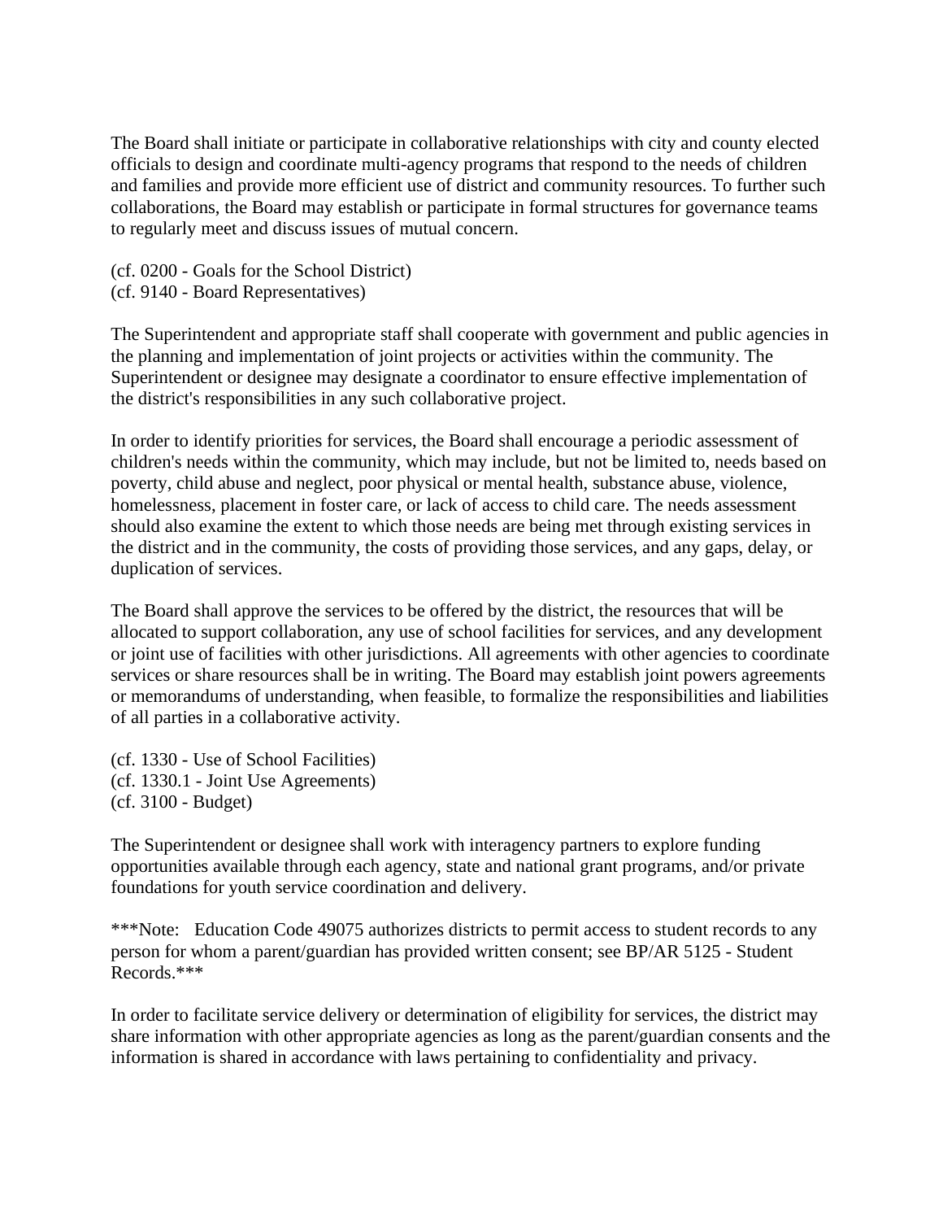The Board shall initiate or participate in collaborative relationships with city and county elected officials to design and coordinate multi-agency programs that respond to the needs of children and families and provide more efficient use of district and community resources. To further such collaborations, the Board may establish or participate in formal structures for governance teams to regularly meet and discuss issues of mutual concern.

(cf. 0200 - Goals for the School District)
(cf. 9140 - Board Representatives)

The Superintendent and appropriate staff shall cooperate with government and public agencies in the planning and implementation of joint projects or activities within the community. The Superintendent or designee may designate a coordinator to ensure effective implementation of the district's responsibilities in any such collaborative project.

In order to identify priorities for services, the Board shall encourage a periodic assessment of children's needs within the community, which may include, but not be limited to, needs based on poverty, child abuse and neglect, poor physical or mental health, substance abuse, violence, homelessness, placement in foster care, or lack of access to child care. The needs assessment should also examine the extent to which those needs are being met through existing services in the district and in the community, the costs of providing those services, and any gaps, delay, or duplication of services.

The Board shall approve the services to be offered by the district, the resources that will be allocated to support collaboration, any use of school facilities for services, and any development or joint use of facilities with other jurisdictions. All agreements with other agencies to coordinate services or share resources shall be in writing. The Board may establish joint powers agreements or memorandums of understanding, when feasible, to formalize the responsibilities and liabilities of all parties in a collaborative activity.

(cf. 1330 - Use of School Facilities)
(cf. 1330.1 - Joint Use Agreements)
(cf. 3100 - Budget)

The Superintendent or designee shall work with interagency partners to explore funding opportunities available through each agency, state and national grant programs, and/or private foundations for youth service coordination and delivery.

***Note: Education Code 49075 authorizes districts to permit access to student records to any person for whom a parent/guardian has provided written consent; see BP/AR 5125 - Student Records.***

In order to facilitate service delivery or determination of eligibility for services, the district may share information with other appropriate agencies as long as the parent/guardian consents and the information is shared in accordance with laws pertaining to confidentiality and privacy.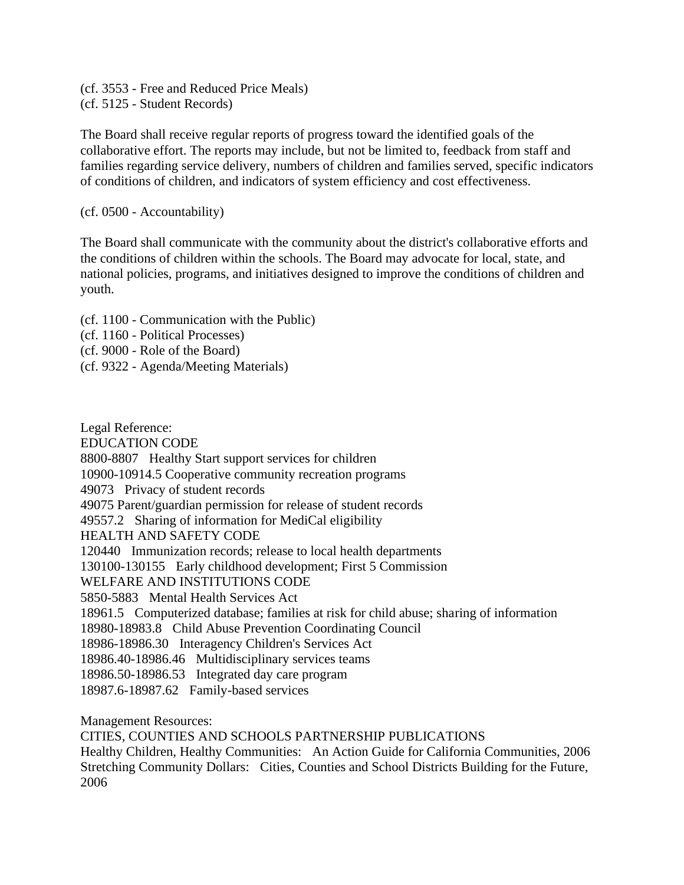(cf. 3553 - Free and Reduced Price Meals)
(cf. 5125 - Student Records)

The Board shall receive regular reports of progress toward the identified goals of the collaborative effort. The reports may include, but not be limited to, feedback from staff and families regarding service delivery, numbers of children and families served, specific indicators of conditions of children, and indicators of system efficiency and cost effectiveness.

(cf. 0500 - Accountability)

The Board shall communicate with the community about the district's collaborative efforts and the conditions of children within the schools. The Board may advocate for local, state, and national policies, programs, and initiatives designed to improve the conditions of children and youth.

(cf. 1100 - Communication with the Public)
(cf. 1160 - Political Processes)
(cf. 9000 - Role of the Board)
(cf. 9322 - Agenda/Meeting Materials)

Legal Reference:
EDUCATION CODE
8800-8807 Healthy Start support services for children
10900-10914.5 Cooperative community recreation programs
49073 Privacy of student records
49075 Parent/guardian permission for release of student records
49557.2 Sharing of information for MediCal eligibility
HEALTH AND SAFETY CODE
120440 Immunization records; release to local health departments
130100-130155 Early childhood development; First 5 Commission
WELFARE AND INSTITUTIONS CODE
5850-5883 Mental Health Services Act
18961.5 Computerized database; families at risk for child abuse; sharing of information
18980-18983.8 Child Abuse Prevention Coordinating Council
18986-18986.30 Interagency Children's Services Act
18986.40-18986.46 Multidisciplinary services teams
18986.50-18986.53 Integrated day care program
18987.6-18987.62 Family-based services

Management Resources:
CITIES, COUNTIES AND SCHOOLS PARTNERSHIP PUBLICATIONS
Healthy Children, Healthy Communities: An Action Guide for California Communities, 2006
Stretching Community Dollars: Cities, Counties and School Districts Building for the Future, 2006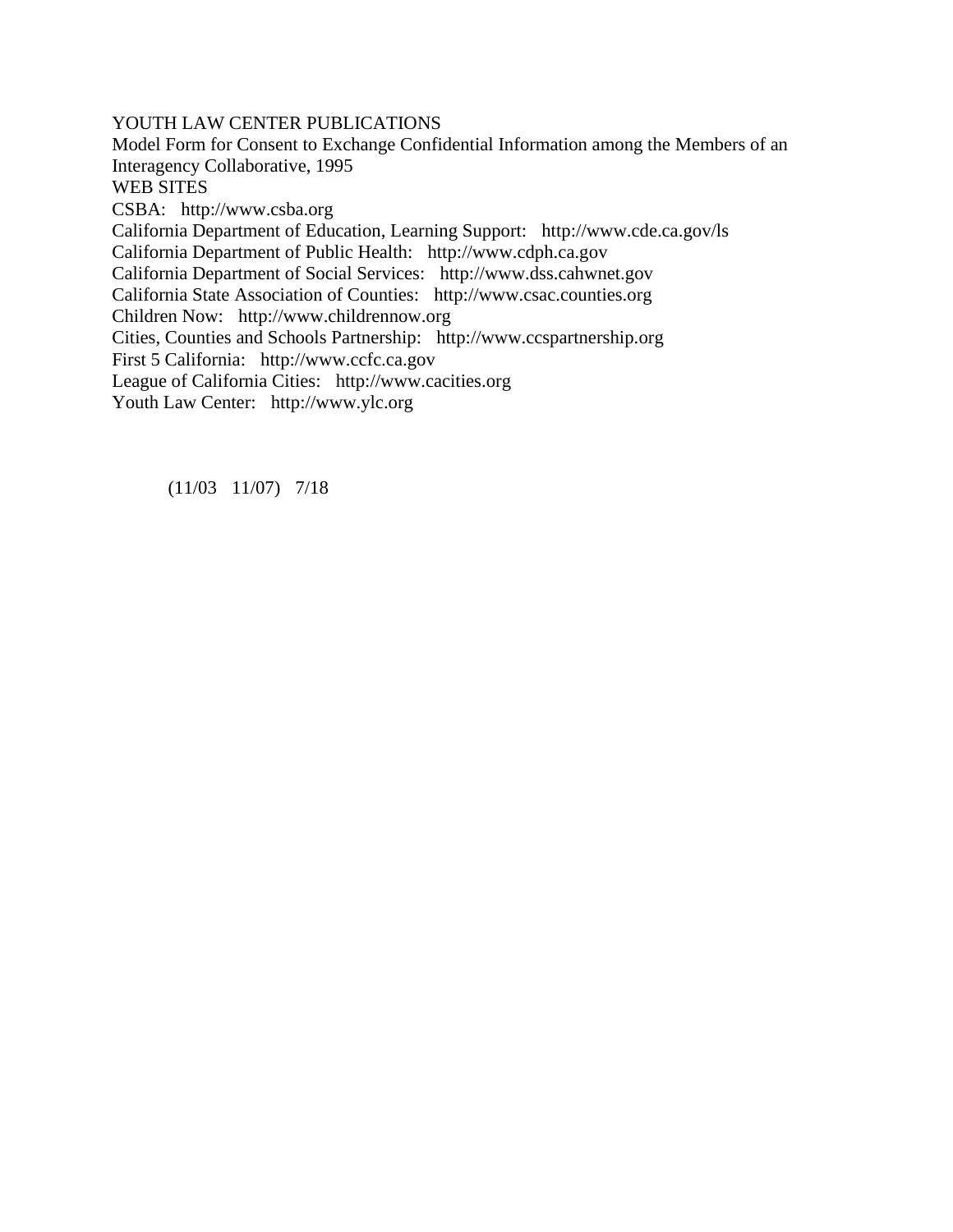YOUTH LAW CENTER PUBLICATIONS

Model Form for Consent to Exchange Confidential Information among the Members of an Interagency Collaborative, 1995

WEB SITES

CSBA: http://www.csba.org

California Department of Education, Learning Support: http://www.cde.ca.gov/ls

California Department of Public Health: http://www.cdph.ca.gov

California Department of Social Services: http://www.dss.cahwnet.gov

California State Association of Counties: http://www.csac.counties.org

Children Now: http://www.childrennow.org

Cities, Counties and Schools Partnership: http://www.ccspartnership.org

First 5 California: http://www.ccfc.ca.gov

League of California Cities: http://www.cacities.org

Youth Law Center: http://www.ylc.org

(11/03 11/07) 7/18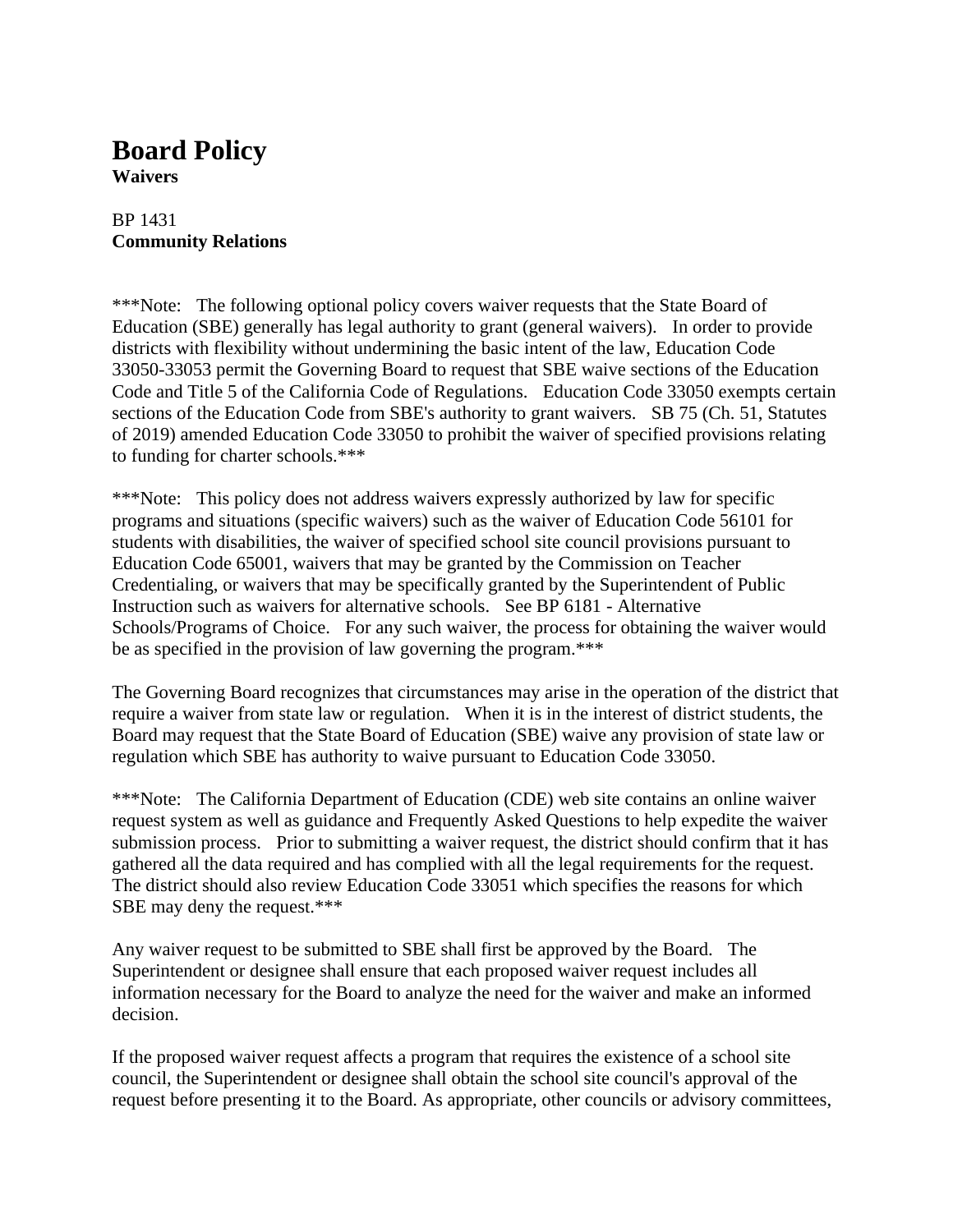# Board Policy

**Waivers**

BP 1431
**Community Relations**

***Note: The following optional policy covers waiver requests that the State Board of Education (SBE) generally has legal authority to grant (general waivers). In order to provide districts with flexibility without undermining the basic intent of the law, Education Code 33050-33053 permit the Governing Board to request that SBE waive sections of the Education Code and Title 5 of the California Code of Regulations. Education Code 33050 exempts certain sections of the Education Code from SBE's authority to grant waivers. SB 75 (Ch. 51, Statutes of 2019) amended Education Code 33050 to prohibit the waiver of specified provisions relating to funding for charter schools.***

***Note: This policy does not address waivers expressly authorized by law for specific programs and situations (specific waivers) such as the waiver of Education Code 56101 for students with disabilities, the waiver of specified school site council provisions pursuant to Education Code 65001, waivers that may be granted by the Commission on Teacher Credentialing, or waivers that may be specifically granted by the Superintendent of Public Instruction such as waivers for alternative schools. See BP 6181 - Alternative Schools/Programs of Choice. For any such waiver, the process for obtaining the waiver would be as specified in the provision of law governing the program.***

The Governing Board recognizes that circumstances may arise in the operation of the district that require a waiver from state law or regulation. When it is in the interest of district students, the Board may request that the State Board of Education (SBE) waive any provision of state law or regulation which SBE has authority to waive pursuant to Education Code 33050.

***Note: The California Department of Education (CDE) web site contains an online waiver request system as well as guidance and Frequently Asked Questions to help expedite the waiver submission process. Prior to submitting a waiver request, the district should confirm that it has gathered all the data required and has complied with all the legal requirements for the request. The district should also review Education Code 33051 which specifies the reasons for which SBE may deny the request.***

Any waiver request to be submitted to SBE shall first be approved by the Board. The Superintendent or designee shall ensure that each proposed waiver request includes all information necessary for the Board to analyze the need for the waiver and make an informed decision.

If the proposed waiver request affects a program that requires the existence of a school site council, the Superintendent or designee shall obtain the school site council's approval of the request before presenting it to the Board. As appropriate, other councils or advisory committees,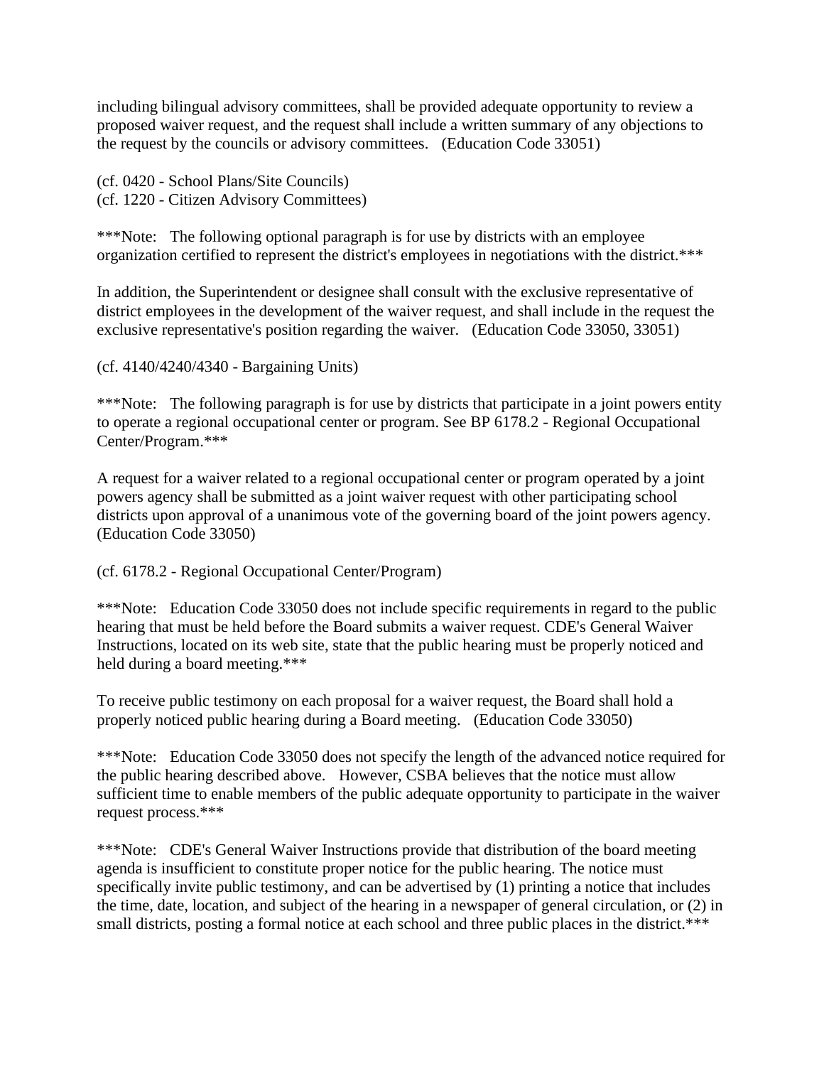including bilingual advisory committees, shall be provided adequate opportunity to review a proposed waiver request, and the request shall include a written summary of any objections to the request by the councils or advisory committees. (Education Code 33051)

(cf. 0420 - School Plans/Site Councils)
(cf. 1220 - Citizen Advisory Committees)

***Note: The following optional paragraph is for use by districts with an employee organization certified to represent the district's employees in negotiations with the district.***

In addition, the Superintendent or designee shall consult with the exclusive representative of district employees in the development of the waiver request, and shall include in the request the exclusive representative's position regarding the waiver. (Education Code 33050, 33051)

(cf. 4140/4240/4340 - Bargaining Units)

***Note: The following paragraph is for use by districts that participate in a joint powers entity to operate a regional occupational center or program. See BP 6178.2 - Regional Occupational Center/Program.***

A request for a waiver related to a regional occupational center or program operated by a joint powers agency shall be submitted as a joint waiver request with other participating school districts upon approval of a unanimous vote of the governing board of the joint powers agency. (Education Code 33050)

(cf. 6178.2 - Regional Occupational Center/Program)

***Note: Education Code 33050 does not include specific requirements in regard to the public hearing that must be held before the Board submits a waiver request. CDE's General Waiver Instructions, located on its web site, state that the public hearing must be properly noticed and held during a board meeting.***

To receive public testimony on each proposal for a waiver request, the Board shall hold a properly noticed public hearing during a Board meeting. (Education Code 33050)

***Note: Education Code 33050 does not specify the length of the advanced notice required for the public hearing described above. However, CSBA believes that the notice must allow sufficient time to enable members of the public adequate opportunity to participate in the waiver request process.***

***Note: CDE's General Waiver Instructions provide that distribution of the board meeting agenda is insufficient to constitute proper notice for the public hearing. The notice must specifically invite public testimony, and can be advertised by (1) printing a notice that includes the time, date, location, and subject of the hearing in a newspaper of general circulation, or (2) in small districts, posting a formal notice at each school and three public places in the district.***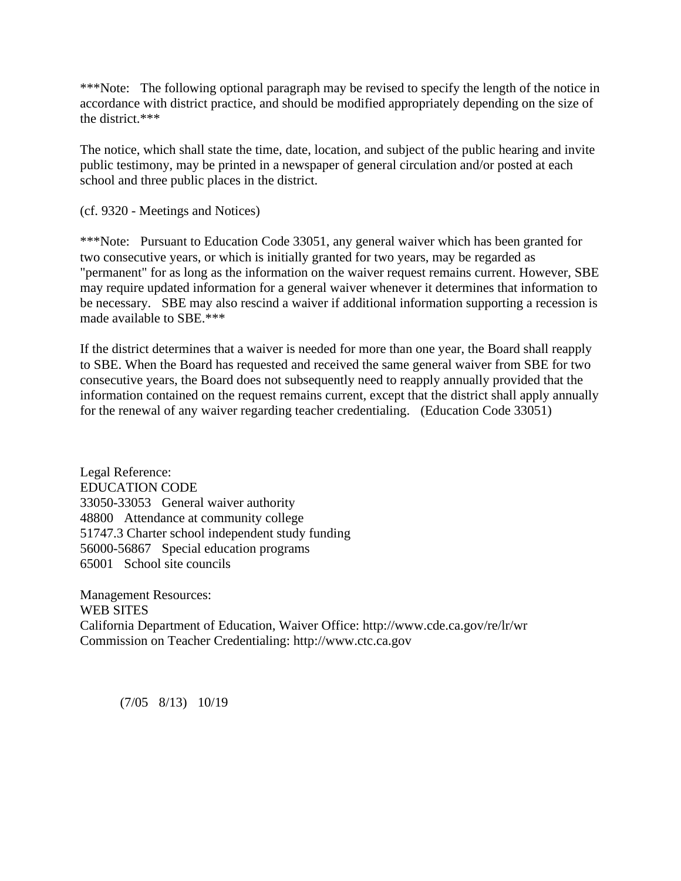***Note: The following optional paragraph may be revised to specify the length of the notice in accordance with district practice, and should be modified appropriately depending on the size of the district.***

The notice, which shall state the time, date, location, and subject of the public hearing and invite public testimony, may be printed in a newspaper of general circulation and/or posted at each school and three public places in the district.

(cf. 9320 - Meetings and Notices)

***Note: Pursuant to Education Code 33051, any general waiver which has been granted for two consecutive years, or which is initially granted for two years, may be regarded as "permanent" for as long as the information on the waiver request remains current. However, SBE may require updated information for a general waiver whenever it determines that information to be necessary. SBE may also rescind a waiver if additional information supporting a recession is made available to SBE.***

If the district determines that a waiver is needed for more than one year, the Board shall reapply to SBE. When the Board has requested and received the same general waiver from SBE for two consecutive years, the Board does not subsequently need to reapply annually provided that the information contained on the request remains current, except that the district shall apply annually for the renewal of any waiver regarding teacher credentialing. (Education Code 33051)

Legal Reference:
EDUCATION CODE
33050-33053 General waiver authority
48800 Attendance at community college
51747.3 Charter school independent study funding
56000-56867 Special education programs
65001 School site councils

Management Resources:
WEB SITES
California Department of Education, Waiver Office: http://www.cde.ca.gov/re/lr/wr
Commission on Teacher Credentialing: http://www.ctc.ca.gov

(7/05 8/13) 10/19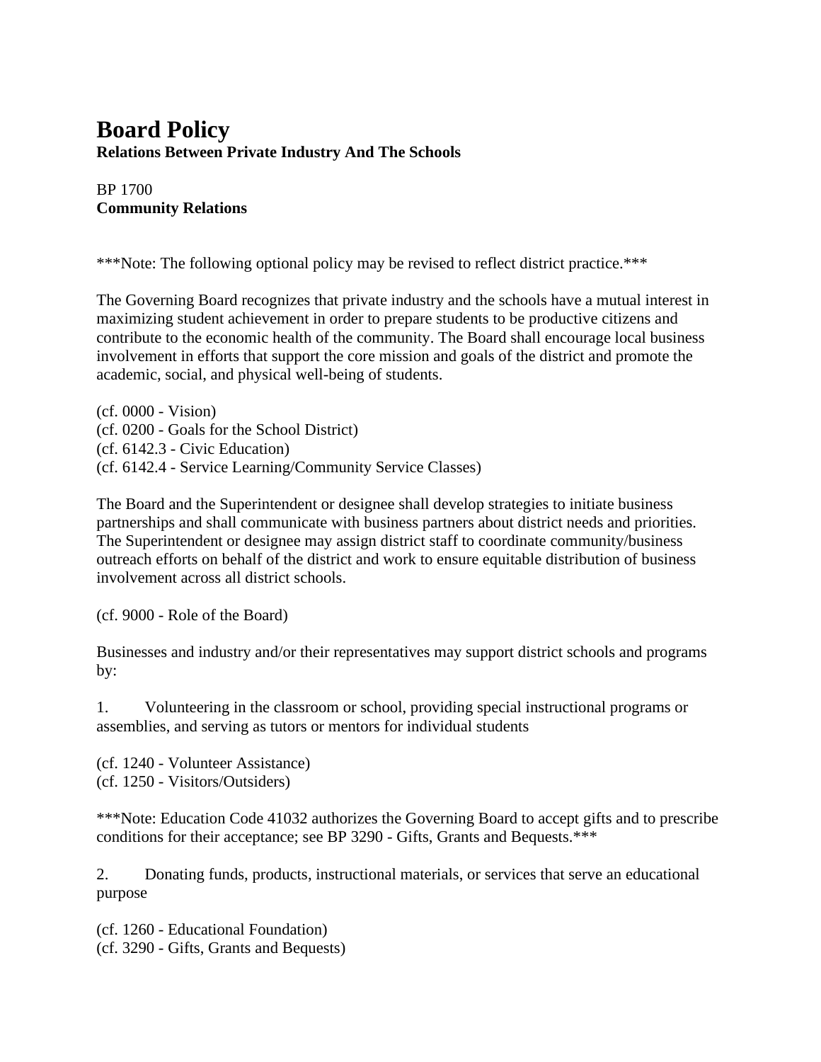# Board Policy

**Relations Between Private Industry And The Schools**

BP 1700
**Community Relations**

***Note: The following optional policy may be revised to reflect district practice.***

The Governing Board recognizes that private industry and the schools have a mutual interest in maximizing student achievement in order to prepare students to be productive citizens and contribute to the economic health of the community. The Board shall encourage local business involvement in efforts that support the core mission and goals of the district and promote the academic, social, and physical well-being of students.

(cf. 0000 - Vision)
(cf. 0200 - Goals for the School District)
(cf. 6142.3 - Civic Education)
(cf. 6142.4 - Service Learning/Community Service Classes)

The Board and the Superintendent or designee shall develop strategies to initiate business partnerships and shall communicate with business partners about district needs and priorities. The Superintendent or designee may assign district staff to coordinate community/business outreach efforts on behalf of the district and work to ensure equitable distribution of business involvement across all district schools.

(cf. 9000 - Role of the Board)

Businesses and industry and/or their representatives may support district schools and programs by:

1. Volunteering in the classroom or school, providing special instructional programs or assemblies, and serving as tutors or mentors for individual students

(cf. 1240 - Volunteer Assistance)
(cf. 1250 - Visitors/Outsiders)

***Note: Education Code 41032 authorizes the Governing Board to accept gifts and to prescribe conditions for their acceptance; see BP 3290 - Gifts, Grants and Bequests.***

2. Donating funds, products, instructional materials, or services that serve an educational purpose

(cf. 1260 - Educational Foundation)
(cf. 3290 - Gifts, Grants and Bequests)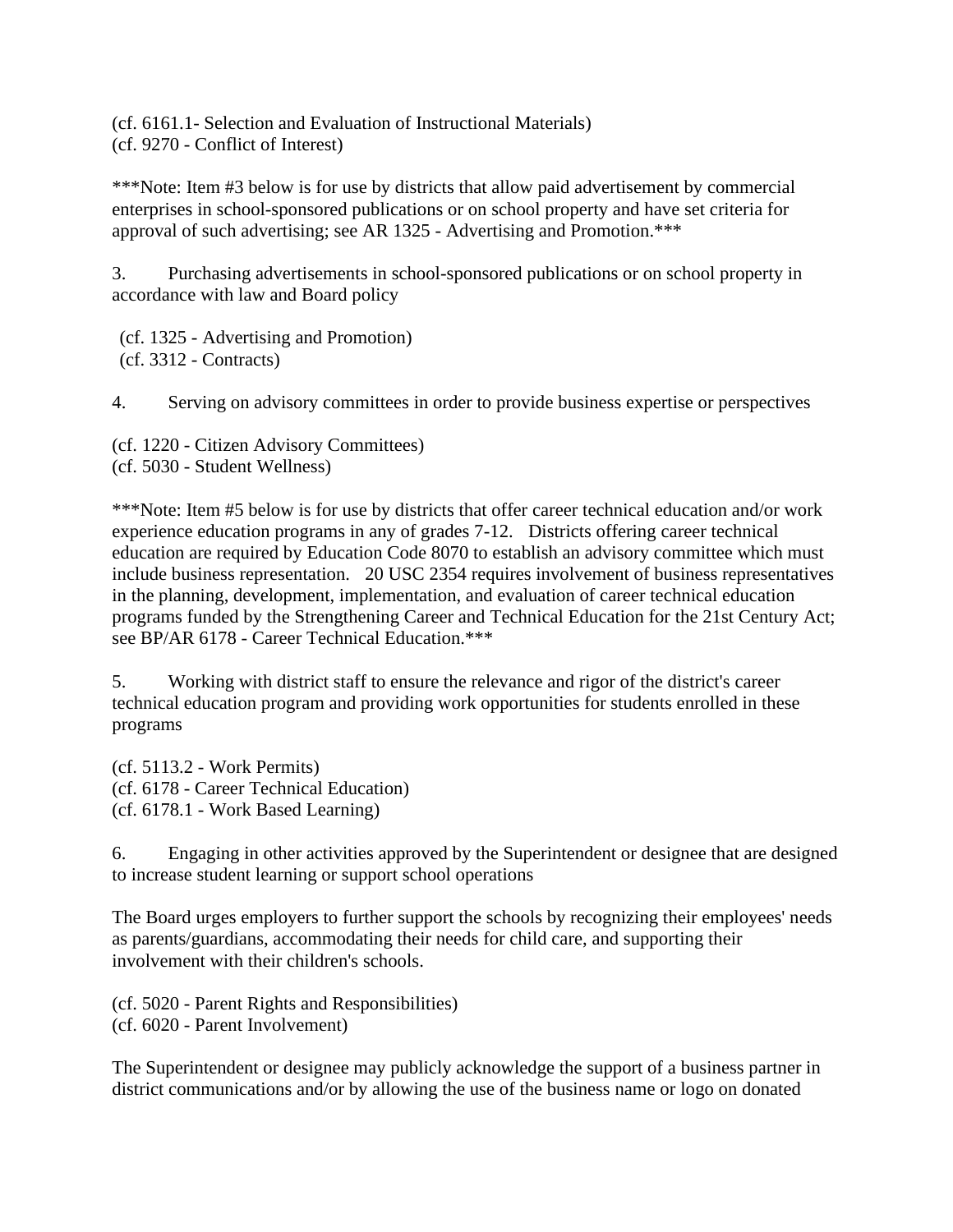(cf. 6161.1- Selection and Evaluation of Instructional Materials)
(cf. 9270 - Conflict of Interest)

***Note: Item #3 below is for use by districts that allow paid advertisement by commercial enterprises in school-sponsored publications or on school property and have set criteria for approval of such advertising; see AR 1325 - Advertising and Promotion.***

3. Purchasing advertisements in school-sponsored publications or on school property in accordance with law and Board policy

(cf. 1325 - Advertising and Promotion)
(cf. 3312 - Contracts)

4. Serving on advisory committees in order to provide business expertise or perspectives

(cf. 1220 - Citizen Advisory Committees)
(cf. 5030 - Student Wellness)

***Note: Item #5 below is for use by districts that offer career technical education and/or work experience education programs in any of grades 7-12. Districts offering career technical education are required by Education Code 8070 to establish an advisory committee which must include business representation. 20 USC 2354 requires involvement of business representatives in the planning, development, implementation, and evaluation of career technical education programs funded by the Strengthening Career and Technical Education for the 21st Century Act; see BP/AR 6178 - Career Technical Education.***

5. Working with district staff to ensure the relevance and rigor of the district's career technical education program and providing work opportunities for students enrolled in these programs

(cf. 5113.2 - Work Permits)
(cf. 6178 - Career Technical Education)
(cf. 6178.1 - Work Based Learning)

6. Engaging in other activities approved by the Superintendent or designee that are designed to increase student learning or support school operations

The Board urges employers to further support the schools by recognizing their employees' needs as parents/guardians, accommodating their needs for child care, and supporting their involvement with their children's schools.

(cf. 5020 - Parent Rights and Responsibilities)
(cf. 6020 - Parent Involvement)

The Superintendent or designee may publicly acknowledge the support of a business partner in district communications and/or by allowing the use of the business name or logo on donated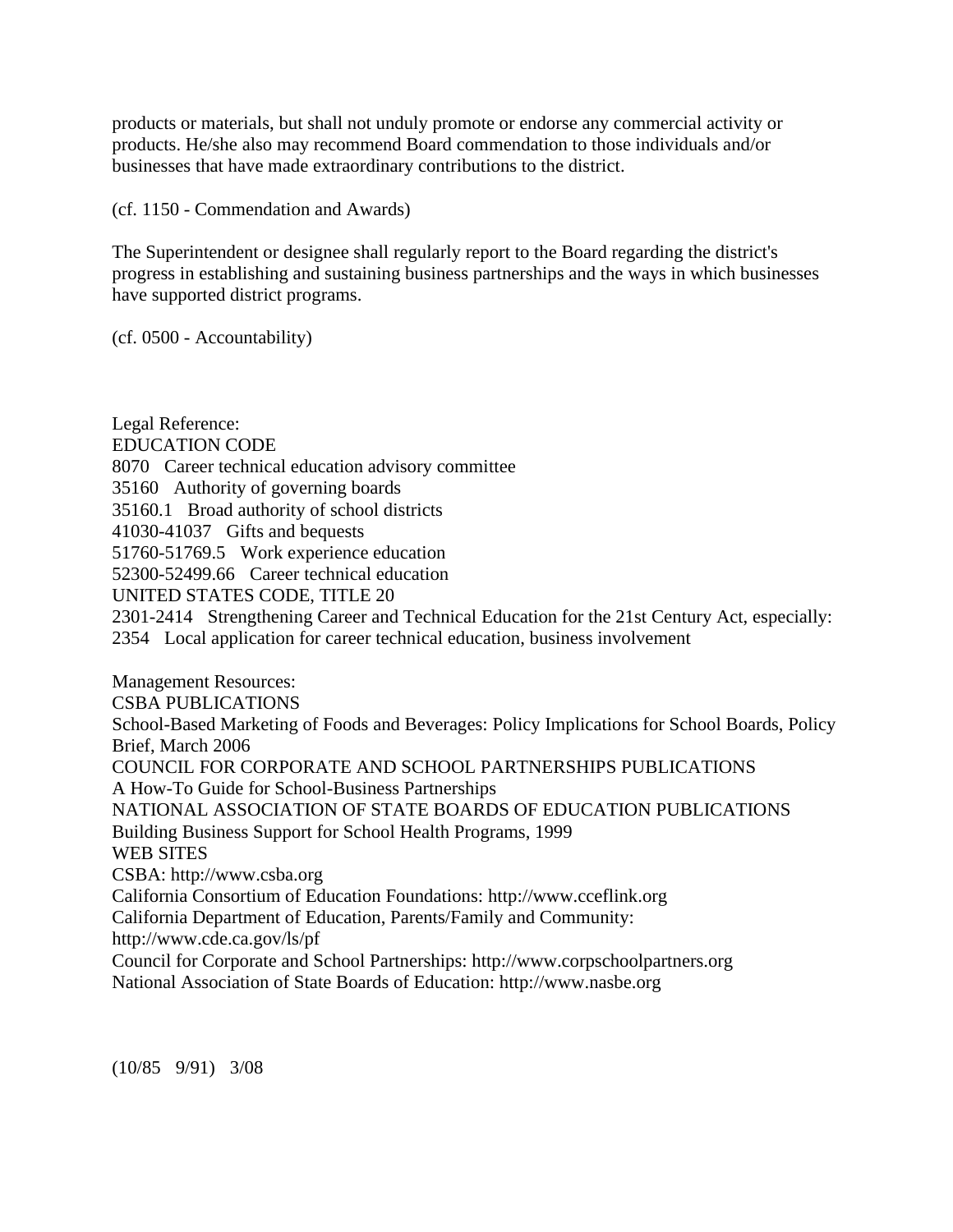products or materials, but shall not unduly promote or endorse any commercial activity or products. He/she also may recommend Board commendation to those individuals and/or businesses that have made extraordinary contributions to the district.

(cf. 1150 - Commendation and Awards)

The Superintendent or designee shall regularly report to the Board regarding the district's progress in establishing and sustaining business partnerships and the ways in which businesses have supported district programs.

(cf. 0500 - Accountability)

Legal Reference:
EDUCATION CODE
8070 Career technical education advisory committee
35160 Authority of governing boards
35160.1 Broad authority of school districts
41030-41037 Gifts and bequests
51760-51769.5 Work experience education
52300-52499.66 Career technical education
UNITED STATES CODE, TITLE 20
2301-2414 Strengthening Career and Technical Education for the 21st Century Act, especially:
2354 Local application for career technical education, business involvement

Management Resources:
CSBA PUBLICATIONS
School-Based Marketing of Foods and Beverages: Policy Implications for School Boards, Policy Brief, March 2006
COUNCIL FOR CORPORATE AND SCHOOL PARTNERSHIPS PUBLICATIONS
A How-To Guide for School-Business Partnerships
NATIONAL ASSOCIATION OF STATE BOARDS OF EDUCATION PUBLICATIONS
Building Business Support for School Health Programs, 1999
WEB SITES
CSBA: http://www.csba.org
California Consortium of Education Foundations: http://www.cceflink.org
California Department of Education, Parents/Family and Community: http://www.cde.ca.gov/ls/pf
Council for Corporate and School Partnerships: http://www.corpschoolpartners.org
National Association of State Boards of Education: http://www.nasbe.org

(10/85 9/91) 3/08